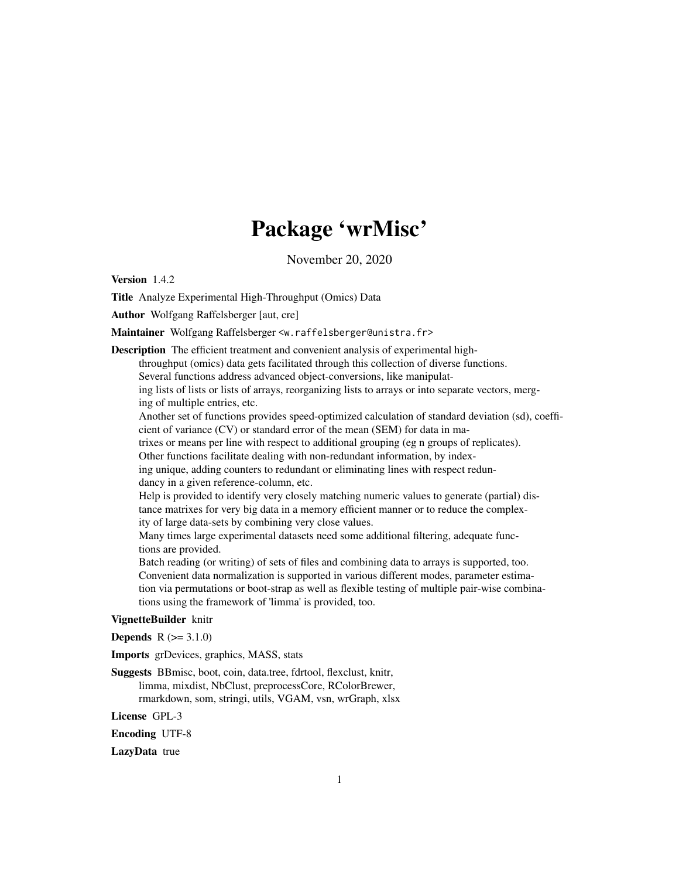# Package 'wrMisc'

November 20, 2020

**Version** 1.4.2

**Title** Analyze Experimental High-Throughput (Omics) Data

**Author** Wolfgang Raffelsberger [aut, cre]

**Maintainer** Wolfgang Raffelsberger <w.raffelsberger@unistra.fr>

**Description** The efficient treatment and convenient analysis of experimental high-throughput (omics) data gets facilitated through this collection of diverse functions. Several functions address advanced object-conversions, like manipulating lists of lists or lists of arrays, reorganizing lists to arrays or into separate vectors, merging of multiple entries, etc.
Another set of functions provides speed-optimized calculation of standard deviation (sd), coefficient of variance (CV) or standard error of the mean (SEM) for data in matrixes or means per line with respect to additional grouping (eg n groups of replicates).
Other functions facilitate dealing with non-redundant information, by indexing unique, adding counters to redundant or eliminating lines with respect redundancy in a given reference-column, etc.
Help is provided to identify very closely matching numeric values to generate (partial) distance matrixes for very big data in a memory efficient manner or to reduce the complexity of large data-sets by combining very close values.
Many times large experimental datasets need some additional filtering, adequate functions are provided.
Batch reading (or writing) of sets of files and combining data to arrays is supported, too.
Convenient data normalization is supported in various different modes, parameter estimation via permutations or boot-strap as well as flexible testing of multiple pair-wise combinations using the framework of 'limma' is provided, too.

**VignetteBuilder** knitr

**Depends** R (>= 3.1.0)

**Imports** grDevices, graphics, MASS, stats

**Suggests** BBmisc, boot, coin, data.tree, fdrtool, flexclust, knitr, limma, mixdist, NbClust, preprocessCore, RColorBrewer, rmarkdown, som, stringi, utils, VGAM, vsn, wrGraph, xlsx

**License** GPL-3

**Encoding** UTF-8

**LazyData** true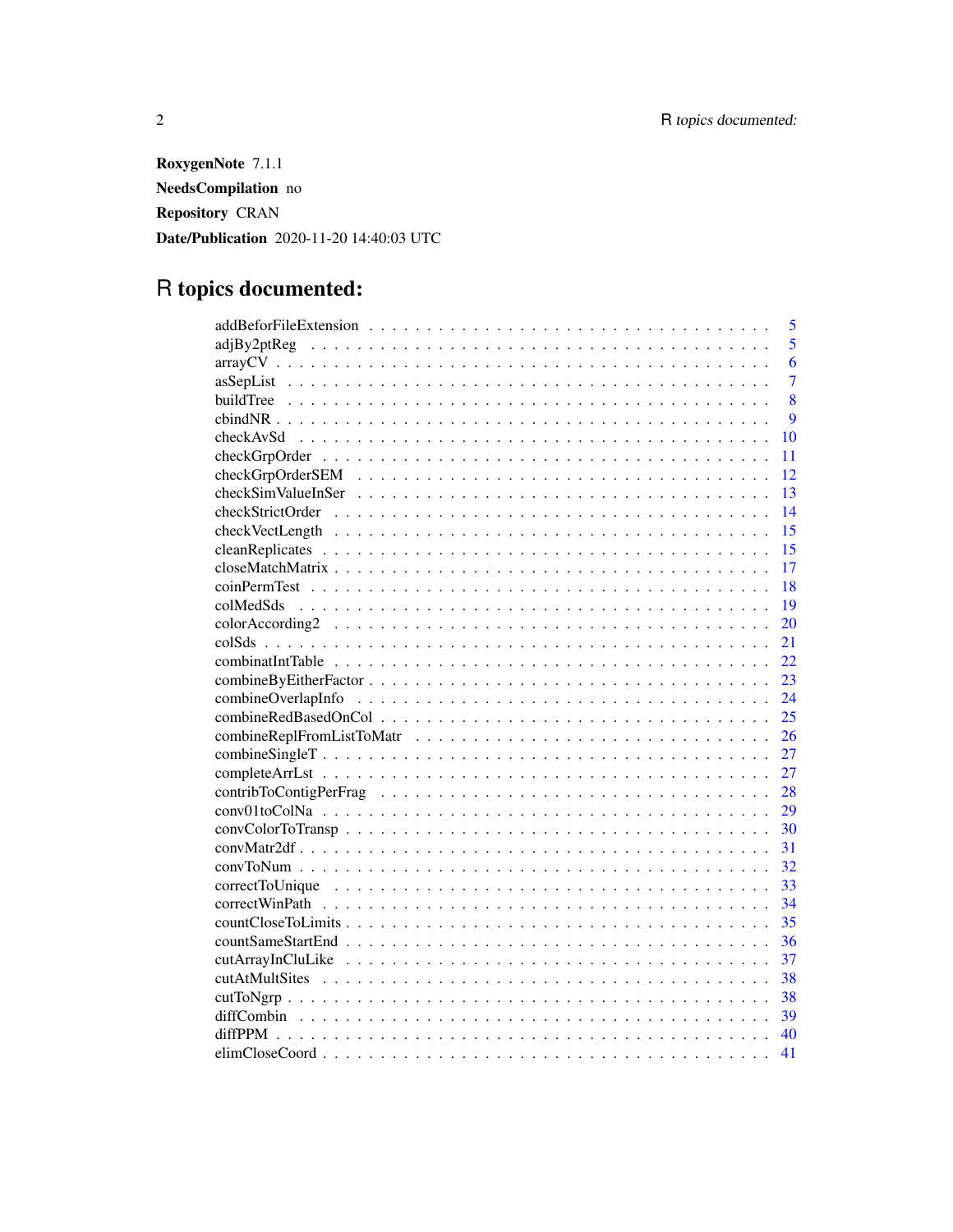**RoxygenNote** 7.1.1

**NeedsCompilation** no

**Repository** CRAN

**Date/Publication** 2020-11-20 14:40:03 UTC

# R topics documented:

| | |
|---|---|
| addBeforFileExtension | 5 |
| adjBy2ptReg | 5 |
| arrayCV | 6 |
| asSepList | 7 |
| buildTree | 8 |
| cbindNR | 9 |
| checkAvSd | 10 |
| checkGrpOrder | 11 |
| checkGrpOrderSEM | 12 |
| checkSimValueInSer | 13 |
| checkStrictOrder | 14 |
| checkVectLength | 15 |
| cleanReplicates | 15 |
| closeMatchMatrix | 17 |
| coinPermTest | 18 |
| colMedSds | 19 |
| colorAccording2 | 20 |
| colSds | 21 |
| combinatIntTable | 22 |
| combineByEitherFactor | 23 |
| combineOverlapInfo | 24 |
| combineRedBasedOnCol | 25 |
| combineReplFromListToMatr | 26 |
| combineSingleT | 27 |
| completeArrLst | 27 |
| contribToContigPerFrag | 28 |
| conv01toColNa | 29 |
| convColorToTransp | 30 |
| convMatr2df | 31 |
| convToNum | 32 |
| correctToUnique | 33 |
| correctWinPath | 34 |
| countCloseToLimits | 35 |
| countSameStartEnd | 36 |
| cutArrayInCluLike | 37 |
| cutAtMultSites | 38 |
| cutToNgrp | 38 |
| diffCombin | 39 |
| diffPPM | 40 |
| elimCloseCoord | 41 |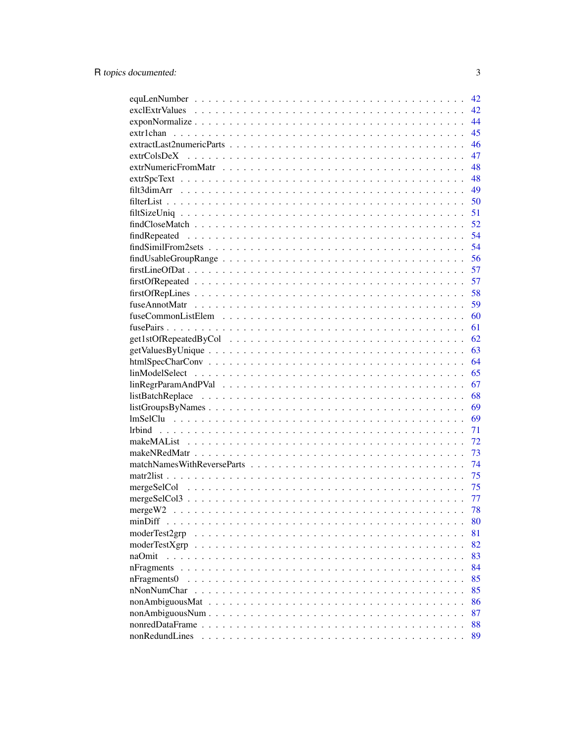| | |
|---|---|
| equLenNumber | 42 |
| exclExtrValues | 42 |
| exponNormalize | 44 |
| extr1chan | 45 |
| extractLast2numericParts | 46 |
| extrColsDeX | 47 |
| extrNumericFromMatr | 48 |
| extrSpcText | 48 |
| filt3dimArr | 49 |
| filterList | 50 |
| filtSizeUniq | 51 |
| findCloseMatch | 52 |
| findRepeated | 54 |
| findSimilFrom2sets | 54 |
| findUsableGroupRange | 56 |
| firstLineOfDat | 57 |
| firstOfRepeated | 57 |
| firstOfRepLines | 58 |
| fuseAnnotMatr | 59 |
| fuseCommonListElem | 60 |
| fusePairs | 61 |
| get1stOfRepeatedByCol | 62 |
| getValuesByUnique | 63 |
| htmlSpecCharConv | 64 |
| linModelSelect | 65 |
| linRegrParamAndPVal | 67 |
| listBatchReplace | 68 |
| listGroupsByNames | 69 |
| lmSelClu | 69 |
| lrbind | 71 |
| makeMAList | 72 |
| makeNRedMatr | 73 |
| matchNamesWithReverseParts | 74 |
| matr2list | 75 |
| mergeSelCol | 75 |
| mergeSelCol3 | 77 |
| mergeW2 | 78 |
| minDiff | 80 |
| moderTest2grp | 81 |
| moderTestXgrp | 82 |
| naOmit | 83 |
| nFragments | 84 |
| nFragments0 | 85 |
| nNonNumChar | 85 |
| nonAmbiguousMat | 86 |
| nonAmbiguousNum | 87 |
| nonredDataFrame | 88 |
| nonRedundLines | 89 |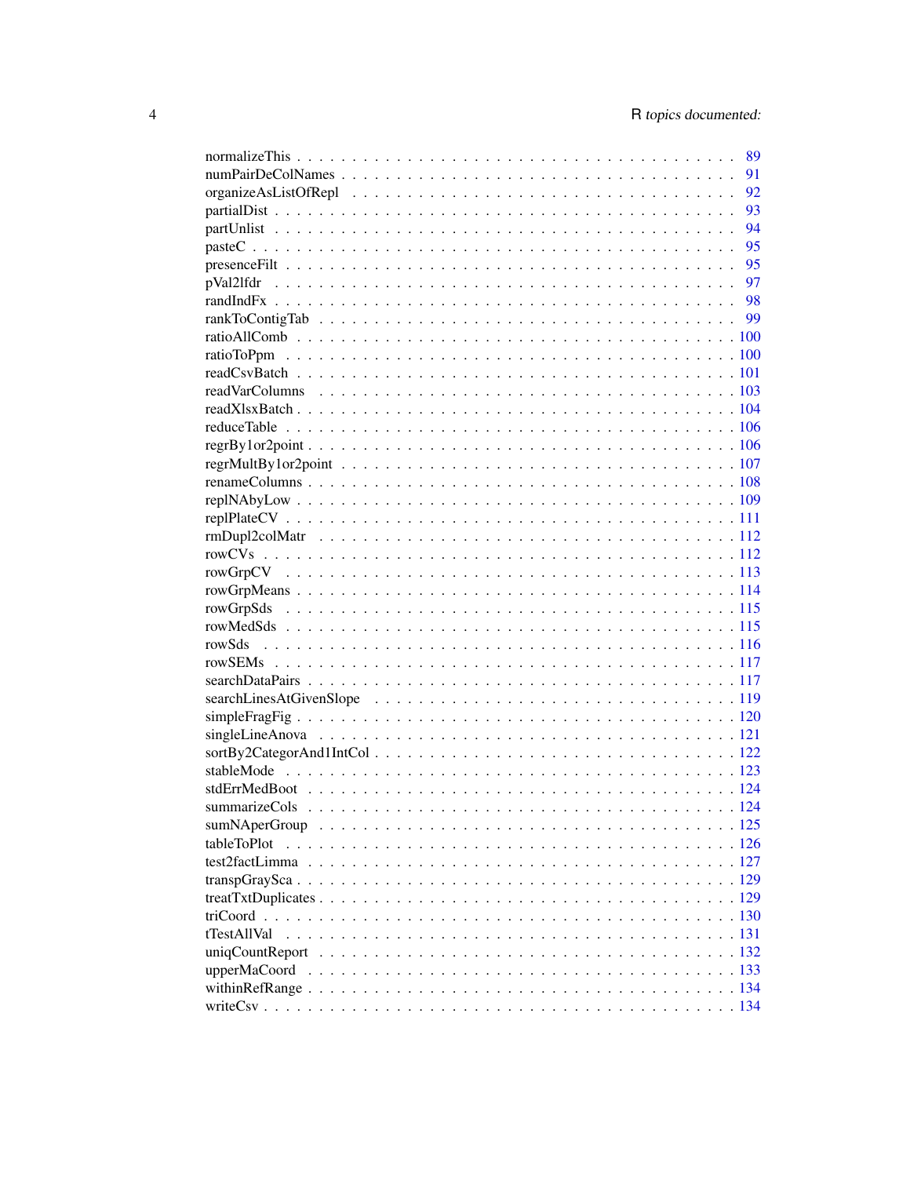normalizeThis . . . . . . . . . . . . . . . . . . . . . . . . . . . . . . . . . . . . . . 89
numPairDeColNames . . . . . . . . . . . . . . . . . . . . . . . . . . . . . . . . . . . . 91
organizeAsListOfRepl . . . . . . . . . . . . . . . . . . . . . . . . . . . . . . . . . . . 92
partialDist . . . . . . . . . . . . . . . . . . . . . . . . . . . . . . . . . . . . . . . . 93
partUnlist . . . . . . . . . . . . . . . . . . . . . . . . . . . . . . . . . . . . . . . . 94
pasteC . . . . . . . . . . . . . . . . . . . . . . . . . . . . . . . . . . . . . . . . . . 95
presenceFilt . . . . . . . . . . . . . . . . . . . . . . . . . . . . . . . . . . . . . . . 95
pVal2lfdr . . . . . . . . . . . . . . . . . . . . . . . . . . . . . . . . . . . . . . . . . 97
randIndFx . . . . . . . . . . . . . . . . . . . . . . . . . . . . . . . . . . . . . . . . . 98
rankToContigTab . . . . . . . . . . . . . . . . . . . . . . . . . . . . . . . . . . . . . 99
ratioAllComb . . . . . . . . . . . . . . . . . . . . . . . . . . . . . . . . . . . . . . . 100
ratioToPpm . . . . . . . . . . . . . . . . . . . . . . . . . . . . . . . . . . . . . . . . 100
readCsvBatch . . . . . . . . . . . . . . . . . . . . . . . . . . . . . . . . . . . . . . . 101
readVarColumns . . . . . . . . . . . . . . . . . . . . . . . . . . . . . . . . . . . . . 103
readXlsxBatch . . . . . . . . . . . . . . . . . . . . . . . . . . . . . . . . . . . . . . 104
reduceTable . . . . . . . . . . . . . . . . . . . . . . . . . . . . . . . . . . . . . . . 106
regrBy1or2point . . . . . . . . . . . . . . . . . . . . . . . . . . . . . . . . . . . . . 106
regrMultBy1or2point . . . . . . . . . . . . . . . . . . . . . . . . . . . . . . . . . . . 107
renameColumns . . . . . . . . . . . . . . . . . . . . . . . . . . . . . . . . . . . . . . 108
replNAbyLow . . . . . . . . . . . . . . . . . . . . . . . . . . . . . . . . . . . . . . . 109
replPlateCV . . . . . . . . . . . . . . . . . . . . . . . . . . . . . . . . . . . . . . . 111
rmDupl2colMatr . . . . . . . . . . . . . . . . . . . . . . . . . . . . . . . . . . . . . 112
rowCVs . . . . . . . . . . . . . . . . . . . . . . . . . . . . . . . . . . . . . . . . . . 112
rowGrpCV . . . . . . . . . . . . . . . . . . . . . . . . . . . . . . . . . . . . . . . . . 113
rowGrpMeans . . . . . . . . . . . . . . . . . . . . . . . . . . . . . . . . . . . . . . . 114
rowGrpSds . . . . . . . . . . . . . . . . . . . . . . . . . . . . . . . . . . . . . . . . . 115
rowMedSds . . . . . . . . . . . . . . . . . . . . . . . . . . . . . . . . . . . . . . . . 115
rowSds . . . . . . . . . . . . . . . . . . . . . . . . . . . . . . . . . . . . . . . . . . 116
rowSEMs . . . . . . . . . . . . . . . . . . . . . . . . . . . . . . . . . . . . . . . . . 117
searchDataPairs . . . . . . . . . . . . . . . . . . . . . . . . . . . . . . . . . . . . . 117
searchLinesAtGivenSlope . . . . . . . . . . . . . . . . . . . . . . . . . . . . . . . . 119
simpleFragFig . . . . . . . . . . . . . . . . . . . . . . . . . . . . . . . . . . . . . . 120
singleLineAnova . . . . . . . . . . . . . . . . . . . . . . . . . . . . . . . . . . . . . 121
sortBy2CategorAnd1IntCol . . . . . . . . . . . . . . . . . . . . . . . . . . . . . . . . 122
stableMode . . . . . . . . . . . . . . . . . . . . . . . . . . . . . . . . . . . . . . . . 123
stdErrMedBoot . . . . . . . . . . . . . . . . . . . . . . . . . . . . . . . . . . . . . . 124
summarizeCols . . . . . . . . . . . . . . . . . . . . . . . . . . . . . . . . . . . . . . 124
sumNAperGroup . . . . . . . . . . . . . . . . . . . . . . . . . . . . . . . . . . . . . . 125
tableToPlot . . . . . . . . . . . . . . . . . . . . . . . . . . . . . . . . . . . . . . . 126
test2factLimma . . . . . . . . . . . . . . . . . . . . . . . . . . . . . . . . . . . . . . 127
transpGraySca . . . . . . . . . . . . . . . . . . . . . . . . . . . . . . . . . . . . . . 129
treatTxtDuplicates . . . . . . . . . . . . . . . . . . . . . . . . . . . . . . . . . . . 129
triCoord . . . . . . . . . . . . . . . . . . . . . . . . . . . . . . . . . . . . . . . . . 130
tTestAllVal . . . . . . . . . . . . . . . . . . . . . . . . . . . . . . . . . . . . . . . . 131
uniqCountReport . . . . . . . . . . . . . . . . . . . . . . . . . . . . . . . . . . . . . 132
upperMaCoord . . . . . . . . . . . . . . . . . . . . . . . . . . . . . . . . . . . . . . . 133
withinRefRange . . . . . . . . . . . . . . . . . . . . . . . . . . . . . . . . . . . . . . 134
writeCsv . . . . . . . . . . . . . . . . . . . . . . . . . . . . . . . . . . . . . . . . . 134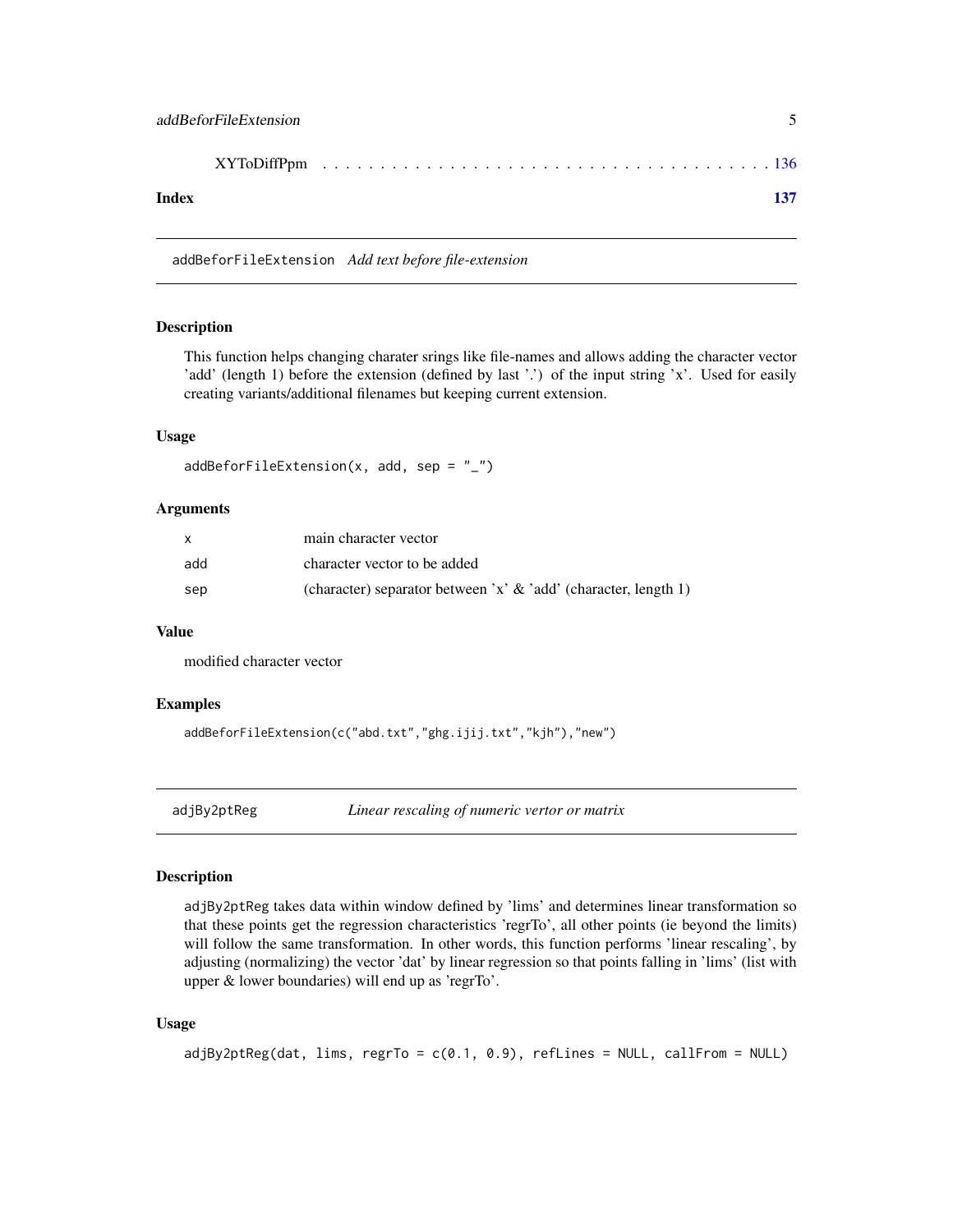XYToDiffPpm . . . . . . . . . . . . . . . . . . . . . . . . . . . . . . . . . . . . 136

**Index** **137**

---

## addBeforFileExtension — *Add text before file-extension*

### Description

This function helps changing charater srings like file-names and allows adding the character vector 'add' (length 1) before the extension (defined by last '.') of the input string 'x'. Used for easily creating variants/additional filenames but keeping current extension.

### Usage

```
addBeforFileExtension(x, add, sep = "_")
```

### Arguments

| | |
|---|---|
| `x` | main character vector |
| `add` | character vector to be added |
| `sep` | (character) separator between 'x' & 'add' (character, length 1) |

### Value

modified character vector

### Examples

```
addBeforFileExtension(c("abd.txt","ghg.ijij.txt","kjh"),"new")
```

---

## adjBy2ptReg — *Linear rescaling of numeric vertor or matrix*

### Description

`adjBy2ptReg` takes data within window defined by 'lims' and determines linear transformation so that these points get the regression characteristics 'regrTo', all other points (ie beyond the limits) will follow the same transformation. In other words, this function performs 'linear rescaling', by adjusting (normalizing) the vector 'dat' by linear regression so that points falling in 'lims' (list with upper & lower boundaries) will end up as 'regrTo'.

### Usage

```
adjBy2ptReg(dat, lims, regrTo = c(0.1, 0.9), refLines = NULL, callFrom = NULL)
```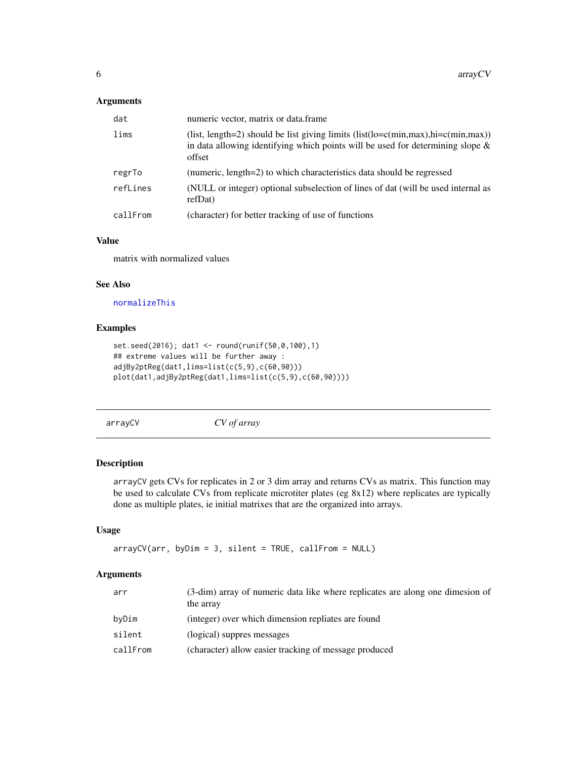### Arguments

| | |
|---|---|
| dat | numeric vector, matrix or data.frame |
| lims | (list, length=2) should be list giving limits (list(lo=c(min,max),hi=c(min,max)) in data allowing identifying which points will be used for determining slope & offset |
| regrTo | (numeric, length=2) to which characteristics data should be regressed |
| refLines | (NULL or integer) optional subselection of lines of dat (will be used internal as refDat) |
| callFrom | (character) for better tracking of use of functions |

### Value

matrix with normalized values

### See Also

normalizeThis

### Examples

```
set.seed(2016); dat1 <- round(runif(50,0,100),1)
## extreme values will be further away :
adjBy2ptReg(dat1,lims=list(c(5,9),c(60,90)))
plot(dat1,adjBy2ptReg(dat1,lims=list(c(5,9),c(60,90))))
```

---

## arrayCV *CV of array*

### Description

arrayCV gets CVs for replicates in 2 or 3 dim array and returns CVs as matrix. This function may be used to calculate CVs from replicate microtiter plates (eg 8x12) where replicates are typically done as multiple plates, ie initial matrixes that are the organized into arrays.

### Usage

```
arrayCV(arr, byDim = 3, silent = TRUE, callFrom = NULL)
```

### Arguments

| | |
|---|---|
| arr | (3-dim) array of numeric data like where replicates are along one dimesion of the array |
| byDim | (integer) over which dimension repliates are found |
| silent | (logical) suppres messages |
| callFrom | (character) allow easier tracking of message produced |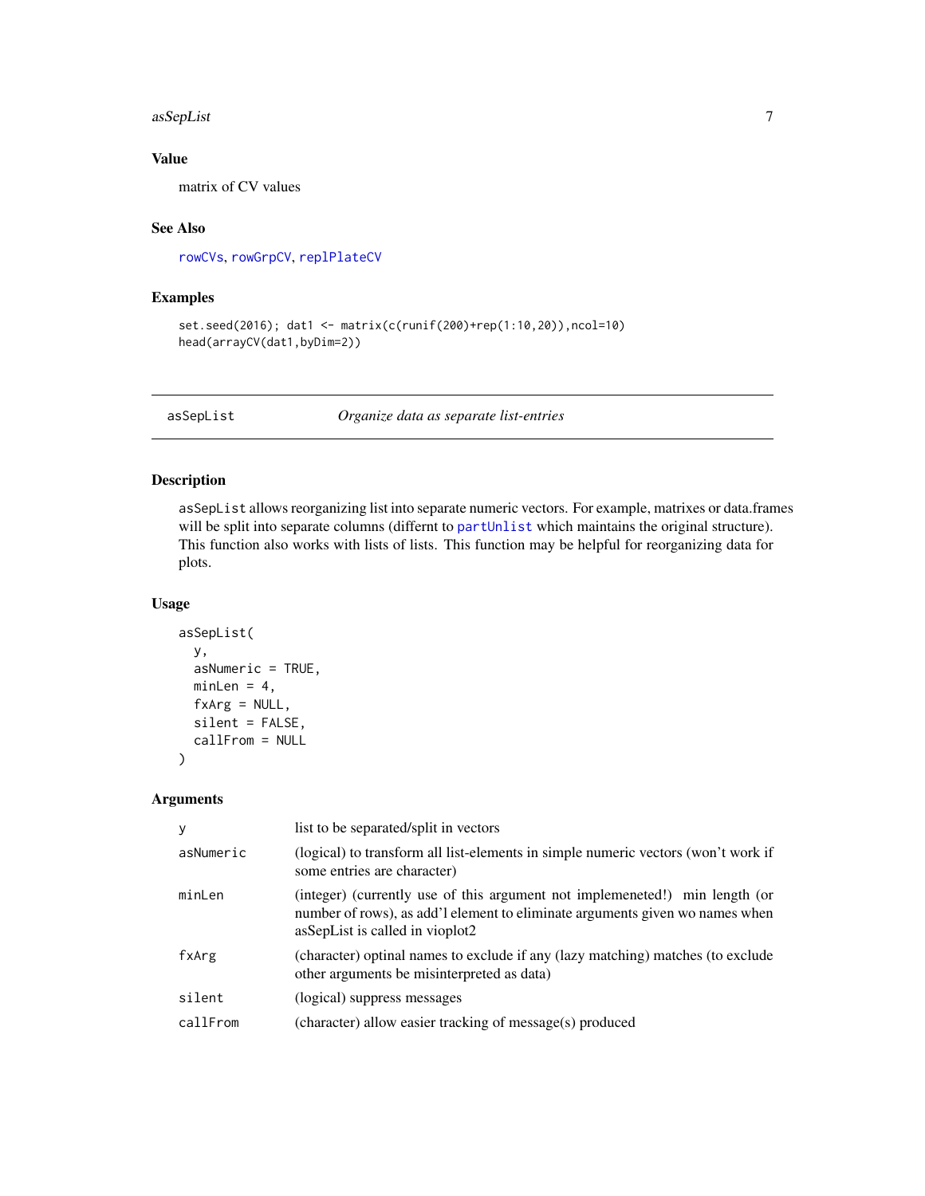## Value

matrix of CV values

## See Also

rowCVs, rowGrpCV, replPlateCV

## Examples

```
set.seed(2016); dat1 <- matrix(c(runif(200)+rep(1:10,20)),ncol=10)
head(arrayCV(dat1,byDim=2))
```

---

# asSepList *Organize data as separate list-entries*

## Description

asSepList allows reorganizing list into separate numeric vectors. For example, matrixes or data.frames will be split into separate columns (differnt to partUnlist which maintains the original structure). This function also works with lists of lists. This function may be helpful for reorganizing data for plots.

## Usage

```
asSepList(
  y,
  asNumeric = TRUE,
  minLen = 4,
  fxArg = NULL,
  silent = FALSE,
  callFrom = NULL
)
```

## Arguments

| | |
|---|---|
| y | list to be separated/split in vectors |
| asNumeric | (logical) to transform all list-elements in simple numeric vectors (won't work if some entries are character) |
| minLen | (integer) (currently use of this argument not implemeneted!) min length (or number of rows), as add'l element to eliminate arguments given wo names when asSepList is called in vioplot2 |
| fxArg | (character) optinal names to exclude if any (lazy matching) matches (to exclude other arguments be misinterpreted as data) |
| silent | (logical) suppress messages |
| callFrom | (character) allow easier tracking of message(s) produced |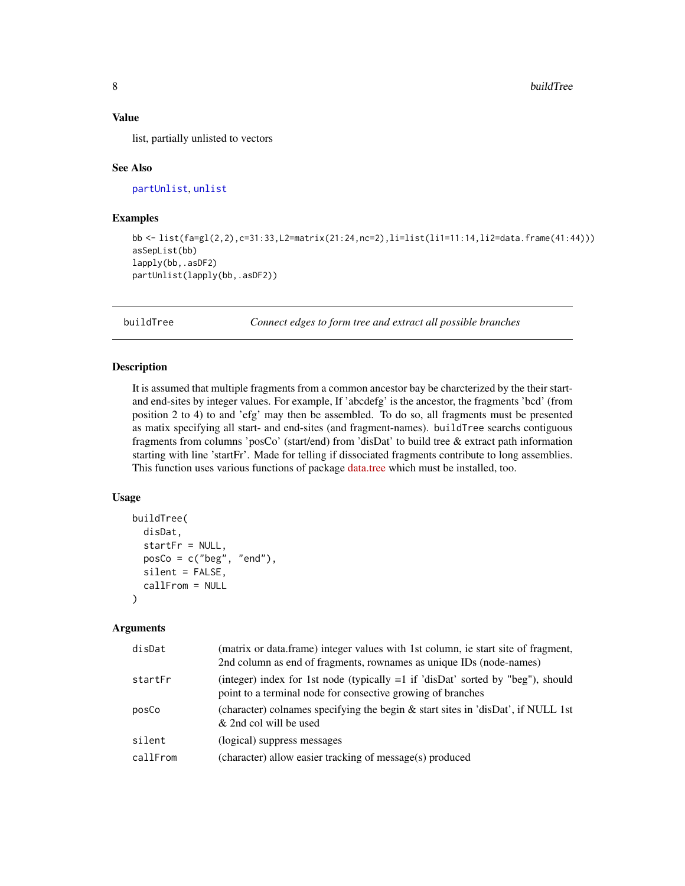### Value

list, partially unlisted to vectors

### See Also

partUnlist, unlist

### Examples

```
bb <- list(fa=gl(2,2),c=31:33,L2=matrix(21:24,nc=2),li=list(li1=11:14,li2=data.frame(41:44)))
asSepList(bb)
lapply(bb,.asDF2)
partUnlist(lapply(bb,.asDF2))
```

---

## buildTree — *Connect edges to form tree and extract all possible branches*

### Description

It is assumed that multiple fragments from a common ancestor bay be charcterized by the their start- and end-sites by integer values. For example, If 'abcdefg' is the ancestor, the fragments 'bcd' (from position 2 to 4) to and 'efg' may then be assembled. To do so, all fragments must be presented as matix specifying all start- and end-sites (and fragment-names). `buildTree` searchs contiguous fragments from columns 'posCo' (start/end) from 'disDat' to build tree & extract path information starting with line 'startFr'. Made for telling if dissociated fragments contribute to long assemblies. This function uses various functions of package data.tree which must be installed, too.

### Usage

```
buildTree(
  disDat,
  startFr = NULL,
  posCo = c("beg", "end"),
  silent = FALSE,
  callFrom = NULL
)
```

### Arguments

| | |
|---|---|
| disDat | (matrix or data.frame) integer values with 1st column, ie start site of fragment, 2nd column as end of fragments, rownames as unique IDs (node-names) |
| startFr | (integer) index for 1st node (typically =1 if 'disDat' sorted by "beg"), should point to a terminal node for consective growing of branches |
| posCo | (character) colnames specifying the begin & start sites in 'disDat', if NULL 1st & 2nd col will be used |
| silent | (logical) suppress messages |
| callFrom | (character) allow easier tracking of message(s) produced |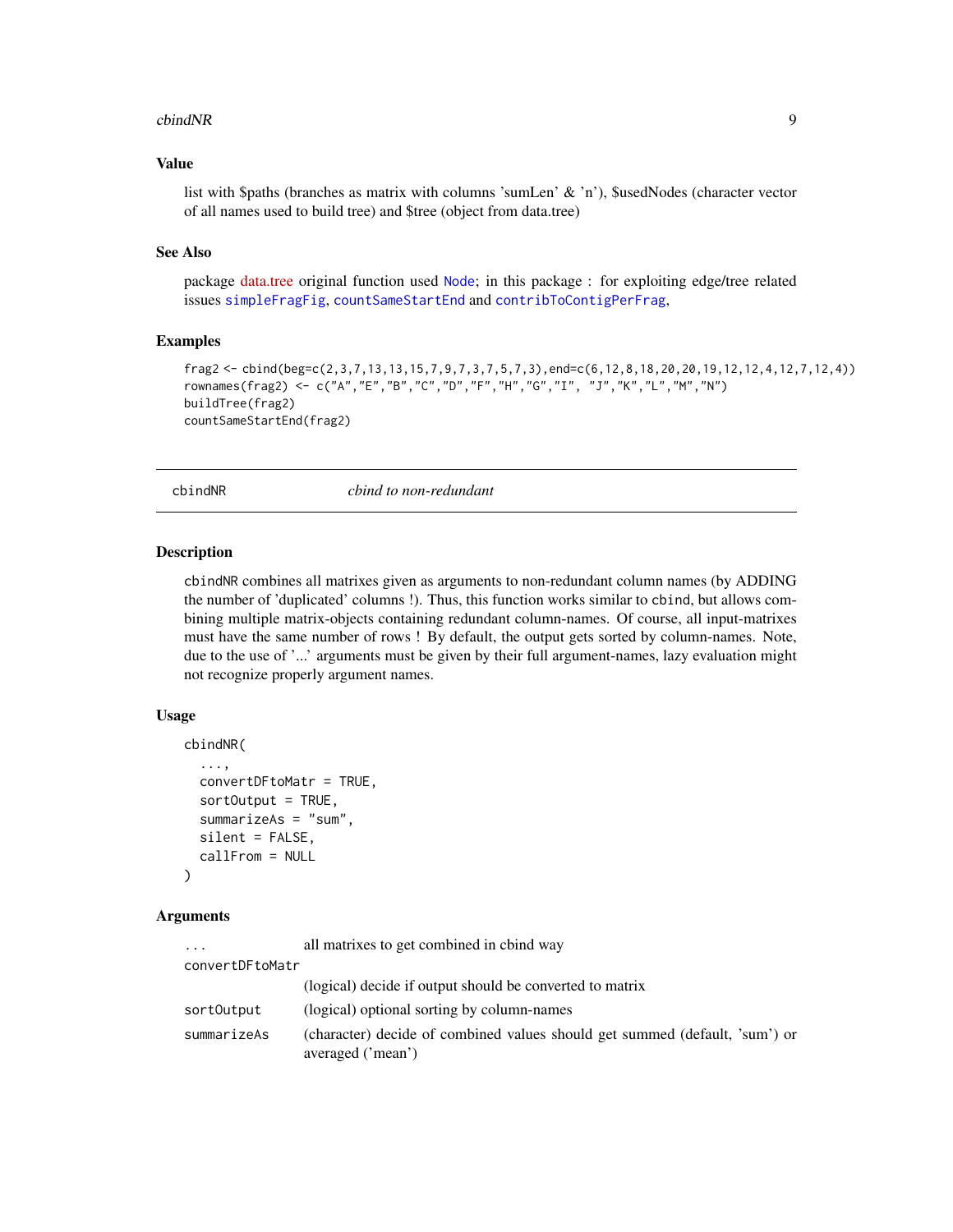### Value

list with $paths (branches as matrix with columns 'sumLen' & 'n'), $usedNodes (character vector of all names used to build tree) and $tree (object from data.tree)

### See Also

package data.tree original function used `Node`; in this package : for exploiting edge/tree related issues `simpleFragFig`, `countSameStartEnd` and `contribToContigPerFrag`,

### Examples

```
frag2 <- cbind(beg=c(2,3,7,13,13,15,7,9,7,3,7,5,7,3),end=c(6,12,8,18,20,20,19,12,12,4,12,7,12,4))
rownames(frag2) <- c("A","E","B","C","D","F","H","G","I", "J","K","L","M","N")
buildTree(frag2)
countSameStartEnd(frag2)
```

---

## cbindNR *cbind to non-redundant*

### Description

`cbindNR` combines all matrixes given as arguments to non-redundant column names (by ADDING the number of 'duplicated' columns !). Thus, this function works similar to `cbind`, but allows combining multiple matrix-objects containing redundant column-names. Of course, all input-matrixes must have the same number of rows ! By default, the output gets sorted by column-names. Note, due to the use of '...' arguments must be given by their full argument-names, lazy evaluation might not recognize properly argument names.

### Usage

```
cbindNR(
  ...,
  convertDFtoMatr = TRUE,
  sortOutput = TRUE,
  summarizeAs = "sum",
  silent = FALSE,
  callFrom = NULL
)
```

### Arguments

| | |
|---|---|
| `...` | all matrixes to get combined in cbind way |
| `convertDFtoMatr` | (logical) decide if output should be converted to matrix |
| `sortOutput` | (logical) optional sorting by column-names |
| `summarizeAs` | (character) decide of combined values should get summed (default, 'sum') or averaged ('mean') |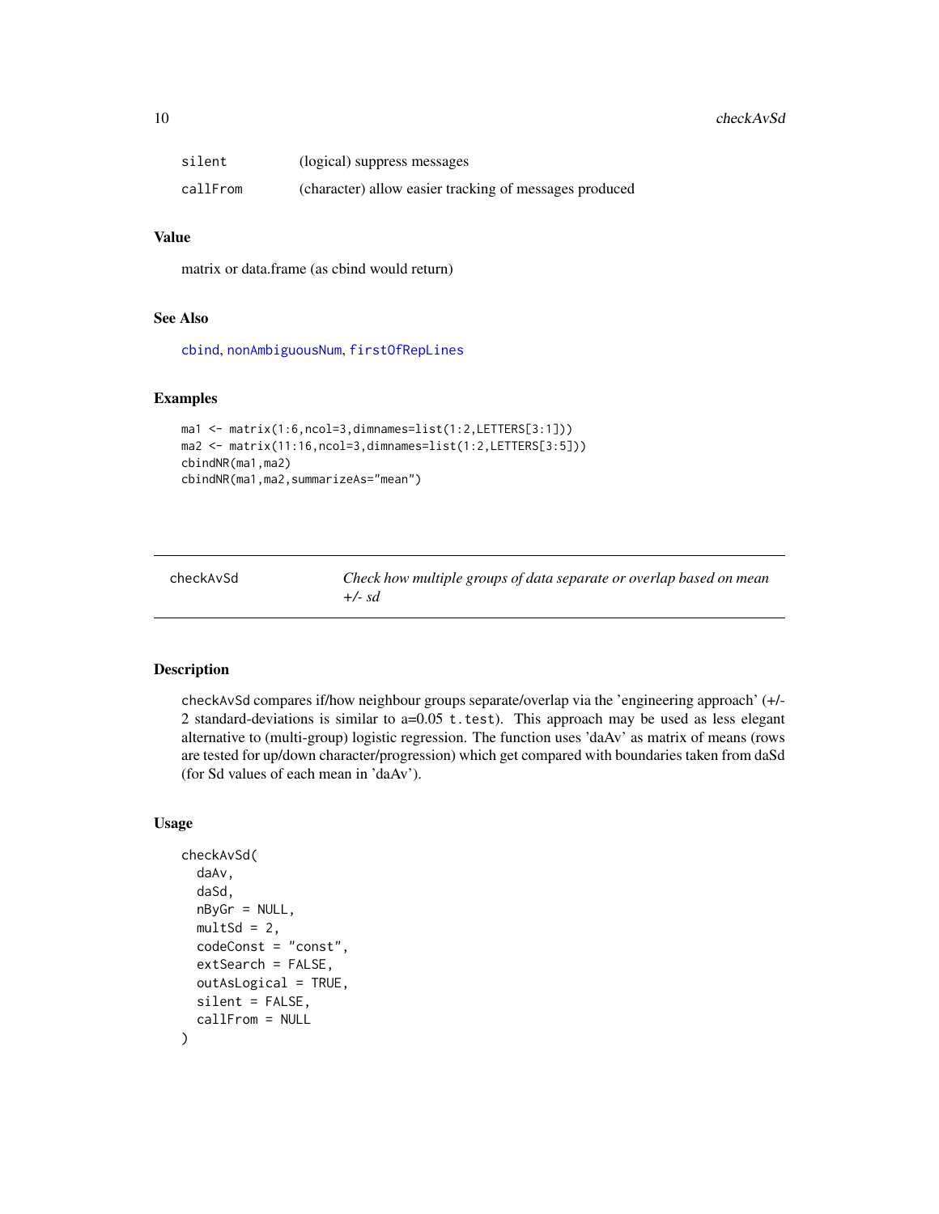| | |
|---|---|
| silent | (logical) suppress messages |
| callFrom | (character) allow easier tracking of messages produced |

### Value

matrix or data.frame (as cbind would return)

### See Also

cbind, nonAmbiguousNum, firstOfRepLines

### Examples

```
ma1 <- matrix(1:6,ncol=3,dimnames=list(1:2,LETTERS[3:1]))
ma2 <- matrix(11:16,ncol=3,dimnames=list(1:2,LETTERS[3:5]))
cbindNR(ma1,ma2)
cbindNR(ma1,ma2,summarizeAs="mean")
```

---

## checkAvSd — *Check how multiple groups of data separate or overlap based on mean +/- sd*

### Description

checkAvSd compares if/how neighbour groups separate/overlap via the 'engineering approach' (+/- 2 standard-deviations is similar to a=0.05 t.test). This approach may be used as less elegant alternative to (multi-group) logistic regression. The function uses 'daAv' as matrix of means (rows are tested for up/down character/progression) which get compared with boundaries taken from daSd (for Sd values of each mean in 'daAv').

### Usage

```
checkAvSd(
  daAv,
  daSd,
  nByGr = NULL,
  multSd = 2,
  codeConst = "const",
  extSearch = FALSE,
  outAsLogical = TRUE,
  silent = FALSE,
  callFrom = NULL
)
```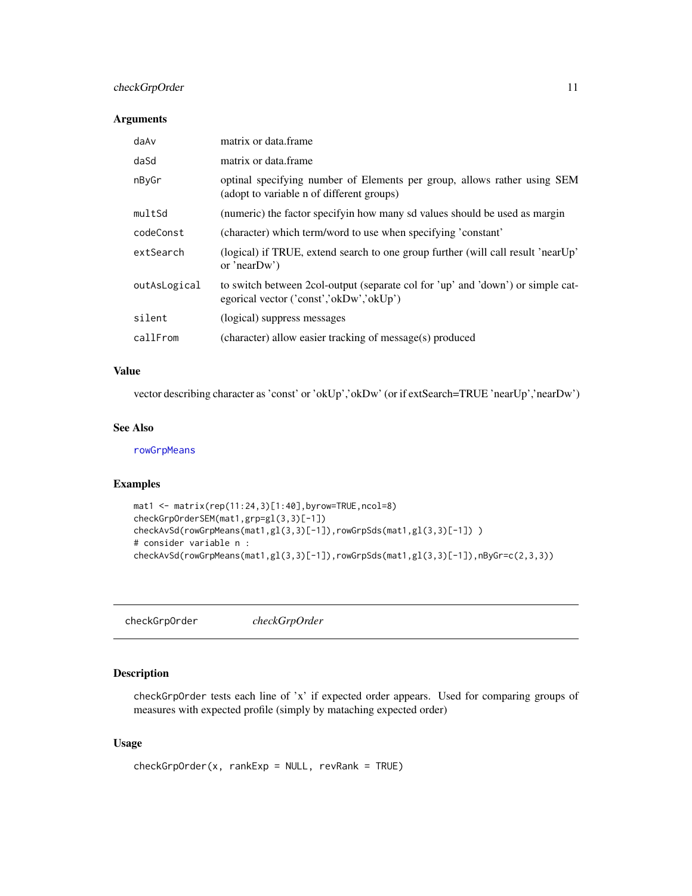### Arguments

| | |
|---|---|
| daAv | matrix or data.frame |
| daSd | matrix or data.frame |
| nByGr | optinal specifying number of Elements per group, allows rather using SEM (adopt to variable n of different groups) |
| multSd | (numeric) the factor specifyin how many sd values should be used as margin |
| codeConst | (character) which term/word to use when specifying 'constant' |
| extSearch | (logical) if TRUE, extend search to one group further (will call result 'nearUp' or 'nearDw') |
| outAsLogical | to switch between 2col-output (separate col for 'up' and 'down') or simple categorical vector ('const','okDw','okUp') |
| silent | (logical) suppress messages |
| callFrom | (character) allow easier tracking of message(s) produced |

### Value

vector describing character as 'const' or 'okUp','okDw' (or if extSearch=TRUE 'nearUp','nearDw')

### See Also

rowGrpMeans

### Examples

```
mat1 <- matrix(rep(11:24,3)[1:40],byrow=TRUE,ncol=8)
checkGrpOrderSEM(mat1,grp=gl(3,3)[-1])
checkAvSd(rowGrpMeans(mat1,gl(3,3)[-1]),rowGrpSds(mat1,gl(3,3)[-1]) )
# consider variable n :
checkAvSd(rowGrpMeans(mat1,gl(3,3)[-1]),rowGrpSds(mat1,gl(3,3)[-1]),nByGr=c(2,3,3))
```

---

## checkGrpOrder *checkGrpOrder*

### Description

checkGrpOrder tests each line of 'x' if expected order appears. Used for comparing groups of measures with expected profile (simply by mataching expected order)

### Usage

```
checkGrpOrder(x, rankExp = NULL, revRank = TRUE)
```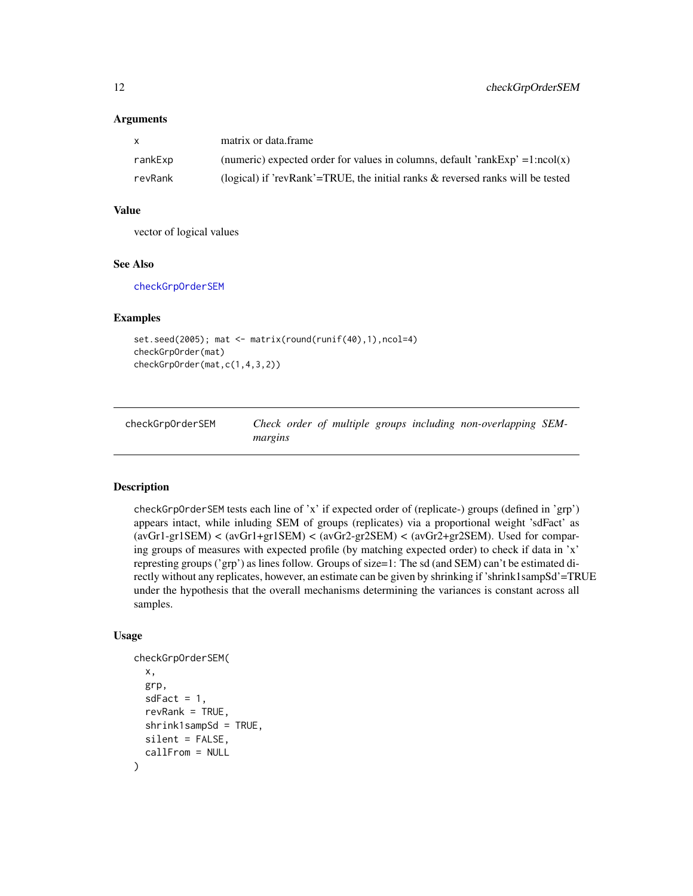### Arguments

| | |
|---|---|
| x | matrix or data.frame |
| rankExp | (numeric) expected order for values in columns, default 'rankExp' =1:ncol(x) |
| revRank | (logical) if 'revRank'=TRUE, the initial ranks & reversed ranks will be tested |

### Value

vector of logical values

### See Also

checkGrpOrderSEM

### Examples

```
set.seed(2005); mat <- matrix(round(runif(40),1),ncol=4)
checkGrpOrder(mat)
checkGrpOrder(mat,c(1,4,3,2))
```

---

## checkGrpOrderSEM — *Check order of multiple groups including non-overlapping SEM-margins*

---

### Description

checkGrpOrderSEM tests each line of 'x' if expected order of (replicate-) groups (defined in 'grp') appears intact, while inluding SEM of groups (replicates) via a proportional weight 'sdFact' as (avGr1-gr1SEM) < (avGr1+gr1SEM) < (avGr2-gr2SEM) < (avGr2+gr2SEM). Used for comparing groups of measures with expected profile (by matching expected order) to check if data in 'x' represting groups ('grp') as lines follow. Groups of size=1: The sd (and SEM) can't be estimated directly without any replicates, however, an estimate can be given by shrinking if 'shrink1sampSd'=TRUE under the hypothesis that the overall mechanisms determining the variances is constant across all samples.

### Usage

```
checkGrpOrderSEM(
  x,
  grp,
  sdFact = 1,
  revRank = TRUE,
  shrink1sampSd = TRUE,
  silent = FALSE,
  callFrom = NULL
)
```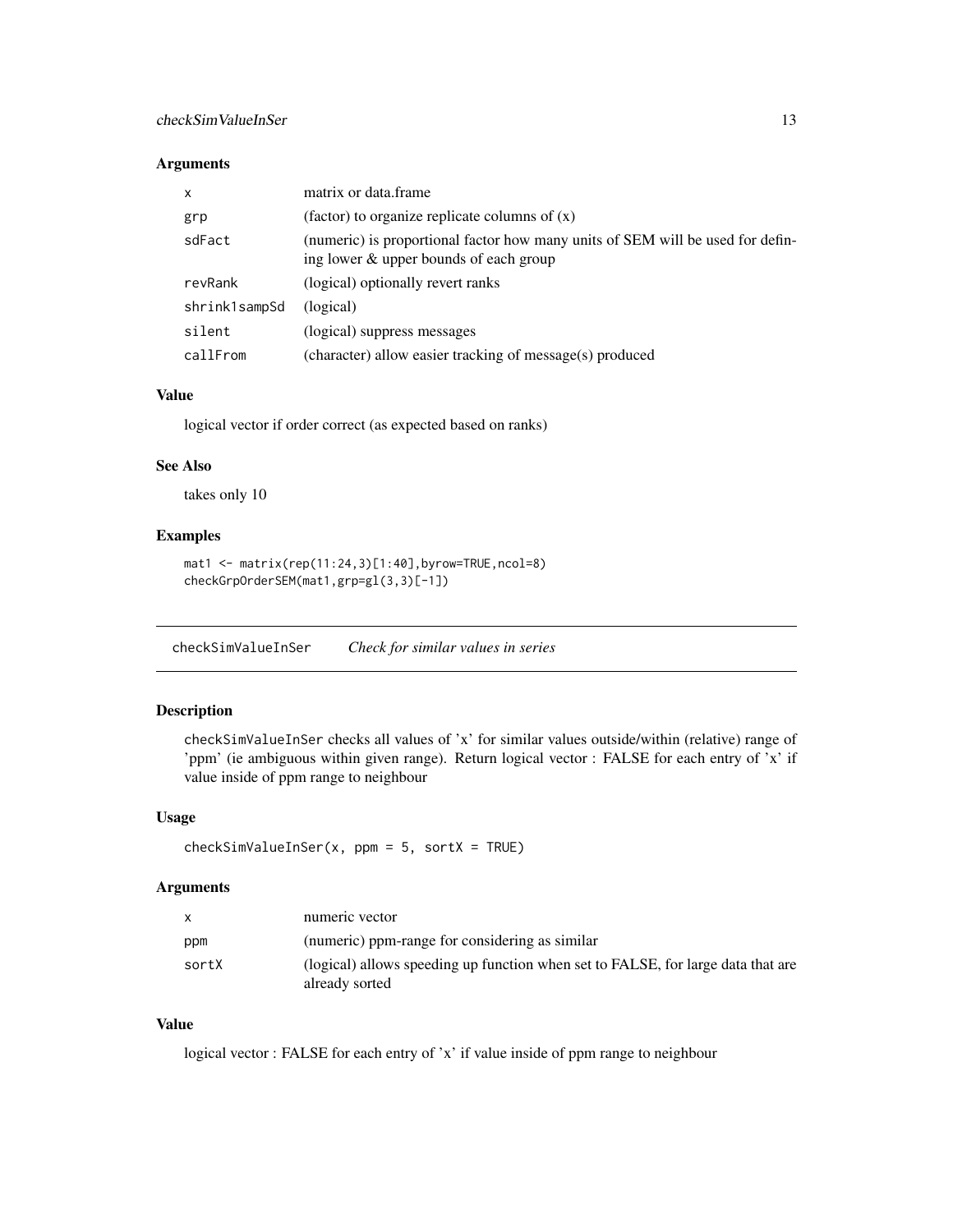### Arguments

| | |
|---|---|
| x | matrix or data.frame |
| grp | (factor) to organize replicate columns of (x) |
| sdFact | (numeric) is proportional factor how many units of SEM will be used for defining lower & upper bounds of each group |
| revRank | (logical) optionally revert ranks |
| shrink1sampSd | (logical) |
| silent | (logical) suppress messages |
| callFrom | (character) allow easier tracking of message(s) produced |

### Value

logical vector if order correct (as expected based on ranks)

### See Also

takes only 10

### Examples

```
mat1 <- matrix(rep(11:24,3)[1:40],byrow=TRUE,ncol=8)
checkGrpOrderSEM(mat1,grp=gl(3,3)[-1])
```

---

## checkSimValueInSer *Check for similar values in series*

### Description

checkSimValueInSer checks all values of 'x' for similar values outside/within (relative) range of 'ppm' (ie ambiguous within given range). Return logical vector : FALSE for each entry of 'x' if value inside of ppm range to neighbour

### Usage

```
checkSimValueInSer(x, ppm = 5, sortX = TRUE)
```

### Arguments

| | |
|---|---|
| x | numeric vector |
| ppm | (numeric) ppm-range for considering as similar |
| sortX | (logical) allows speeding up function when set to FALSE, for large data that are already sorted |

### Value

logical vector : FALSE for each entry of 'x' if value inside of ppm range to neighbour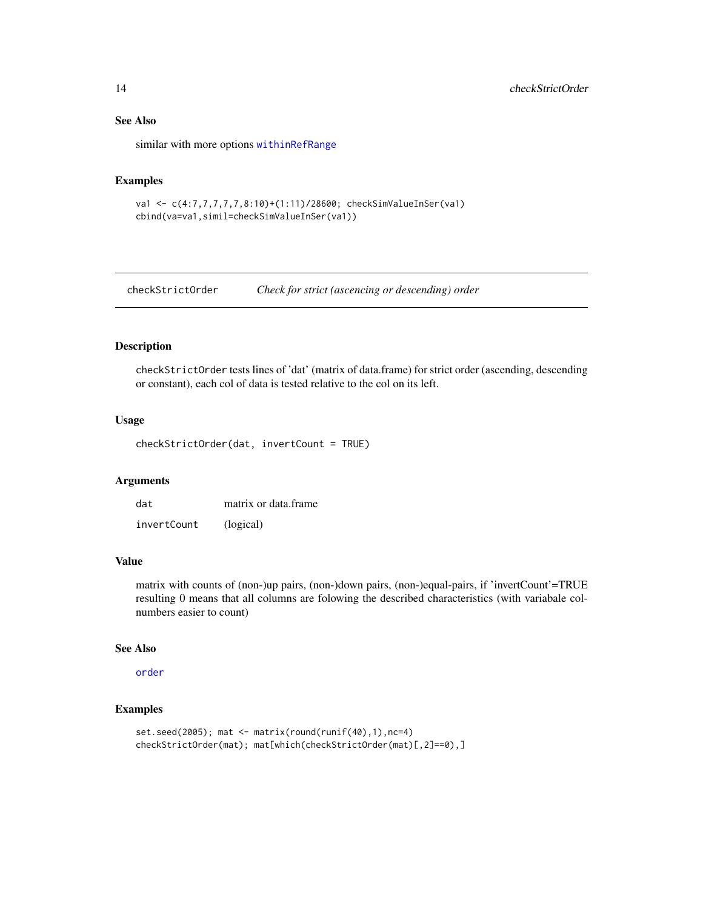### See Also

similar with more options withinRefRange

### Examples

```
va1 <- c(4:7,7,7,7,7,8:10)+(1:11)/28600; checkSimValueInSer(va1)
cbind(va=va1,simil=checkSimValueInSer(va1))
```

---

## checkStrictOrder &nbsp;&nbsp;&nbsp; *Check for strict (ascencing or descending) order*

---

### Description

checkStrictOrder tests lines of 'dat' (matrix of data.frame) for strict order (ascending, descending or constant), each col of data is tested relative to the col on its left.

### Usage

```
checkStrictOrder(dat, invertCount = TRUE)
```

### Arguments

| | |
|---|---|
| dat | matrix or data.frame |
| invertCount | (logical) |

### Value

matrix with counts of (non-)up pairs, (non-)down pairs, (non-)equal-pairs, if 'invertCount'=TRUE resulting 0 means that all columns are folowing the described characteristics (with variabale colnumbers easier to count)

### See Also

order

### Examples

```
set.seed(2005); mat <- matrix(round(runif(40),1),nc=4)
checkStrictOrder(mat); mat[which(checkStrictOrder(mat)[,2]==0),]
```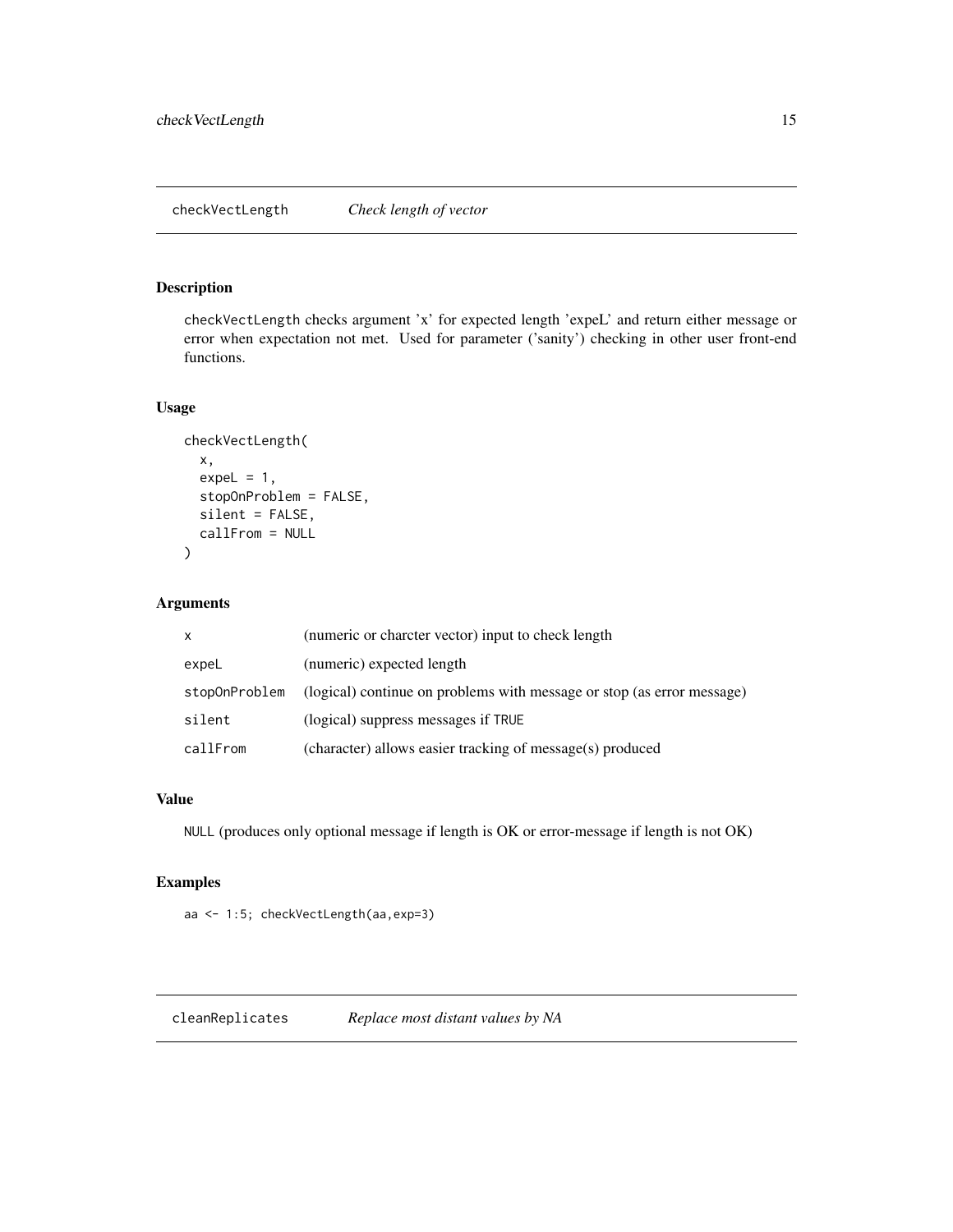## checkVectLength *Check length of vector*

### Description

checkVectLength checks argument 'x' for expected length 'expeL' and return either message or error when expectation not met. Used for parameter ('sanity') checking in other user front-end functions.

### Usage

```
checkVectLength(
  x,
  expeL = 1,
  stopOnProblem = FALSE,
  silent = FALSE,
  callFrom = NULL
)
```

### Arguments

| | |
|---|---|
| x | (numeric or charcter vector) input to check length |
| expeL | (numeric) expected length |
| stopOnProblem | (logical) continue on problems with message or stop (as error message) |
| silent | (logical) suppress messages if TRUE |
| callFrom | (character) allows easier tracking of message(s) produced |

### Value

NULL (produces only optional message if length is OK or error-message if length is not OK)

### Examples

```
aa <- 1:5; checkVectLength(aa,exp=3)
```

## cleanReplicates *Replace most distant values by NA*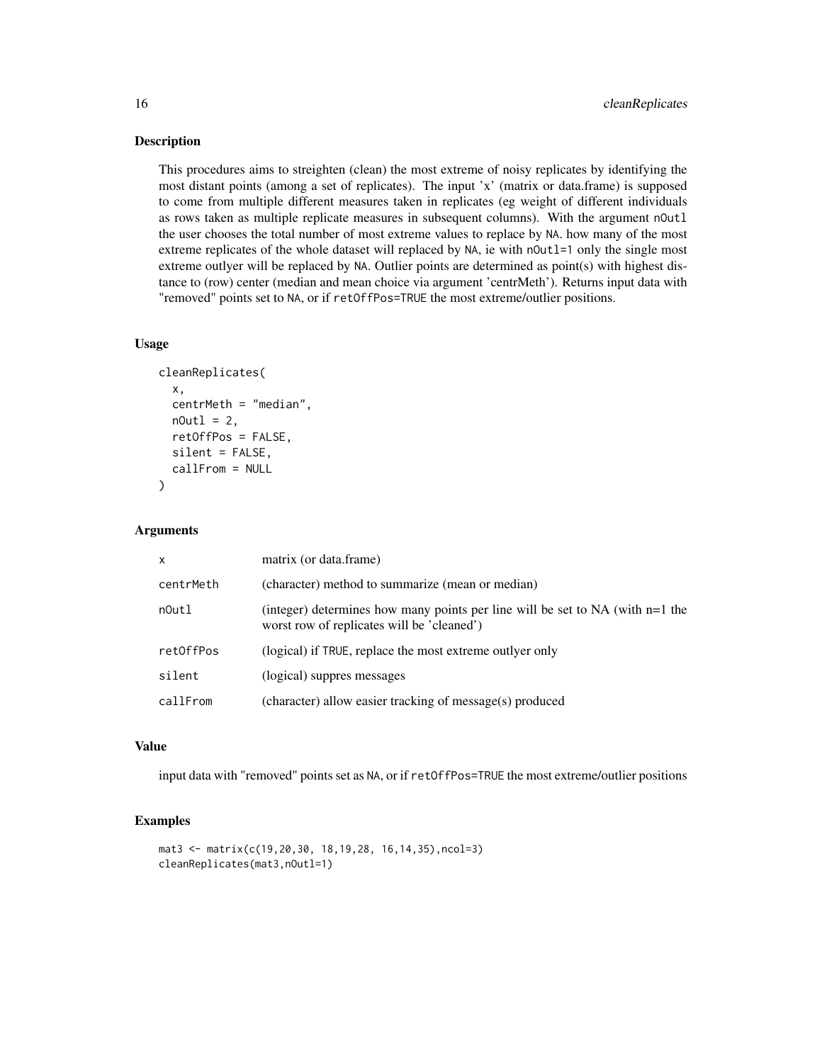## Description

This procedures aims to streighten (clean) the most extreme of noisy replicates by identifying the most distant points (among a set of replicates). The input 'x' (matrix or data.frame) is supposed to come from multiple different measures taken in replicates (eg weight of different individuals as rows taken as multiple replicate measures in subsequent columns). With the argument `nOutl` the user chooses the total number of most extreme values to replace by `NA`. how many of the most extreme replicates of the whole dataset will replaced by `NA`, ie with `nOutl=1` only the single most extreme outlyer will be replaced by `NA`. Outlier points are determined as point(s) with highest distance to (row) center (median and mean choice via argument 'centrMeth'). Returns input data with "removed" points set to `NA`, or if `retOffPos=TRUE` the most extreme/outlier positions.

## Usage

```
cleanReplicates(
  x,
  centrMeth = "median",
  nOutl = 2,
  retOffPos = FALSE,
  silent = FALSE,
  callFrom = NULL
)
```

## Arguments

| | |
|---|---|
| `x` | matrix (or data.frame) |
| `centrMeth` | (character) method to summarize (mean or median) |
| `nOutl` | (integer) determines how many points per line will be set to NA (with n=1 the worst row of replicates will be 'cleaned') |
| `retOffPos` | (logical) if `TRUE`, replace the most extreme outlyer only |
| `silent` | (logical) suppres messages |
| `callFrom` | (character) allow easier tracking of message(s) produced |

## Value

input data with "removed" points set as `NA`, or if `retOffPos=TRUE` the most extreme/outlier positions

## Examples

```
mat3 <- matrix(c(19,20,30, 18,19,28, 16,14,35),ncol=3)
cleanReplicates(mat3,nOutl=1)
```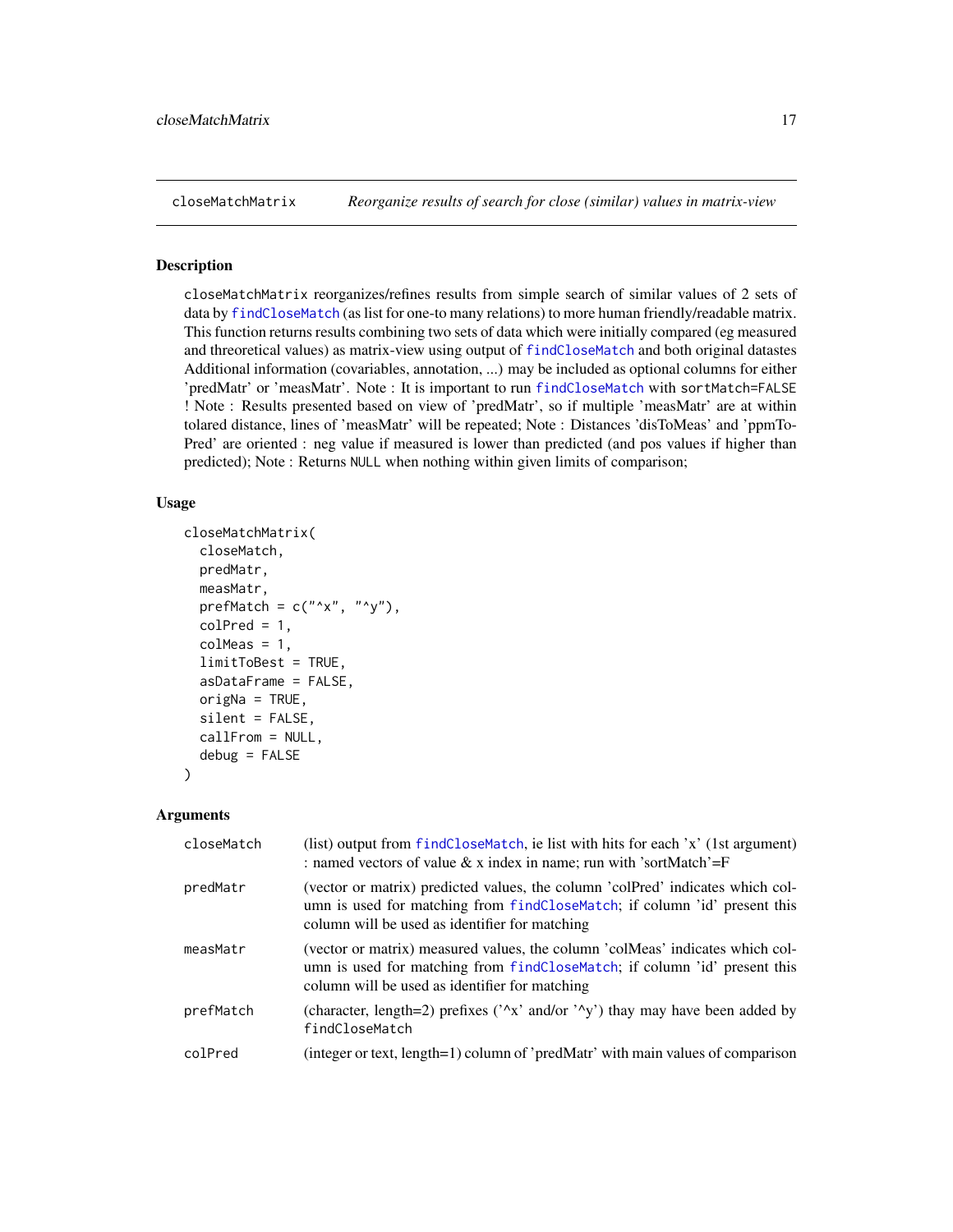closeMatchMatrix *Reorganize results of search for close (similar) values in matrix-view*

## Description

closeMatchMatrix reorganizes/refines results from simple search of similar values of 2 sets of data by findCloseMatch (as list for one-to many relations) to more human friendly/readable matrix. This function returns results combining two sets of data which were initially compared (eg measured and threoretical values) as matrix-view using output of findCloseMatch and both original datastes Additional information (covariables, annotation, ...) may be included as optional columns for either 'predMatr' or 'measMatr'. Note : It is important to run findCloseMatch with sortMatch=FALSE ! Note : Results presented based on view of 'predMatr', so if multiple 'measMatr' are at within tolared distance, lines of 'measMatr' will be repeated; Note : Distances 'disToMeas' and 'ppmToPred' are oriented : neg value if measured is lower than predicted (and pos values if higher than predicted); Note : Returns NULL when nothing within given limits of comparison;

## Usage

```
closeMatchMatrix(
  closeMatch,
  predMatr,
  measMatr,
  prefMatch = c("^x", "^y"),
  colPred = 1,
  colMeas = 1,
  limitToBest = TRUE,
  asDataFrame = FALSE,
  origNa = TRUE,
  silent = FALSE,
  callFrom = NULL,
  debug = FALSE
)
```

## Arguments

| | |
|---|---|
| closeMatch | (list) output from findCloseMatch, ie list with hits for each 'x' (1st argument) : named vectors of value & x index in name; run with 'sortMatch'=F |
| predMatr | (vector or matrix) predicted values, the column 'colPred' indicates which column is used for matching from findCloseMatch; if column 'id' present this column will be used as identifier for matching |
| measMatr | (vector or matrix) measured values, the column 'colMeas' indicates which column is used for matching from findCloseMatch; if column 'id' present this column will be used as identifier for matching |
| prefMatch | (character, length=2) prefixes ('^x' and/or '^y') thay may have been added by findCloseMatch |
| colPred | (integer or text, length=1) column of 'predMatr' with main values of comparison |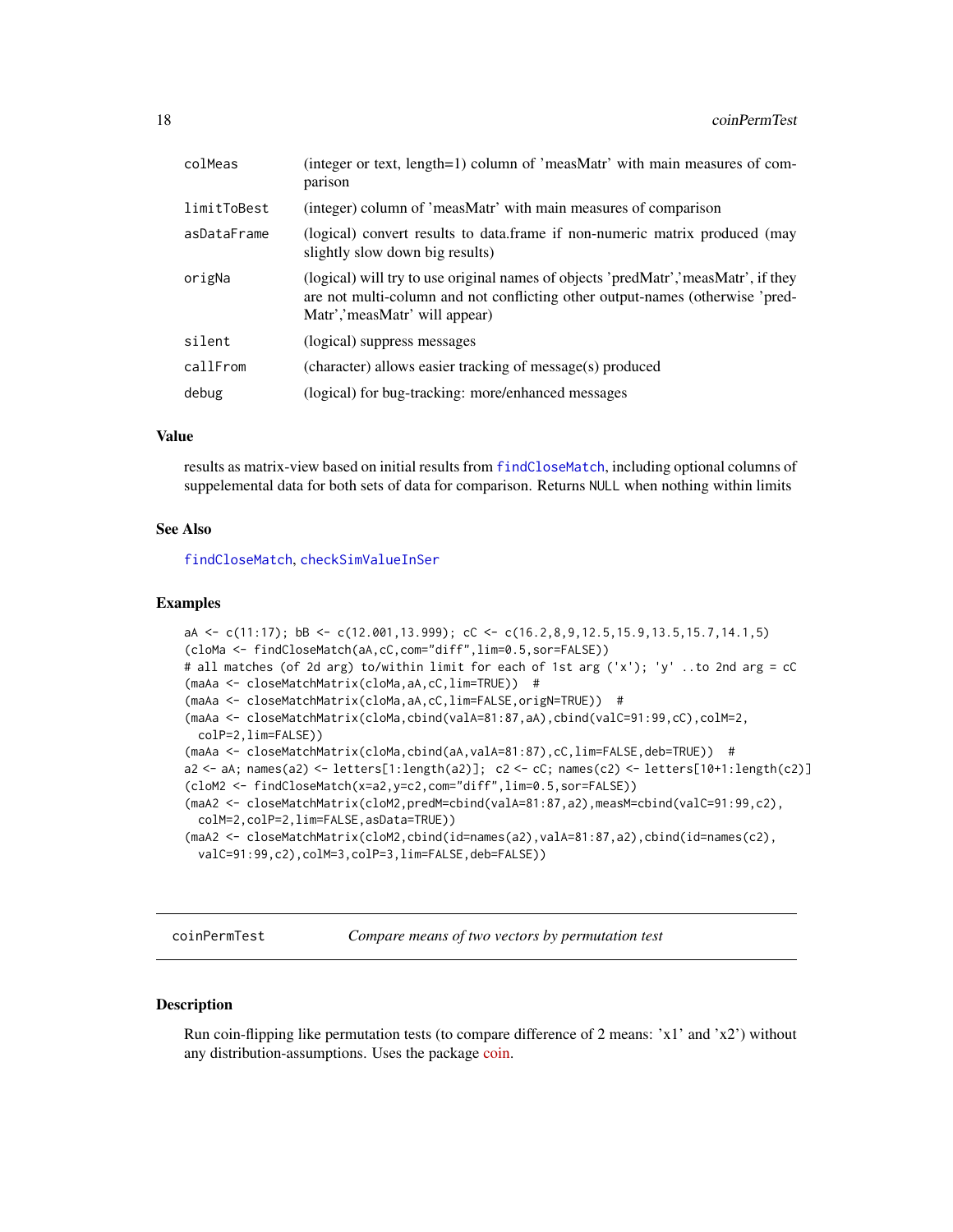| | |
|---|---|
| colMeas | (integer or text, length=1) column of 'measMatr' with main measures of comparison |
| limitToBest | (integer) column of 'measMatr' with main measures of comparison |
| asDataFrame | (logical) convert results to data.frame if non-numeric matrix produced (may slightly slow down big results) |
| origNa | (logical) will try to use original names of objects 'predMatr','measMatr', if they are not multi-column and not conflicting other output-names (otherwise 'predMatr','measMatr' will appear) |
| silent | (logical) suppress messages |
| callFrom | (character) allows easier tracking of message(s) produced |
| debug | (logical) for bug-tracking: more/enhanced messages |

### Value

results as matrix-view based on initial results from findCloseMatch, including optional columns of suppelemental data for both sets of data for comparison. Returns NULL when nothing within limits

### See Also

findCloseMatch, checkSimValueInSer

### Examples

```
aA <- c(11:17); bB <- c(12.001,13.999); cC <- c(16.2,8,9,12.5,15.9,13.5,15.7,14.1,5)
(cloMa <- findCloseMatch(aA,cC,com="diff",lim=0.5,sor=FALSE))
# all matches (of 2d arg) to/within limit for each of 1st arg ('x'); 'y' ..to 2nd arg = cC
(maAa <- closeMatchMatrix(cloMa,aA,cC,lim=TRUE))  #
(maAa <- closeMatchMatrix(cloMa,aA,cC,lim=FALSE,origN=TRUE))  #
(maAa <- closeMatchMatrix(cloMa,cbind(valA=81:87,aA),cbind(valC=91:99,cC),colM=2,
  colP=2,lim=FALSE))
(maAa <- closeMatchMatrix(cloMa,cbind(aA,valA=81:87),cC,lim=FALSE,deb=TRUE))  #
a2 <- aA; names(a2) <- letters[1:length(a2)];  c2 <- cC; names(c2) <- letters[10+1:length(c2)]
(cloM2 <- findCloseMatch(x=a2,y=c2,com="diff",lim=0.5,sor=FALSE))
(maA2 <- closeMatchMatrix(cloM2,predM=cbind(valA=81:87,a2),measM=cbind(valC=91:99,c2),
  colM=2,colP=2,lim=FALSE,asData=TRUE))
(maA2 <- closeMatchMatrix(cloM2,cbind(id=names(a2),valA=81:87,a2),cbind(id=names(c2),
  valC=91:99,c2),colM=3,colP=3,lim=FALSE,deb=FALSE))
```

---

## coinPermTest — *Compare means of two vectors by permutation test*

### Description

Run coin-flipping like permutation tests (to compare difference of 2 means: 'x1' and 'x2') without any distribution-assumptions. Uses the package coin.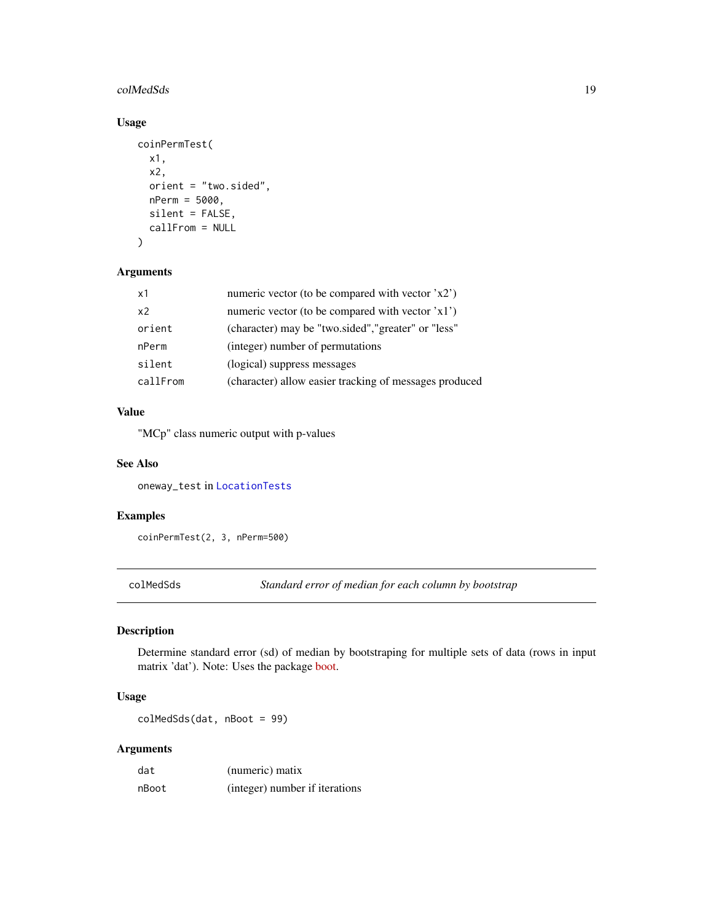### Usage

```
coinPermTest(
  x1,
  x2,
  orient = "two.sided",
  nPerm = 5000,
  silent = FALSE,
  callFrom = NULL
)
```

### Arguments

| | |
|---|---|
| x1 | numeric vector (to be compared with vector 'x2') |
| x2 | numeric vector (to be compared with vector 'x1') |
| orient | (character) may be "two.sided","greater" or "less" |
| nPerm | (integer) number of permutations |
| silent | (logical) suppress messages |
| callFrom | (character) allow easier tracking of messages produced |

### Value

"MCp" class numeric output with p-values

### See Also

oneway_test in LocationTests

### Examples

```
coinPermTest(2, 3, nPerm=500)
```

---

## colMedSds    *Standard error of median for each column by bootstrap*

### Description

Determine standard error (sd) of median by bootstraping for multiple sets of data (rows in input matrix 'dat'). Note: Uses the package boot.

### Usage

```
colMedSds(dat, nBoot = 99)
```

### Arguments

| | |
|---|---|
| dat | (numeric) matix |
| nBoot | (integer) number if iterations |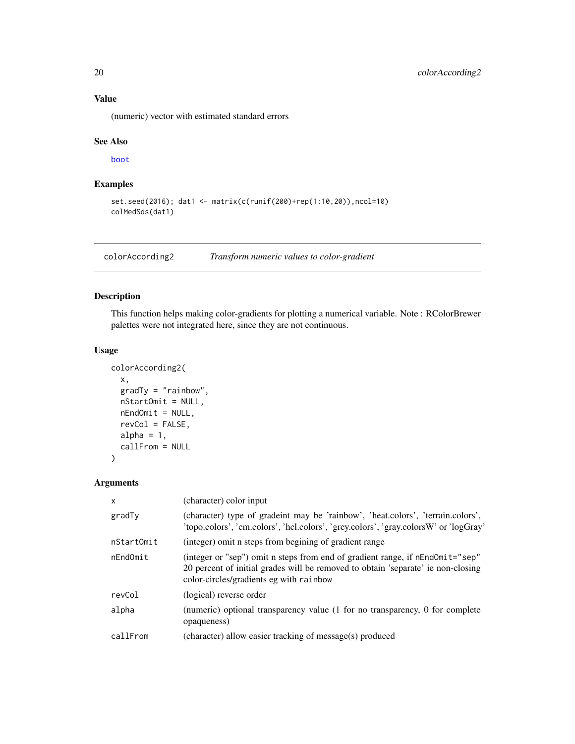## Value

(numeric) vector with estimated standard errors

## See Also

boot

## Examples

```
set.seed(2016); dat1 <- matrix(c(runif(200)+rep(1:10,20)),ncol=10)
colMedSds(dat1)
```

---

# colorAccording2 *Transform numeric values to color-gradient*

## Description

This function helps making color-gradients for plotting a numerical variable. Note : RColorBrewer palettes were not integrated here, since they are not continuous.

## Usage

```
colorAccording2(
  x,
  gradTy = "rainbow",
  nStartOmit = NULL,
  nEndOmit = NULL,
  revCol = FALSE,
  alpha = 1,
  callFrom = NULL
)
```

## Arguments

| | |
|---|---|
| x | (character) color input |
| gradTy | (character) type of gradeint may be 'rainbow', 'heat.colors', 'terrain.colors', 'topo.colors', 'cm.colors', 'hcl.colors', 'grey.colors', 'gray.colorsW' or 'logGray' |
| nStartOmit | (integer) omit n steps from begining of gradient range |
| nEndOmit | (integer or "sep") omit n steps from end of gradient range, if `nEndOmit="sep"` 20 percent of initial grades will be removed to obtain 'separate' ie non-closing color-circles/gradients eg with `rainbow` |
| revCol | (logical) reverse order |
| alpha | (numeric) optional transparency value (1 for no transparency, 0 for complete opaqueness) |
| callFrom | (character) allow easier tracking of message(s) produced |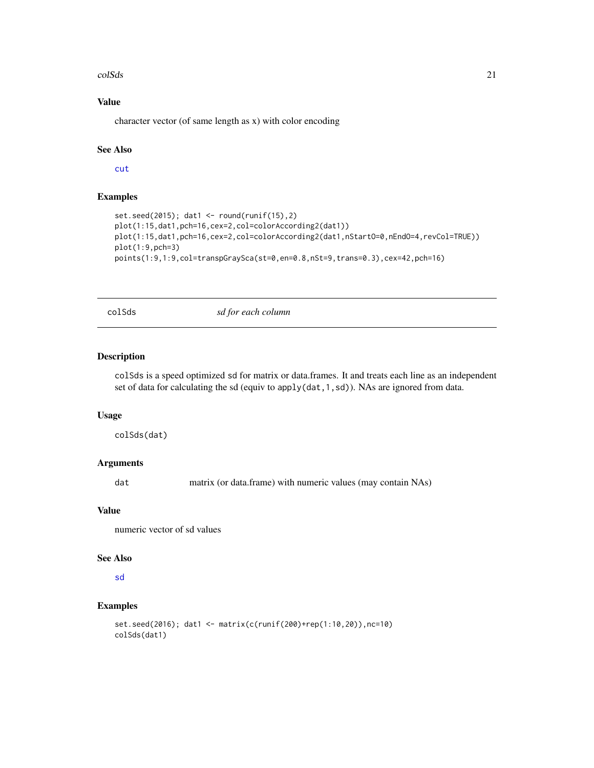### Value

character vector (of same length as x) with color encoding

### See Also

cut

### Examples

```
set.seed(2015); dat1 <- round(runif(15),2)
plot(1:15,dat1,pch=16,cex=2,col=colorAccording2(dat1))
plot(1:15,dat1,pch=16,cex=2,col=colorAccording2(dat1,nStartO=0,nEndO=4,revCol=TRUE))
plot(1:9,pch=3)
points(1:9,1:9,col=transpGraySca(st=0,en=0.8,nSt=9,trans=0.3),cex=42,pch=16)
```

---

## colSds    *sd for each column*

### Description

colSds is a speed optimized sd for matrix or data.frames. It and treats each line as an independent set of data for calculating the sd (equiv to apply(dat,1,sd)). NAs are ignored from data.

### Usage

```
colSds(dat)
```

### Arguments

| | |
|---|---|
| dat | matrix (or data.frame) with numeric values (may contain NAs) |

### Value

numeric vector of sd values

### See Also

sd

### Examples

```
set.seed(2016); dat1 <- matrix(c(runif(200)+rep(1:10,20)),nc=10)
colSds(dat1)
```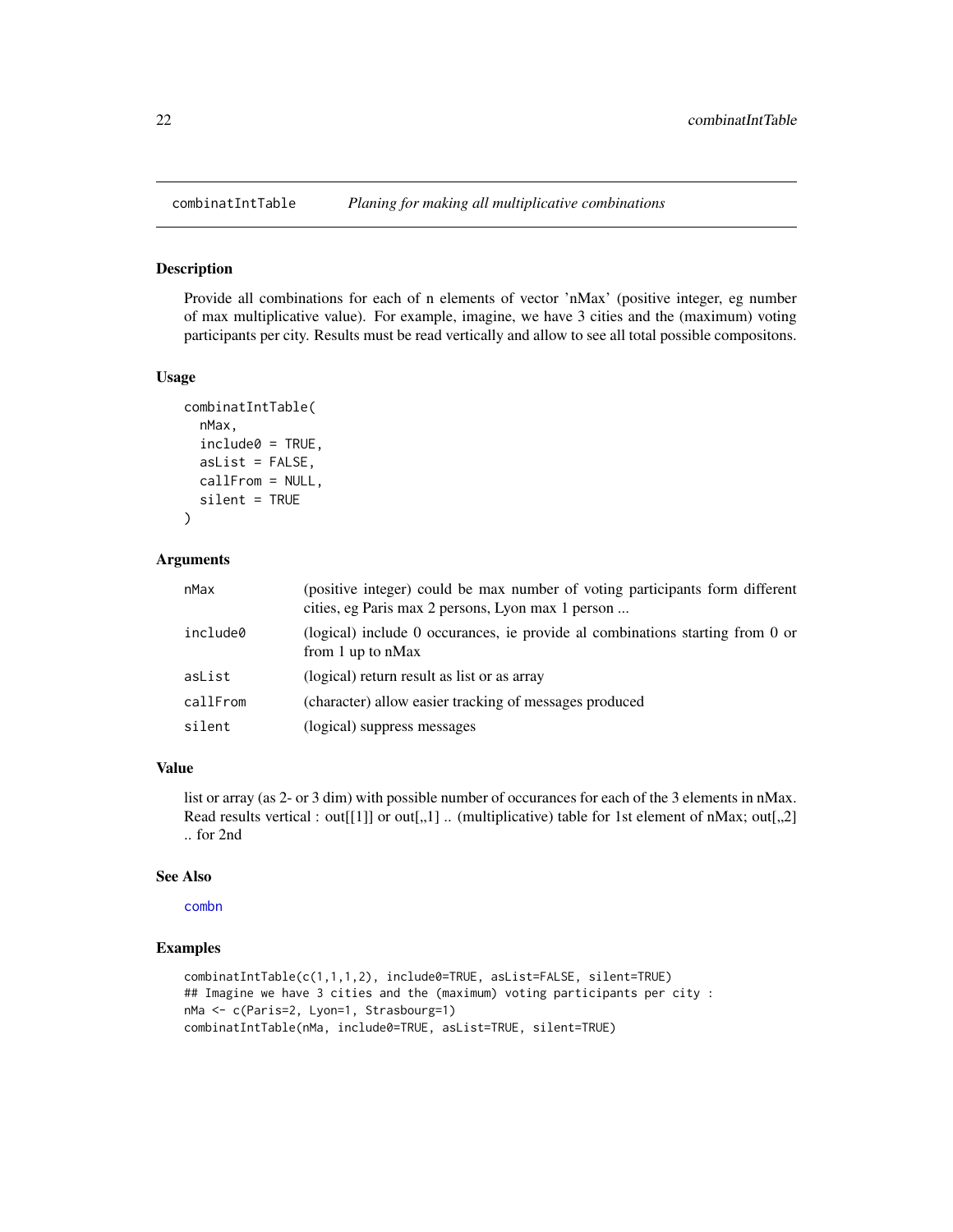# combinatIntTable *Planing for making all multiplicative combinations*

## Description

Provide all combinations for each of n elements of vector 'nMax' (positive integer, eg number of max multiplicative value). For example, imagine, we have 3 cities and the (maximum) voting participants per city. Results must be read vertically and allow to see all total possible compositons.

## Usage

```
combinatIntTable(
  nMax,
  include0 = TRUE,
  asList = FALSE,
  callFrom = NULL,
  silent = TRUE
)
```

## Arguments

| | |
|---|---|
| `nMax` | (positive integer) could be max number of voting participants form different cities, eg Paris max 2 persons, Lyon max 1 person ... |
| `include0` | (logical) include 0 occurances, ie provide al combinations starting from 0 or from 1 up to nMax |
| `asList` | (logical) return result as list or as array |
| `callFrom` | (character) allow easier tracking of messages produced |
| `silent` | (logical) suppress messages |

## Value

list or array (as 2- or 3 dim) with possible number of occurances for each of the 3 elements in nMax. Read results vertical : out[[1]] or out[,,1] .. (multiplicative) table for 1st element of nMax; out[,,2] .. for 2nd

## See Also

`combn`

## Examples

```
combinatIntTable(c(1,1,1,2), include0=TRUE, asList=FALSE, silent=TRUE)
## Imagine we have 3 cities and the (maximum) voting participants per city :
nMa <- c(Paris=2, Lyon=1, Strasbourg=1)
combinatIntTable(nMa, include0=TRUE, asList=TRUE, silent=TRUE)
```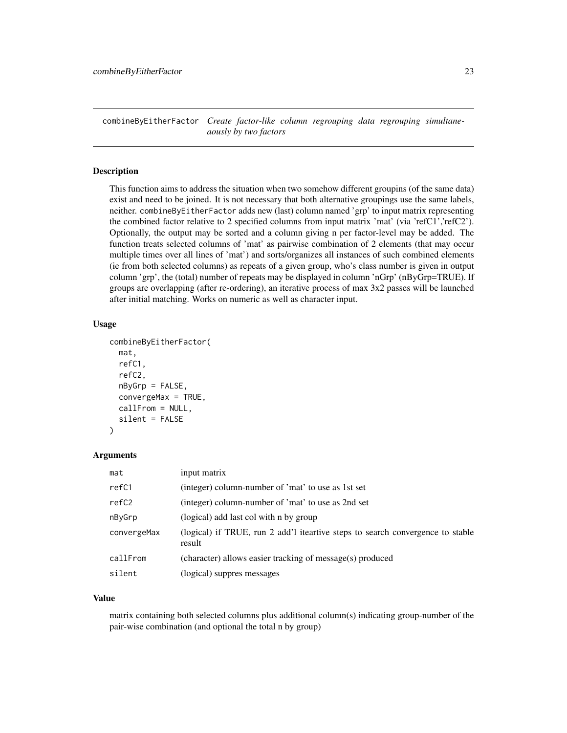combineByEitherFactor *Create factor-like column regrouping data regrouping simultaneaously by two factors*

## Description

This function aims to address the situation when two somehow different groupins (of the same data) exist and need to be joined. It is not necessary that both alternative groupings use the same labels, neither. combineByEitherFactor adds new (last) column named 'grp' to input matrix representing the combined factor relative to 2 specified columns from input matrix 'mat' (via 'refC1','refC2'). Optionally, the output may be sorted and a column giving n per factor-level may be added. The function treats selected columns of 'mat' as pairwise combination of 2 elements (that may occur multiple times over all lines of 'mat') and sorts/organizes all instances of such combined elements (ie from both selected columns) as repeats of a given group, who's class number is given in output column 'grp', the (total) number of repeats may be displayed in column 'nGrp' (nByGrp=TRUE). If groups are overlapping (after re-ordering), an iterative process of max 3x2 passes will be launched after initial matching. Works on numeric as well as character input.

## Usage

```
combineByEitherFactor(
  mat,
  refC1,
  refC2,
  nByGrp = FALSE,
  convergeMax = TRUE,
  callFrom = NULL,
  silent = FALSE
)
```

## Arguments

| | |
|---|---|
| mat | input matrix |
| refC1 | (integer) column-number of 'mat' to use as 1st set |
| refC2 | (integer) column-number of 'mat' to use as 2nd set |
| nByGrp | (logical) add last col with n by group |
| convergeMax | (logical) if TRUE, run 2 add'l iteartive steps to search convergence to stable result |
| callFrom | (character) allows easier tracking of message(s) produced |
| silent | (logical) suppres messages |

## Value

matrix containing both selected columns plus additional column(s) indicating group-number of the pair-wise combination (and optional the total n by group)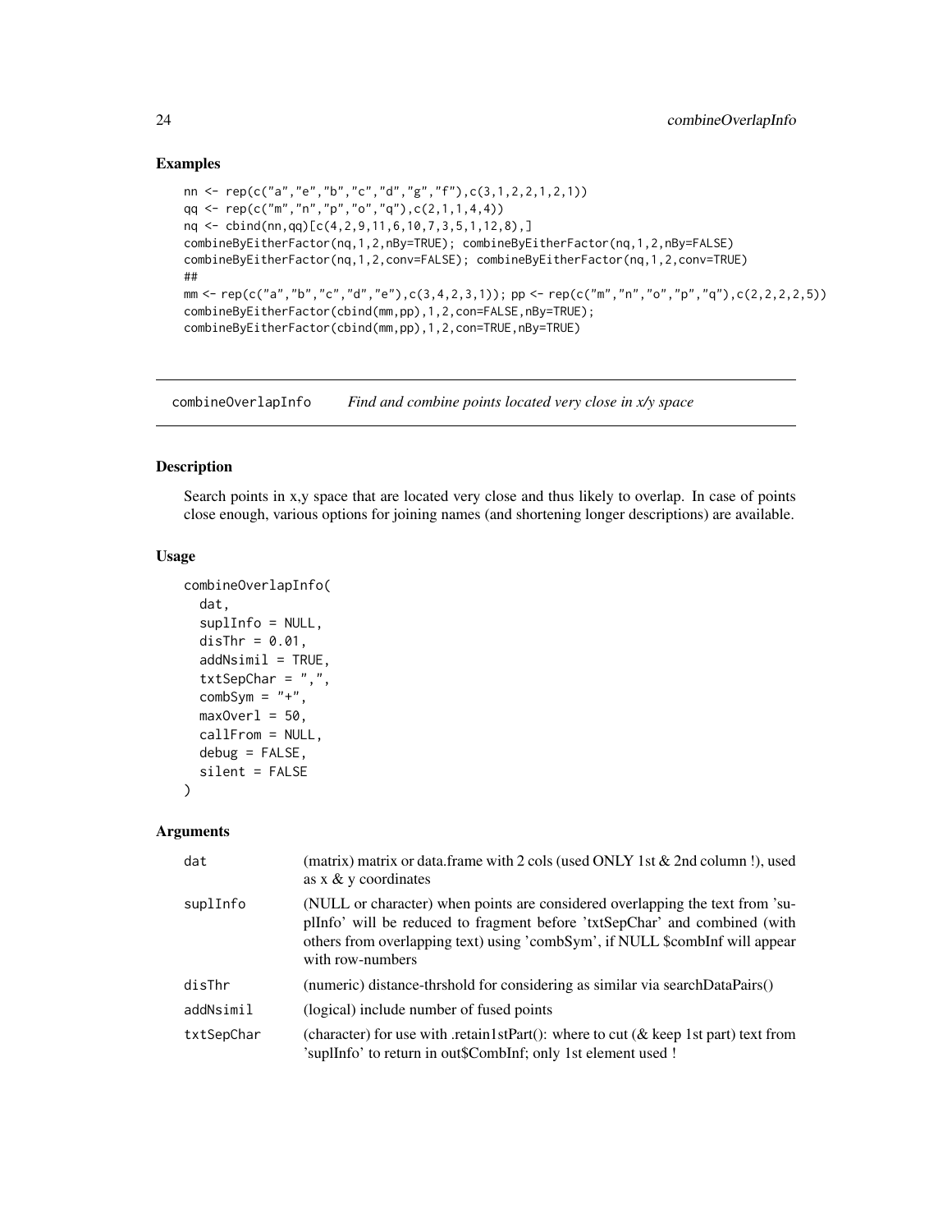### Examples

```
nn <- rep(c("a","e","b","c","d","g","f"),c(3,1,2,2,1,2,1))
qq <- rep(c("m","n","p","o","q"),c(2,1,1,4,4))
nq <- cbind(nn,qq)[c(4,2,9,11,6,10,7,3,5,1,12,8),]
combineByEitherFactor(nq,1,2,nBy=TRUE); combineByEitherFactor(nq,1,2,nBy=FALSE)
combineByEitherFactor(nq,1,2,conv=FALSE); combineByEitherFactor(nq,1,2,conv=TRUE)
##
mm <- rep(c("a","b","c","d","e"),c(3,4,2,3,1)); pp <- rep(c("m","n","o","p","q"),c(2,2,2,2,5))
combineByEitherFactor(cbind(mm,pp),1,2,con=FALSE,nBy=TRUE);
combineByEitherFactor(cbind(mm,pp),1,2,con=TRUE,nBy=TRUE)
```

## combineOverlapInfo — *Find and combine points located very close in x/y space*

### Description

Search points in x,y space that are located very close and thus likely to overlap. In case of points close enough, various options for joining names (and shortening longer descriptions) are available.

### Usage

```
combineOverlapInfo(
  dat,
  suplInfo = NULL,
  disThr = 0.01,
  addNsimil = TRUE,
  txtSepChar = ",",
  combSym = "+",
  maxOverl = 50,
  callFrom = NULL,
  debug = FALSE,
  silent = FALSE
)
```

### Arguments

| | |
|---|---|
| dat | (matrix) matrix or data.frame with 2 cols (used ONLY 1st & 2nd column !), used as x & y coordinates |
| suplInfo | (NULL or character) when points are considered overlapping the text from 'suplInfo' will be reduced to fragment before 'txtSepChar' and combined (with others from overlapping text) using 'combSym', if NULL $combInf will appear with row-numbers |
| disThr | (numeric) distance-thrshold for considering as similar via searchDataPairs() |
| addNsimil | (logical) include number of fused points |
| txtSepChar | (character) for use with .retain1stPart(): where to cut (& keep 1st part) text from 'suplInfo' to return in out$CombInf; only 1st element used ! |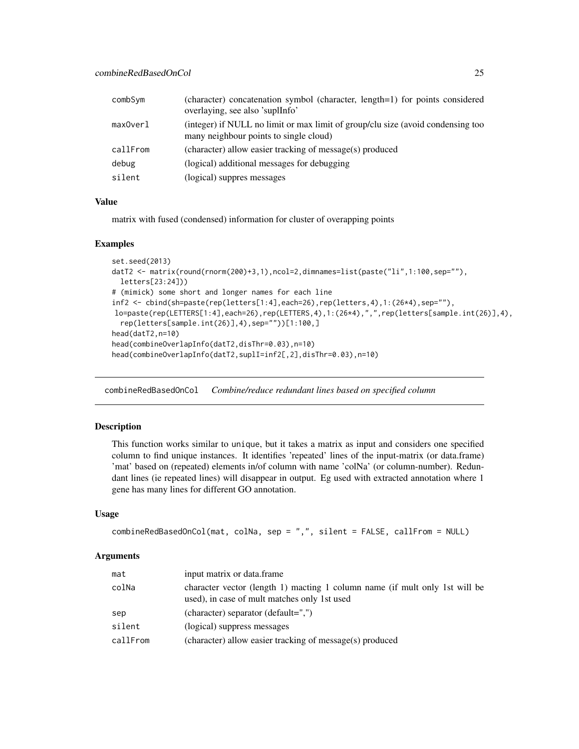| | |
|---|---|
| combSym | (character) concatenation symbol (character, length=1) for points considered overlaying, see also 'suplInfo' |
| maxOverl | (integer) if NULL no limit or max limit of group/clu size (avoid condensing too many neighbour points to single cloud) |
| callFrom | (character) allow easier tracking of message(s) produced |
| debug | (logical) additional messages for debugging |
| silent | (logical) suppres messages |

### Value

matrix with fused (condensed) information for cluster of overapping points

### Examples

```
set.seed(2013)
datT2 <- matrix(round(rnorm(200)+3,1),ncol=2,dimnames=list(paste("li",1:100,sep=""),
  letters[23:24]))
# (mimick) some short and longer names for each line
inf2 <- cbind(sh=paste(rep(letters[1:4],each=26),rep(letters,4),1:(26*4),sep=""),
 lo=paste(rep(LETTERS[1:4],each=26),rep(LETTERS,4),1:(26*4),",",rep(letters[sample.int(26)],4),
  rep(letters[sample.int(26)],4),sep=""))[1:100,]
head(datT2,n=10)
head(combineOverlapInfo(datT2,disThr=0.03),n=10)
head(combineOverlapInfo(datT2,suplI=inf2[,2],disThr=0.03),n=10)
```

---

## combineRedBasedOnCol — *Combine/reduce redundant lines based on specified column*

### Description

This function works similar to unique, but it takes a matrix as input and considers one specified column to find unique instances. It identifies 'repeated' lines of the input-matrix (or data.frame) 'mat' based on (repeated) elements in/of column with name 'colNa' (or column-number). Redundant lines (ie repeated lines) will disappear in output. Eg used with extracted annotation where 1 gene has many lines for different GO annotation.

### Usage

```
combineRedBasedOnCol(mat, colNa, sep = ",", silent = FALSE, callFrom = NULL)
```

### Arguments

| | |
|---|---|
| mat | input matrix or data.frame |
| colNa | character vector (length 1) macting 1 column name (if mult only 1st will be used), in case of mult matches only 1st used |
| sep | (character) separator (default=",") |
| silent | (logical) suppress messages |
| callFrom | (character) allow easier tracking of message(s) produced |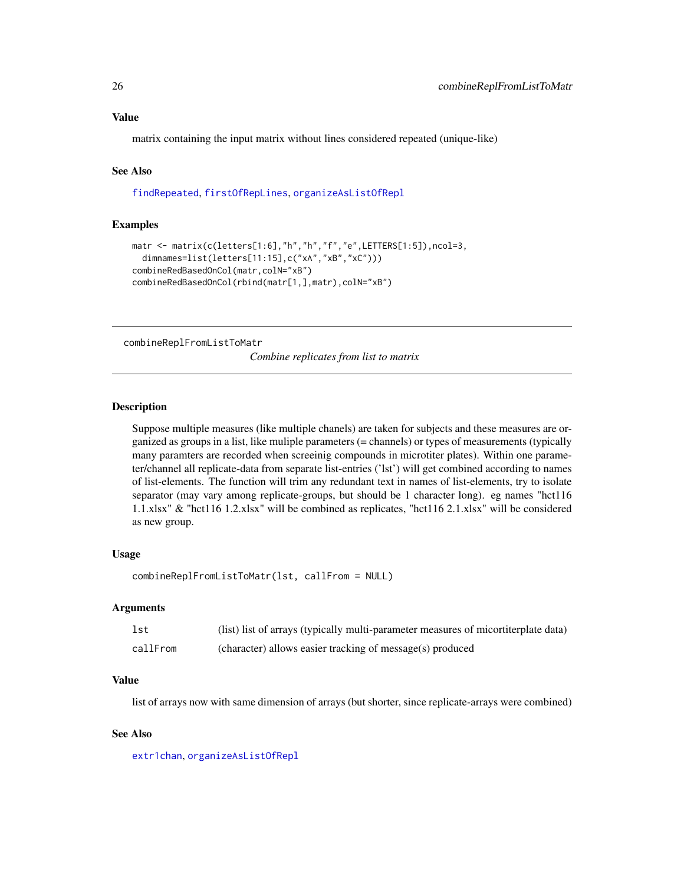### Value

matrix containing the input matrix without lines considered repeated (unique-like)

### See Also

findRepeated, firstOfRepLines, organizeAsListOfRepl

### Examples

```
matr <- matrix(c(letters[1:6],"h","h","f","e",LETTERS[1:5]),ncol=3,
  dimnames=list(letters[11:15],c("xA","xB","xC")))
combineRedBasedOnCol(matr,colN="xB")
combineRedBasedOnCol(rbind(matr[1,],matr),colN="xB")
```

---

## combineReplFromListToMatr

*Combine replicates from list to matrix*

### Description

Suppose multiple measures (like multiple chanels) are taken for subjects and these measures are organized as groups in a list, like muliple parameters (= channels) or types of measurements (typically many paramters are recorded when screeinig compounds in microtiter plates). Within one parameter/channel all replicate-data from separate list-entries ('lst') will get combined according to names of list-elements. The function will trim any redundant text in names of list-elements, try to isolate separator (may vary among replicate-groups, but should be 1 character long). eg names "hct116 1.1.xlsx" & "hct116 1.2.xlsx" will be combined as replicates, "hct116 2.1.xlsx" will be considered as new group.

### Usage

```
combineReplFromListToMatr(lst, callFrom = NULL)
```

### Arguments

| | |
|---|---|
| lst | (list) list of arrays (typically multi-parameter measures of micortiterplate data) |
| callFrom | (character) allows easier tracking of message(s) produced |

### Value

list of arrays now with same dimension of arrays (but shorter, since replicate-arrays were combined)

### See Also

extr1chan, organizeAsListOfRepl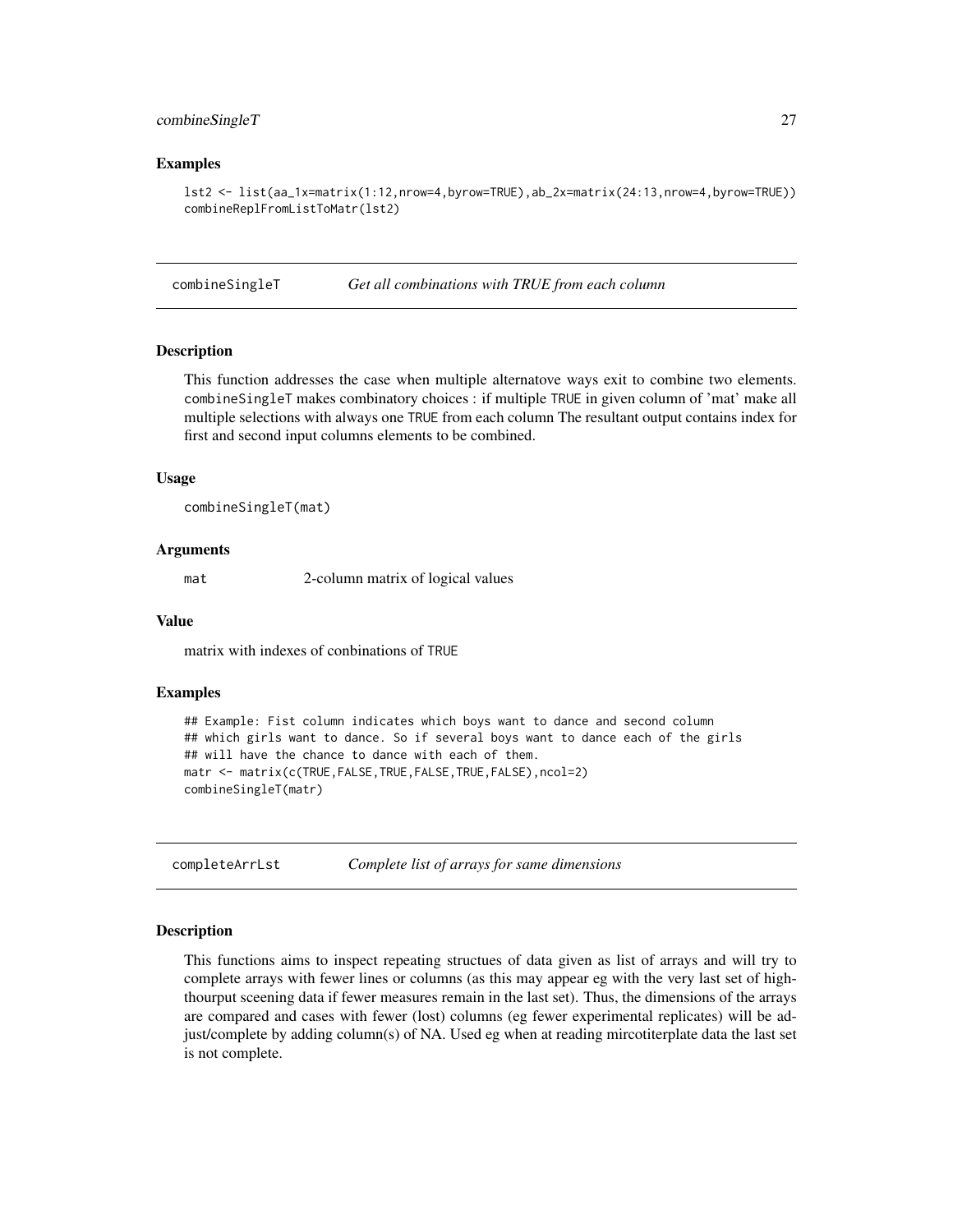### Examples

```
lst2 <- list(aa_1x=matrix(1:12,nrow=4,byrow=TRUE),ab_2x=matrix(24:13,nrow=4,byrow=TRUE))
combineReplFromListToMatr(lst2)
```

---

## combineSingleT *Get all combinations with TRUE from each column*

### Description

This function addresses the case when multiple alternatove ways exit to combine two elements. `combineSingleT` makes combinatory choices : if multiple `TRUE` in given column of 'mat' make all multiple selections with always one `TRUE` from each column The resultant output contains index for first and second input columns elements to be combined.

### Usage

```
combineSingleT(mat)
```

### Arguments

| | |
|---|---|
| `mat` | 2-column matrix of logical values |

### Value

matrix with indexes of conbinations of `TRUE`

### Examples

```
## Example: Fist column indicates which boys want to dance and second column
## which girls want to dance. So if several boys want to dance each of the girls
## will have the chance to dance with each of them.
matr <- matrix(c(TRUE,FALSE,TRUE,FALSE,TRUE,FALSE),ncol=2)
combineSingleT(matr)
```

---

## completeArrLst *Complete list of arrays for same dimensions*

### Description

This functions aims to inspect repeating structues of data given as list of arrays and will try to complete arrays with fewer lines or columns (as this may appear eg with the very last set of high-thourput sceening data if fewer measures remain in the last set). Thus, the dimensions of the arrays are compared and cases with fewer (lost) columns (eg fewer experimental replicates) will be adjust/complete by adding column(s) of NA. Used eg when at reading mircotiterplate data the last set is not complete.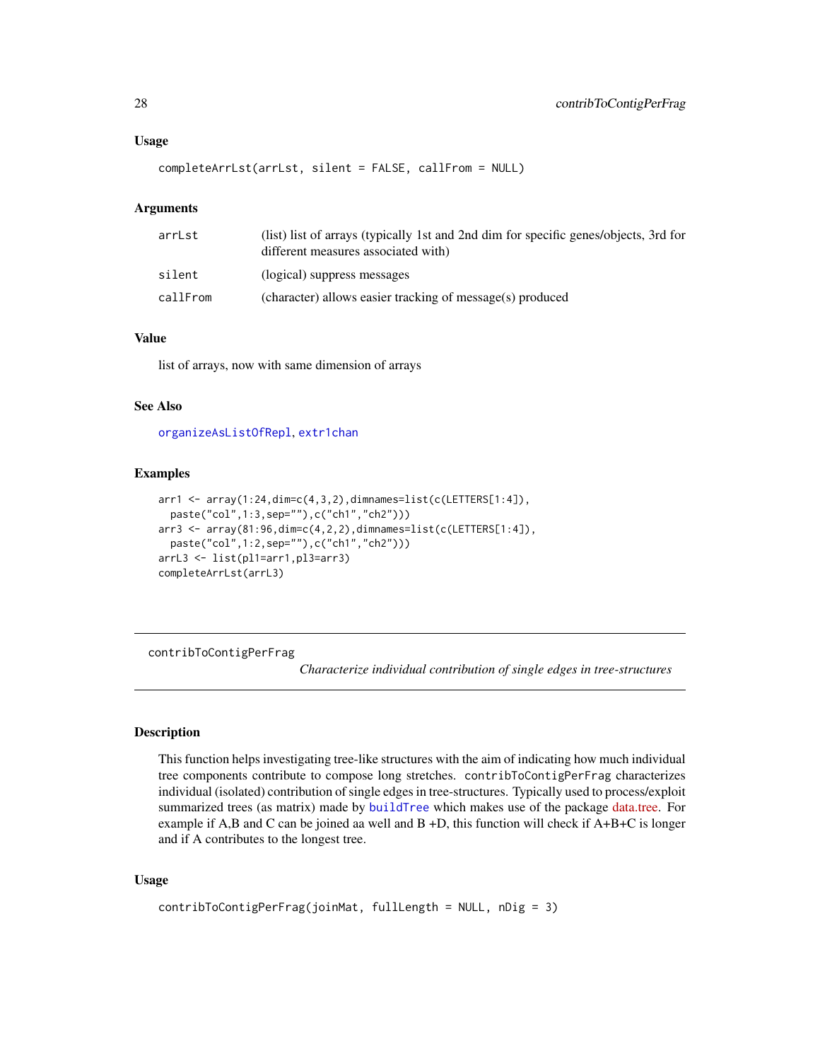### Usage

```
completeArrLst(arrLst, silent = FALSE, callFrom = NULL)
```

### Arguments

| | |
|---|---|
| arrLst | (list) list of arrays (typically 1st and 2nd dim for specific genes/objects, 3rd for different measures associated with) |
| silent | (logical) suppress messages |
| callFrom | (character) allows easier tracking of message(s) produced |

### Value

list of arrays, now with same dimension of arrays

### See Also

organizeAsListOfRepl, extr1chan

### Examples

```
arr1 <- array(1:24,dim=c(4,3,2),dimnames=list(c(LETTERS[1:4]),
  paste("col",1:3,sep=""),c("ch1","ch2")))
arr3 <- array(81:96,dim=c(4,2,2),dimnames=list(c(LETTERS[1:4]),
  paste("col",1:2,sep=""),c("ch1","ch2")))
arrL3 <- list(pl1=arr1,pl3=arr3)
completeArrLst(arrL3)
```

---

## contribToContigPerFrag

*Characterize individual contribution of single edges in tree-structures*

### Description

This function helps investigating tree-like structures with the aim of indicating how much individual tree components contribute to compose long stretches. `contribToContigPerFrag` characterizes individual (isolated) contribution of single edges in tree-structures. Typically used to process/exploit summarized trees (as matrix) made by `buildTree` which makes use of the package data.tree. For example if A,B and C can be joined aa well and B +D, this function will check if A+B+C is longer and if A contributes to the longest tree.

### Usage

```
contribToContigPerFrag(joinMat, fullLength = NULL, nDig = 3)
```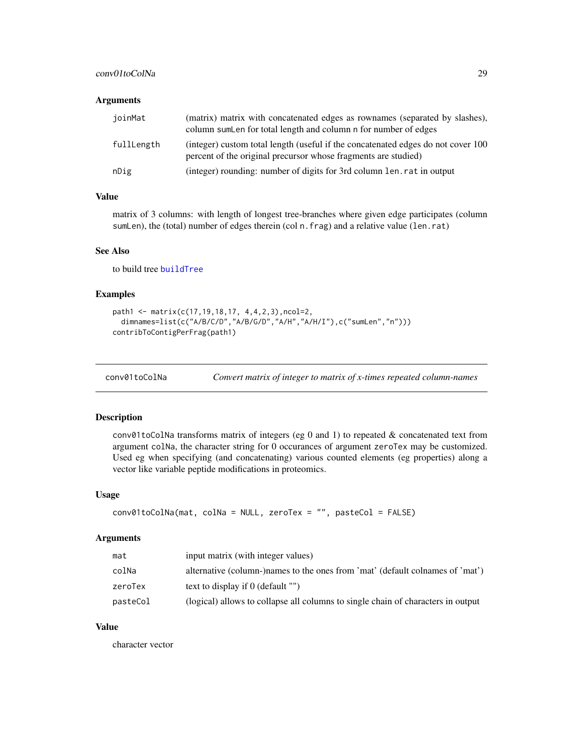### Arguments

| | |
|---|---|
| joinMat | (matrix) matrix with concatenated edges as rownames (separated by slashes), column sumLen for total length and column n for number of edges |
| fullLength | (integer) custom total length (useful if the concatenated edges do not cover 100 percent of the original precursor whose fragments are studied) |
| nDig | (integer) rounding: number of digits for 3rd column len.rat in output |

### Value

matrix of 3 columns: with length of longest tree-branches where given edge participates (column sumLen), the (total) number of edges therein (col n.frag) and a relative value (len.rat)

### See Also

to build tree buildTree

### Examples

```
path1 <- matrix(c(17,19,18,17, 4,4,2,3),ncol=2,
  dimnames=list(c("A/B/C/D","A/B/G/D","A/H","A/H/I"),c("sumLen","n")))
contribToContigPerFrag(path1)
```

---

## conv01toColNa — *Convert matrix of integer to matrix of x-times repeated column-names*

### Description

conv01toColNa transforms matrix of integers (eg 0 and 1) to repeated & concatenated text from argument colNa, the character string for 0 occurances of argument zeroTex may be customized. Used eg when specifying (and concatenating) various counted elements (eg properties) along a vector like variable peptide modifications in proteomics.

### Usage

```
conv01toColNa(mat, colNa = NULL, zeroTex = "", pasteCol = FALSE)
```

### Arguments

| | |
|---|---|
| mat | input matrix (with integer values) |
| colNa | alternative (column-)names to the ones from 'mat' (default colnames of 'mat') |
| zeroTex | text to display if 0 (default "") |
| pasteCol | (logical) allows to collapse all columns to single chain of characters in output |

### Value

character vector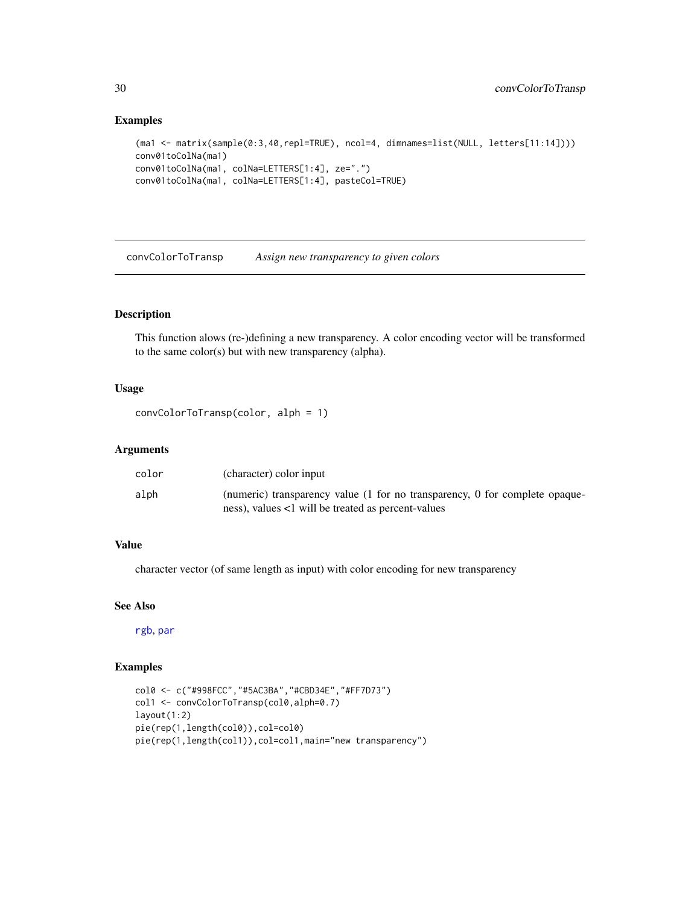## Examples

```
(ma1 <- matrix(sample(0:3,40,repl=TRUE), ncol=4, dimnames=list(NULL, letters[11:14])))
conv01toColNa(ma1)
conv01toColNa(ma1, colNa=LETTERS[1:4], ze=".")
conv01toColNa(ma1, colNa=LETTERS[1:4], pasteCol=TRUE)
```

---

# convColorToTransp — *Assign new transparency to given colors*

---

## Description

This function alows (re-)defining a new transparency. A color encoding vector will be transformed to the same color(s) but with new transparency (alpha).

## Usage

```
convColorToTransp(color, alph = 1)
```

## Arguments

| | |
|---|---|
| color | (character) color input |
| alph | (numeric) transparency value (1 for no transparency, 0 for complete opaqueness), values <1 will be treated as percent-values |

## Value

character vector (of same length as input) with color encoding for new transparency

## See Also

rgb, par

## Examples

```
col0 <- c("#998FCC","#5AC3BA","#CBD34E","#FF7D73")
col1 <- convColorToTransp(col0,alph=0.7)
layout(1:2)
pie(rep(1,length(col0)),col=col0)
pie(rep(1,length(col1)),col=col1,main="new transparency")
```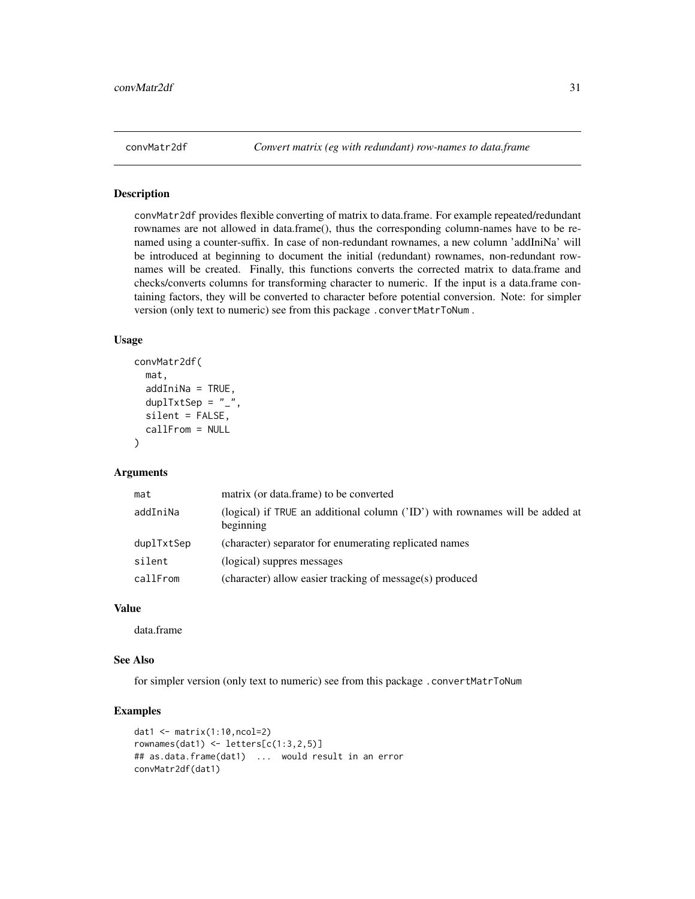# convMatr2df — *Convert matrix (eg with redundant) row-names to data.frame*

## Description

convMatr2df provides flexible converting of matrix to data.frame. For example repeated/redundant rownames are not allowed in data.frame(), thus the corresponding column-names have to be renamed using a counter-suffix. In case of non-redundant rownames, a new column 'addIniNa' will be introduced at beginning to document the initial (redundant) rownames, non-redundant rownames will be created. Finally, this functions converts the corrected matrix to data.frame and checks/converts columns for transforming character to numeric. If the input is a data.frame containing factors, they will be converted to character before potential conversion. Note: for simpler version (only text to numeric) see from this package .convertMatrToNum .

## Usage

```
convMatr2df(
  mat,
  addIniNa = TRUE,
  duplTxtSep = "_",
  silent = FALSE,
  callFrom = NULL
)
```

## Arguments

| | |
|---|---|
| mat | matrix (or data.frame) to be converted |
| addIniNa | (logical) if TRUE an additional column ('ID') with rownames will be added at beginning |
| duplTxtSep | (character) separator for enumerating replicated names |
| silent | (logical) suppres messages |
| callFrom | (character) allow easier tracking of message(s) produced |

## Value

data.frame

## See Also

for simpler version (only text to numeric) see from this package .convertMatrToNum

## Examples

```
dat1 <- matrix(1:10,ncol=2)
rownames(dat1) <- letters[c(1:3,2,5)]
## as.data.frame(dat1)  ...  would result in an error
convMatr2df(dat1)
```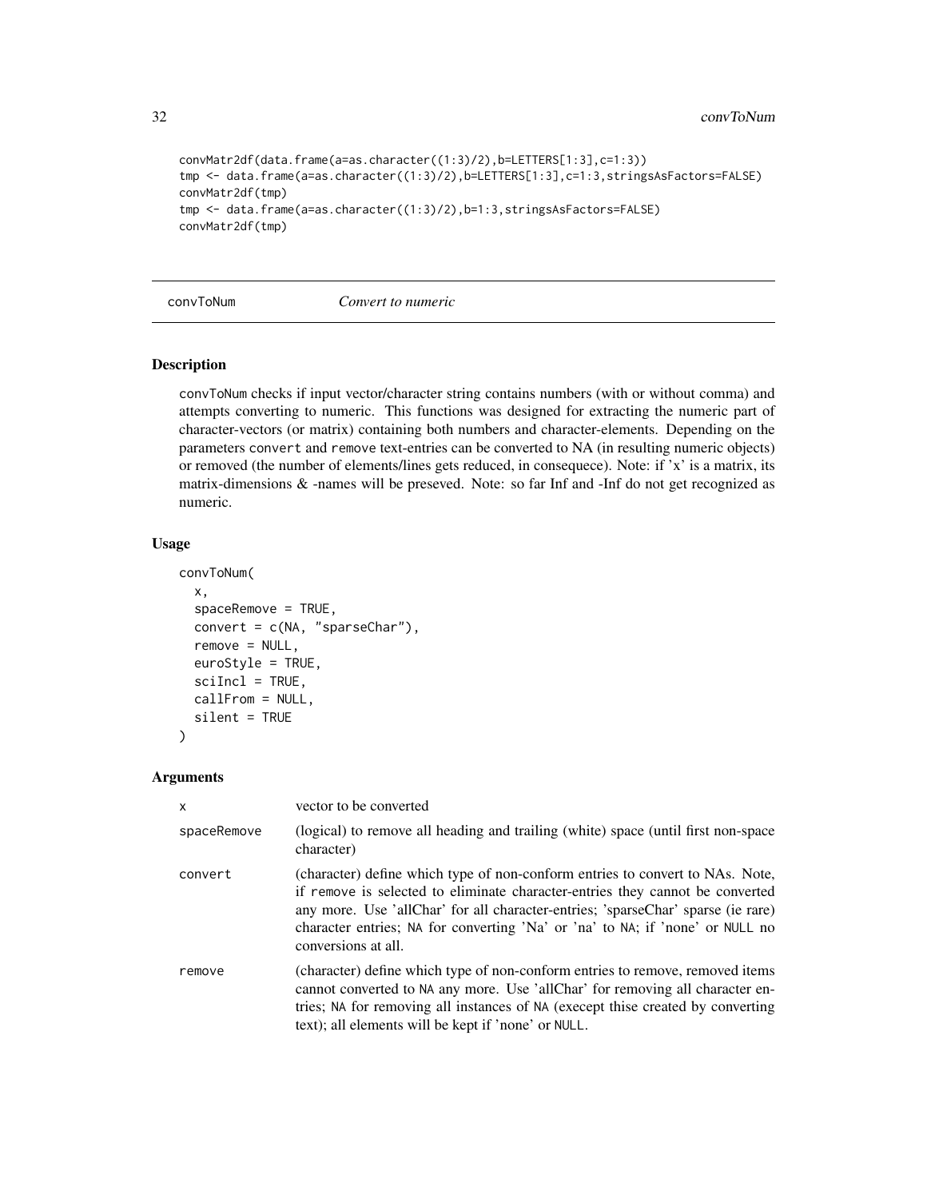```
convMatr2df(data.frame(a=as.character((1:3)/2),b=LETTERS[1:3],c=1:3))
tmp <- data.frame(a=as.character((1:3)/2),b=LETTERS[1:3],c=1:3,stringsAsFactors=FALSE)
convMatr2df(tmp)
tmp <- data.frame(a=as.character((1:3)/2),b=1:3,stringsAsFactors=FALSE)
convMatr2df(tmp)
```

## convToNum *Convert to numeric*

### Description

convToNum checks if input vector/character string contains numbers (with or without comma) and attempts converting to numeric. This functions was designed for extracting the numeric part of character-vectors (or matrix) containing both numbers and character-elements. Depending on the parameters convert and remove text-entries can be converted to NA (in resulting numeric objects) or removed (the number of elements/lines gets reduced, in consequece). Note: if 'x' is a matrix, its matrix-dimensions & -names will be preseved. Note: so far Inf and -Inf do not get recognized as numeric.

### Usage

```
convToNum(
  x,
  spaceRemove = TRUE,
  convert = c(NA, "sparseChar"),
  remove = NULL,
  euroStyle = TRUE,
  sciIncl = TRUE,
  callFrom = NULL,
  silent = TRUE
)
```

### Arguments

| | |
|---|---|
| x | vector to be converted |
| spaceRemove | (logical) to remove all heading and trailing (white) space (until first non-space character) |
| convert | (character) define which type of non-conform entries to convert to NAs. Note, if remove is selected to eliminate character-entries they cannot be converted any more. Use 'allChar' for all character-entries; 'sparseChar' sparse (ie rare) character entries; NA for converting 'Na' or 'na' to NA; if 'none' or NULL no conversions at all. |
| remove | (character) define which type of non-conform entries to remove, removed items cannot converted to NA any more. Use 'allChar' for removing all character entries; NA for removing all instances of NA (execept thise created by converting text); all elements will be kept if 'none' or NULL. |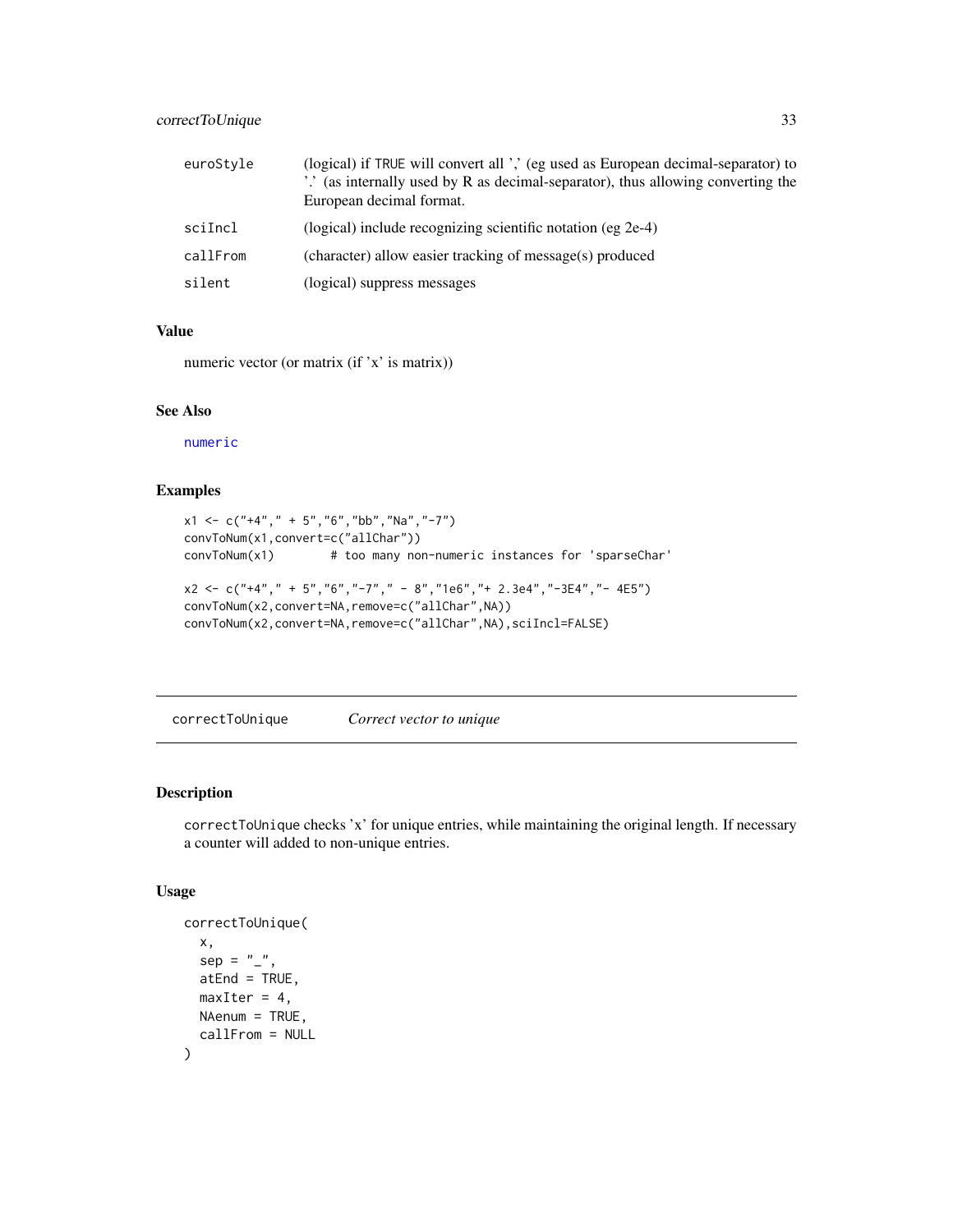| | |
|---|---|
| euroStyle | (logical) if TRUE will convert all ',' (eg used as European decimal-separator) to '.' (as internally used by R as decimal-separator), thus allowing converting the European decimal format. |
| sciIncl | (logical) include recognizing scientific notation (eg 2e-4) |
| callFrom | (character) allow easier tracking of message(s) produced |
| silent | (logical) suppress messages |

## Value

numeric vector (or matrix (if 'x' is matrix))

## See Also

numeric

## Examples

```
x1 <- c("+4"," + 5","6","bb","Na","-7")
convToNum(x1,convert=c("allChar"))
convToNum(x1)        # too many non-numeric instances for 'sparseChar'

x2 <- c("+4"," + 5","6","-7"," - 8","1e6","+ 2.3e4","-3E4","- 4E5")
convToNum(x2,convert=NA,remove=c("allChar",NA))
convToNum(x2,convert=NA,remove=c("allChar",NA),sciIncl=FALSE)
```

---

# correctToUnique    *Correct vector to unique*

## Description

correctToUnique checks 'x' for unique entries, while maintaining the original length. If necessary a counter will added to non-unique entries.

## Usage

```
correctToUnique(
  x,
  sep = "_",
  atEnd = TRUE,
  maxIter = 4,
  NAenum = TRUE,
  callFrom = NULL
)
```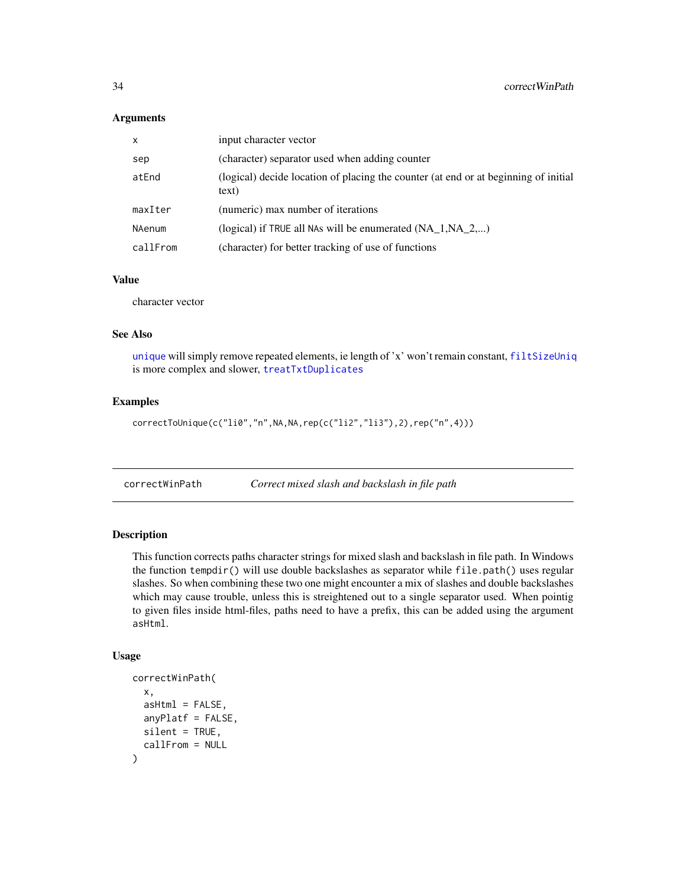### Arguments

| | |
|---|---|
| x | input character vector |
| sep | (character) separator used when adding counter |
| atEnd | (logical) decide location of placing the counter (at end or at beginning of initial text) |
| maxIter | (numeric) max number of iterations |
| NAenum | (logical) if TRUE all NAs will be enumerated (NA_1,NA_2,...) |
| callFrom | (character) for better tracking of use of functions |

### Value

character vector

### See Also

unique will simply remove repeated elements, ie length of 'x' won't remain constant, filtSizeUniq is more complex and slower, treatTxtDuplicates

### Examples

```
correctToUnique(c("li0","n",NA,NA,rep(c("li2","li3"),2),rep("n",4)))
```

---

## correctWinPath — *Correct mixed slash and backslash in file path*

### Description

This function corrects paths character strings for mixed slash and backslash in file path. In Windows the function `tempdir()` will use double backslashes as separator while `file.path()` uses regular slashes. So when combining these two one might encounter a mix of slashes and double backslashes which may cause trouble, unless this is streightened out to a single separator used. When pointig to given files inside html-files, paths need to have a prefix, this can be added using the argument `asHtml`.

### Usage

```
correctWinPath(
  x,
  asHtml = FALSE,
  anyPlatf = FALSE,
  silent = TRUE,
  callFrom = NULL
)
```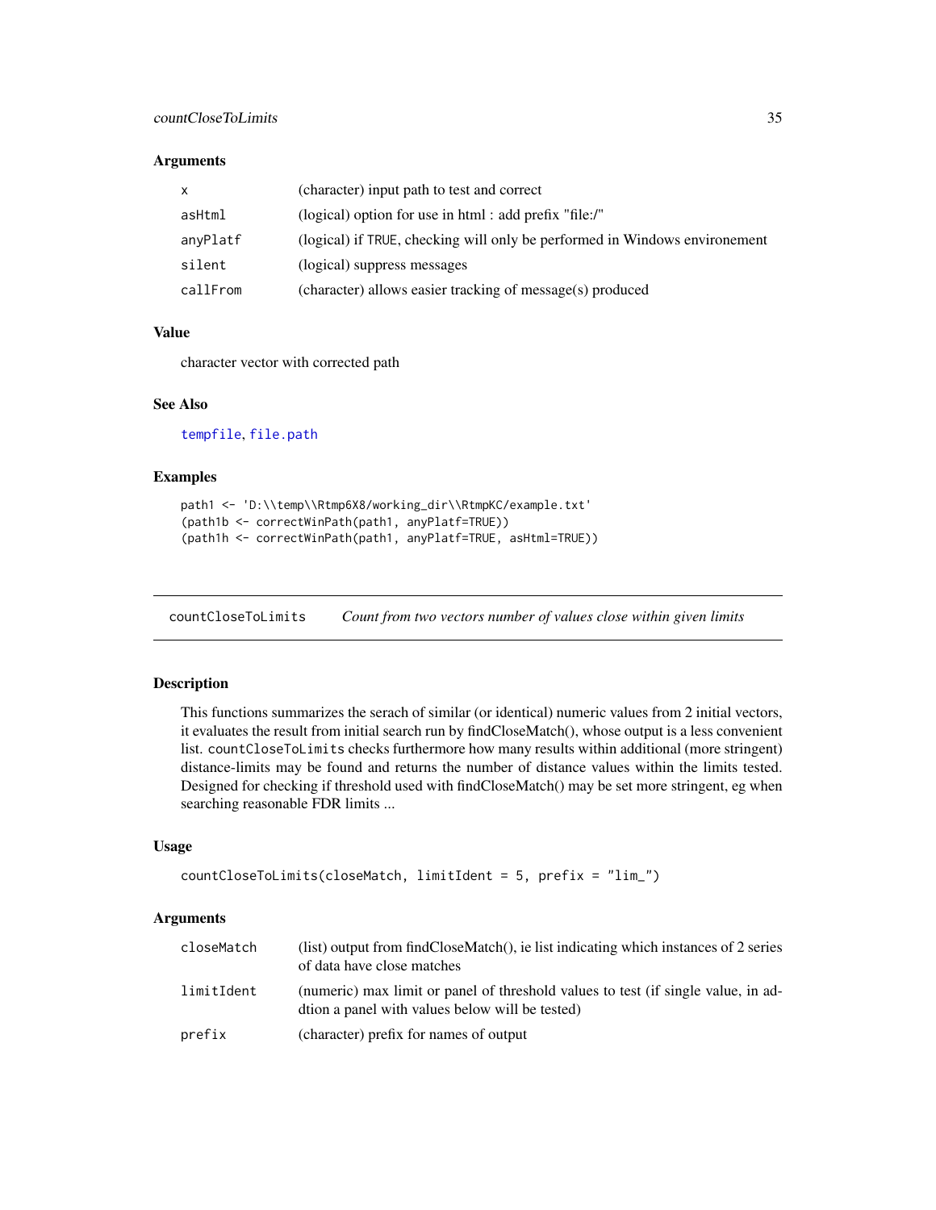### Arguments

| | |
|---|---|
| x | (character) input path to test and correct |
| asHtml | (logical) option for use in html : add prefix "file:/" |
| anyPlatf | (logical) if TRUE, checking will only be performed in Windows environement |
| silent | (logical) suppress messages |
| callFrom | (character) allows easier tracking of message(s) produced |

### Value

character vector with corrected path

### See Also

tempfile, file.path

### Examples

```
path1 <- 'D:\\temp\\Rtmp6X8/working_dir\\RtmpKC/example.txt'
(path1b <- correctWinPath(path1, anyPlatf=TRUE))
(path1h <- correctWinPath(path1, anyPlatf=TRUE, asHtml=TRUE))
```

---

## countCloseToLimits *Count from two vectors number of values close within given limits*

### Description

This functions summarizes the serach of similar (or identical) numeric values from 2 initial vectors, it evaluates the result from initial search run by findCloseMatch(), whose output is a less convenient list. countCloseToLimits checks furthermore how many results within additional (more stringent) distance-limits may be found and returns the number of distance values within the limits tested. Designed for checking if threshold used with findCloseMatch() may be set more stringent, eg when searching reasonable FDR limits ...

### Usage

```
countCloseToLimits(closeMatch, limitIdent = 5, prefix = "lim_")
```

### Arguments

| | |
|---|---|
| closeMatch | (list) output from findCloseMatch(), ie list indicating which instances of 2 series of data have close matches |
| limitIdent | (numeric) max limit or panel of threshold values to test (if single value, in addtion a panel with values below will be tested) |
| prefix | (character) prefix for names of output |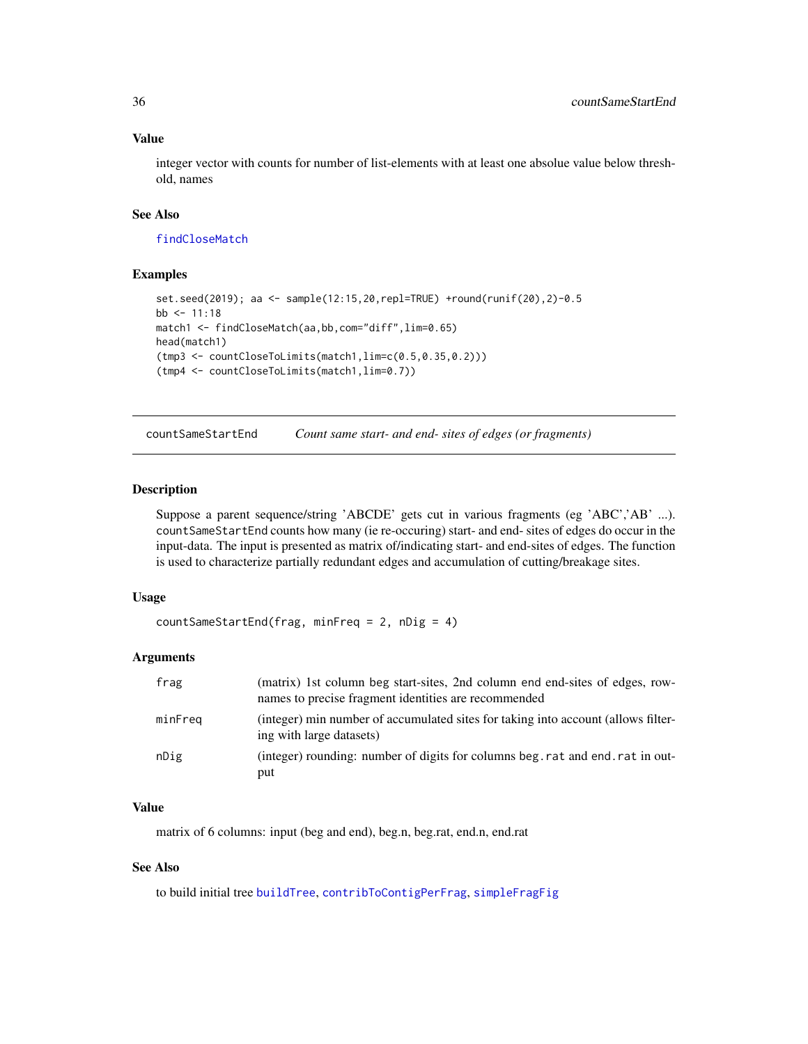### Value

integer vector with counts for number of list-elements with at least one absolue value below threshold, names

### See Also

findCloseMatch

### Examples

```
set.seed(2019); aa <- sample(12:15,20,repl=TRUE) +round(runif(20),2)-0.5
bb <- 11:18
match1 <- findCloseMatch(aa,bb,com="diff",lim=0.65)
head(match1)
(tmp3 <- countCloseToLimits(match1,lim=c(0.5,0.35,0.2)))
(tmp4 <- countCloseToLimits(match1,lim=0.7))
```

---

## countSameStartEnd *Count same start- and end- sites of edges (or fragments)*

### Description

Suppose a parent sequence/string 'ABCDE' gets cut in various fragments (eg 'ABC','AB' ...). `countSameStartEnd` counts how many (ie re-occuring) start- and end- sites of edges do occur in the input-data. The input is presented as matrix of/indicating start- and end-sites of edges. The function is used to characterize partially redundant edges and accumulation of cutting/breakage sites.

### Usage

```
countSameStartEnd(frag, minFreq = 2, nDig = 4)
```

### Arguments

| | |
|---|---|
| frag | (matrix) 1st column beg start-sites, 2nd column end end-sites of edges, rownames to precise fragment identities are recommended |
| minFreq | (integer) min number of accumulated sites for taking into account (allows filtering with large datasets) |
| nDig | (integer) rounding: number of digits for columns `beg.rat` and `end.rat` in output |

### Value

matrix of 6 columns: input (beg and end), beg.n, beg.rat, end.n, end.rat

### See Also

to build initial tree buildTree, contribToContigPerFrag, simpleFragFig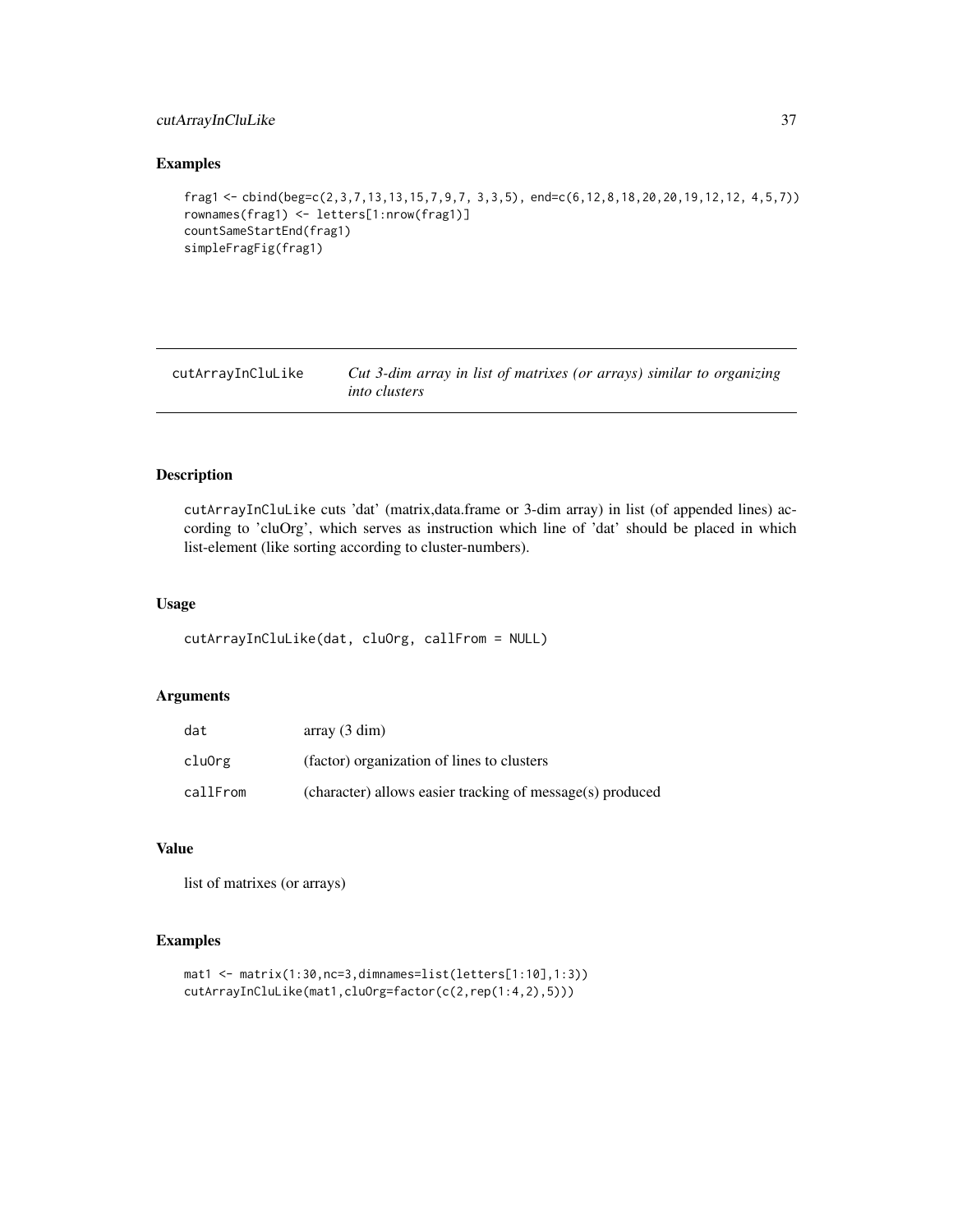## Examples

```
frag1 <- cbind(beg=c(2,3,7,13,13,15,7,9,7, 3,3,5), end=c(6,12,8,18,20,20,19,12,12, 4,5,7))
rownames(frag1) <- letters[1:nrow(frag1)]
countSameStartEnd(frag1)
simpleFragFig(frag1)
```

---

# cutArrayInCluLike

*Cut 3-dim array in list of matrixes (or arrays) similar to organizing into clusters*

## Description

cutArrayInCluLike cuts 'dat' (matrix,data.frame or 3-dim array) in list (of appended lines) according to 'cluOrg', which serves as instruction which line of 'dat' should be placed in which list-element (like sorting according to cluster-numbers).

## Usage

```
cutArrayInCluLike(dat, cluOrg, callFrom = NULL)
```

## Arguments

| | |
|---|---|
| dat | array (3 dim) |
| cluOrg | (factor) organization of lines to clusters |
| callFrom | (character) allows easier tracking of message(s) produced |

## Value

list of matrixes (or arrays)

## Examples

```
mat1 <- matrix(1:30,nc=3,dimnames=list(letters[1:10],1:3))
cutArrayInCluLike(mat1,cluOrg=factor(c(2,rep(1:4,2),5)))
```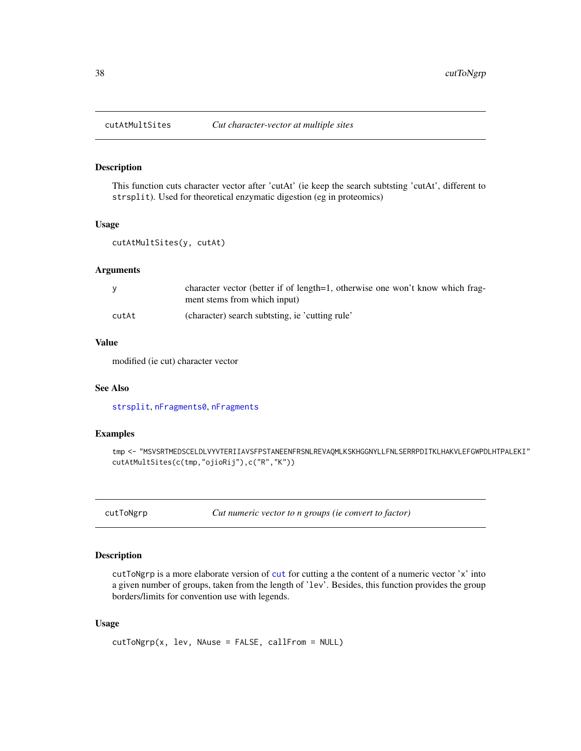## cutAtMultSites — *Cut character-vector at multiple sites*

### Description

This function cuts character vector after 'cutAt' (ie keep the search subtsting 'cutAt', different to `strsplit`). Used for theoretical enzymatic digestion (eg in proteomics)

### Usage

```
cutAtMultSites(y, cutAt)
```

### Arguments

| | |
|---|---|
| `y` | character vector (better if of length=1, otherwise one won't know which fragment stems from which input) |
| `cutAt` | (character) search subtsting, ie 'cutting rule' |

### Value

modified (ie cut) character vector

### See Also

`strsplit`, `nFragments0`, `nFragments`

### Examples

```
tmp <- "MSVSRTMEDSCELDLVYVTERIIAVSFPSTANEENFRSNLREVAQMLKSKHGGNYLLFNLSERRPDITKLHAKVLEFGWPDLHTPALEKI"
cutAtMultSites(c(tmp,"ojioRij"),c("R","K"))
```

## cutToNgrp — *Cut numeric vector to n groups (ie convert to factor)*

### Description

`cutToNgrp` is a more elaborate version of `cut` for cutting a the content of a numeric vector 'x' into a given number of groups, taken from the length of 'lev'. Besides, this function provides the group borders/limits for convention use with legends.

### Usage

```
cutToNgrp(x, lev, NAuse = FALSE, callFrom = NULL)
```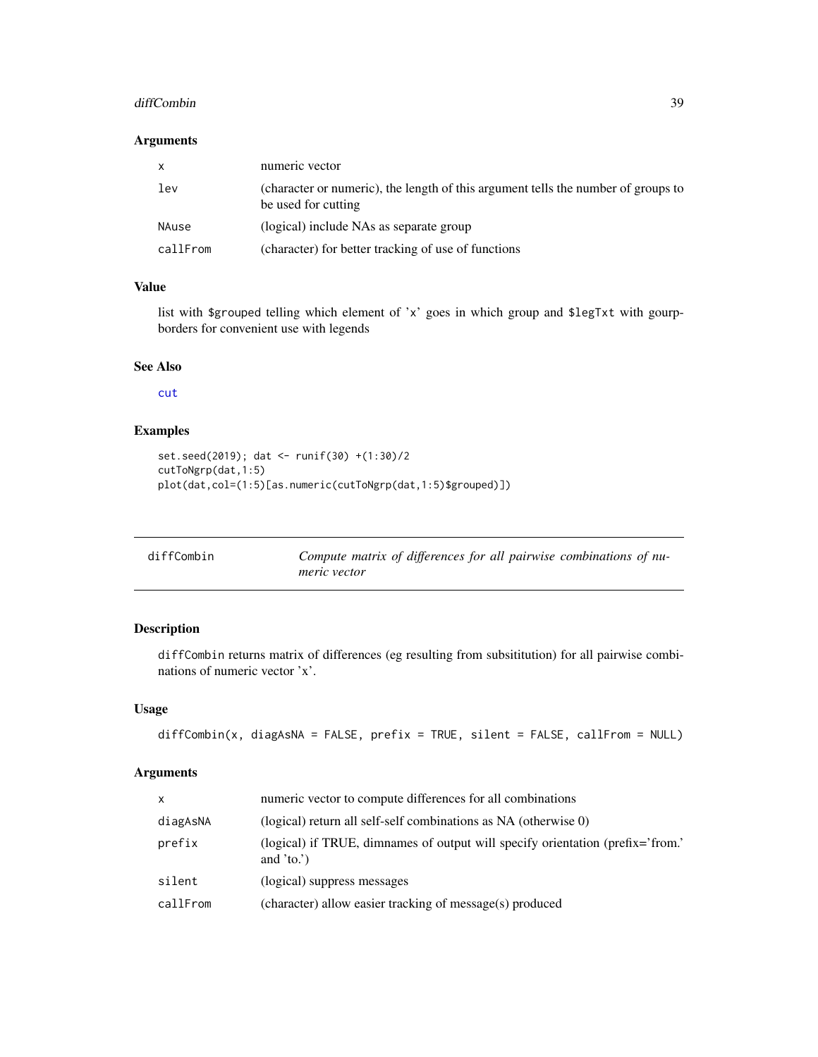## Arguments

| | |
|---|---|
| x | numeric vector |
| lev | (character or numeric), the length of this argument tells the number of groups to be used for cutting |
| NAuse | (logical) include NAs as separate group |
| callFrom | (character) for better tracking of use of functions |

## Value

list with `$grouped` telling which element of 'x' goes in which group and `$legTxt` with gourp-borders for convenient use with legends

## See Also

`cut`

## Examples

```
set.seed(2019); dat <- runif(30) +(1:30)/2
cutToNgrp(dat,1:5)
plot(dat,col=(1:5)[as.numeric(cutToNgrp(dat,1:5)$grouped)])
```

---

# diffCombin — *Compute matrix of differences for all pairwise combinations of numeric vector*

---

## Description

`diffCombin` returns matrix of differences (eg resulting from subsititution) for all pairwise combinations of numeric vector 'x'.

## Usage

```
diffCombin(x, diagAsNA = FALSE, prefix = TRUE, silent = FALSE, callFrom = NULL)
```

## Arguments

| | |
|---|---|
| x | numeric vector to compute differences for all combinations |
| diagAsNA | (logical) return all self-self combinations as NA (otherwise 0) |
| prefix | (logical) if TRUE, dimnames of output will specify orientation (prefix='from.' and 'to.') |
| silent | (logical) suppress messages |
| callFrom | (character) allow easier tracking of message(s) produced |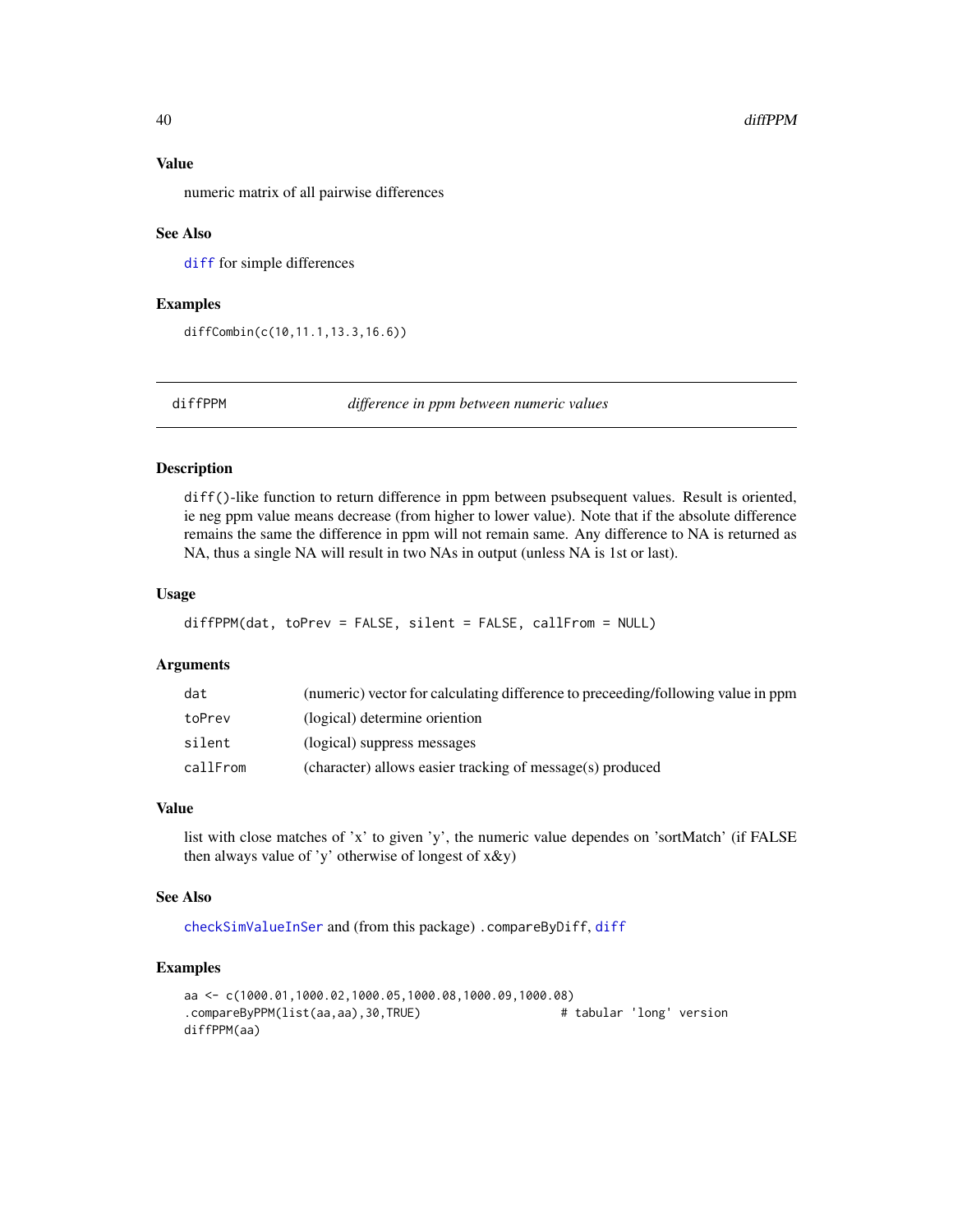### Value

numeric matrix of all pairwise differences

### See Also

`diff` for simple differences

### Examples

```
diffCombin(c(10,11.1,13.3,16.6))
```

---

## diffPPM *difference in ppm between numeric values*

### Description

`diff()`-like function to return difference in ppm between psubsequent values. Result is oriented, ie neg ppm value means decrease (from higher to lower value). Note that if the absolute difference remains the same the difference in ppm will not remain same. Any difference to NA is returned as NA, thus a single NA will result in two NAs in output (unless NA is 1st or last).

### Usage

```
diffPPM(dat, toPrev = FALSE, silent = FALSE, callFrom = NULL)
```

### Arguments

| | |
|---|---|
| `dat` | (numeric) vector for calculating difference to preceeding/following value in ppm |
| `toPrev` | (logical) determine oriention |
| `silent` | (logical) suppress messages |
| `callFrom` | (character) allows easier tracking of message(s) produced |

### Value

list with close matches of 'x' to given 'y', the numeric value dependes on 'sortMatch' (if FALSE then always value of 'y' otherwise of longest of x&y)

### See Also

`checkSimValueInSer` and (from this package) `.compareByDiff`, `diff`

### Examples

```
aa <- c(1000.01,1000.02,1000.05,1000.08,1000.09,1000.08)
.compareByPPM(list(aa,aa),30,TRUE)                    # tabular 'long' version
diffPPM(aa)
```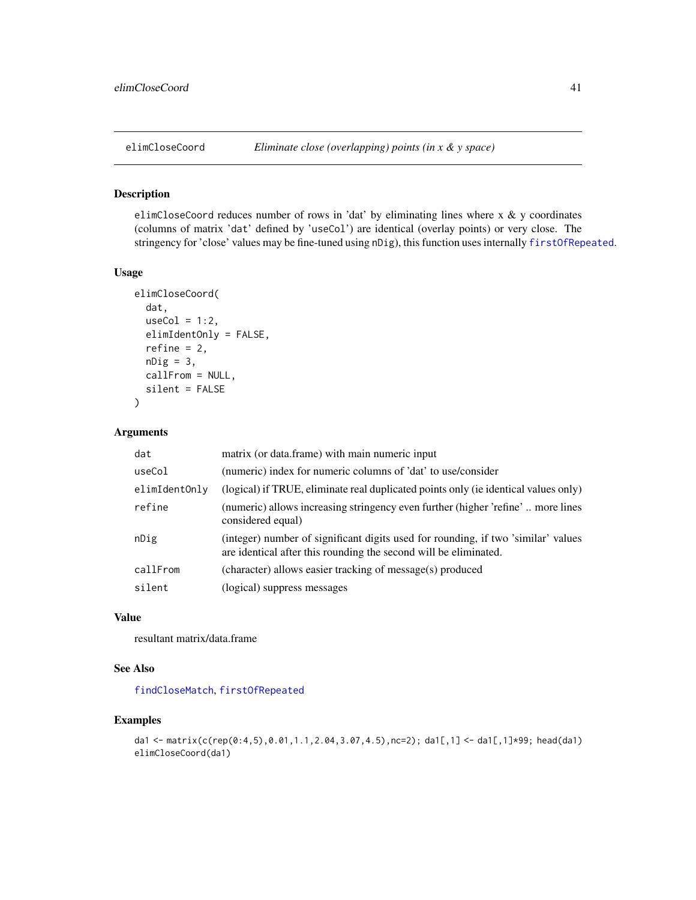## elimCloseCoord — *Eliminate close (overlapping) points (in x & y space)*

### Description

elimCloseCoord reduces number of rows in 'dat' by eliminating lines where x & y coordinates (columns of matrix 'dat' defined by 'useCol') are identical (overlay points) or very close. The stringency for 'close' values may be fine-tuned using nDig), this function uses internally firstOfRepeated.

### Usage

```
elimCloseCoord(
  dat,
  useCol = 1:2,
  elimIdentOnly = FALSE,
  refine = 2,
  nDig = 3,
  callFrom = NULL,
  silent = FALSE
)
```

### Arguments

| | |
|---|---|
| dat | matrix (or data.frame) with main numeric input |
| useCol | (numeric) index for numeric columns of 'dat' to use/consider |
| elimIdentOnly | (logical) if TRUE, eliminate real duplicated points only (ie identical values only) |
| refine | (numeric) allows increasing stringency even further (higher 'refine' .. more lines considered equal) |
| nDig | (integer) number of significant digits used for rounding, if two 'similar' values are identical after this rounding the second will be eliminated. |
| callFrom | (character) allows easier tracking of message(s) produced |
| silent | (logical) suppress messages |

### Value

resultant matrix/data.frame

### See Also

findCloseMatch, firstOfRepeated

### Examples

```
da1 <- matrix(c(rep(0:4,5),0.01,1.1,2.04,3.07,4.5),nc=2); da1[,1] <- da1[,1]*99; head(da1)
elimCloseCoord(da1)
```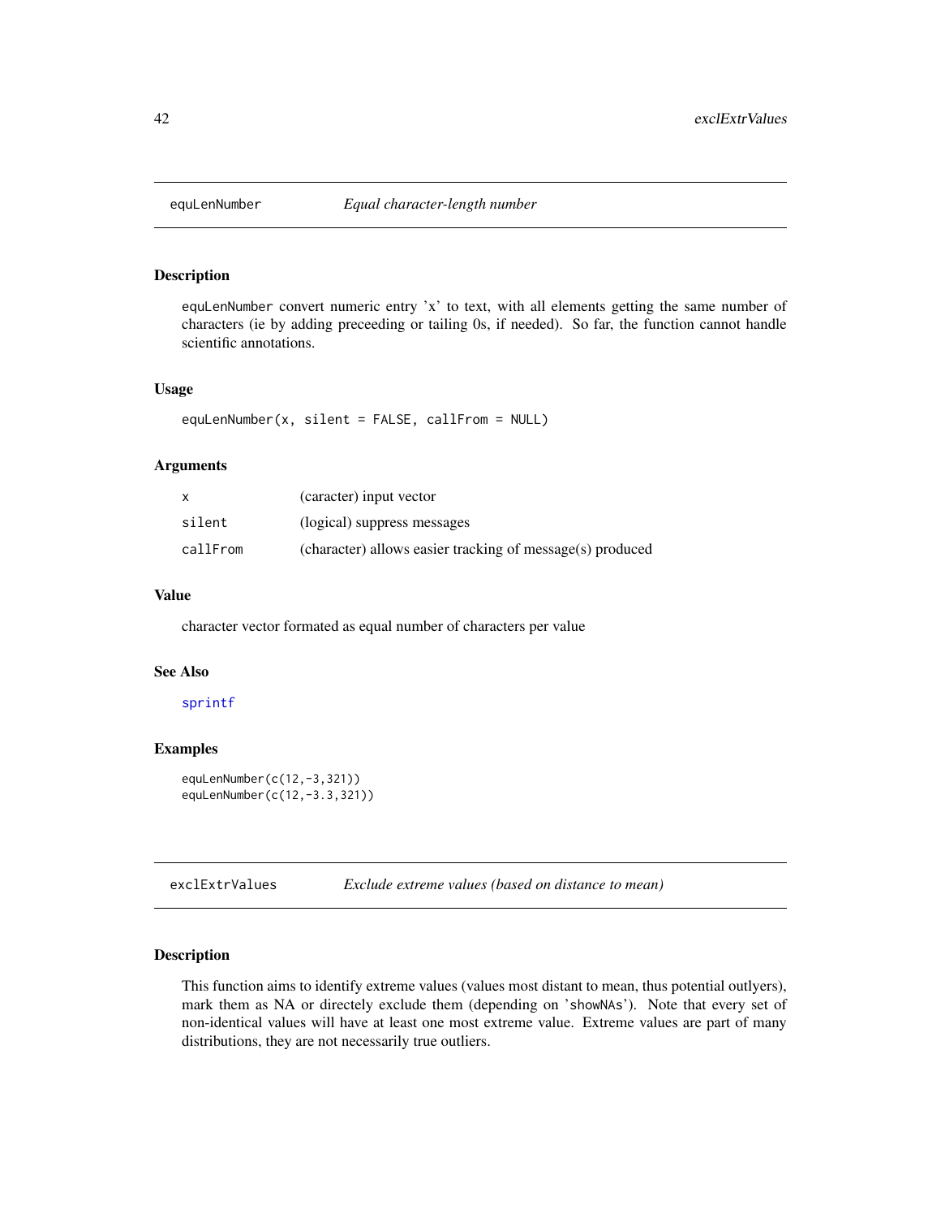## equLenNumber *Equal character-length number*

### Description

equLenNumber convert numeric entry 'x' to text, with all elements getting the same number of characters (ie by adding preceeding or tailing 0s, if needed). So far, the function cannot handle scientific annotations.

### Usage

```
equLenNumber(x, silent = FALSE, callFrom = NULL)
```

### Arguments

| | |
|---|---|
| x | (caracter) input vector |
| silent | (logical) suppress messages |
| callFrom | (character) allows easier tracking of message(s) produced |

### Value

character vector formated as equal number of characters per value

### See Also

sprintf

### Examples

```
equLenNumber(c(12,-3,321))
equLenNumber(c(12,-3.3,321))
```

## exclExtrValues *Exclude extreme values (based on distance to mean)*

### Description

This function aims to identify extreme values (values most distant to mean, thus potential outlyers), mark them as NA or directely exclude them (depending on 'showNAs'). Note that every set of non-identical values will have at least one most extreme value. Extreme values are part of many distributions, they are not necessarily true outliers.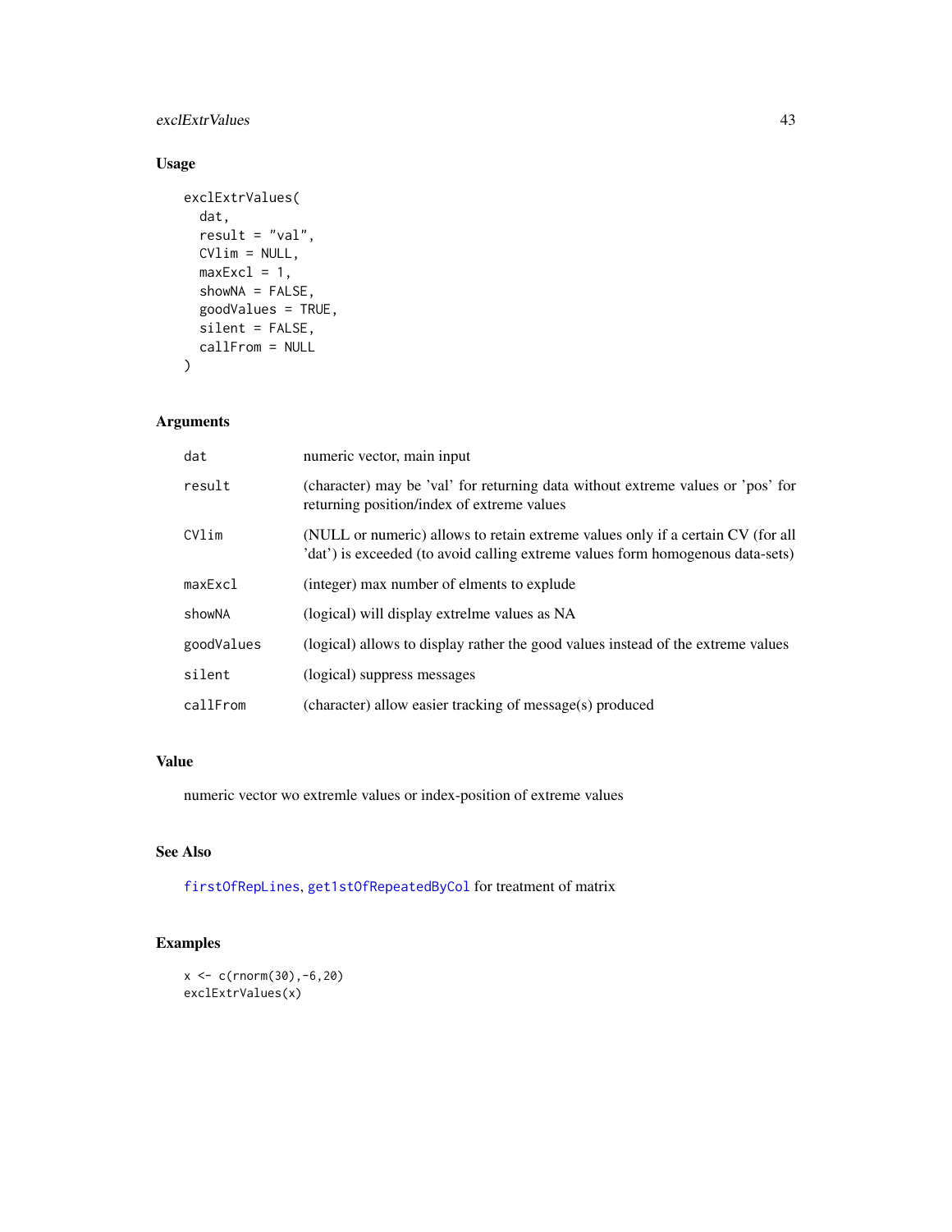## Usage

```
exclExtrValues(
  dat,
  result = "val",
  CVlim = NULL,
  maxExcl = 1,
  showNA = FALSE,
  goodValues = TRUE,
  silent = FALSE,
  callFrom = NULL
)
```

## Arguments

| | |
|---|---|
| dat | numeric vector, main input |
| result | (character) may be 'val' for returning data without extreme values or 'pos' for returning position/index of extreme values |
| CVlim | (NULL or numeric) allows to retain extreme values only if a certain CV (for all 'dat') is exceeded (to avoid calling extreme values form homogenous data-sets) |
| maxExcl | (integer) max number of elments to explude |
| showNA | (logical) will display extrelme values as NA |
| goodValues | (logical) allows to display rather the good values instead of the extreme values |
| silent | (logical) suppress messages |
| callFrom | (character) allow easier tracking of message(s) produced |

## Value

numeric vector wo extremle values or index-position of extreme values

## See Also

firstOfRepLines, get1stOfRepeatedByCol for treatment of matrix

## Examples

```
x <- c(rnorm(30),-6,20)
exclExtrValues(x)
```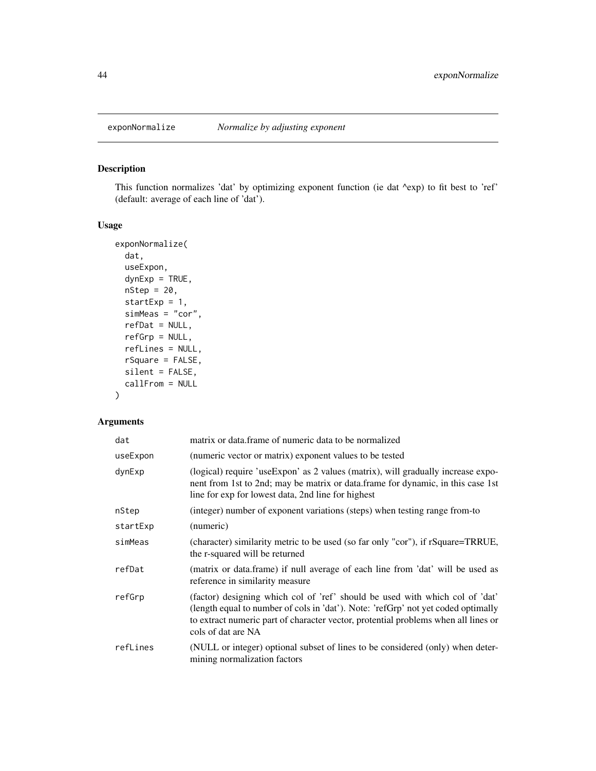## exponNormalize *Normalize by adjusting exponent*

### Description

This function normalizes 'dat' by optimizing exponent function (ie dat ^exp) to fit best to 'ref' (default: average of each line of 'dat').

### Usage

```
exponNormalize(
  dat,
  useExpon,
  dynExp = TRUE,
  nStep = 20,
  startExp = 1,
  simMeas = "cor",
  refDat = NULL,
  refGrp = NULL,
  refLines = NULL,
  rSquare = FALSE,
  silent = FALSE,
  callFrom = NULL
)
```

### Arguments

| | |
|---|---|
| dat | matrix or data.frame of numeric data to be normalized |
| useExpon | (numeric vector or matrix) exponent values to be tested |
| dynExp | (logical) require 'useExpon' as 2 values (matrix), will gradually increase exponent from 1st to 2nd; may be matrix or data.frame for dynamic, in this case 1st line for exp for lowest data, 2nd line for highest |
| nStep | (integer) number of exponent variations (steps) when testing range from-to |
| startExp | (numeric) |
| simMeas | (character) similarity metric to be used (so far only "cor"), if rSquare=TRRUE, the r-squared will be returned |
| refDat | (matrix or data.frame) if null average of each line from 'dat' will be used as reference in similarity measure |
| refGrp | (factor) designing which col of 'ref' should be used with which col of 'dat' (length equal to number of cols in 'dat'). Note: 'refGrp' not yet coded optimally to extract numeric part of character vector, protential problems when all lines or cols of dat are NA |
| refLines | (NULL or integer) optional subset of lines to be considered (only) when determining normalization factors |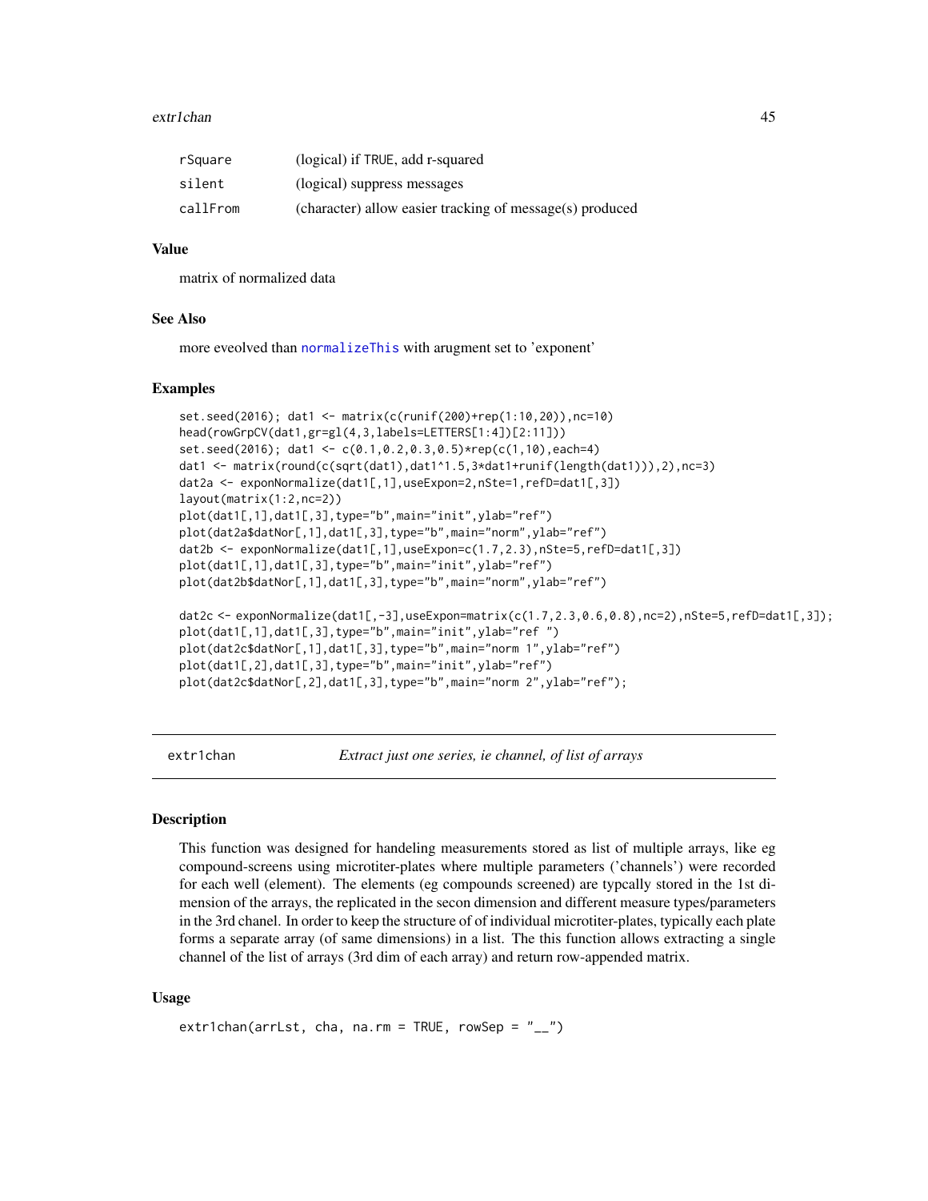| | |
|---|---|
| rSquare | (logical) if TRUE, add r-squared |
| silent | (logical) suppress messages |
| callFrom | (character) allow easier tracking of message(s) produced |

### Value

matrix of normalized data

### See Also

more eveolved than normalizeThis with arugment set to 'exponent'

### Examples

```
set.seed(2016); dat1 <- matrix(c(runif(200)+rep(1:10,20)),nc=10)
head(rowGrpCV(dat1,gr=gl(4,3,labels=LETTERS[1:4])[2:11]))
set.seed(2016); dat1 <- c(0.1,0.2,0.3,0.5)*rep(c(1,10),each=4)
dat1 <- matrix(round(c(sqrt(dat1),dat1^1.5,3*dat1+runif(length(dat1))),2),nc=3)
dat2a <- exponNormalize(dat1[,1],useExpon=2,nSte=1,refD=dat1[,3])
layout(matrix(1:2,nc=2))
plot(dat1[,1],dat1[,3],type="b",main="init",ylab="ref")
plot(dat2a$datNor[,1],dat1[,3],type="b",main="norm",ylab="ref")
dat2b <- exponNormalize(dat1[,1],useExpon=c(1.7,2.3),nSte=5,refD=dat1[,3])
plot(dat1[,1],dat1[,3],type="b",main="init",ylab="ref")
plot(dat2b$datNor[,1],dat1[,3],type="b",main="norm",ylab="ref")

dat2c <- exponNormalize(dat1[,-3],useExpon=matrix(c(1.7,2.3,0.6,0.8),nc=2),nSte=5,refD=dat1[,3]);
plot(dat1[,1],dat1[,3],type="b",main="init",ylab="ref ")
plot(dat2c$datNor[,1],dat1[,3],type="b",main="norm 1",ylab="ref")
plot(dat1[,2],dat1[,3],type="b",main="init",ylab="ref")
plot(dat2c$datNor[,2],dat1[,3],type="b",main="norm 2",ylab="ref");
```

---

## extr1chan — *Extract just one series, ie channel, of list of arrays*

### Description

This function was designed for handeling measurements stored as list of multiple arrays, like eg compound-screens using microtiter-plates where multiple parameters ('channels') were recorded for each well (element). The elements (eg compounds screened) are typcally stored in the 1st dimension of the arrays, the replicated in the secon dimension and different measure types/parameters in the 3rd chanel. In order to keep the structure of of individual microtiter-plates, typically each plate forms a separate array (of same dimensions) in a list. The this function allows extracting a single channel of the list of arrays (3rd dim of each array) and return row-appended matrix.

### Usage

```
extr1chan(arrLst, cha, na.rm = TRUE, rowSep = "__")
```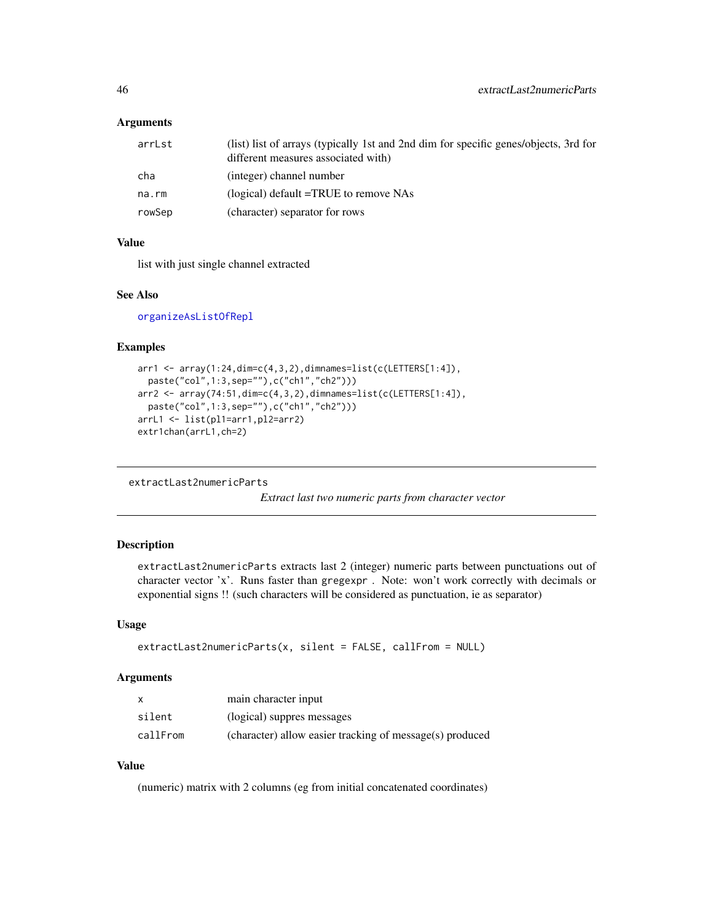### Arguments

| | |
|---|---|
| arrLst | (list) list of arrays (typically 1st and 2nd dim for specific genes/objects, 3rd for different measures associated with) |
| cha | (integer) channel number |
| na.rm | (logical) default =TRUE to remove NAs |
| rowSep | (character) separator for rows |

### Value

list with just single channel extracted

### See Also

organizeAsListOfRepl

### Examples

```
arr1 <- array(1:24,dim=c(4,3,2),dimnames=list(c(LETTERS[1:4]),
  paste("col",1:3,sep=""),c("ch1","ch2")))
arr2 <- array(74:51,dim=c(4,3,2),dimnames=list(c(LETTERS[1:4]),
  paste("col",1:3,sep=""),c("ch1","ch2")))
arrL1 <- list(pl1=arr1,pl2=arr2)
extr1chan(arrL1,ch=2)
```

---

## extractLast2numericParts

*Extract last two numeric parts from character vector*

### Description

extractLast2numericParts extracts last 2 (integer) numeric parts between punctuations out of character vector 'x'. Runs faster than gregexpr . Note: won't work correctly with decimals or exponential signs !! (such characters will be considered as punctuation, ie as separator)

### Usage

```
extractLast2numericParts(x, silent = FALSE, callFrom = NULL)
```

### Arguments

| | |
|---|---|
| x | main character input |
| silent | (logical) suppres messages |
| callFrom | (character) allow easier tracking of message(s) produced |

### Value

(numeric) matrix with 2 columns (eg from initial concatenated coordinates)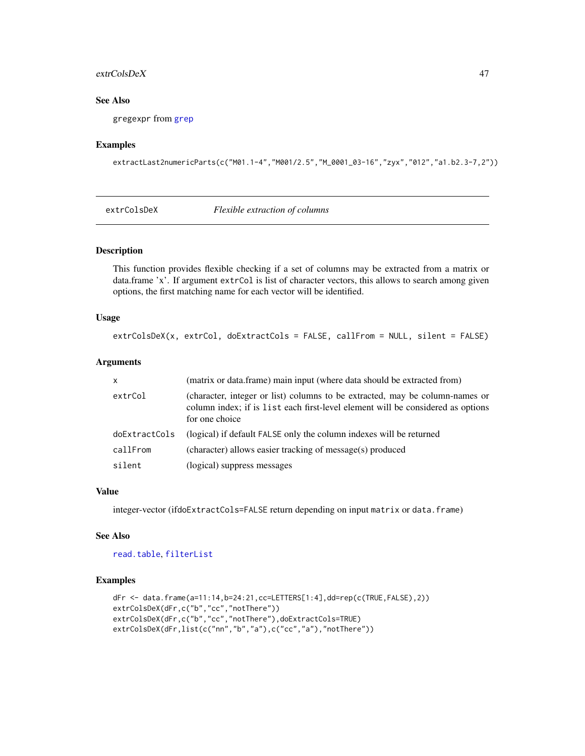## See Also

gregexpr from grep

## Examples

```
extractLast2numericParts(c("M01.1-4","M001/2.5","M_0001_03-16","zyx","012","a1.b2.3-7,2"))
```

---

# extrColsDeX *Flexible extraction of columns*

## Description

This function provides flexible checking if a set of columns may be extracted from a matrix or data.frame 'x'. If argument extrCol is list of character vectors, this allows to search among given options, the first matching name for each vector will be identified.

## Usage

```
extrColsDeX(x, extrCol, doExtractCols = FALSE, callFrom = NULL, silent = FALSE)
```

## Arguments

| | |
|---|---|
| x | (matrix or data.frame) main input (where data should be extracted from) |
| extrCol | (character, integer or list) columns to be extracted, may be column-names or column index; if is list each first-level element will be considered as options for one choice |
| doExtractCols | (logical) if default FALSE only the column indexes will be returned |
| callFrom | (character) allows easier tracking of message(s) produced |
| silent | (logical) suppress messages |

## Value

integer-vector (ifdoExtractCols=FALSE return depending on input matrix or data.frame)

## See Also

read.table, filterList

## Examples

```
dFr <- data.frame(a=11:14,b=24:21,cc=LETTERS[1:4],dd=rep(c(TRUE,FALSE),2))
extrColsDeX(dFr,c("b","cc","notThere"))
extrColsDeX(dFr,c("b","cc","notThere"),doExtractCols=TRUE)
extrColsDeX(dFr,list(c("nn","b","a"),c("cc","a"),"notThere"))
```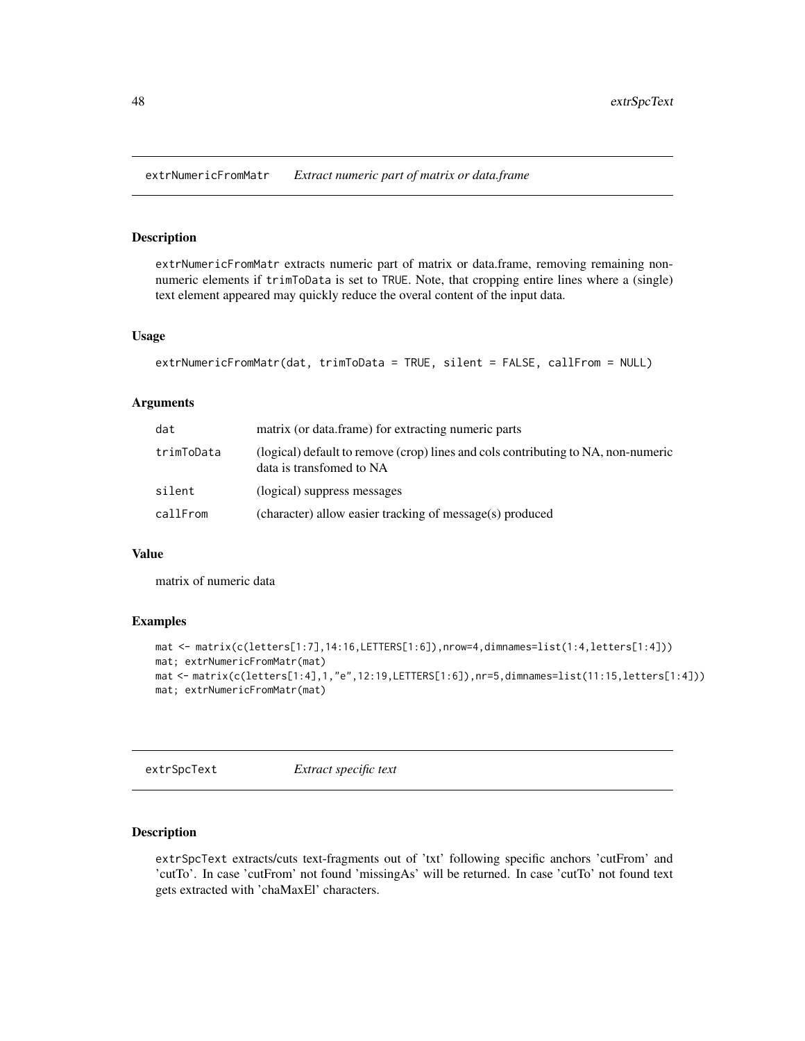## extrNumericFromMatr *Extract numeric part of matrix or data.frame*

### Description

extrNumericFromMatr extracts numeric part of matrix or data.frame, removing remaining non-numeric elements if trimToData is set to TRUE. Note, that cropping entire lines where a (single) text element appeared may quickly reduce the overal content of the input data.

### Usage

```
extrNumericFromMatr(dat, trimToData = TRUE, silent = FALSE, callFrom = NULL)
```

### Arguments

| | |
|---|---|
| dat | matrix (or data.frame) for extracting numeric parts |
| trimToData | (logical) default to remove (crop) lines and cols contributing to NA, non-numeric data is transfomed to NA |
| silent | (logical) suppress messages |
| callFrom | (character) allow easier tracking of message(s) produced |

### Value

matrix of numeric data

### Examples

```
mat <- matrix(c(letters[1:7],14:16,LETTERS[1:6]),nrow=4,dimnames=list(1:4,letters[1:4]))
mat; extrNumericFromMatr(mat)
mat <- matrix(c(letters[1:4],1,"e",12:19,LETTERS[1:6]),nr=5,dimnames=list(11:15,letters[1:4]))
mat; extrNumericFromMatr(mat)
```

## extrSpcText *Extract specific text*

### Description

extrSpcText extracts/cuts text-fragments out of 'txt' following specific anchors 'cutFrom' and 'cutTo'. In case 'cutFrom' not found 'missingAs' will be returned. In case 'cutTo' not found text gets extracted with 'chaMaxEl' characters.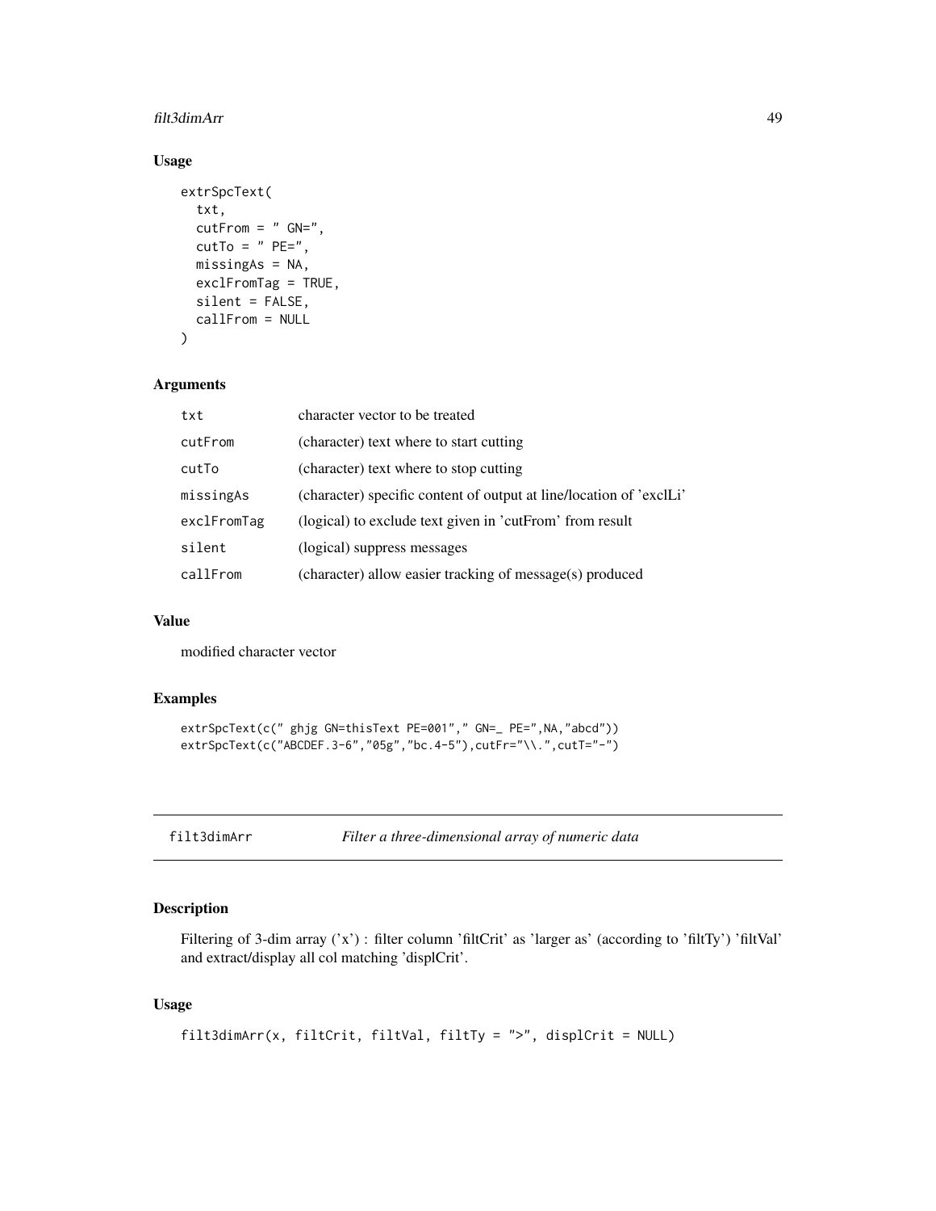## Usage

```
extrSpcText(
  txt,
  cutFrom = " GN=",
  cutTo = " PE=",
  missingAs = NA,
  exclFromTag = TRUE,
  silent = FALSE,
  callFrom = NULL
)
```

## Arguments

| | |
|---|---|
| txt | character vector to be treated |
| cutFrom | (character) text where to start cutting |
| cutTo | (character) text where to stop cutting |
| missingAs | (character) specific content of output at line/location of 'exclLi' |
| exclFromTag | (logical) to exclude text given in 'cutFrom' from result |
| silent | (logical) suppress messages |
| callFrom | (character) allow easier tracking of message(s) produced |

## Value

modified character vector

## Examples

```
extrSpcText(c(" ghjg GN=thisText PE=001"," GN=_ PE=",NA,"abcd"))
extrSpcText(c("ABCDEF.3-6","05g","bc.4-5"),cutFr="\\.",cutT="-")
```

---

# filt3dimArr *Filter a three-dimensional array of numeric data*

## Description

Filtering of 3-dim array ('x') : filter column 'filtCrit' as 'larger as' (according to 'filtTy') 'filtVal' and extract/display all col matching 'displCrit'.

## Usage

```
filt3dimArr(x, filtCrit, filtVal, filtTy = ">", displCrit = NULL)
```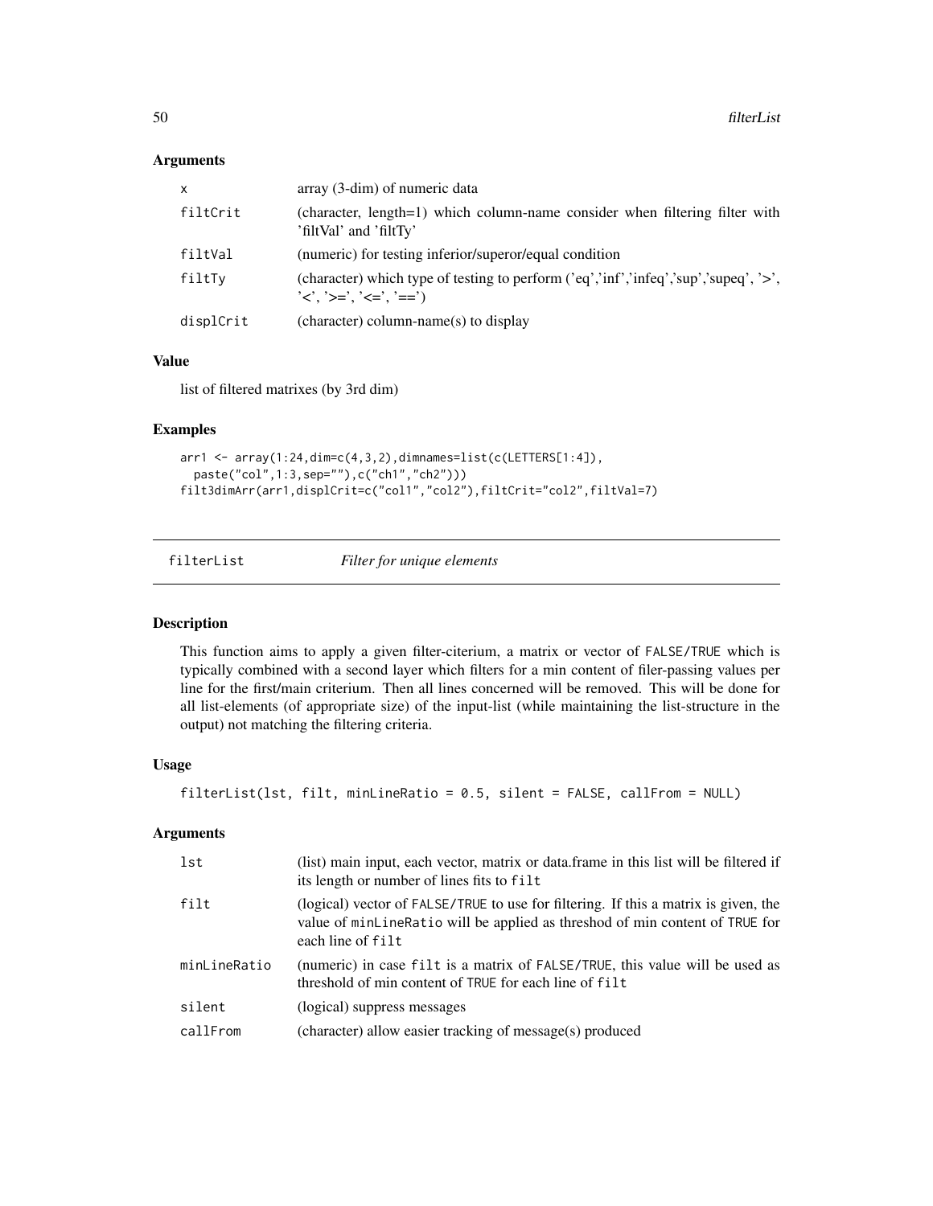### Arguments

| | |
|---|---|
| x | array (3-dim) of numeric data |
| filtCrit | (character, length=1) which column-name consider when filtering filter with 'filtVal' and 'filtTy' |
| filtVal | (numeric) for testing inferior/superor/equal condition |
| filtTy | (character) which type of testing to perform ('eq','inf','infeq','sup','supeq', '>', '<', '>=', '<=', '==') |
| displCrit | (character) column-name(s) to display |

### Value

list of filtered matrixes (by 3rd dim)

### Examples

```
arr1 <- array(1:24,dim=c(4,3,2),dimnames=list(c(LETTERS[1:4]),
  paste("col",1:3,sep=""),c("ch1","ch2")))
filt3dimArr(arr1,displCrit=c("col1","col2"),filtCrit="col2",filtVal=7)
```

---

## filterList *Filter for unique elements*

### Description

This function aims to apply a given filter-citerium, a matrix or vector of FALSE/TRUE which is typically combined with a second layer which filters for a min content of filer-passing values per line for the first/main criterium. Then all lines concerned will be removed. This will be done for all list-elements (of appropriate size) of the input-list (while maintaining the list-structure in the output) not matching the filtering criteria.

### Usage

```
filterList(lst, filt, minLineRatio = 0.5, silent = FALSE, callFrom = NULL)
```

### Arguments

| | |
|---|---|
| lst | (list) main input, each vector, matrix or data.frame in this list will be filtered if its length or number of lines fits to filt |
| filt | (logical) vector of FALSE/TRUE to use for filtering. If this a matrix is given, the value of minLineRatio will be applied as threshod of min content of TRUE for each line of filt |
| minLineRatio | (numeric) in case filt is a matrix of FALSE/TRUE, this value will be used as threshold of min content of TRUE for each line of filt |
| silent | (logical) suppress messages |
| callFrom | (character) allow easier tracking of message(s) produced |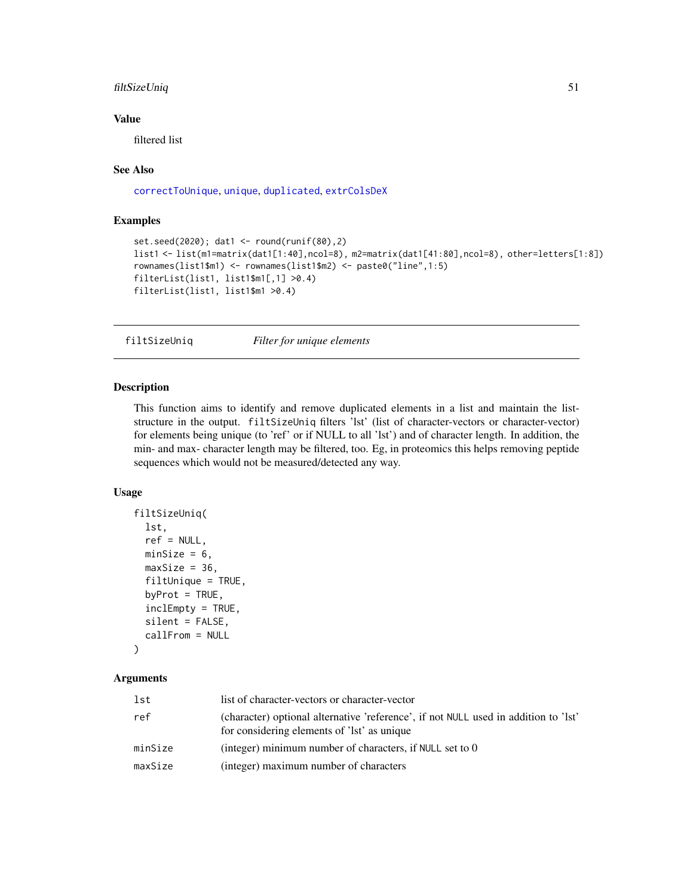## Value

filtered list

## See Also

`correctToUnique`, `unique`, `duplicated`, `extrColsDeX`

## Examples

```
set.seed(2020); dat1 <- round(runif(80),2)
list1 <- list(m1=matrix(dat1[1:40],ncol=8), m2=matrix(dat1[41:80],ncol=8), other=letters[1:8])
rownames(list1$m1) <- rownames(list1$m2) <- paste0("line",1:5)
filterList(list1, list1$m1[,1] >0.4)
filterList(list1, list1$m1 >0.4)
```

---

# filtSizeUniq — *Filter for unique elements*

## Description

This function aims to identify and remove duplicated elements in a list and maintain the list-structure in the output. `filtSizeUniq` filters 'lst' (list of character-vectors or character-vector) for elements being unique (to 'ref' or if NULL to all 'lst') and of character length. In addition, the min- and max- character length may be filtered, too. Eg, in proteomics this helps removing peptide sequences which would not be measured/detected any way.

## Usage

```
filtSizeUniq(
  lst,
  ref = NULL,
  minSize = 6,
  maxSize = 36,
  filtUnique = TRUE,
  byProt = TRUE,
  inclEmpty = TRUE,
  silent = FALSE,
  callFrom = NULL
)
```

## Arguments

| | |
|---|---|
| `lst` | list of character-vectors or character-vector |
| `ref` | (character) optional alternative 'reference', if not `NULL` used in addition to 'lst' for considering elements of 'lst' as unique |
| `minSize` | (integer) minimum number of characters, if `NULL` set to 0 |
| `maxSize` | (integer) maximum number of characters |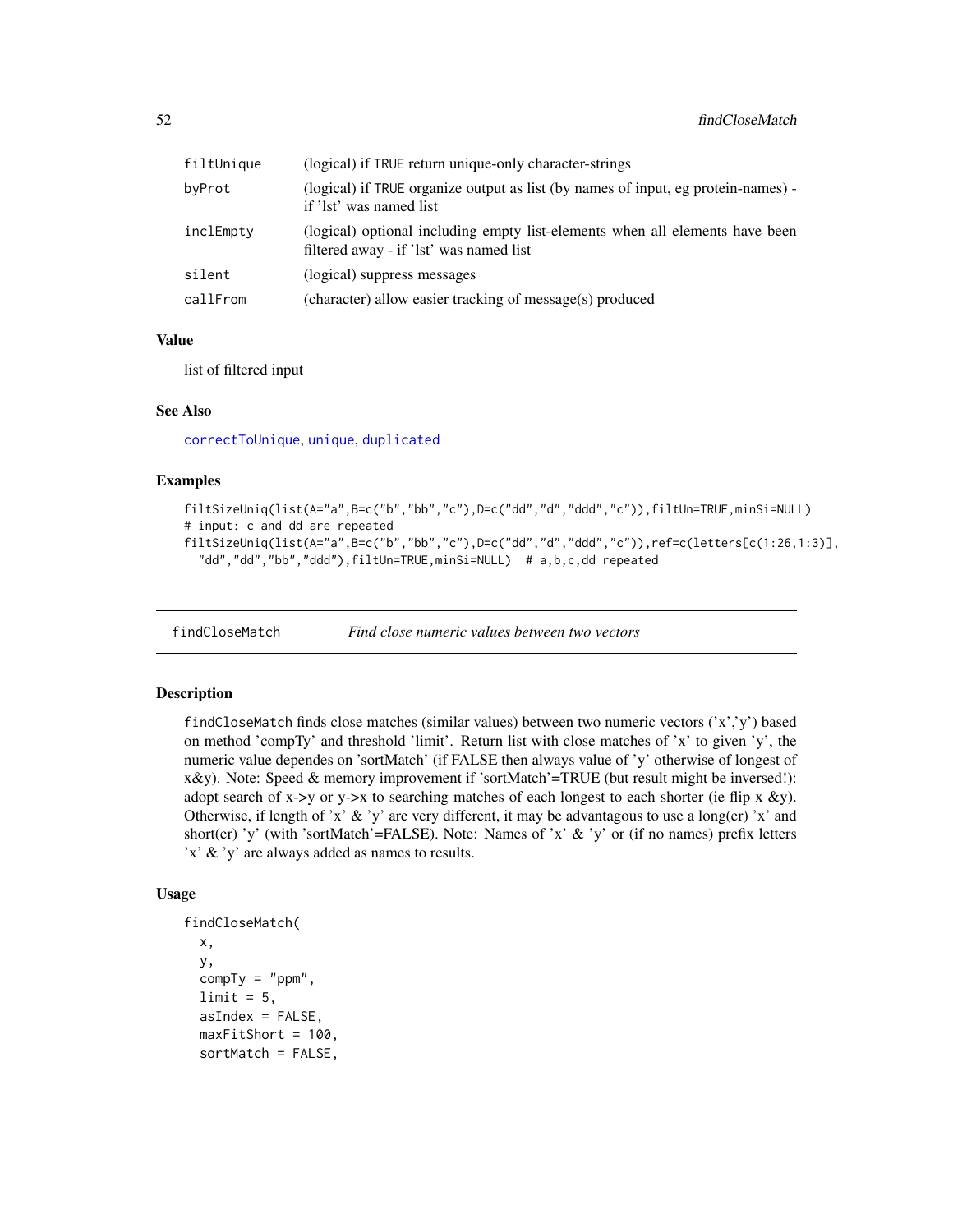| | |
|---|---|
| filtUnique | (logical) if TRUE return unique-only character-strings |
| byProt | (logical) if TRUE organize output as list (by names of input, eg protein-names) - if 'lst' was named list |
| inclEmpty | (logical) optional including empty list-elements when all elements have been filtered away - if 'lst' was named list |
| silent | (logical) suppress messages |
| callFrom | (character) allow easier tracking of message(s) produced |

### Value

list of filtered input

### See Also

correctToUnique, unique, duplicated

### Examples

```
filtSizeUniq(list(A="a",B=c("b","bb","c"),D=c("dd","d","ddd","c")),filtUn=TRUE,minSi=NULL)
# input: c and dd are repeated
filtSizeUniq(list(A="a",B=c("b","bb","c"),D=c("dd","d","ddd","c")),ref=c(letters[c(1:26,1:3)],
  "dd","dd","bb","ddd"),filtUn=TRUE,minSi=NULL)  # a,b,c,dd repeated
```

---

## findCloseMatch    *Find close numeric values between two vectors*

### Description

findCloseMatch finds close matches (similar values) between two numeric vectors ('x','y') based on method 'compTy' and threshold 'limit'. Return list with close matches of 'x' to given 'y', the numeric value dependes on 'sortMatch' (if FALSE then always value of 'y' otherwise of longest of x&y). Note: Speed & memory improvement if 'sortMatch'=TRUE (but result might be inversed!): adopt search of x->y or y->x to searching matches of each longest to each shorter (ie flip x &y). Otherwise, if length of 'x' & 'y' are very different, it may be advantagous to use a long(er) 'x' and short(er) 'y' (with 'sortMatch'=FALSE). Note: Names of 'x' & 'y' or (if no names) prefix letters 'x' & 'y' are always added as names to results.

### Usage

```
findCloseMatch(
  x,
  y,
  compTy = "ppm",
  limit = 5,
  asIndex = FALSE,
  maxFitShort = 100,
  sortMatch = FALSE,
```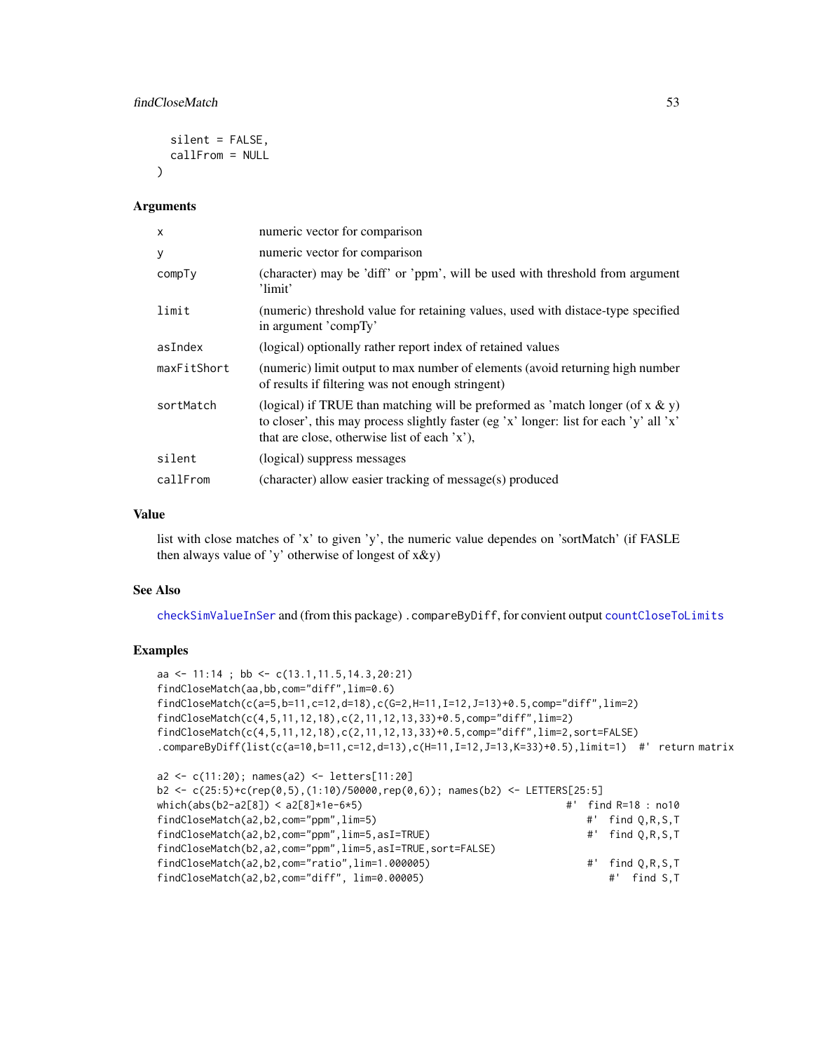```
  silent = FALSE,
  callFrom = NULL
)
```

## Arguments

| | |
|---|---|
| x | numeric vector for comparison |
| y | numeric vector for comparison |
| compTy | (character) may be 'diff' or 'ppm', will be used with threshold from argument 'limit' |
| limit | (numeric) threshold value for retaining values, used with distace-type specified in argument 'compTy' |
| asIndex | (logical) optionally rather report index of retained values |
| maxFitShort | (numeric) limit output to max number of elements (avoid returning high number of results if filtering was not enough stringent) |
| sortMatch | (logical) if TRUE than matching will be preformed as 'match longer (of x & y) to closer', this may process slightly faster (eg 'x' longer: list for each 'y' all 'x' that are close, otherwise list of each 'x'), |
| silent | (logical) suppress messages |
| callFrom | (character) allow easier tracking of message(s) produced |

## Value

list with close matches of 'x' to given 'y', the numeric value dependes on 'sortMatch' (if FASLE then always value of 'y' otherwise of longest of x&y)

## See Also

checkSimValueInSer and (from this package) .compareByDiff, for convient output countCloseToLimits

## Examples

```
aa <- 11:14 ; bb <- c(13.1,11.5,14.3,20:21)
findCloseMatch(aa,bb,com="diff",lim=0.6)
findCloseMatch(c(a=5,b=11,c=12,d=18),c(G=2,H=11,I=12,J=13)+0.5,comp="diff",lim=2)
findCloseMatch(c(4,5,11,12,18),c(2,11,12,13,33)+0.5,comp="diff",lim=2)
findCloseMatch(c(4,5,11,12,18),c(2,11,12,13,33)+0.5,comp="diff",lim=2,sort=FALSE)
.compareByDiff(list(c(a=10,b=11,c=12,d=13),c(H=11,I=12,J=13,K=33)+0.5),limit=1)  #' return matrix

a2 <- c(11:20); names(a2) <- letters[11:20]
b2 <- c(25:5)+c(rep(0,5),(1:10)/50000,rep(0,6)); names(b2) <- LETTERS[25:5]
which(abs(b2-a2[8]) < a2[8]*1e-6*5)                                   #'  find R=18 : no10
findCloseMatch(a2,b2,com="ppm",lim=5)                                   #'  find Q,R,S,T
findCloseMatch(a2,b2,com="ppm",lim=5,asI=TRUE)                          #'  find Q,R,S,T
findCloseMatch(b2,a2,com="ppm",lim=5,asI=TRUE,sort=FALSE)
findCloseMatch(a2,b2,com="ratio",lim=1.000005)                          #'  find Q,R,S,T
findCloseMatch(a2,b2,com="diff", lim=0.00005)                               #'  find S,T
```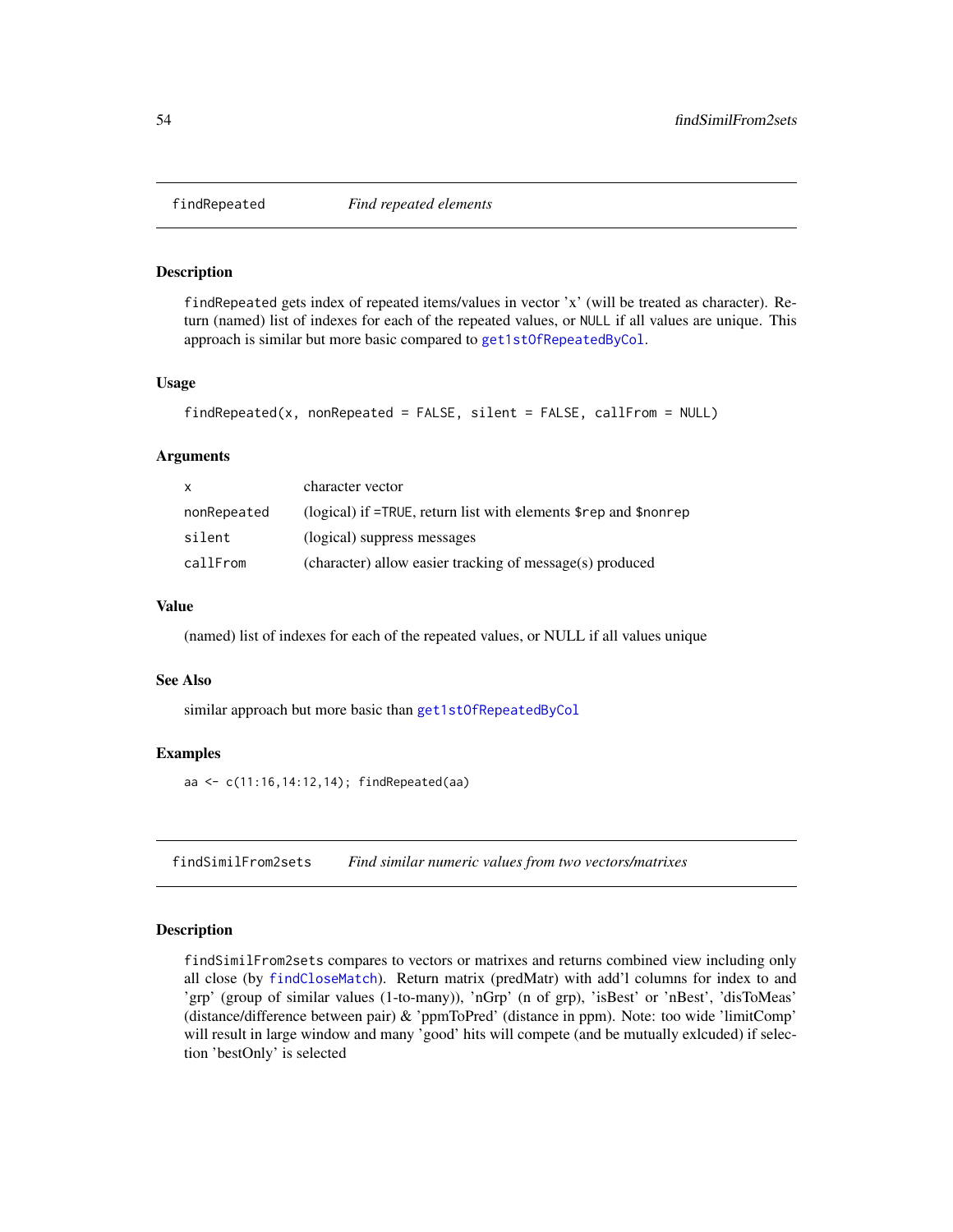## findRepeated — *Find repeated elements*

### Description

findRepeated gets index of repeated items/values in vector 'x' (will be treated as character). Return (named) list of indexes for each of the repeated values, or NULL if all values are unique. This approach is similar but more basic compared to get1stOfRepeatedByCol.

### Usage

```
findRepeated(x, nonRepeated = FALSE, silent = FALSE, callFrom = NULL)
```

### Arguments

| | |
|---|---|
| x | character vector |
| nonRepeated | (logical) if =TRUE, return list with elements $rep and $nonrep |
| silent | (logical) suppress messages |
| callFrom | (character) allow easier tracking of message(s) produced |

### Value

(named) list of indexes for each of the repeated values, or NULL if all values unique

### See Also

similar approach but more basic than get1stOfRepeatedByCol

### Examples

```
aa <- c(11:16,14:12,14); findRepeated(aa)
```

## findSimilFrom2sets — *Find similar numeric values from two vectors/matrixes*

### Description

findSimilFrom2sets compares to vectors or matrixes and returns combined view including only all close (by findCloseMatch). Return matrix (predMatr) with add'l columns for index to and 'grp' (group of similar values (1-to-many)), 'nGrp' (n of grp), 'isBest' or 'nBest', 'disToMeas' (distance/difference between pair) & 'ppmToPred' (distance in ppm). Note: too wide 'limitComp' will result in large window and many 'good' hits will compete (and be mutually exlcuded) if selection 'bestOnly' is selected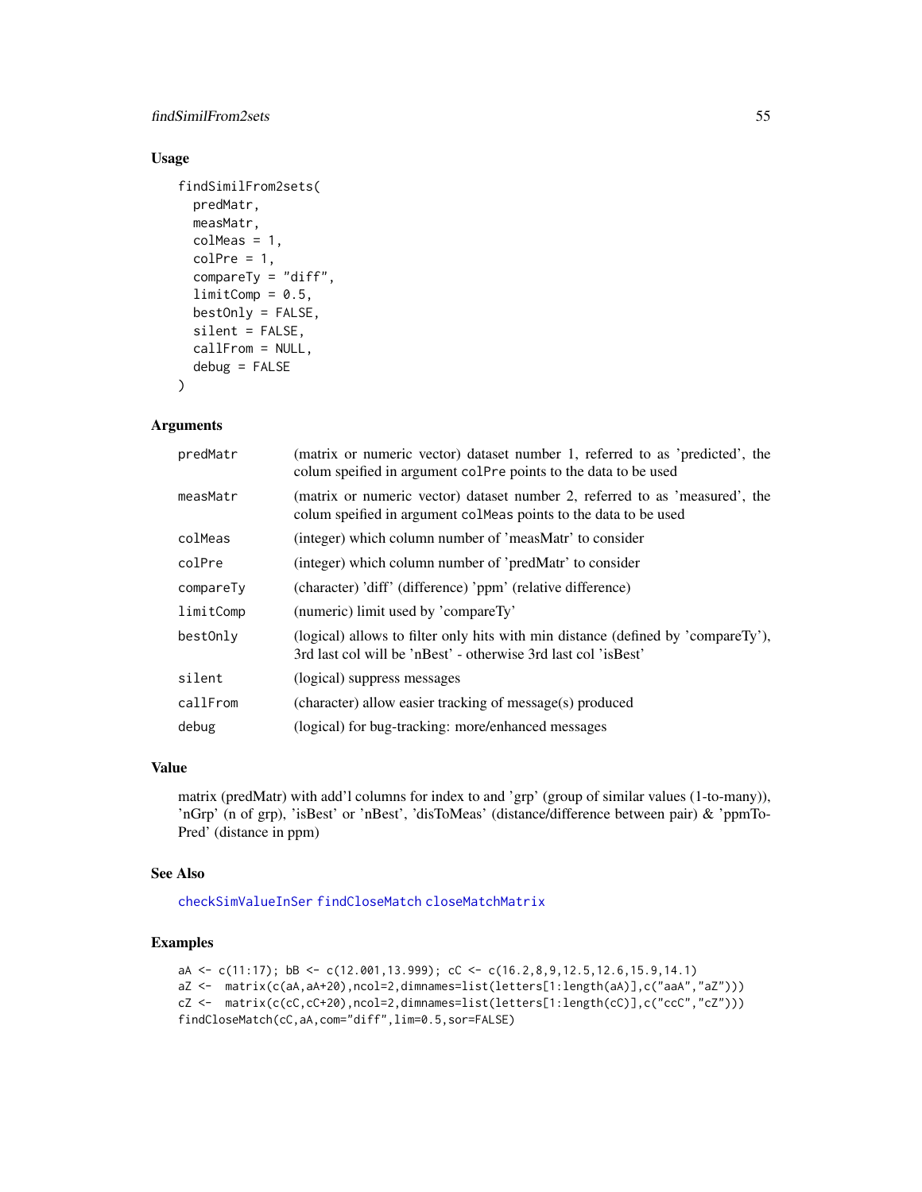## Usage

```
findSimilFrom2sets(
  predMatr,
  measMatr,
  colMeas = 1,
  colPre = 1,
  compareTy = "diff",
  limitComp = 0.5,
  bestOnly = FALSE,
  silent = FALSE,
  callFrom = NULL,
  debug = FALSE
)
```

## Arguments

| | |
|---|---|
| predMatr | (matrix or numeric vector) dataset number 1, referred to as 'predicted', the colum speified in argument `colPre` points to the data to be used |
| measMatr | (matrix or numeric vector) dataset number 2, referred to as 'measured', the colum speified in argument `colMeas` points to the data to be used |
| colMeas | (integer) which column number of 'measMatr' to consider |
| colPre | (integer) which column number of 'predMatr' to consider |
| compareTy | (character) 'diff' (difference) 'ppm' (relative difference) |
| limitComp | (numeric) limit used by 'compareTy' |
| bestOnly | (logical) allows to filter only hits with min distance (defined by 'compareTy'), 3rd last col will be 'nBest' - otherwise 3rd last col 'isBest' |
| silent | (logical) suppress messages |
| callFrom | (character) allow easier tracking of message(s) produced |
| debug | (logical) for bug-tracking: more/enhanced messages |

## Value

matrix (predMatr) with add'l columns for index to and 'grp' (group of similar values (1-to-many)), 'nGrp' (n of grp), 'isBest' or 'nBest', 'disToMeas' (distance/difference between pair) & 'ppmToPred' (distance in ppm)

## See Also

checkSimValueInSer findCloseMatch closeMatchMatrix

## Examples

```
aA <- c(11:17); bB <- c(12.001,13.999); cC <- c(16.2,8,9,12.5,12.6,15.9,14.1)
aZ <-  matrix(c(aA,aA+20),ncol=2,dimnames=list(letters[1:length(aA)],c("aaA","aZ")))
cZ <-  matrix(c(cC,cC+20),ncol=2,dimnames=list(letters[1:length(cC)],c("ccC","cZ")))
findCloseMatch(cC,aA,com="diff",lim=0.5,sor=FALSE)
```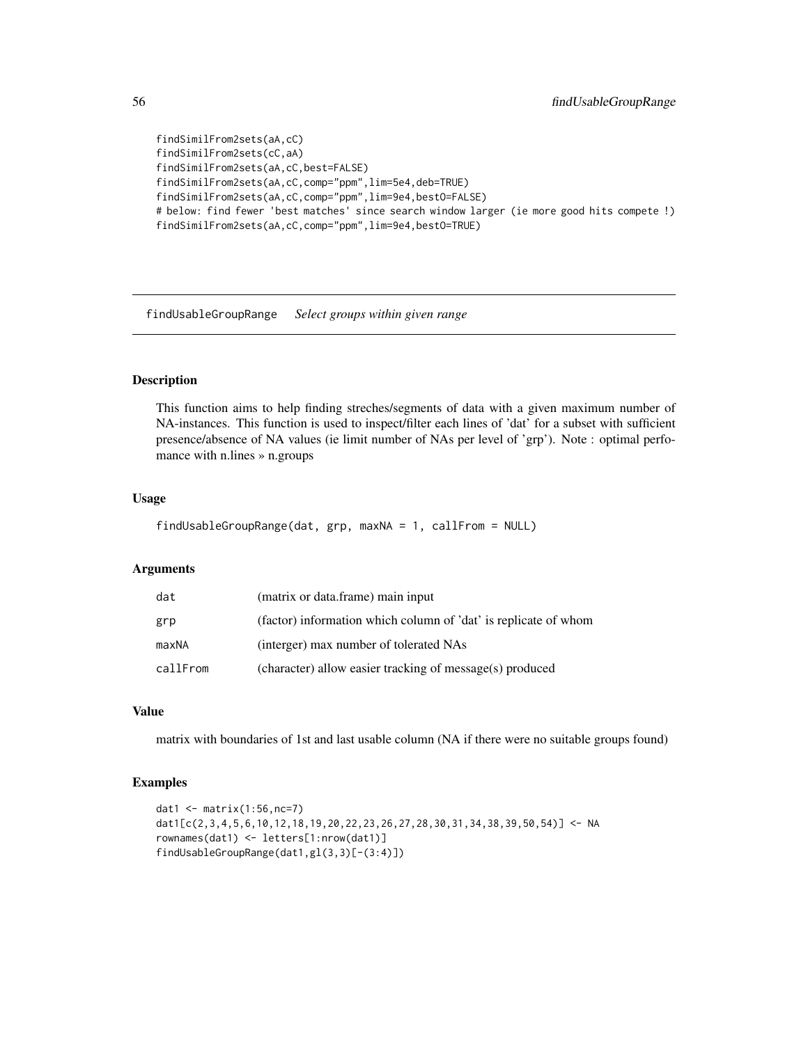```
findSimilFrom2sets(aA,cC)
findSimilFrom2sets(cC,aA)
findSimilFrom2sets(aA,cC,best=FALSE)
findSimilFrom2sets(aA,cC,comp="ppm",lim=5e4,deb=TRUE)
findSimilFrom2sets(aA,cC,comp="ppm",lim=9e4,bestO=FALSE)
# below: find fewer 'best matches' since search window larger (ie more good hits compete !)
findSimilFrom2sets(aA,cC,comp="ppm",lim=9e4,bestO=TRUE)
```

## findUsableGroupRange *Select groups within given range*

### Description

This function aims to help finding streches/segments of data with a given maximum number of NA-instances. This function is used to inspect/filter each lines of 'dat' for a subset with sufficient presence/absence of NA values (ie limit number of NAs per level of 'grp'). Note : optimal perfomance with n.lines » n.groups

### Usage

```
findUsableGroupRange(dat, grp, maxNA = 1, callFrom = NULL)
```

### Arguments

| | |
|---|---|
| dat | (matrix or data.frame) main input |
| grp | (factor) information which column of 'dat' is replicate of whom |
| maxNA | (interger) max number of tolerated NAs |
| callFrom | (character) allow easier tracking of message(s) produced |

### Value

matrix with boundaries of 1st and last usable column (NA if there were no suitable groups found)

### Examples

```
dat1 <- matrix(1:56,nc=7)
dat1[c(2,3,4,5,6,10,12,18,19,20,22,23,26,27,28,30,31,34,38,39,50,54)] <- NA
rownames(dat1) <- letters[1:nrow(dat1)]
findUsableGroupRange(dat1,gl(3,3)[-(3:4)])
```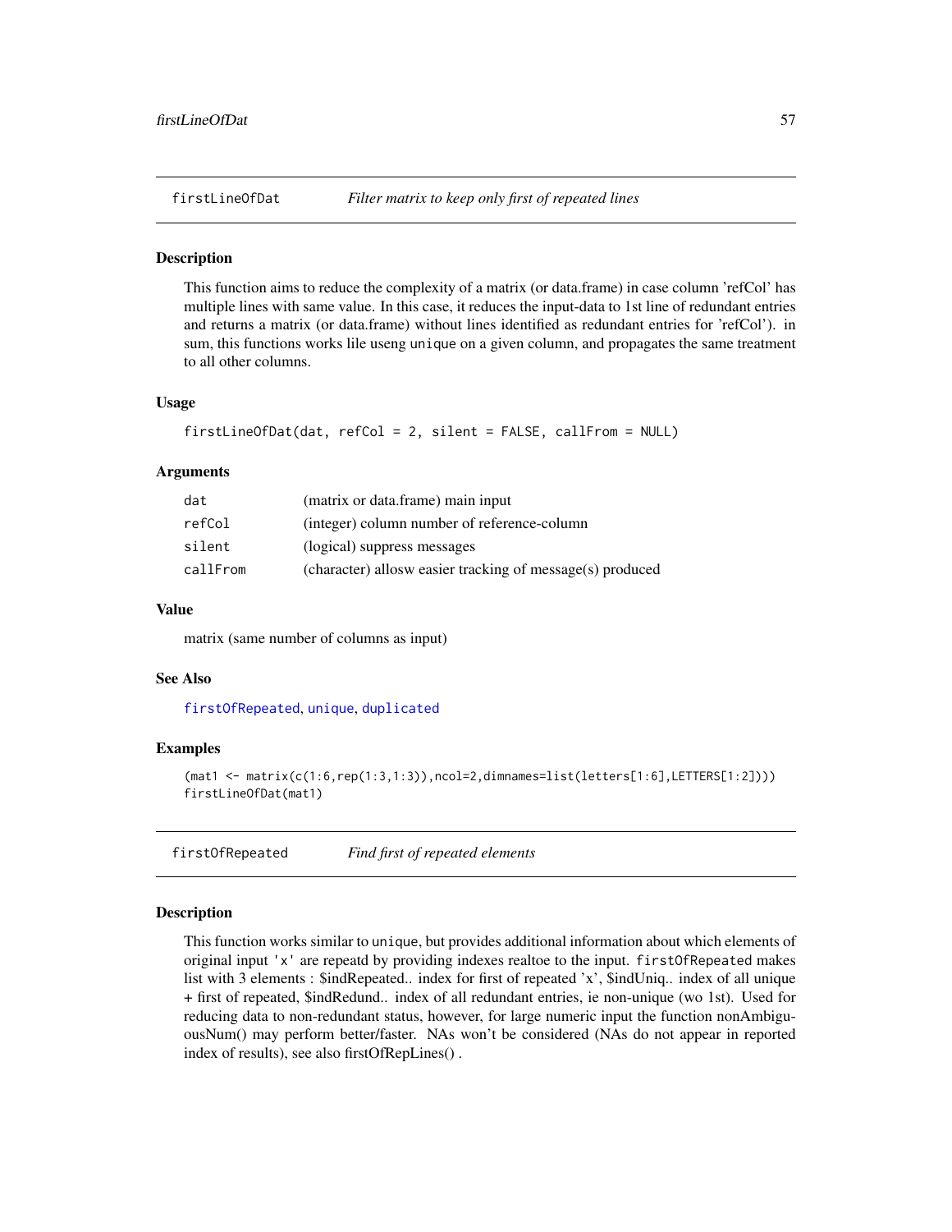## firstLineOfDat — *Filter matrix to keep only first of repeated lines*

### Description

This function aims to reduce the complexity of a matrix (or data.frame) in case column 'refCol' has multiple lines with same value. In this case, it reduces the input-data to 1st line of redundant entries and returns a matrix (or data.frame) without lines identified as redundant entries for 'refCol'). in sum, this functions works lile useng `unique` on a given column, and propagates the same treatment to all other columns.

### Usage

```
firstLineOfDat(dat, refCol = 2, silent = FALSE, callFrom = NULL)
```

### Arguments

| | |
|---|---|
| `dat` | (matrix or data.frame) main input |
| `refCol` | (integer) column number of reference-column |
| `silent` | (logical) suppress messages |
| `callFrom` | (character) allosw easier tracking of message(s) produced |

### Value

matrix (same number of columns as input)

### See Also

`firstOfRepeated`, `unique`, `duplicated`

### Examples

```
(mat1 <- matrix(c(1:6,rep(1:3,1:3)),ncol=2,dimnames=list(letters[1:6],LETTERS[1:2])))
firstLineOfDat(mat1)
```

## firstOfRepeated — *Find first of repeated elements*

### Description

This function works similar to `unique`, but provides additional information about which elements of original input `'x'` are repeatd by providing indexes realtoe to the input. `firstOfRepeated` makes list with 3 elements : $indRepeated.. index for first of repeated 'x', $indUniq.. index of all unique + first of repeated, $indRedund.. index of all redundant entries, ie non-unique (wo 1st). Used for reducing data to non-redundant status, however, for large numeric input the function nonAmbiguousNum() may perform better/faster. NAs won't be considered (NAs do not appear in reported index of results), see also firstOfRepLines() .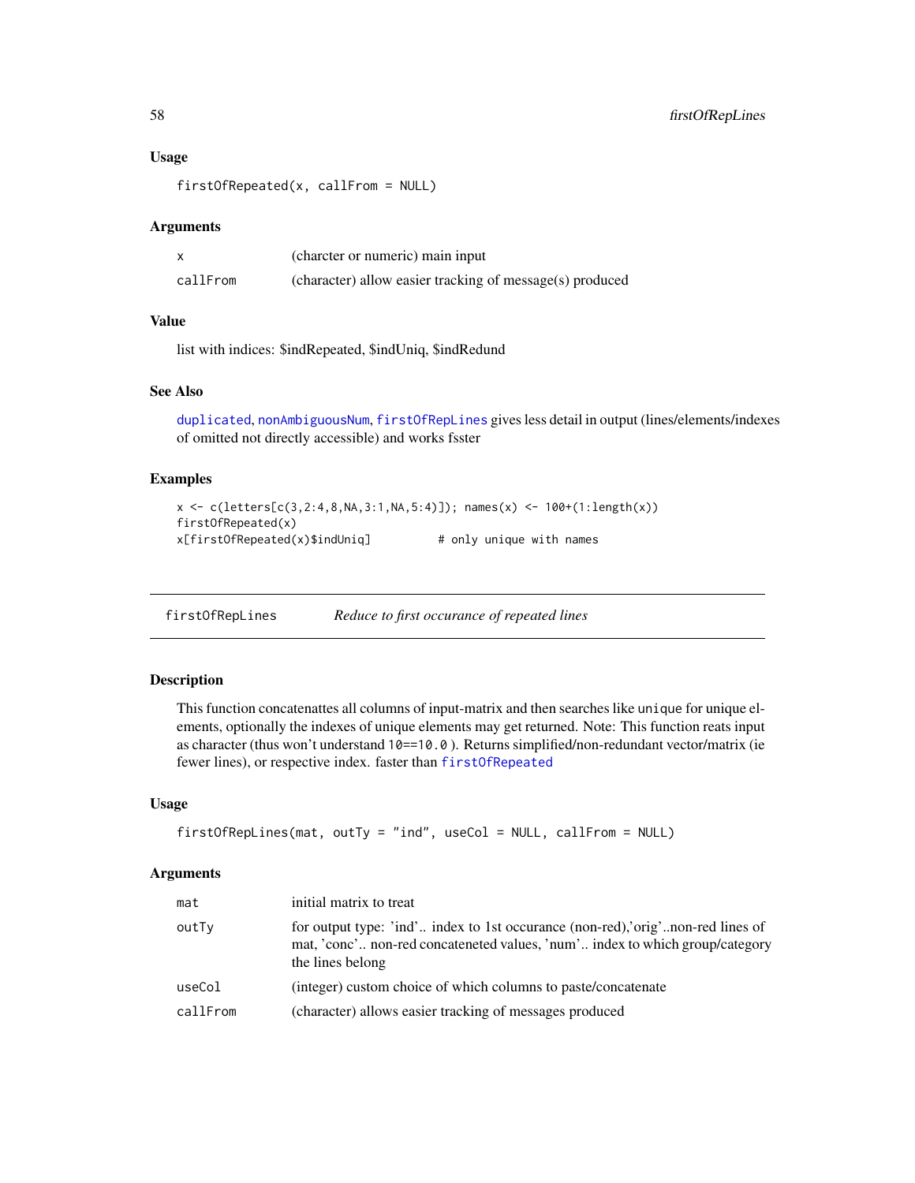### Usage

```
firstOfRepeated(x, callFrom = NULL)
```

### Arguments

| | |
|---|---|
| x | (charcter or numeric) main input |
| callFrom | (character) allow easier tracking of message(s) produced |

### Value

list with indices: $indRepeated, $indUniq, $indRedund

### See Also

duplicated, nonAmbiguousNum, firstOfRepLines gives less detail in output (lines/elements/indexes of omitted not directly accessible) and works fsster

### Examples

```
x <- c(letters[c(3,2:4,8,NA,3:1,NA,5:4)]); names(x) <- 100+(1:length(x))
firstOfRepeated(x)
x[firstOfRepeated(x)$indUniq]          # only unique with names
```

---

## firstOfRepLines    *Reduce to first occurance of repeated lines*

### Description

This function concatenattes all columns of input-matrix and then searches like `unique` for unique elements, optionally the indexes of unique elements may get returned. Note: This function reats input as character (thus won't understand `10==10.0`). Returns simplified/non-redundant vector/matrix (ie fewer lines), or respective index. faster than firstOfRepeated

### Usage

```
firstOfRepLines(mat, outTy = "ind", useCol = NULL, callFrom = NULL)
```

### Arguments

| | |
|---|---|
| mat | initial matrix to treat |
| outTy | for output type: 'ind'.. index to 1st occurance (non-red),'orig'..non-red lines of mat, 'conc'.. non-red concateneted values, 'num'.. index to which group/category the lines belong |
| useCol | (integer) custom choice of which columns to paste/concatenate |
| callFrom | (character) allows easier tracking of messages produced |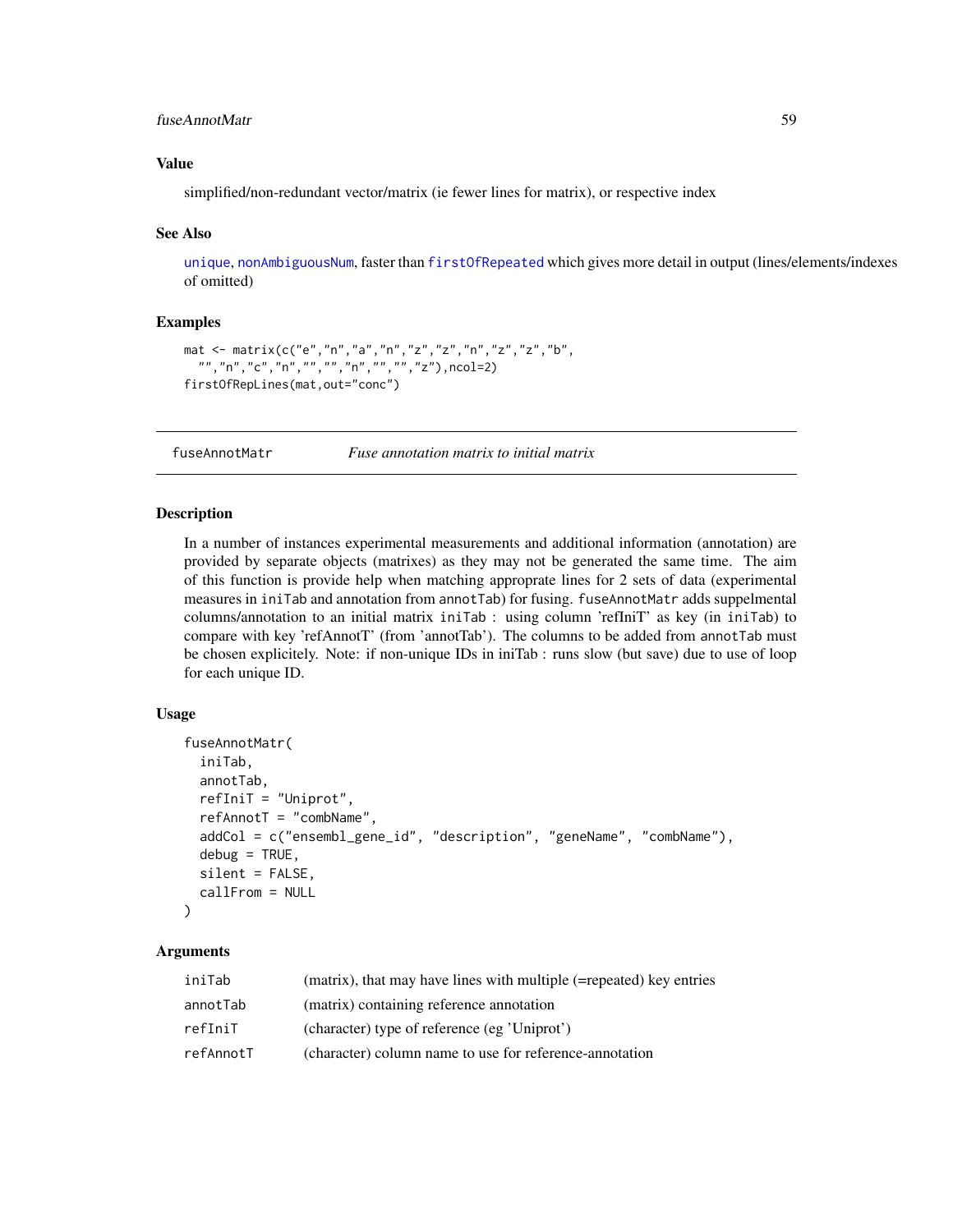### Value

simplified/non-redundant vector/matrix (ie fewer lines for matrix), or respective index

### See Also

unique, nonAmbiguousNum, faster than firstOfRepeated which gives more detail in output (lines/elements/indexes of omitted)

### Examples

```
mat <- matrix(c("e","n","a","n","z","z","n","z","z","b",
  "","n","c","n","","","n","","","z"),ncol=2)
firstOfRepLines(mat,out="conc")
```

---

## fuseAnnotMatr    *Fuse annotation matrix to initial matrix*

### Description

In a number of instances experimental measurements and additional information (annotation) are provided by separate objects (matrixes) as they may not be generated the same time. The aim of this function is provide help when matching approprate lines for 2 sets of data (experimental measures in iniTab and annotation from annotTab) for fusing. fuseAnnotMatr adds suppelmental columns/annotation to an initial matrix iniTab : using column 'refIniT' as key (in iniTab) to compare with key 'refAnnotT' (from 'annotTab'). The columns to be added from annotTab must be chosen explicitely. Note: if non-unique IDs in iniTab : runs slow (but save) due to use of loop for each unique ID.

### Usage

```
fuseAnnotMatr(
  iniTab,
  annotTab,
  refIniT = "Uniprot",
  refAnnotT = "combName",
  addCol = c("ensembl_gene_id", "description", "geneName", "combName"),
  debug = TRUE,
  silent = FALSE,
  callFrom = NULL
)
```

### Arguments

| | |
|---|---|
| iniTab | (matrix), that may have lines with multiple (=repeated) key entries |
| annotTab | (matrix) containing reference annotation |
| refIniT | (character) type of reference (eg 'Uniprot') |
| refAnnotT | (character) column name to use for reference-annotation |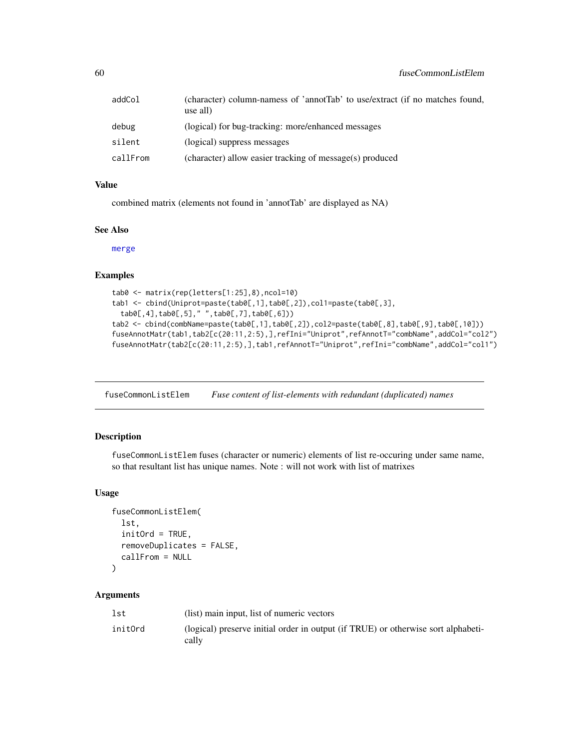| | |
|---|---|
| addCol | (character) column-namess of 'annotTab' to use/extract (if no matches found, use all) |
| debug | (logical) for bug-tracking: more/enhanced messages |
| silent | (logical) suppress messages |
| callFrom | (character) allow easier tracking of message(s) produced |

### Value

combined matrix (elements not found in 'annotTab' are displayed as NA)

### See Also

merge

### Examples

```
tab0 <- matrix(rep(letters[1:25],8),ncol=10)
tab1 <- cbind(Uniprot=paste(tab0[,1],tab0[,2]),col1=paste(tab0[,3],
  tab0[,4],tab0[,5]," ",tab0[,7],tab0[,6]))
tab2 <- cbind(combName=paste(tab0[,1],tab0[,2]),col2=paste(tab0[,8],tab0[,9],tab0[,10]))
fuseAnnotMatr(tab1,tab2[c(20:11,2:5),],refIni="Uniprot",refAnnotT="combName",addCol="col2")
fuseAnnotMatr(tab2[c(20:11,2:5),],tab1,refAnnotT="Uniprot",refIni="combName",addCol="col1")
```

## fuseCommonListElem *Fuse content of list-elements with redundant (duplicated) names*

### Description

fuseCommonListElem fuses (character or numeric) elements of list re-occuring under same name, so that resultant list has unique names. Note : will not work with list of matrixes

### Usage

```
fuseCommonListElem(
  lst,
  initOrd = TRUE,
  removeDuplicates = FALSE,
  callFrom = NULL
)
```

### Arguments

| | |
|---|---|
| lst | (list) main input, list of numeric vectors |
| initOrd | (logical) preserve initial order in output (if TRUE) or otherwise sort alphabetically |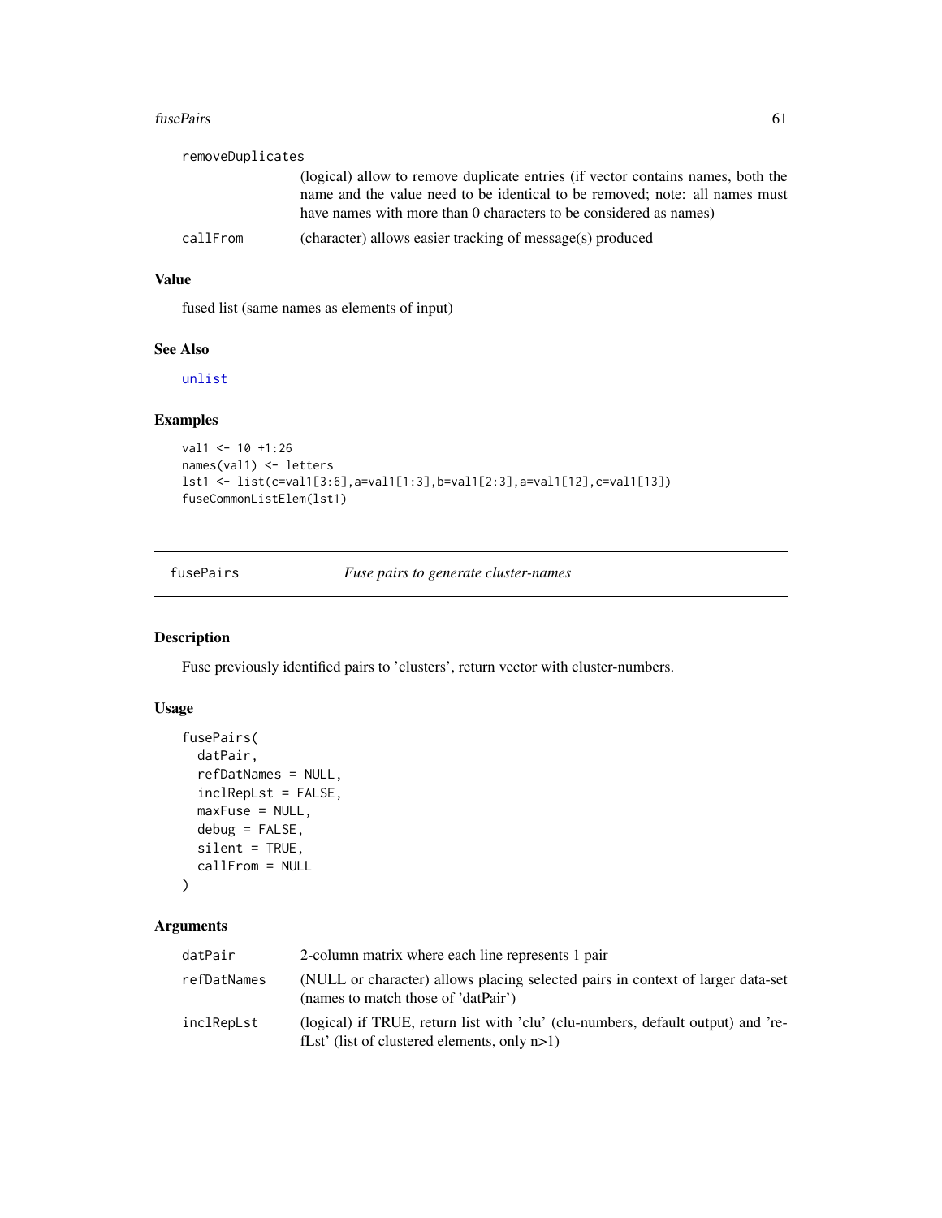removeDuplicates
: (logical) allow to remove duplicate entries (if vector contains names, both the name and the value need to be identical to be removed; note: all names must have names with more than 0 characters to be considered as names)

callFrom
: (character) allows easier tracking of message(s) produced

### Value

fused list (same names as elements of input)

### See Also

unlist

### Examples

```
val1 <- 10 +1:26
names(val1) <- letters
lst1 <- list(c=val1[3:6],a=val1[1:3],b=val1[2:3],a=val1[12],c=val1[13])
fuseCommonListElem(lst1)
```

---

## fusePairs — *Fuse pairs to generate cluster-names*

### Description

Fuse previously identified pairs to 'clusters', return vector with cluster-numbers.

### Usage

```
fusePairs(
  datPair,
  refDatNames = NULL,
  inclRepLst = FALSE,
  maxFuse = NULL,
  debug = FALSE,
  silent = TRUE,
  callFrom = NULL
)
```

### Arguments

| | |
|---|---|
| datPair | 2-column matrix where each line represents 1 pair |
| refDatNames | (NULL or character) allows placing selected pairs in context of larger data-set (names to match those of 'datPair') |
| inclRepLst | (logical) if TRUE, return list with 'clu' (clu-numbers, default output) and 'refLst' (list of clustered elements, only n>1) |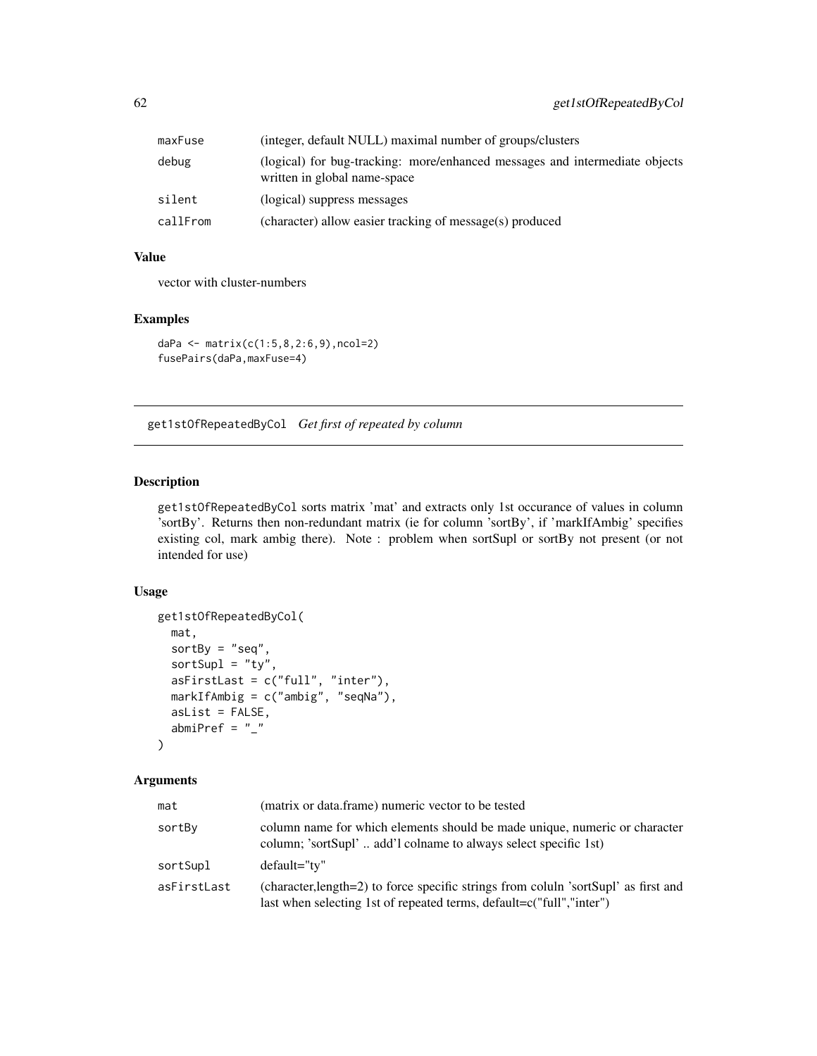| | |
|---|---|
| maxFuse | (integer, default NULL) maximal number of groups/clusters |
| debug | (logical) for bug-tracking: more/enhanced messages and intermediate objects written in global name-space |
| silent | (logical) suppress messages |
| callFrom | (character) allow easier tracking of message(s) produced |

### Value

vector with cluster-numbers

### Examples

```
daPa <- matrix(c(1:5,8,2:6,9),ncol=2)
fusePairs(daPa,maxFuse=4)
```

---

## get1stOfRepeatedByCol *Get first of repeated by column*

### Description

get1stOfRepeatedByCol sorts matrix 'mat' and extracts only 1st occurance of values in column 'sortBy'. Returns then non-redundant matrix (ie for column 'sortBy', if 'markIfAmbig' specifies existing col, mark ambig there). Note : problem when sortSupl or sortBy not present (or not intended for use)

### Usage

```
get1stOfRepeatedByCol(
  mat,
  sortBy = "seq",
  sortSupl = "ty",
  asFirstLast = c("full", "inter"),
  markIfAmbig = c("ambig", "seqNa"),
  asList = FALSE,
  abmiPref = "_"
)
```

### Arguments

| | |
|---|---|
| mat | (matrix or data.frame) numeric vector to be tested |
| sortBy | column name for which elements should be made unique, numeric or character column; 'sortSupl' .. add'l colname to always select specific 1st) |
| sortSupl | default="ty" |
| asFirstLast | (character,length=2) to force specific strings from coluln 'sortSupl' as first and last when selecting 1st of repeated terms, default=c("full","inter") |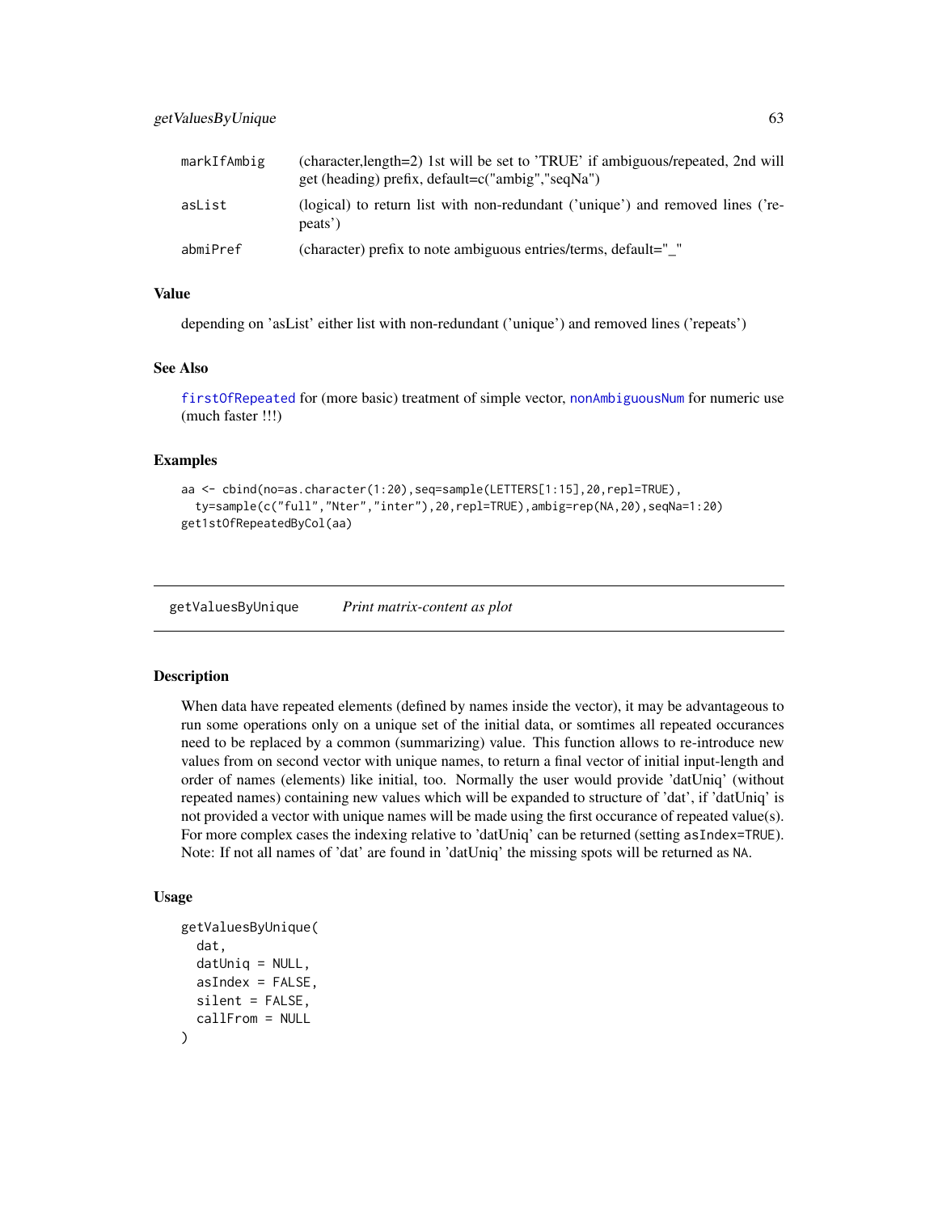| | |
|---|---|
| markIfAmbig | (character,length=2) 1st will be set to 'TRUE' if ambiguous/repeated, 2nd will get (heading) prefix, default=c("ambig","seqNa") |
| asList | (logical) to return list with non-redundant ('unique') and removed lines ('repeats') |
| abmiPref | (character) prefix to note ambiguous entries/terms, default="_" |

### Value

depending on 'asList' either list with non-redundant ('unique') and removed lines ('repeats')

### See Also

firstOfRepeated for (more basic) treatment of simple vector, nonAmbiguousNum for numeric use (much faster !!!)

### Examples

```
aa <- cbind(no=as.character(1:20),seq=sample(LETTERS[1:15],20,repl=TRUE),
  ty=sample(c("full","Nter","inter"),20,repl=TRUE),ambig=rep(NA,20),seqNa=1:20)
get1stOfRepeatedByCol(aa)
```

---

## getValuesByUnique    *Print matrix-content as plot*

### Description

When data have repeated elements (defined by names inside the vector), it may be advantageous to run some operations only on a unique set of the initial data, or somtimes all repeated occurances need to be replaced by a common (summarizing) value. This function allows to re-introduce new values from on second vector with unique names, to return a final vector of initial input-length and order of names (elements) like initial, too. Normally the user would provide 'datUniq' (without repeated names) containing new values which will be expanded to structure of 'dat', if 'datUniq' is not provided a vector with unique names will be made using the first occurance of repeated value(s). For more complex cases the indexing relative to 'datUniq' can be returned (setting `asIndex=TRUE`). Note: If not all names of 'dat' are found in 'datUniq' the missing spots will be returned as `NA`.

### Usage

```
getValuesByUnique(
  dat,
  datUniq = NULL,
  asIndex = FALSE,
  silent = FALSE,
  callFrom = NULL
)
```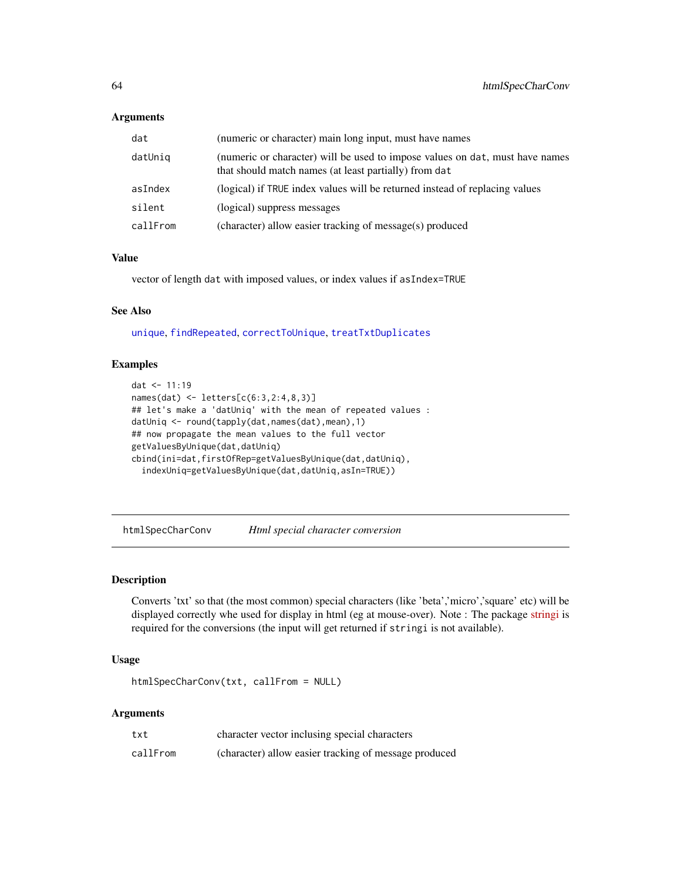### Arguments

| | |
|---|---|
| `dat` | (numeric or character) main long input, must have names |
| `datUniq` | (numeric or character) will be used to impose values on `dat`, must have names that should match names (at least partially) from `dat` |
| `asIndex` | (logical) if `TRUE` index values will be returned instead of replacing values |
| `silent` | (logical) suppress messages |
| `callFrom` | (character) allow easier tracking of message(s) produced |

### Value

vector of length `dat` with imposed values, or index values if `asIndex=TRUE`

### See Also

`unique`, `findRepeated`, `correctToUnique`, `treatTxtDuplicates`

### Examples

```
dat <- 11:19
names(dat) <- letters[c(6:3,2:4,8,3)]
## let's make a 'datUniq' with the mean of repeated values :
datUniq <- round(tapply(dat,names(dat),mean),1)
## now propagate the mean values to the full vector
getValuesByUnique(dat,datUniq)
cbind(ini=dat,firstOfRep=getValuesByUnique(dat,datUniq),
  indexUniq=getValuesByUnique(dat,datUniq,asIn=TRUE))
```

---

## htmlSpecCharConv &nbsp;&nbsp;&nbsp; *Html special character conversion*

---

### Description

Converts 'txt' so that (the most common) special characters (like 'beta','micro','square' etc) will be displayed correctly whe used for display in html (eg at mouse-over). Note : The package stringi is required for the conversions (the input will get returned if `stringi` is not available).

### Usage

```
htmlSpecCharConv(txt, callFrom = NULL)
```

### Arguments

| | |
|---|---|
| `txt` | character vector inclusing special characters |
| `callFrom` | (character) allow easier tracking of message produced |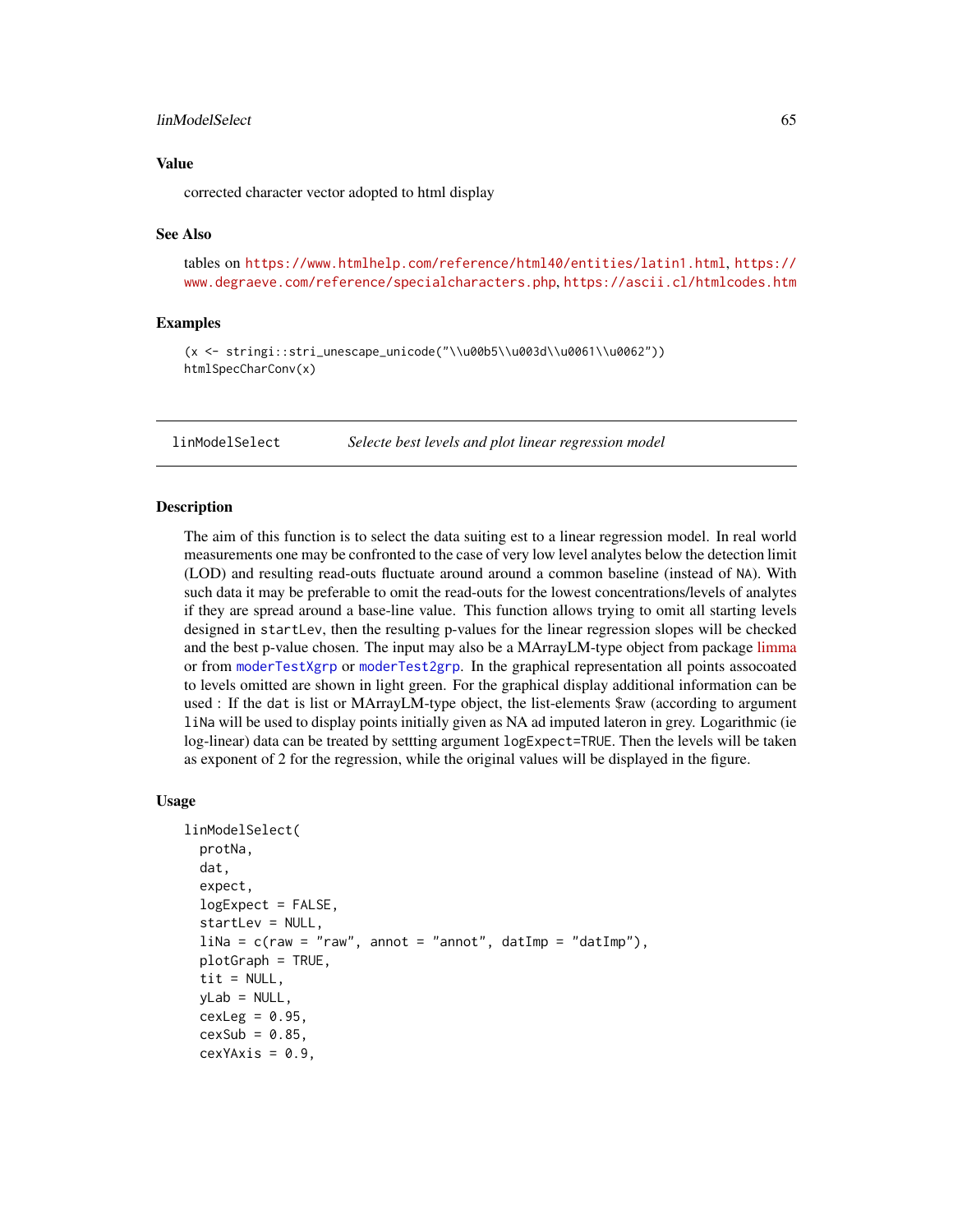## Value

corrected character vector adopted to html display

## See Also

tables on https://www.htmlhelp.com/reference/html40/entities/latin1.html, https://www.degraeve.com/reference/specialcharacters.php, https://ascii.cl/htmlcodes.htm

## Examples

```
(x <- stringi::stri_unescape_unicode("\\u00b5\\u003d\\u0061\\u0062"))
htmlSpecCharConv(x)
```

---

# linModelSelect    *Selecte best levels and plot linear regression model*

## Description

The aim of this function is to select the data suiting est to a linear regression model. In real world measurements one may be confronted to the case of very low level analytes below the detection limit (LOD) and resulting read-outs fluctuate around around a common baseline (instead of NA). With such data it may be preferable to omit the read-outs for the lowest concentrations/levels of analytes if they are spread around a base-line value. This function allows trying to omit all starting levels designed in `startLev`, then the resulting p-values for the linear regression slopes will be checked and the best p-value chosen. The input may also be a MArrayLM-type object from package limma or from `moderTestXgrp` or `moderTest2grp`. In the graphical representation all points assocoated to levels omitted are shown in light green. For the graphical display additional information can be used : If the `dat` is list or MArrayLM-type object, the list-elements $raw (according to argument `liNa` will be used to display points initially given as NA ad imputed lateron in grey. Logarithmic (ie log-linear) data can be treated by settting argument `logExpect=TRUE`. Then the levels will be taken as exponent of 2 for the regression, while the original values will be displayed in the figure.

## Usage

```
linModelSelect(
  protNa,
  dat,
  expect,
  logExpect = FALSE,
  startLev = NULL,
  liNa = c(raw = "raw", annot = "annot", datImp = "datImp"),
  plotGraph = TRUE,
  tit = NULL,
  yLab = NULL,
  cexLeg = 0.95,
  cexSub = 0.85,
  cexYAxis = 0.9,
```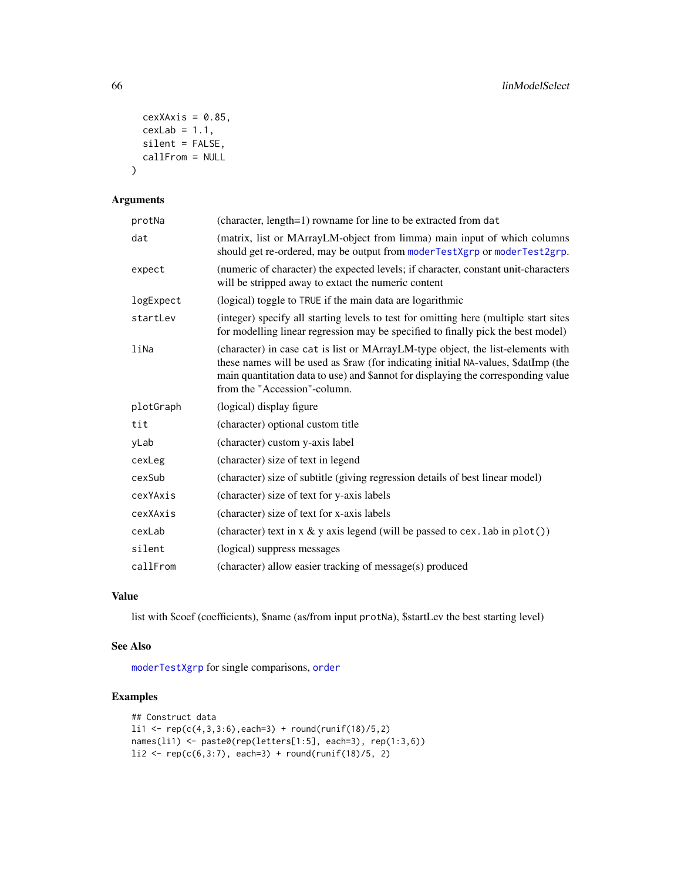```
  cexXAxis = 0.85,
  cexLab = 1.1,
  silent = FALSE,
  callFrom = NULL
)
```

## Arguments

| | |
|---|---|
| protNa | (character, length=1) rowname for line to be extracted from dat |
| dat | (matrix, list or MArrayLM-object from limma) main input of which columns should get re-ordered, may be output from moderTestXgrp or moderTest2grp. |
| expect | (numeric of character) the expected levels; if character, constant unit-characters will be stripped away to extact the numeric content |
| logExpect | (logical) toggle to TRUE if the main data are logarithmic |
| startLev | (integer) specify all starting levels to test for omitting here (multiple start sites for modelling linear regression may be specified to finally pick the best model) |
| liNa | (character) in case cat is list or MArrayLM-type object, the list-elements with these names will be used as $raw (for indicating initial NA-values, $datImp (the main quantitation data to use) and $annot for displaying the corresponding value from the "Accession"-column. |
| plotGraph | (logical) display figure |
| tit | (character) optional custom title |
| yLab | (character) custom y-axis label |
| cexLeg | (character) size of text in legend |
| cexSub | (character) size of subtitle (giving regression details of best linear model) |
| cexYAxis | (character) size of text for y-axis labels |
| cexXAxis | (character) size of text for x-axis labels |
| cexLab | (character) text in x & y axis legend (will be passed to cex.lab in plot()) |
| silent | (logical) suppress messages |
| callFrom | (character) allow easier tracking of message(s) produced |

## Value

list with $coef (coefficients), $name (as/from input protNa), $startLev the best starting level)

## See Also

moderTestXgrp for single comparisons, order

## Examples

```
## Construct data
li1 <- rep(c(4,3,3:6),each=3) + round(runif(18)/5,2)
names(li1) <- paste0(rep(letters[1:5], each=3), rep(1:3,6))
li2 <- rep(c(6,3:7), each=3) + round(runif(18)/5, 2)
```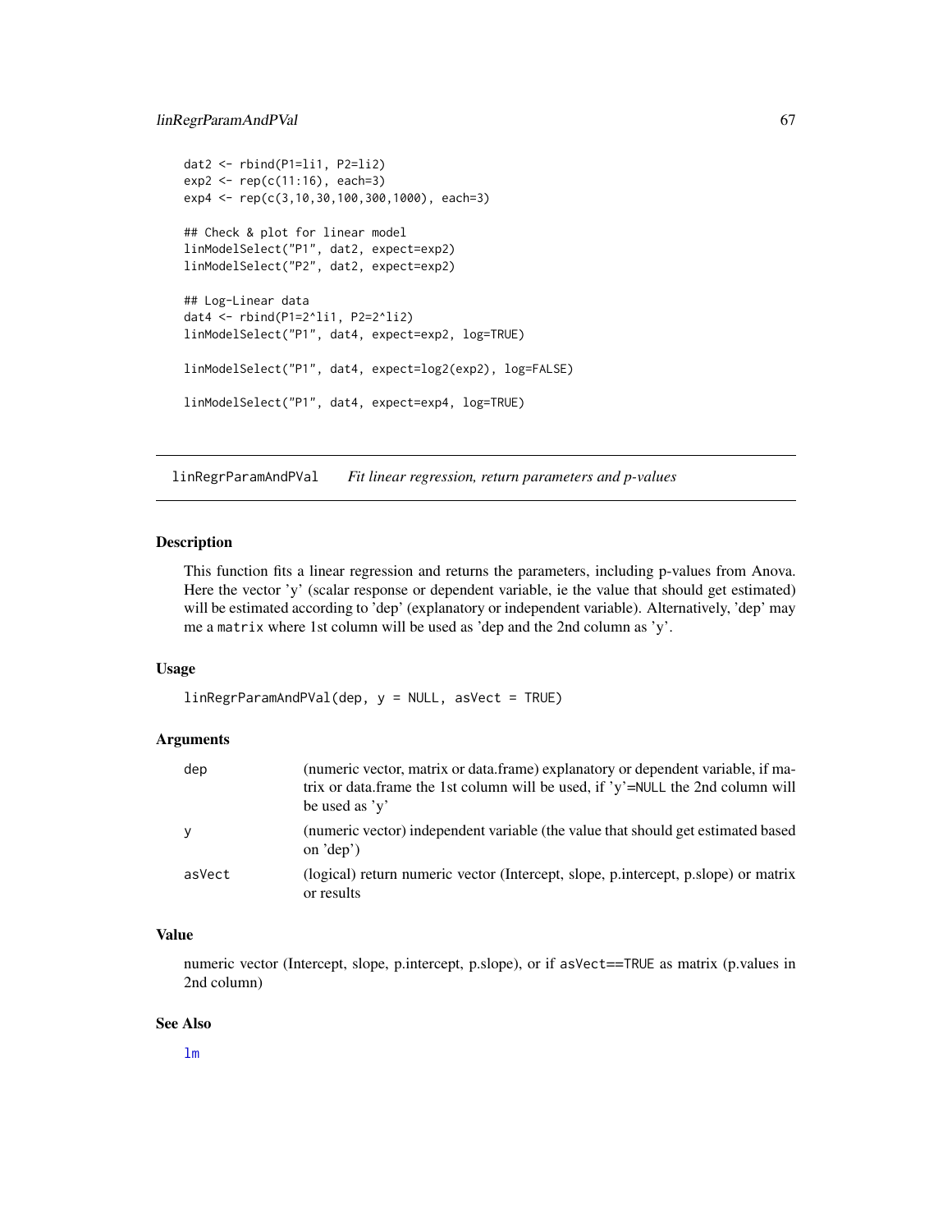```
dat2 <- rbind(P1=li1, P2=li2)
exp2 <- rep(c(11:16), each=3)
exp4 <- rep(c(3,10,30,100,300,1000), each=3)

## Check & plot for linear model
linModelSelect("P1", dat2, expect=exp2)
linModelSelect("P2", dat2, expect=exp2)

## Log-Linear data
dat4 <- rbind(P1=2^li1, P2=2^li2)
linModelSelect("P1", dat4, expect=exp2, log=TRUE)

linModelSelect("P1", dat4, expect=log2(exp2), log=FALSE)

linModelSelect("P1", dat4, expect=exp4, log=TRUE)
```

## linRegrParamAndPVal *Fit linear regression, return parameters and p-values*

### Description

This function fits a linear regression and returns the parameters, including p-values from Anova. Here the vector 'y' (scalar response or dependent variable, ie the value that should get estimated) will be estimated according to 'dep' (explanatory or independent variable). Alternatively, 'dep' may me a `matrix` where 1st column will be used as 'dep and the 2nd column as 'y'.

### Usage

```
linRegrParamAndPVal(dep, y = NULL, asVect = TRUE)
```

### Arguments

| | |
|---|---|
| dep | (numeric vector, matrix or data.frame) explanatory or dependent variable, if matrix or data.frame the 1st column will be used, if 'y'=`NULL` the 2nd column will be used as 'y' |
| y | (numeric vector) independent variable (the value that should get estimated based on 'dep') |
| asVect | (logical) return numeric vector (Intercept, slope, p.intercept, p.slope) or matrix or results |

### Value

numeric vector (Intercept, slope, p.intercept, p.slope), or if `asVect==TRUE` as matrix (p.values in 2nd column)

### See Also

`lm`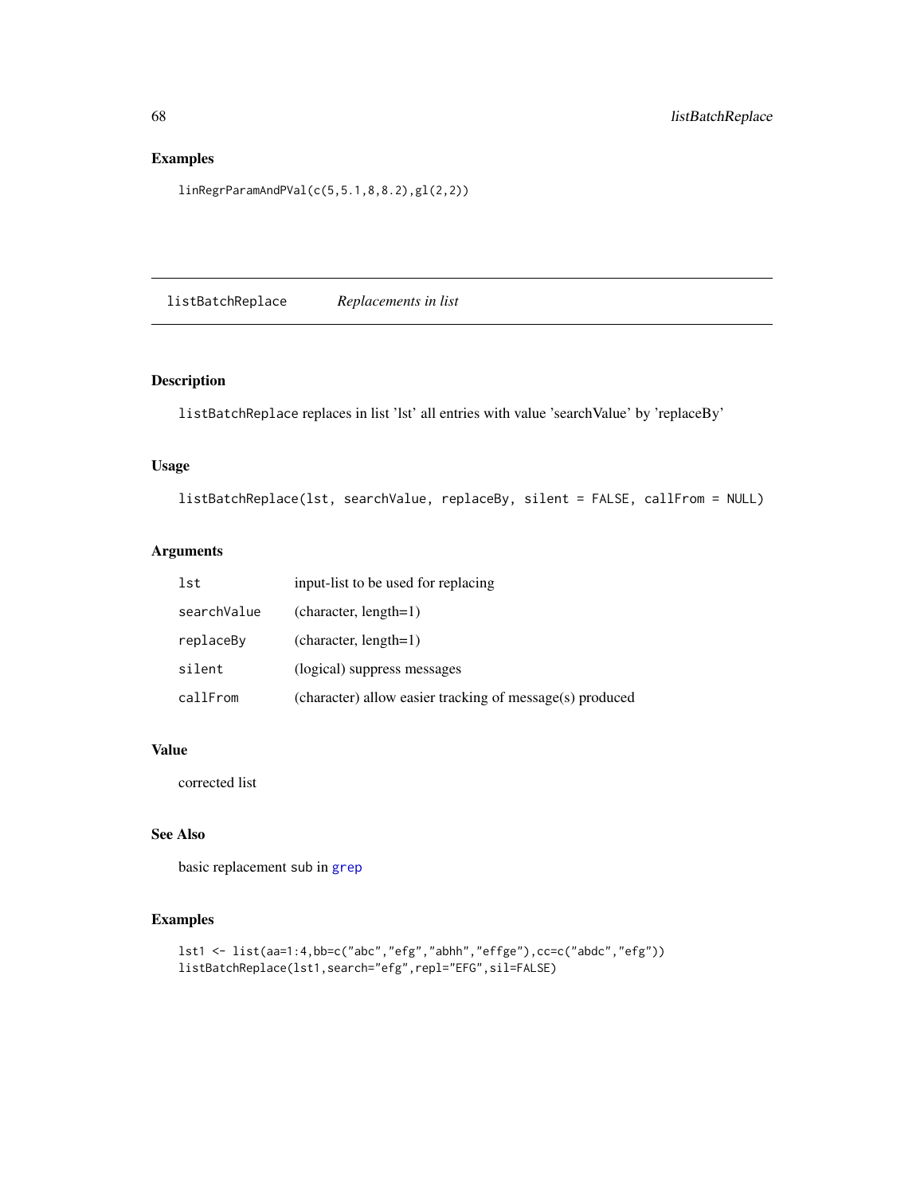## Examples

```
linRegrParamAndPVal(c(5,5.1,8,8.2),gl(2,2))
```

---

# listBatchReplace *Replacements in list*

## Description

listBatchReplace replaces in list 'lst' all entries with value 'searchValue' by 'replaceBy'

## Usage

```
listBatchReplace(lst, searchValue, replaceBy, silent = FALSE, callFrom = NULL)
```

## Arguments

| | |
|---|---|
| lst | input-list to be used for replacing |
| searchValue | (character, length=1) |
| replaceBy | (character, length=1) |
| silent | (logical) suppress messages |
| callFrom | (character) allow easier tracking of message(s) produced |

## Value

corrected list

## See Also

basic replacement sub in grep

## Examples

```
lst1 <- list(aa=1:4,bb=c("abc","efg","abhh","effge"),cc=c("abdc","efg"))
listBatchReplace(lst1,search="efg",repl="EFG",sil=FALSE)
```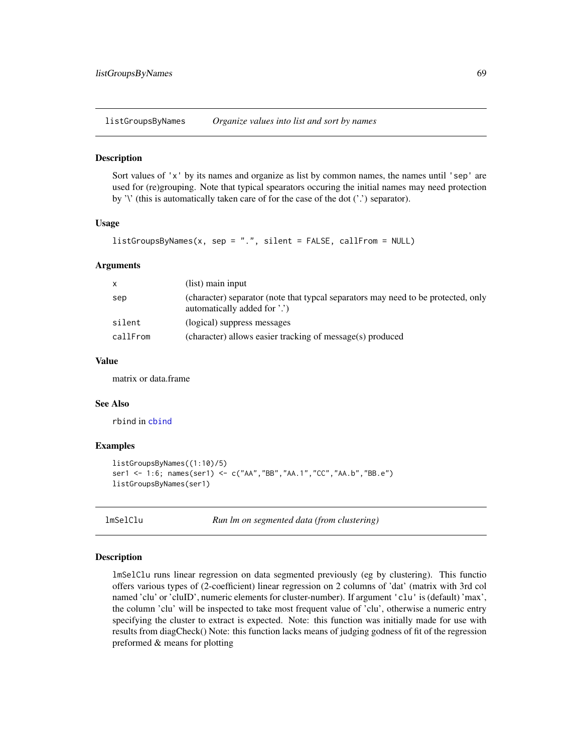## listGroupsByNames — *Organize values into list and sort by names*

### Description

Sort values of 'x' by its names and organize as list by common names, the names until 'sep' are used for (re)grouping. Note that typical spearators occuring the initial names may need protection by '\' (this is automatically taken care of for the case of the dot ('.') separator).

### Usage

```
listGroupsByNames(x, sep = ".", silent = FALSE, callFrom = NULL)
```

### Arguments

| | |
|---|---|
| x | (list) main input |
| sep | (character) separator (note that typcal separators may need to be protected, only automatically added for '.') |
| silent | (logical) suppress messages |
| callFrom | (character) allows easier tracking of message(s) produced |

### Value

matrix or data.frame

### See Also

rbind in cbind

### Examples

```
listGroupsByNames((1:10)/5)
ser1 <- 1:6; names(ser1) <- c("AA","BB","AA.1","CC","AA.b","BB.e")
listGroupsByNames(ser1)
```

## lmSelClu — *Run lm on segmented data (from clustering)*

### Description

lmSelClu runs linear regression on data segmented previously (eg by clustering). This functio offers various types of (2-coefficient) linear regression on 2 columns of 'dat' (matrix with 3rd col named 'clu' or 'cluID', numeric elements for cluster-number). If argument 'clu' is (default) 'max', the column 'clu' will be inspected to take most frequent value of 'clu', otherwise a numeric entry specifying the cluster to extract is expected. Note: this function was initially made for use with results from diagCheck() Note: this function lacks means of judging godness of fit of the regression preformed & means for plotting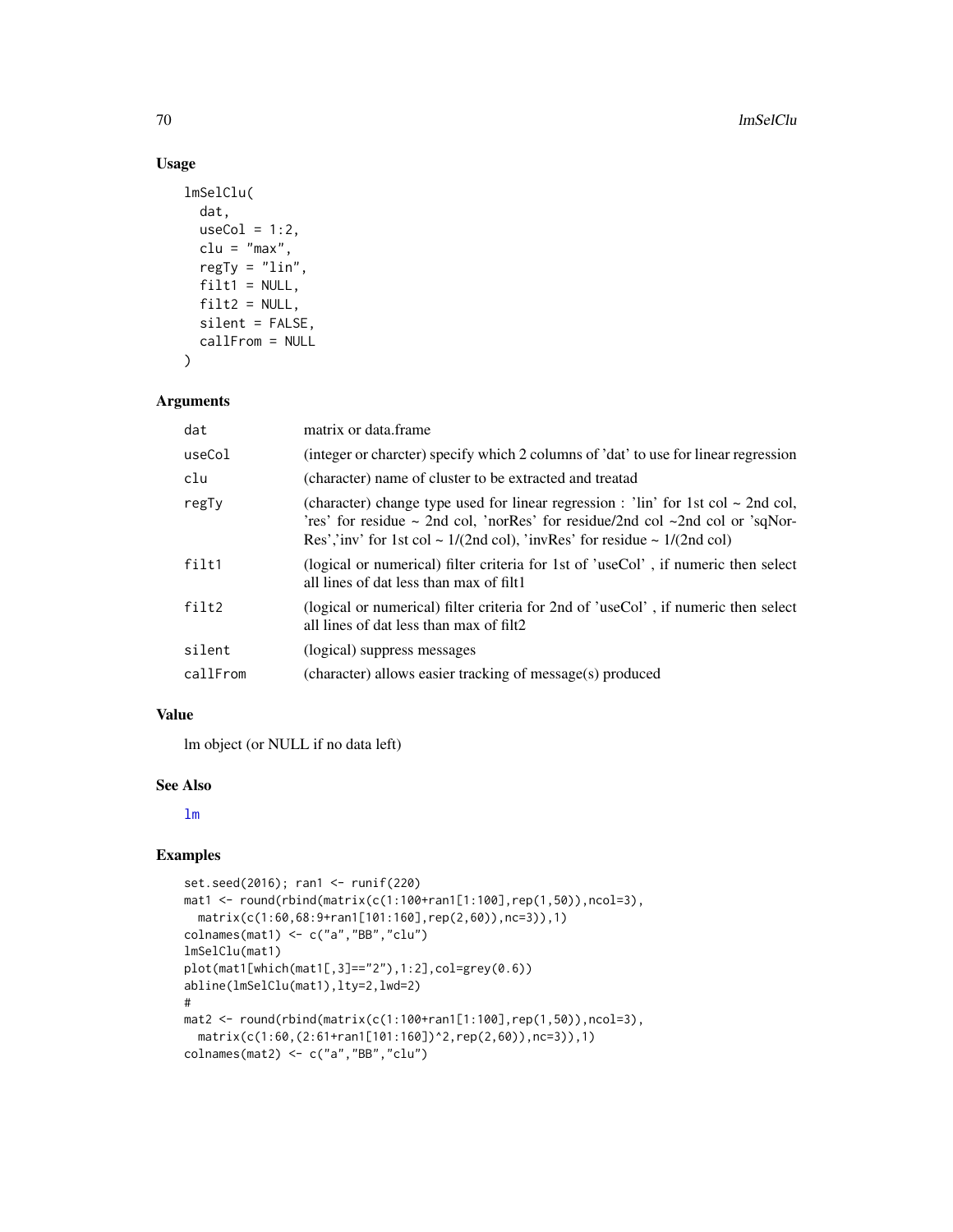## Usage

```
lmSelClu(
  dat,
  useCol = 1:2,
  clu = "max",
  regTy = "lin",
  filt1 = NULL,
  filt2 = NULL,
  silent = FALSE,
  callFrom = NULL
)
```

## Arguments

| | |
|---|---|
| dat | matrix or data.frame |
| useCol | (integer or charcter) specify which 2 columns of 'dat' to use for linear regression |
| clu | (character) name of cluster to be extracted and treatad |
| regTy | (character) change type used for linear regression : 'lin' for 1st col ~ 2nd col, 'res' for residue ~ 2nd col, 'norRes' for residue/2nd col ~2nd col or 'sqNorRes','inv' for 1st col ~ 1/(2nd col), 'invRes' for residue ~ 1/(2nd col) |
| filt1 | (logical or numerical) filter criteria for 1st of 'useCol' , if numeric then select all lines of dat less than max of filt1 |
| filt2 | (logical or numerical) filter criteria for 2nd of 'useCol' , if numeric then select all lines of dat less than max of filt2 |
| silent | (logical) suppress messages |
| callFrom | (character) allows easier tracking of message(s) produced |

## Value

lm object (or NULL if no data left)

## See Also

lm

## Examples

```
set.seed(2016); ran1 <- runif(220)
mat1 <- round(rbind(matrix(c(1:100+ran1[1:100],rep(1,50)),ncol=3),
  matrix(c(1:60,68:9+ran1[101:160],rep(2,60)),nc=3)),1)
colnames(mat1) <- c("a","BB","clu")
lmSelClu(mat1)
plot(mat1[which(mat1[,3]=="2"),1:2],col=grey(0.6))
abline(lmSelClu(mat1),lty=2,lwd=2)
#
mat2 <- round(rbind(matrix(c(1:100+ran1[1:100],rep(1,50)),ncol=3),
  matrix(c(1:60,(2:61+ran1[101:160])^2,rep(2,60)),nc=3)),1)
colnames(mat2) <- c("a","BB","clu")
```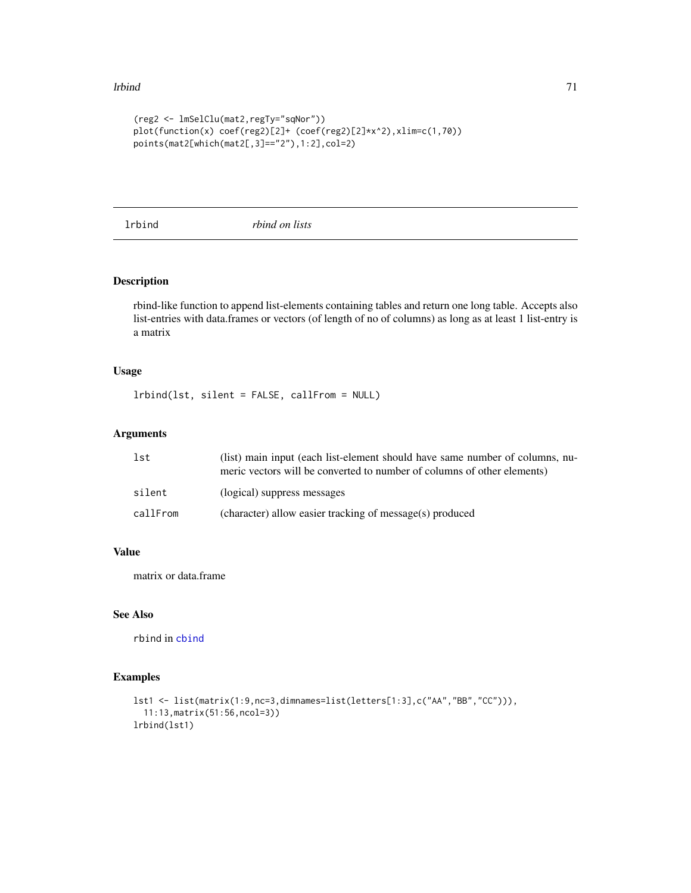```
(reg2 <- lmSelClu(mat2,regTy="sqNor"))
plot(function(x) coef(reg2)[2]+ (coef(reg2)[2]*x^2),xlim=c(1,70))
points(mat2[which(mat2[,3]=="2"),1:2],col=2)
```

## lrbind *rbind on lists*

### Description

rbind-like function to append list-elements containing tables and return one long table. Accepts also list-entries with data.frames or vectors (of length of no of columns) as long as at least 1 list-entry is a matrix

### Usage

```
lrbind(lst, silent = FALSE, callFrom = NULL)
```

### Arguments

| | |
|---|---|
| lst | (list) main input (each list-element should have same number of columns, numeric vectors will be converted to number of columns of other elements) |
| silent | (logical) suppress messages |
| callFrom | (character) allow easier tracking of message(s) produced |

### Value

matrix or data.frame

### See Also

rbind in cbind

### Examples

```
lst1 <- list(matrix(1:9,nc=3,dimnames=list(letters[1:3],c("AA","BB","CC"))),
  11:13,matrix(51:56,ncol=3))
lrbind(lst1)
```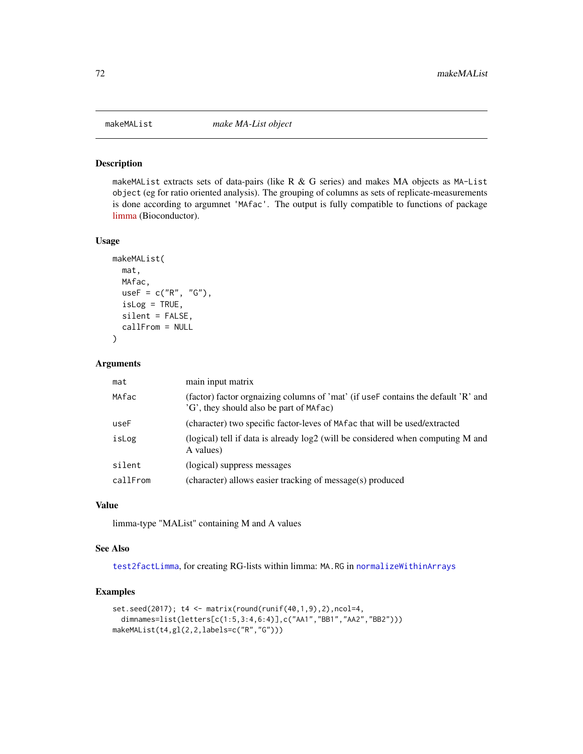# makeMAList *make MA-List object*

## Description

makeMAList extracts sets of data-pairs (like R & G series) and makes MA objects as MA-List object (eg for ratio oriented analysis). The grouping of columns as sets of replicate-measurements is done according to argumnet 'MAfac'. The output is fully compatible to functions of package limma (Bioconductor).

## Usage

```
makeMAList(
  mat,
  MAfac,
  useF = c("R", "G"),
  isLog = TRUE,
  silent = FALSE,
  callFrom = NULL
)
```

## Arguments

| | |
|---|---|
| mat | main input matrix |
| MAfac | (factor) factor orgnaizing columns of 'mat' (if useF contains the default 'R' and 'G', they should also be part of MAfac) |
| useF | (character) two specific factor-leves of MAfac that will be used/extracted |
| isLog | (logical) tell if data is already log2 (will be considered when computing M and A values) |
| silent | (logical) suppress messages |
| callFrom | (character) allows easier tracking of message(s) produced |

## Value

limma-type "MAList" containing M and A values

## See Also

test2factLimma, for creating RG-lists within limma: MA.RG in normalizeWithinArrays

## Examples

```
set.seed(2017); t4 <- matrix(round(runif(40,1,9),2),ncol=4,
  dimnames=list(letters[c(1:5,3:4,6:4)],c("AA1","BB1","AA2","BB2")))
makeMAList(t4,gl(2,2,labels=c("R","G")))
```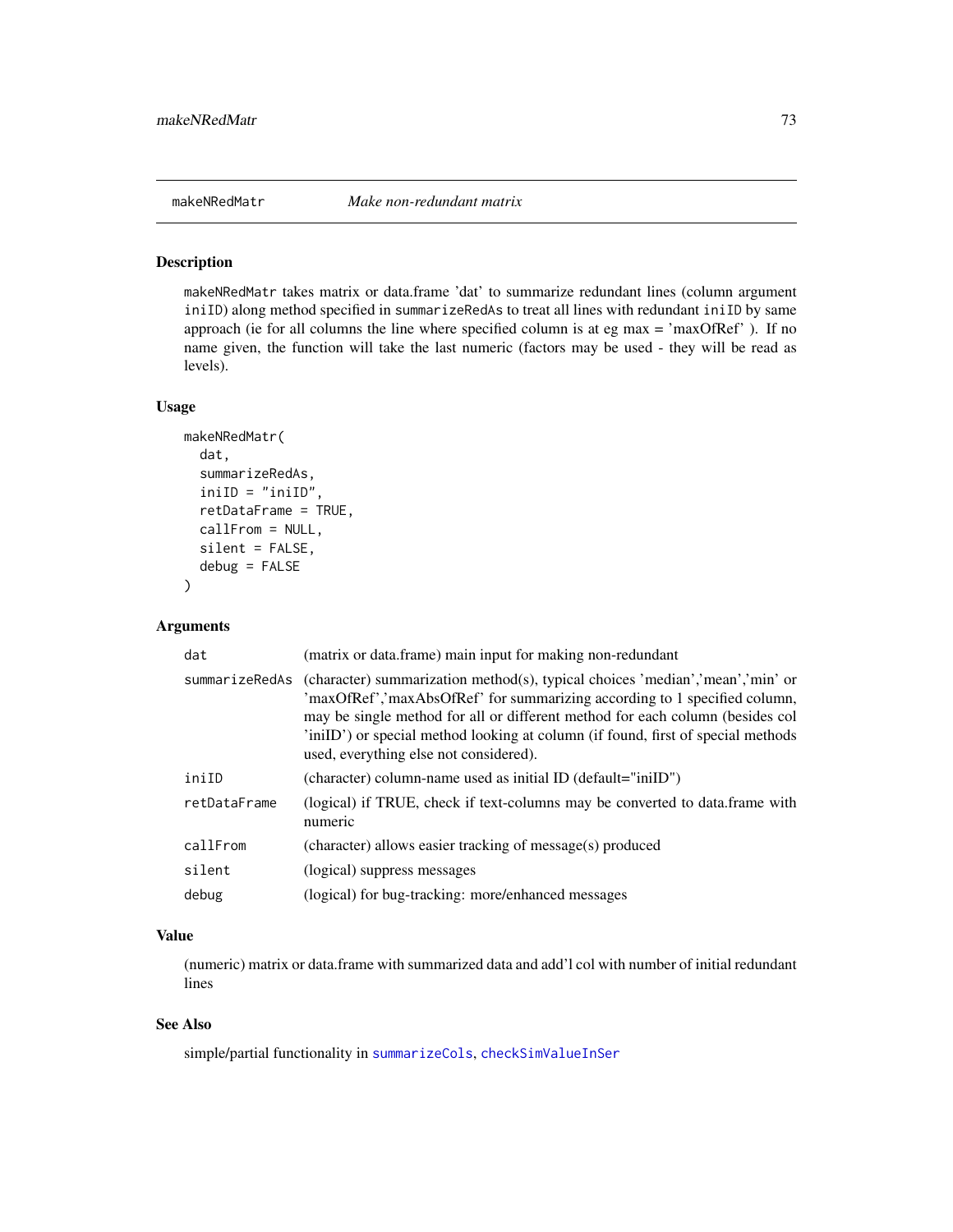## makeNRedMatr *Make non-redundant matrix*

### Description

makeNRedMatr takes matrix or data.frame 'dat' to summarize redundant lines (column argument iniID) along method specified in summarizeRedAs to treat all lines with redundant iniID by same approach (ie for all columns the line where specified column is at eg max = 'maxOfRef' ). If no name given, the function will take the last numeric (factors may be used - they will be read as levels).

### Usage

```
makeNRedMatr(
  dat,
  summarizeRedAs,
  iniID = "iniID",
  retDataFrame = TRUE,
  callFrom = NULL,
  silent = FALSE,
  debug = FALSE
)
```

### Arguments

| | |
|---|---|
| dat | (matrix or data.frame) main input for making non-redundant |
| summarizeRedAs | (character) summarization method(s), typical choices 'median','mean','min' or 'maxOfRef','maxAbsOfRef' for summarizing according to 1 specified column, may be single method for all or different method for each column (besides col 'iniID') or special method looking at column (if found, first of special methods used, everything else not considered). |
| iniID | (character) column-name used as initial ID (default="iniID") |
| retDataFrame | (logical) if TRUE, check if text-columns may be converted to data.frame with numeric |
| callFrom | (character) allows easier tracking of message(s) produced |
| silent | (logical) suppress messages |
| debug | (logical) for bug-tracking: more/enhanced messages |

### Value

(numeric) matrix or data.frame with summarized data and add'l col with number of initial redundant lines

### See Also

simple/partial functionality in summarizeCols, checkSimValueInSer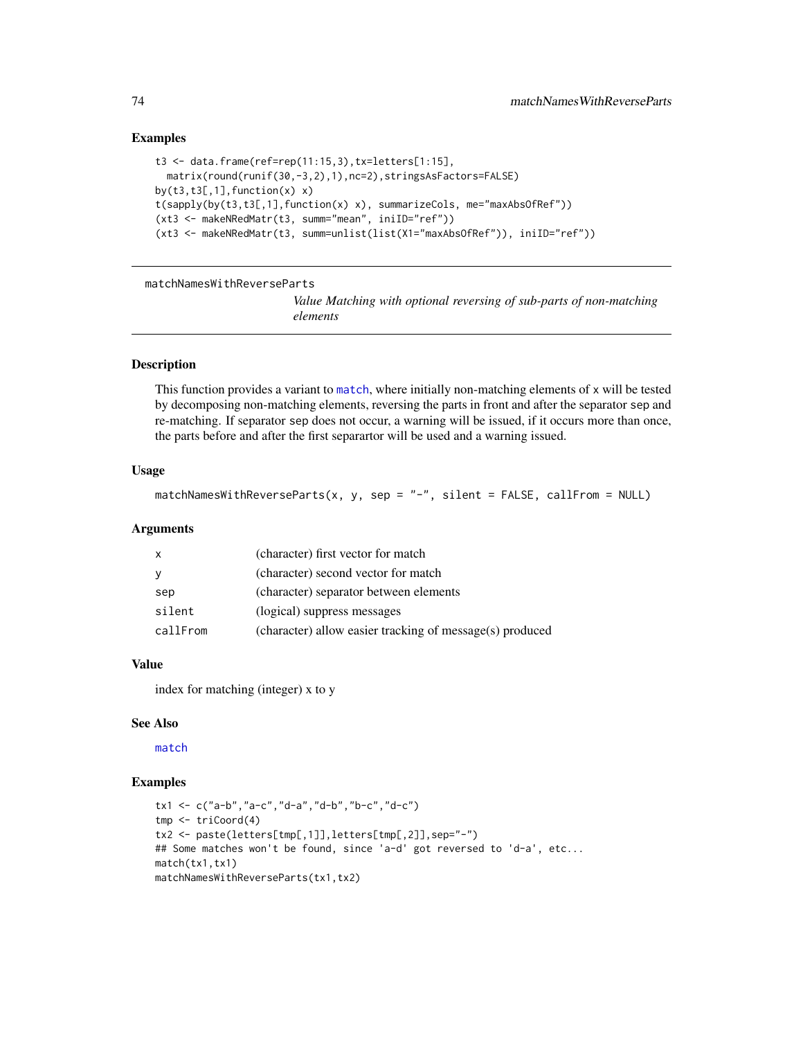### Examples

```
t3 <- data.frame(ref=rep(11:15,3),tx=letters[1:15],
  matrix(round(runif(30,-3,2),1),nc=2),stringsAsFactors=FALSE)
by(t3,t3[,1],function(x) x)
t(sapply(by(t3,t3[,1],function(x) x), summarizeCols, me="maxAbsOfRef"))
(xt3 <- makeNRedMatr(t3, summ="mean", iniID="ref"))
(xt3 <- makeNRedMatr(t3, summ=unlist(list(X1="maxAbsOfRef")), iniID="ref"))
```

---

## matchNamesWithReverseParts

*Value Matching with optional reversing of sub-parts of non-matching elements*

---

### Description

This function provides a variant to `match`, where initially non-matching elements of `x` will be tested by decomposing non-matching elements, reversing the parts in front and after the separator `sep` and re-matching. If separator `sep` does not occur, a warning will be issued, if it occurs more than once, the parts before and after the first separartor will be used and a warning issued.

### Usage

```
matchNamesWithReverseParts(x, y, sep = "-", silent = FALSE, callFrom = NULL)
```

### Arguments

| | |
|---|---|
| `x` | (character) first vector for match |
| `y` | (character) second vector for match |
| `sep` | (character) separator between elements |
| `silent` | (logical) suppress messages |
| `callFrom` | (character) allow easier tracking of message(s) produced |

### Value

index for matching (integer) x to y

### See Also

`match`

### Examples

```
tx1 <- c("a-b","a-c","d-a","d-b","b-c","d-c")
tmp <- triCoord(4)
tx2 <- paste(letters[tmp[,1]],letters[tmp[,2]],sep="-")
## Some matches won't be found, since 'a-d' got reversed to 'd-a', etc...
match(tx1,tx1)
matchNamesWithReverseParts(tx1,tx2)
```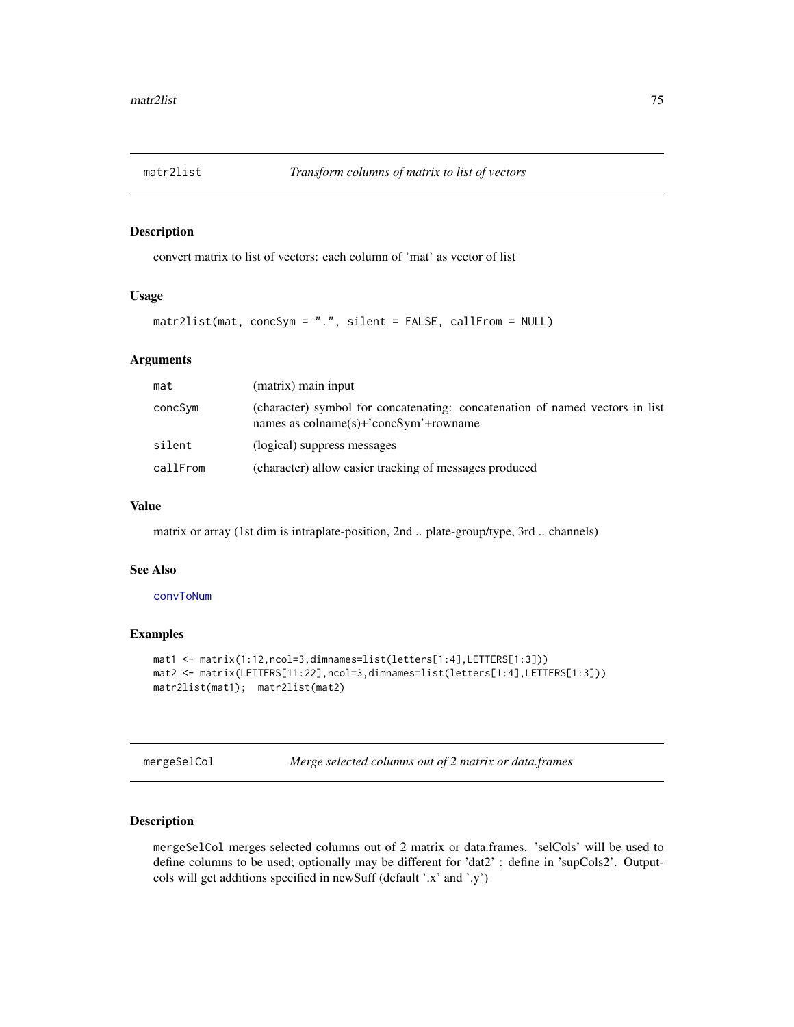## matr2list — *Transform columns of matrix to list of vectors*

### Description

convert matrix to list of vectors: each column of 'mat' as vector of list

### Usage

```
matr2list(mat, concSym = ".", silent = FALSE, callFrom = NULL)
```

### Arguments

| | |
|---|---|
| mat | (matrix) main input |
| concSym | (character) symbol for concatenating: concatenation of named vectors in list names as colname(s)+'concSym'+rowname |
| silent | (logical) suppress messages |
| callFrom | (character) allow easier tracking of messages produced |

### Value

matrix or array (1st dim is intraplate-position, 2nd .. plate-group/type, 3rd .. channels)

### See Also

convToNum

### Examples

```
mat1 <- matrix(1:12,ncol=3,dimnames=list(letters[1:4],LETTERS[1:3]))
mat2 <- matrix(LETTERS[11:22],ncol=3,dimnames=list(letters[1:4],LETTERS[1:3]))
matr2list(mat1);  matr2list(mat2)
```

## mergeSelCol — *Merge selected columns out of 2 matrix or data.frames*

### Description

mergeSelCol merges selected columns out of 2 matrix or data.frames. 'selCols' will be used to define columns to be used; optionally may be different for 'dat2' : define in 'supCols2'. Output-cols will get additions specified in newSuff (default '.x' and '.y')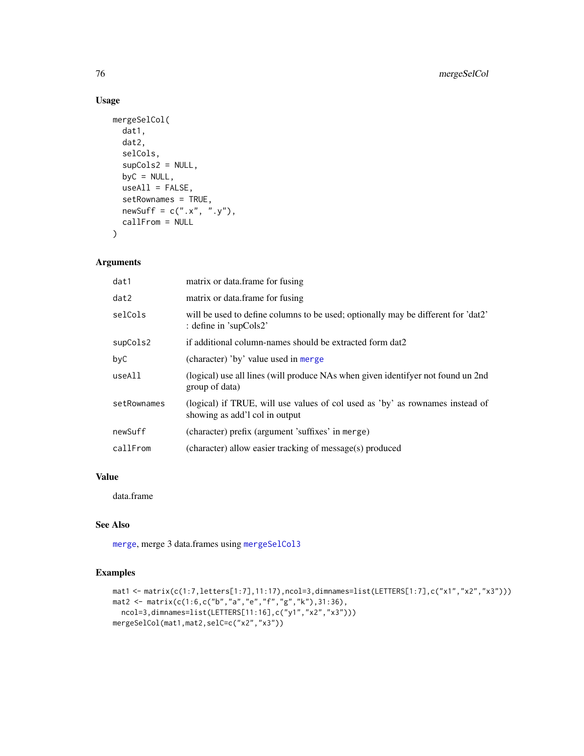## Usage

```
mergeSelCol(
  dat1,
  dat2,
  selCols,
  supCols2 = NULL,
  byC = NULL,
  useAll = FALSE,
  setRownames = TRUE,
  newSuff = c(".x", ".y"),
  callFrom = NULL
)
```

## Arguments

| | |
|---|---|
| dat1 | matrix or data.frame for fusing |
| dat2 | matrix or data.frame for fusing |
| selCols | will be used to define columns to be used; optionally may be different for 'dat2' : define in 'supCols2' |
| supCols2 | if additional column-names should be extracted form dat2 |
| byC | (character) 'by' value used in merge |
| useAll | (logical) use all lines (will produce NAs when given identifyer not found un 2nd group of data) |
| setRownames | (logical) if TRUE, will use values of col used as 'by' as rownames instead of showing as add'l col in output |
| newSuff | (character) prefix (argument 'suffixes' in merge) |
| callFrom | (character) allow easier tracking of message(s) produced |

## Value

data.frame

## See Also

merge, merge 3 data.frames using mergeSelCol3

## Examples

```
mat1 <- matrix(c(1:7,letters[1:7],11:17),ncol=3,dimnames=list(LETTERS[1:7],c("x1","x2","x3")))
mat2 <- matrix(c(1:6,c("b","a","e","f","g","k"),31:36),
  ncol=3,dimnames=list(LETTERS[11:16],c("y1","x2","x3")))
mergeSelCol(mat1,mat2,selC=c("x2","x3"))
```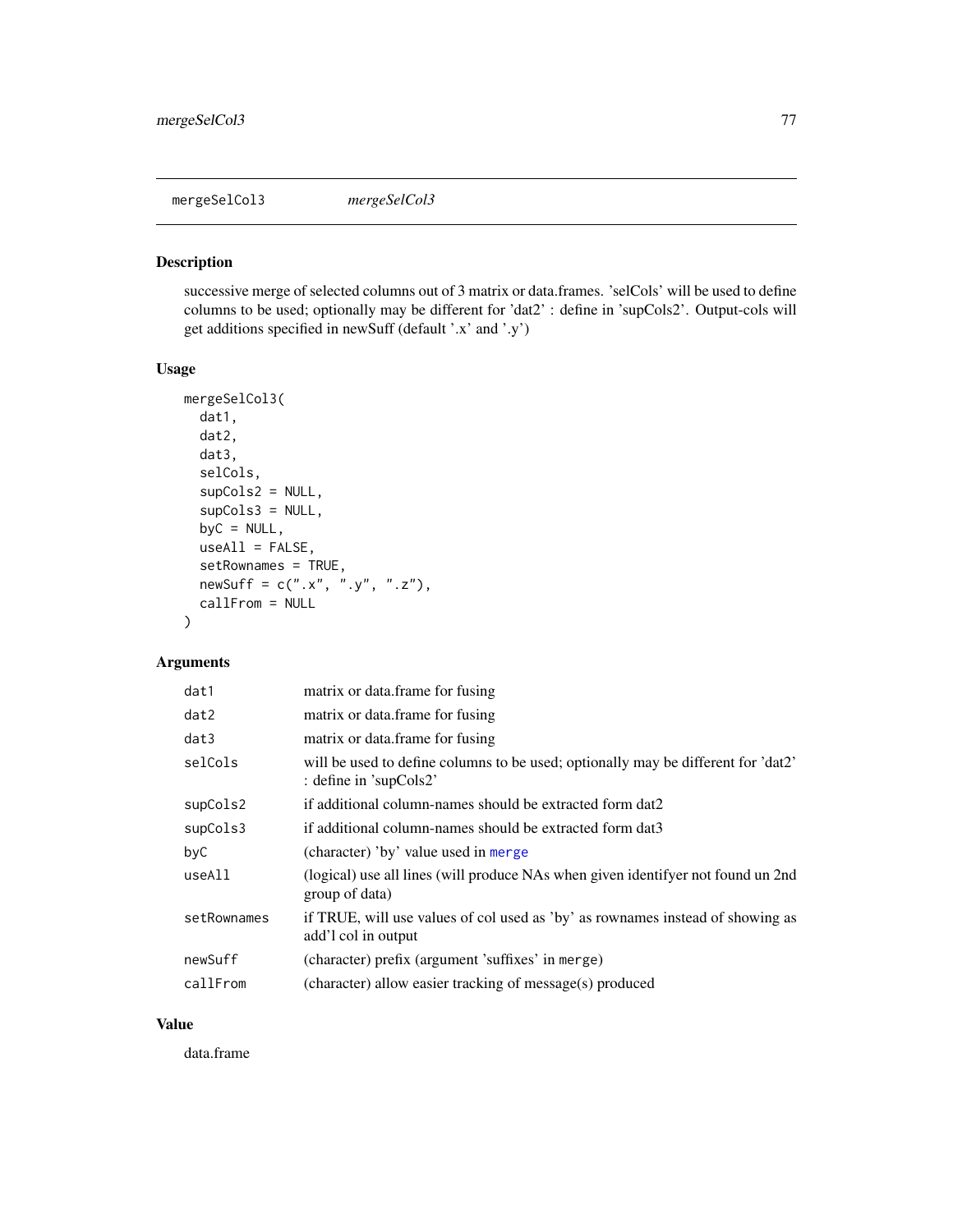## mergeSelCol3 *mergeSelCol3*

### Description

successive merge of selected columns out of 3 matrix or data.frames. 'selCols' will be used to define columns to be used; optionally may be different for 'dat2' : define in 'supCols2'. Output-cols will get additions specified in newSuff (default '.x' and '.y')

### Usage

```
mergeSelCol3(
  dat1,
  dat2,
  dat3,
  selCols,
  supCols2 = NULL,
  supCols3 = NULL,
  byC = NULL,
  useAll = FALSE,
  setRownames = TRUE,
  newSuff = c(".x", ".y", ".z"),
  callFrom = NULL
)
```

### Arguments

| | |
|---|---|
| dat1 | matrix or data.frame for fusing |
| dat2 | matrix or data.frame for fusing |
| dat3 | matrix or data.frame for fusing |
| selCols | will be used to define columns to be used; optionally may be different for 'dat2' : define in 'supCols2' |
| supCols2 | if additional column-names should be extracted form dat2 |
| supCols3 | if additional column-names should be extracted form dat3 |
| byC | (character) 'by' value used in merge |
| useAll | (logical) use all lines (will produce NAs when given identifyer not found un 2nd group of data) |
| setRownames | if TRUE, will use values of col used as 'by' as rownames instead of showing as add'l col in output |
| newSuff | (character) prefix (argument 'suffixes' in merge) |
| callFrom | (character) allow easier tracking of message(s) produced |

### Value

data.frame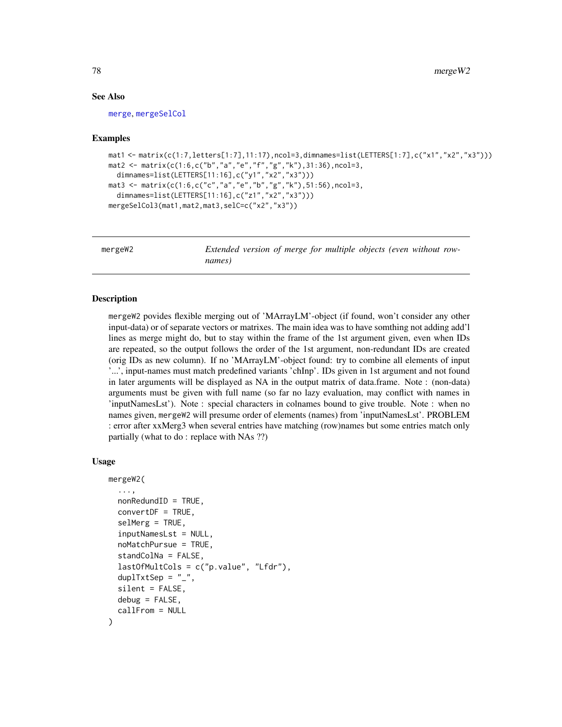## See Also

merge, mergeSelCol

## Examples

```
mat1 <- matrix(c(1:7,letters[1:7],11:17),ncol=3,dimnames=list(LETTERS[1:7],c("x1","x2","x3")))
mat2 <- matrix(c(1:6,c("b","a","e","f","g","k"),31:36),ncol=3,
  dimnames=list(LETTERS[11:16],c("y1","x2","x3")))
mat3 <- matrix(c(1:6,c("c","a","e","b","g","k"),51:56),ncol=3,
  dimnames=list(LETTERS[11:16],c("z1","x2","x3")))
mergeSelCol3(mat1,mat2,mat3,selC=c("x2","x3"))
```

---

# mergeW2 — *Extended version of merge for multiple objects (even without rownames)*

---

## Description

mergeW2 povides flexible merging out of 'MArrayLM'-object (if found, won't consider any other input-data) or of separate vectors or matrixes. The main idea was to have somthing not adding add'l lines as merge might do, but to stay within the frame of the 1st argument given, even when IDs are repeated, so the output follows the order of the 1st argument, non-redundant IDs are created (orig IDs as new column). If no 'MArrayLM'-object found: try to combine all elements of input '...', input-names must match predefined variants 'chInp'. IDs given in 1st argument and not found in later arguments will be displayed as NA in the output matrix of data.frame. Note : (non-data) arguments must be given with full name (so far no lazy evaluation, may conflict with names in 'inputNamesLst'). Note : special characters in colnames bound to give trouble. Note : when no names given, mergeW2 will presume order of elements (names) from 'inputNamesLst'. PROBLEM : error after xxMerg3 when several entries have matching (row)names but some entries match only partially (what to do : replace with NAs ??)

## Usage

```
mergeW2(
  ...,
  nonRedundID = TRUE,
  convertDF = TRUE,
  selMerg = TRUE,
  inputNamesLst = NULL,
  noMatchPursue = TRUE,
  standColNa = FALSE,
  lastOfMultCols = c("p.value", "Lfdr"),
  duplTxtSep = "_",
  silent = FALSE,
  debug = FALSE,
  callFrom = NULL
)
```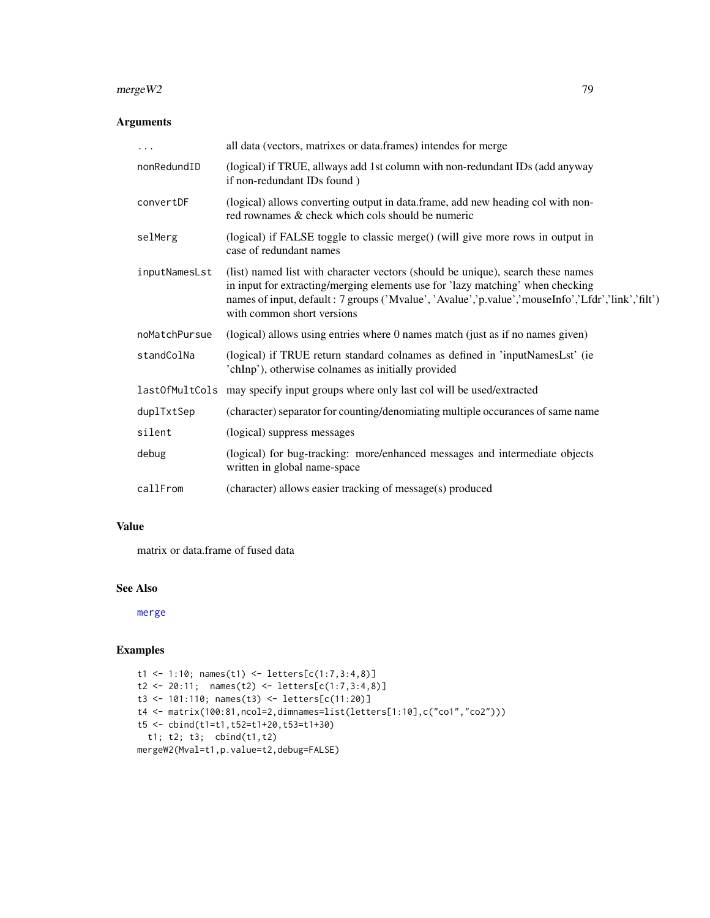## Arguments

| | |
|---|---|
| `...` | all data (vectors, matrixes or data.frames) intendes for merge |
| `nonRedundID` | (logical) if TRUE, allways add 1st column with non-redundant IDs (add anyway if non-redundant IDs found ) |
| `convertDF` | (logical) allows converting output in data.frame, add new heading col with non-red rownames & check which cols should be numeric |
| `selMerg` | (logical) if FALSE toggle to classic merge() (will give more rows in output in case of redundant names |
| `inputNamesLst` | (list) named list with character vectors (should be unique), search these names in input for extracting/merging elements use for 'lazy matching' when checking names of input, default : 7 groups ('Mvalue', 'Avalue','p.value','mouseInfo','Lfdr','link','filt') with common short versions |
| `noMatchPursue` | (logical) allows using entries where 0 names match (just as if no names given) |
| `standColNa` | (logical) if TRUE return standard colnames as defined in 'inputNamesLst' (ie 'chInp'), otherwise colnames as initially provided |
| `lastOfMultCols` | may specify input groups where only last col will be used/extracted |
| `duplTxtSep` | (character) separator for counting/denomiating multiple occurances of same name |
| `silent` | (logical) suppress messages |
| `debug` | (logical) for bug-tracking: more/enhanced messages and intermediate objects written in global name-space |
| `callFrom` | (character) allows easier tracking of message(s) produced |

## Value

matrix or data.frame of fused data

## See Also

merge

## Examples

```
t1 <- 1:10; names(t1) <- letters[c(1:7,3:4,8)]
t2 <- 20:11;  names(t2) <- letters[c(1:7,3:4,8)]
t3 <- 101:110; names(t3) <- letters[c(11:20)]
t4 <- matrix(100:81,ncol=2,dimnames=list(letters[1:10],c("co1","co2")))
t5 <- cbind(t1=t1,t52=t1+20,t53=t1+30)
  t1; t2; t3;  cbind(t1,t2)
mergeW2(Mval=t1,p.value=t2,debug=FALSE)
```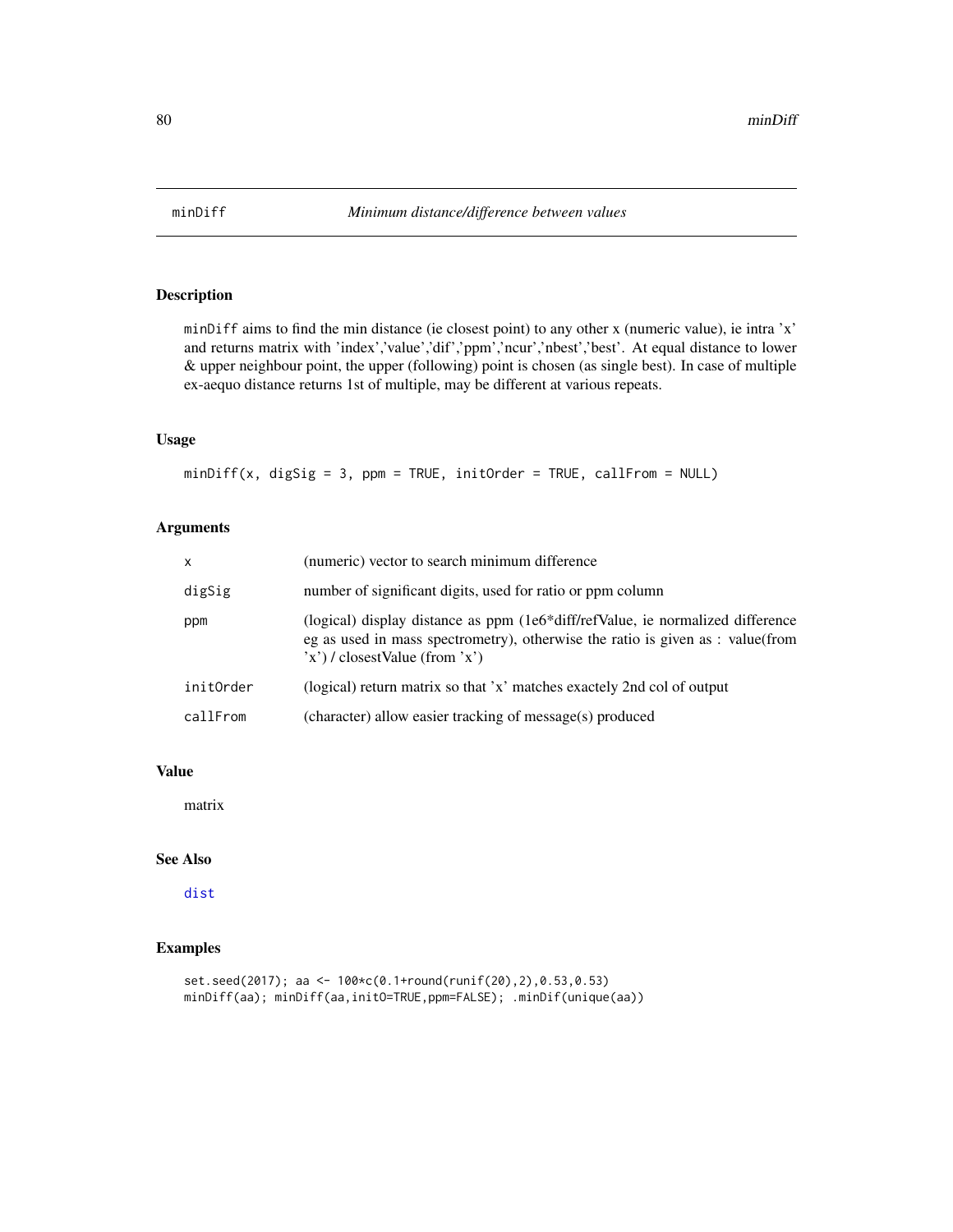# minDiff *Minimum distance/difference between values*

## Description

`minDiff` aims to find the min distance (ie closest point) to any other x (numeric value), ie intra 'x' and returns matrix with 'index','value','dif','ppm','ncur','nbest','best'. At equal distance to lower & upper neighbour point, the upper (following) point is chosen (as single best). In case of multiple ex-aequo distance returns 1st of multiple, may be different at various repeats.

## Usage

```
minDiff(x, digSig = 3, ppm = TRUE, initOrder = TRUE, callFrom = NULL)
```

## Arguments

| | |
|---|---|
| `x` | (numeric) vector to search minimum difference |
| `digSig` | number of significant digits, used for ratio or ppm column |
| `ppm` | (logical) display distance as ppm (1e6*diff/refValue, ie normalized difference eg as used in mass spectrometry), otherwise the ratio is given as : value(from 'x') / closestValue (from 'x') |
| `initOrder` | (logical) return matrix so that 'x' matches exactely 2nd col of output |
| `callFrom` | (character) allow easier tracking of message(s) produced |

## Value

matrix

## See Also

`dist`

## Examples

```
set.seed(2017); aa <- 100*c(0.1+round(runif(20),2),0.53,0.53)
minDiff(aa); minDiff(aa,initO=TRUE,ppm=FALSE); .minDif(unique(aa))
```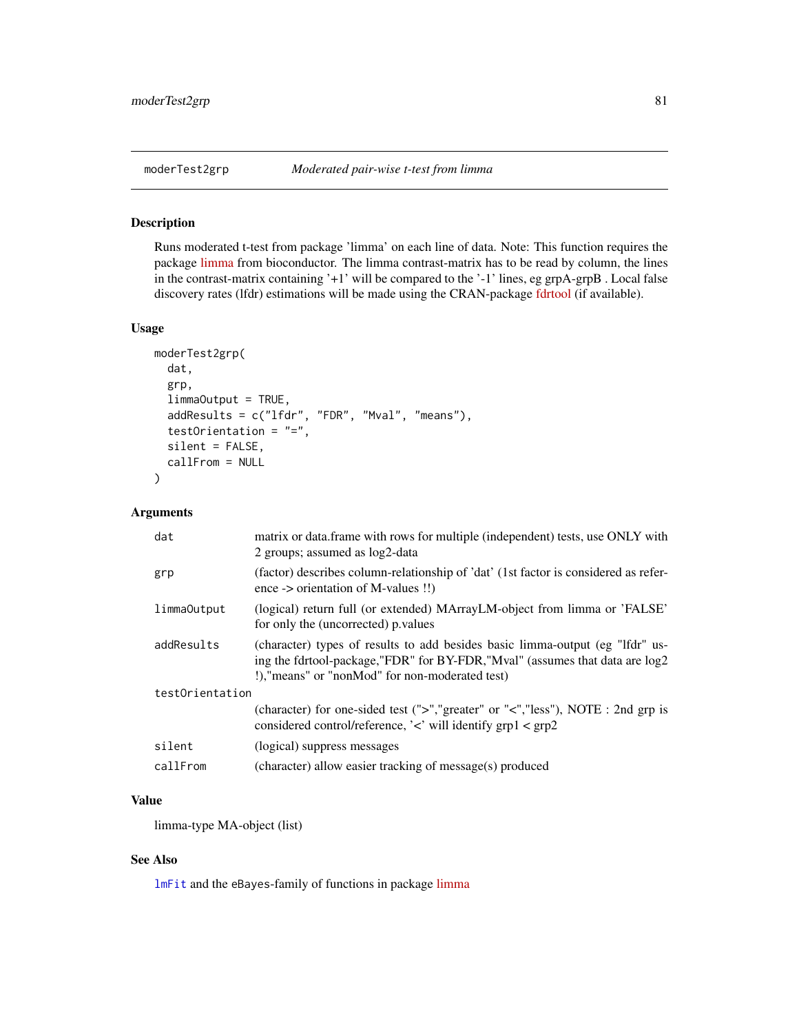## moderTest2grp — *Moderated pair-wise t-test from limma*

### Description

Runs moderated t-test from package 'limma' on each line of data. Note: This function requires the package limma from bioconductor. The limma contrast-matrix has to be read by column, the lines in the contrast-matrix containing '+1' will be compared to the '-1' lines, eg grpA-grpB . Local false discovery rates (lfdr) estimations will be made using the CRAN-package fdrtool (if available).

### Usage

```
moderTest2grp(
  dat,
  grp,
  limmaOutput = TRUE,
  addResults = c("lfdr", "FDR", "Mval", "means"),
  testOrientation = "=",
  silent = FALSE,
  callFrom = NULL
)
```

### Arguments

| Argument | Description |
|---|---|
| `dat` | matrix or data.frame with rows for multiple (independent) tests, use ONLY with 2 groups; assumed as log2-data |
| `grp` | (factor) describes column-relationship of 'dat' (1st factor is considered as reference -> orientation of M-values !!) |
| `limmaOutput` | (logical) return full (or extended) MArrayLM-object from limma or 'FALSE' for only the (uncorrected) p.values |
| `addResults` | (character) types of results to add besides basic limma-output (eg "lfdr" using the fdrtool-package,"FDR" for BY-FDR,"Mval" (assumes that data are log2 !),"means" or "nonMod" for non-moderated test) |
| `testOrientation` | (character) for one-sided test (">","greater" or "<","less"), NOTE : 2nd grp is considered control/reference, '<' will identify grp1 < grp2 |
| `silent` | (logical) suppress messages |
| `callFrom` | (character) allow easier tracking of message(s) produced |

### Value

limma-type MA-object (list)

### See Also

`lmFit` and the eBayes-family of functions in package limma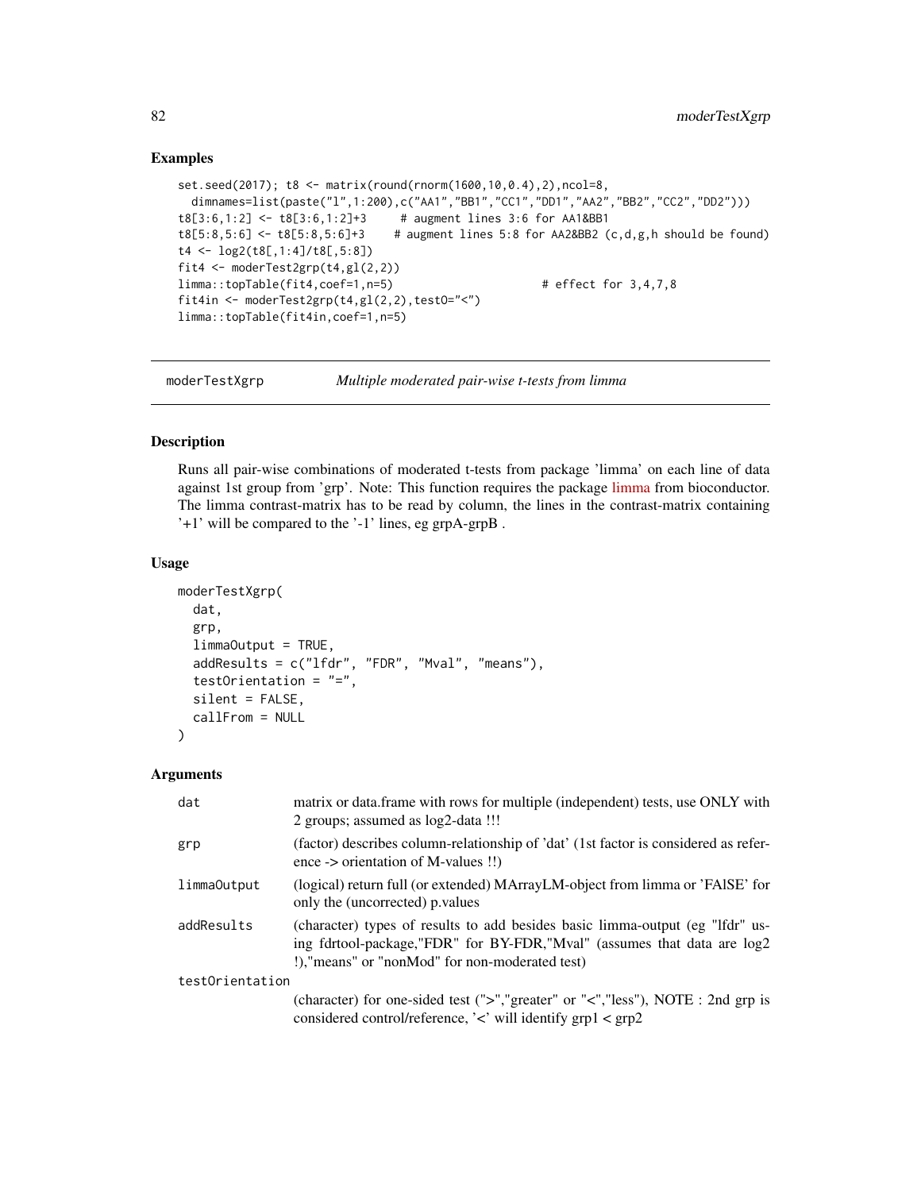## Examples

```
set.seed(2017); t8 <- matrix(round(rnorm(1600,10,0.4),2),ncol=8,
  dimnames=list(paste("l",1:200),c("AA1","BB1","CC1","DD1","AA2","BB2","CC2","DD2")))
t8[3:6,1:2] <- t8[3:6,1:2]+3     # augment lines 3:6 for AA1&BB1
t8[5:8,5:6] <- t8[5:8,5:6]+3     # augment lines 5:8 for AA2&BB2 (c,d,g,h should be found)
t4 <- log2(t8[,1:4]/t8[,5:8])
fit4 <- moderTest2grp(t4,gl(2,2))
limma::topTable(fit4,coef=1,n=5)                      # effect for 3,4,7,8
fit4in <- moderTest2grp(t4,gl(2,2),testO="<")
limma::topTable(fit4in,coef=1,n=5)
```

---

## moderTestXgrp — *Multiple moderated pair-wise t-tests from limma*

### Description

Runs all pair-wise combinations of moderated t-tests from package 'limma' on each line of data against 1st group from 'grp'. Note: This function requires the package limma from bioconductor. The limma contrast-matrix has to be read by column, the lines in the contrast-matrix containing '+1' will be compared to the '-1' lines, eg grpA-grpB .

### Usage

```
moderTestXgrp(
  dat,
  grp,
  limmaOutput = TRUE,
  addResults = c("lfdr", "FDR", "Mval", "means"),
  testOrientation = "=",
  silent = FALSE,
  callFrom = NULL
)
```

### Arguments

| | |
|---|---|
| `dat` | matrix or data.frame with rows for multiple (independent) tests, use ONLY with 2 groups; assumed as log2-data !!! |
| `grp` | (factor) describes column-relationship of 'dat' (1st factor is considered as reference -> orientation of M-values !!) |
| `limmaOutput` | (logical) return full (or extended) MArrayLM-object from limma or 'FAlSE' for only the (uncorrected) p.values |
| `addResults` | (character) types of results to add besides basic limma-output (eg "lfdr" using fdrtool-package,"FDR" for BY-FDR,"Mval" (assumes that data are log2 !),"means" or "nonMod" for non-moderated test) |
| `testOrientation` | (character) for one-sided test (">","greater" or "<","less"), NOTE : 2nd grp is considered control/reference, '<' will identify grp1 < grp2 |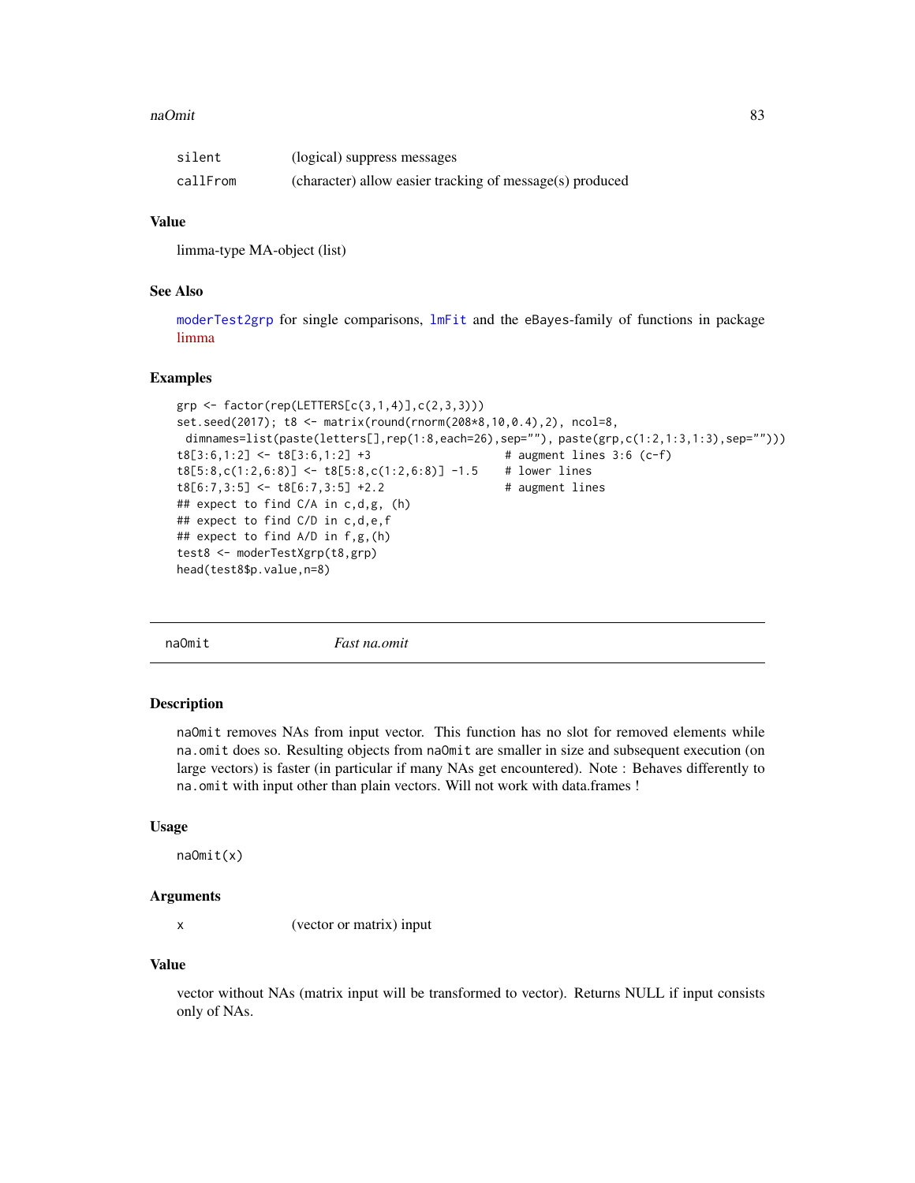| | |
|---|---|
| silent | (logical) suppress messages |
| callFrom | (character) allow easier tracking of message(s) produced |

## Value

limma-type MA-object (list)

## See Also

moderTest2grp for single comparisons, lmFit and the eBayes-family of functions in package limma

## Examples

```
grp <- factor(rep(LETTERS[c(3,1,4)],c(2,3,3)))
set.seed(2017); t8 <- matrix(round(rnorm(208*8,10,0.4),2), ncol=8,
 dimnames=list(paste(letters[],rep(1:8,each=26),sep=""), paste(grp,c(1:2,1:3,1:3),sep="")))
t8[3:6,1:2] <- t8[3:6,1:2] +3                    # augment lines 3:6 (c-f)
t8[5:8,c(1:2,6:8)] <- t8[5:8,c(1:2,6:8)] -1.5    # lower lines
t8[6:7,3:5] <- t8[6:7,3:5] +2.2                  # augment lines
## expect to find C/A in c,d,g, (h)
## expect to find C/D in c,d,e,f
## expect to find A/D in f,g,(h)
test8 <- moderTestXgrp(t8,grp)
head(test8$p.value,n=8)
```

---

# naOmit — *Fast na.omit*

## Description

naOmit removes NAs from input vector. This function has no slot for removed elements while na.omit does so. Resulting objects from naOmit are smaller in size and subsequent execution (on large vectors) is faster (in particular if many NAs get encountered). Note : Behaves differently to na.omit with input other than plain vectors. Will not work with data.frames !

## Usage

```
naOmit(x)
```

## Arguments

| | |
|---|---|
| x | (vector or matrix) input |

## Value

vector without NAs (matrix input will be transformed to vector). Returns NULL if input consists only of NAs.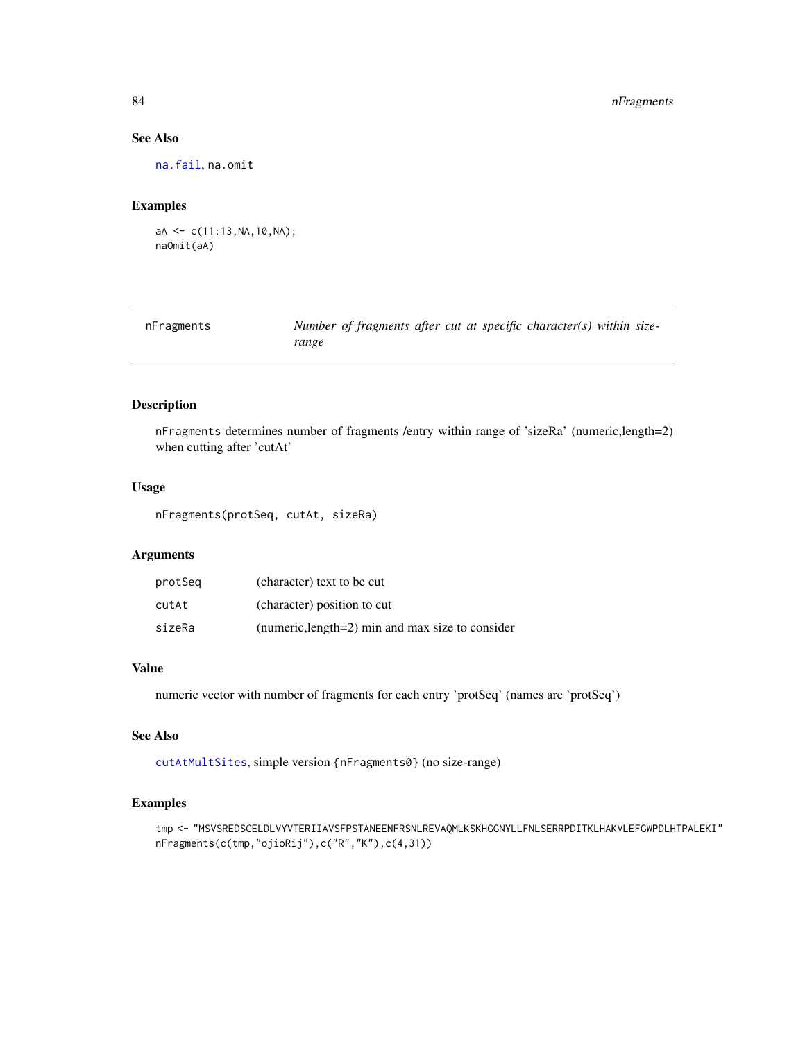### See Also

na.fail, na.omit

### Examples

```
aA <- c(11:13,NA,10,NA);
naOmit(aA)
```

---

## nFragments — *Number of fragments after cut at specific character(s) within size-range*

---

### Description

nFragments determines number of fragments /entry within range of 'sizeRa' (numeric,length=2) when cutting after 'cutAt'

### Usage

```
nFragments(protSeq, cutAt, sizeRa)
```

### Arguments

| | |
|---|---|
| protSeq | (character) text to be cut |
| cutAt | (character) position to cut |
| sizeRa | (numeric,length=2) min and max size to consider |

### Value

numeric vector with number of fragments for each entry 'protSeq' (names are 'protSeq')

### See Also

cutAtMultSites, simple version {nFragments0} (no size-range)

### Examples

```
tmp <- "MSVSREDSCELDLVYVTERIIAVSFPSTANEENFRSNLREVAQMLKSKHGGNYLLFNLSERRPDITKLHAKVLEFGWPDLHTPALEKI"
nFragments(c(tmp,"ojioRij"),c("R","K"),c(4,31))
```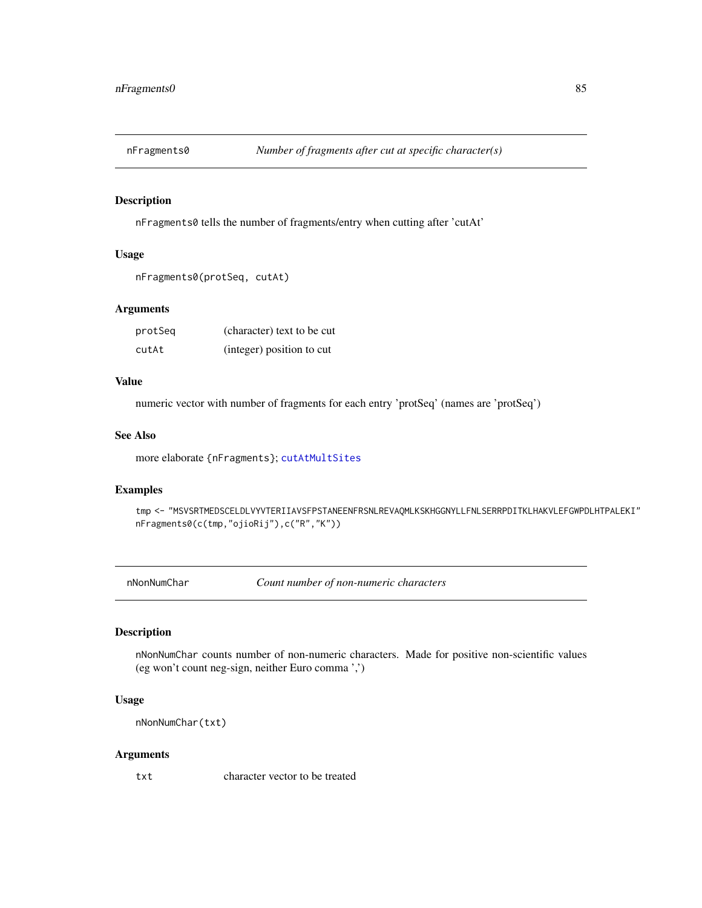## nFragments0 — *Number of fragments after cut at specific character(s)*

### Description

nFragments0 tells the number of fragments/entry when cutting after 'cutAt'

### Usage

```
nFragments0(protSeq, cutAt)
```

### Arguments

| | |
|---|---|
| protSeq | (character) text to be cut |
| cutAt | (integer) position to cut |

### Value

numeric vector with number of fragments for each entry 'protSeq' (names are 'protSeq')

### See Also

more elaborate {nFragments}; cutAtMultSites

### Examples

```
tmp <- "MSVSRTMEDSCELDLVYVTERIIAVSFPSTANEENFRSNLREVAQMLKSKHGGNYLLFNLSERRPDITKLHAKVLEFGWPDLHTPALEKI"
nFragments0(c(tmp,"ojioRij"),c("R","K"))
```

## nNonNumChar — *Count number of non-numeric characters*

### Description

nNonNumChar counts number of non-numeric characters. Made for positive non-scientific values (eg won't count neg-sign, neither Euro comma ',')

### Usage

```
nNonNumChar(txt)
```

### Arguments

| | |
|---|---|
| txt | character vector to be treated |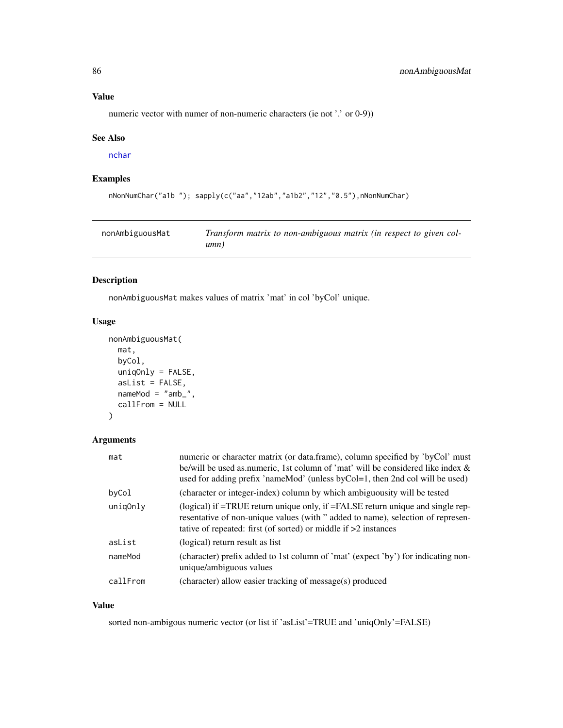### Value

numeric vector with numer of non-numeric characters (ie not '.' or 0-9))

### See Also

nchar

### Examples

```
nNonNumChar("a1b "); sapply(c("aa","12ab","a1b2","12","0.5"),nNonNumChar)
```

---

## nonAmbiguousMat — *Transform matrix to non-ambiguous matrix (in respect to given column)*

### Description

nonAmbiguousMat makes values of matrix 'mat' in col 'byCol' unique.

### Usage

```
nonAmbiguousMat(
  mat,
  byCol,
  uniqOnly = FALSE,
  asList = FALSE,
  nameMod = "amb_",
  callFrom = NULL
)
```

### Arguments

| | |
|---|---|
| mat | numeric or character matrix (or data.frame), column specified by 'byCol' must be/will be used as.numeric, 1st column of 'mat' will be considered like index & used for adding prefix 'nameMod' (unless byCol=1, then 2nd col will be used) |
| byCol | (character or integer-index) column by which ambiguousity will be tested |
| uniqOnly | (logical) if =TRUE return unique only, if =FALSE return unique and single representative of non-unique values (with '' added to name), selection of representative of repeated: first (of sorted) or middle if >2 instances |
| asList | (logical) return result as list |
| nameMod | (character) prefix added to 1st column of 'mat' (expect 'by') for indicating non-unique/ambiguous values |
| callFrom | (character) allow easier tracking of message(s) produced |

### Value

sorted non-ambigous numeric vector (or list if 'asList'=TRUE and 'uniqOnly'=FALSE)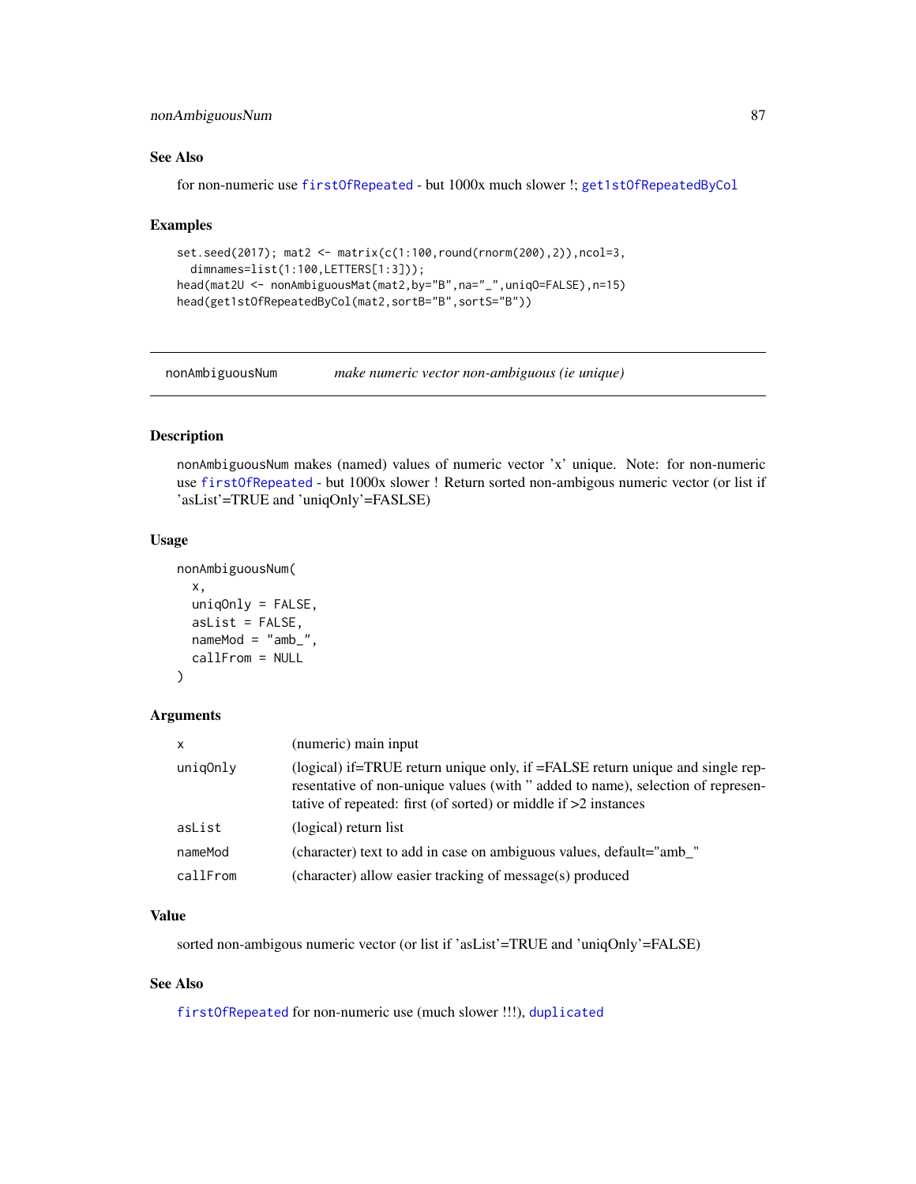## See Also

for non-numeric use `firstOfRepeated` - but 1000x much slower !; `get1stOfRepeatedByCol`

## Examples

```
set.seed(2017); mat2 <- matrix(c(1:100,round(rnorm(200),2)),ncol=3,
  dimnames=list(1:100,LETTERS[1:3]));
head(mat2U <- nonAmbiguousMat(mat2,by="B",na="_",uniqO=FALSE),n=15)
head(get1stOfRepeatedByCol(mat2,sortB="B",sortS="B"))
```

---

# nonAmbiguousNum — *make numeric vector non-ambiguous (ie unique)*

---

## Description

nonAmbiguousNum makes (named) values of numeric vector 'x' unique. Note: for non-numeric use `firstOfRepeated` - but 1000x slower ! Return sorted non-ambigous numeric vector (or list if 'asList'=TRUE and 'uniqOnly'=FASLSE)

## Usage

```
nonAmbiguousNum(
  x,
  uniqOnly = FALSE,
  asList = FALSE,
  nameMod = "amb_",
  callFrom = NULL
)
```

## Arguments

| | |
|---|---|
| x | (numeric) main input |
| uniqOnly | (logical) if=TRUE return unique only, if =FALSE return unique and single representative of non-unique values (with '' added to name), selection of representative of repeated: first (of sorted) or middle if >2 instances |
| asList | (logical) return list |
| nameMod | (character) text to add in case on ambiguous values, default="amb_" |
| callFrom | (character) allow easier tracking of message(s) produced |

## Value

sorted non-ambigous numeric vector (or list if 'asList'=TRUE and 'uniqOnly'=FALSE)

## See Also

`firstOfRepeated` for non-numeric use (much slower !!!), `duplicated`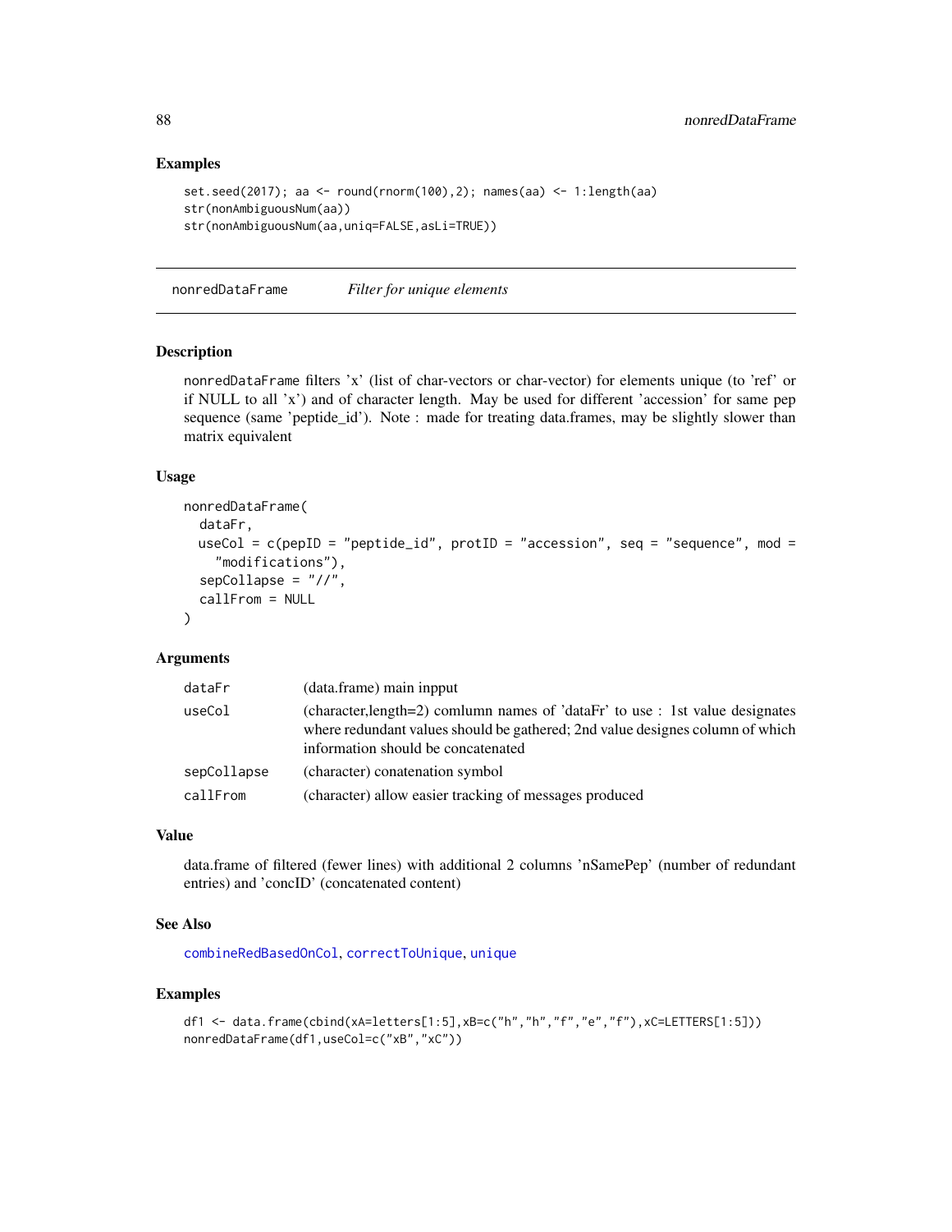## Examples

```
set.seed(2017); aa <- round(rnorm(100),2); names(aa) <- 1:length(aa)
str(nonAmbiguousNum(aa))
str(nonAmbiguousNum(aa,uniq=FALSE,asLi=TRUE))
```

---

# nonredDataFrame    *Filter for unique elements*

---

## Description

nonredDataFrame filters 'x' (list of char-vectors or char-vector) for elements unique (to 'ref' or if NULL to all 'x') and of character length. May be used for different 'accession' for same pep sequence (same 'peptide_id'). Note : made for treating data.frames, may be slightly slower than matrix equivalent

## Usage

```
nonredDataFrame(
  dataFr,
  useCol = c(pepID = "peptide_id", protID = "accession", seq = "sequence", mod =
    "modifications"),
  sepCollapse = "//",
  callFrom = NULL
)
```

## Arguments

| | |
|---|---|
| dataFr | (data.frame) main innput |
| useCol | (character,length=2) comlumn names of 'dataFr' to use : 1st value designates where redundant values should be gathered; 2nd value designes column of which information should be concatenated |
| sepCollapse | (character) conatenation symbol |
| callFrom | (character) allow easier tracking of messages produced |

## Value

data.frame of filtered (fewer lines) with additional 2 columns 'nSamePep' (number of redundant entries) and 'concID' (concatenated content)

## See Also

combineRedBasedOnCol, correctToUnique, unique

## Examples

```
df1 <- data.frame(cbind(xA=letters[1:5],xB=c("h","h","f","e","f"),xC=LETTERS[1:5]))
nonredDataFrame(df1,useCol=c("xB","xC"))
```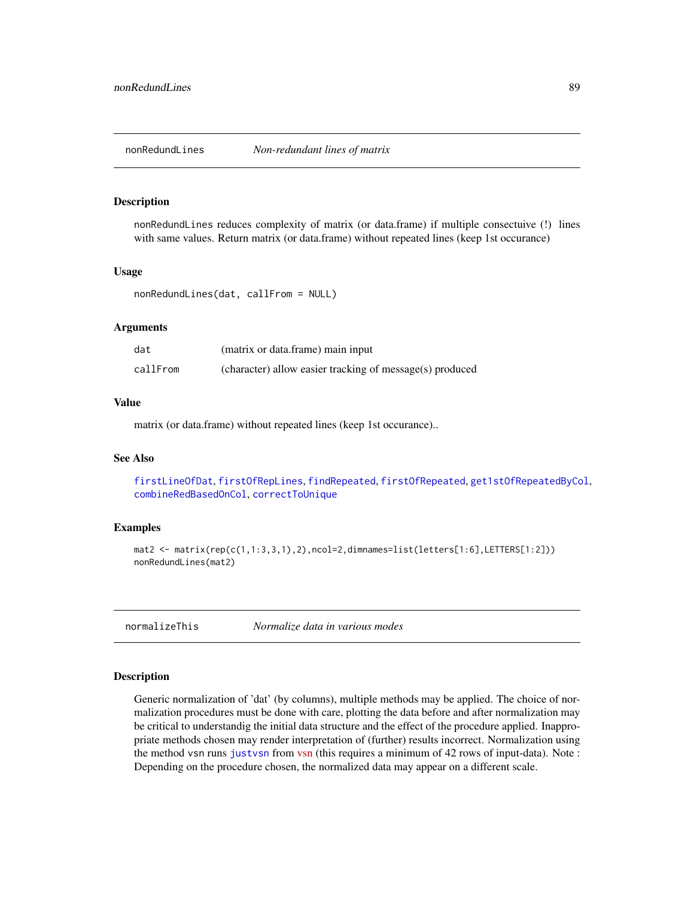## nonRedundLines &nbsp;&nbsp;&nbsp; *Non-redundant lines of matrix*

### Description

nonRedundLines reduces complexity of matrix (or data.frame) if multiple consectuive (!) lines with same values. Return matrix (or data.frame) without repeated lines (keep 1st occurance)

### Usage

```
nonRedundLines(dat, callFrom = NULL)
```

### Arguments

| | |
|---|---|
| dat | (matrix or data.frame) main input |
| callFrom | (character) allow easier tracking of message(s) produced |

### Value

matrix (or data.frame) without repeated lines (keep 1st occurance)..

### See Also

firstLineOfDat, firstOfRepLines, findRepeated, firstOfRepeated, get1stOfRepeatedByCol, combineRedBasedOnCol, correctToUnique

### Examples

```
mat2 <- matrix(rep(c(1,1:3,3,1),2),ncol=2,dimnames=list(letters[1:6],LETTERS[1:2]))
nonRedundLines(mat2)
```

## normalizeThis &nbsp;&nbsp;&nbsp; *Normalize data in various modes*

### Description

Generic normalization of 'dat' (by columns), multiple methods may be applied. The choice of normalization procedures must be done with care, plotting the data before and after normalization may be critical to understandig the initial data structure and the effect of the procedure applied. Inappropriate methods chosen may render interpretation of (further) results incorrect. Normalization using the method vsn runs justvsn from vsn (this requires a minimum of 42 rows of input-data). Note : Depending on the procedure chosen, the normalized data may appear on a different scale.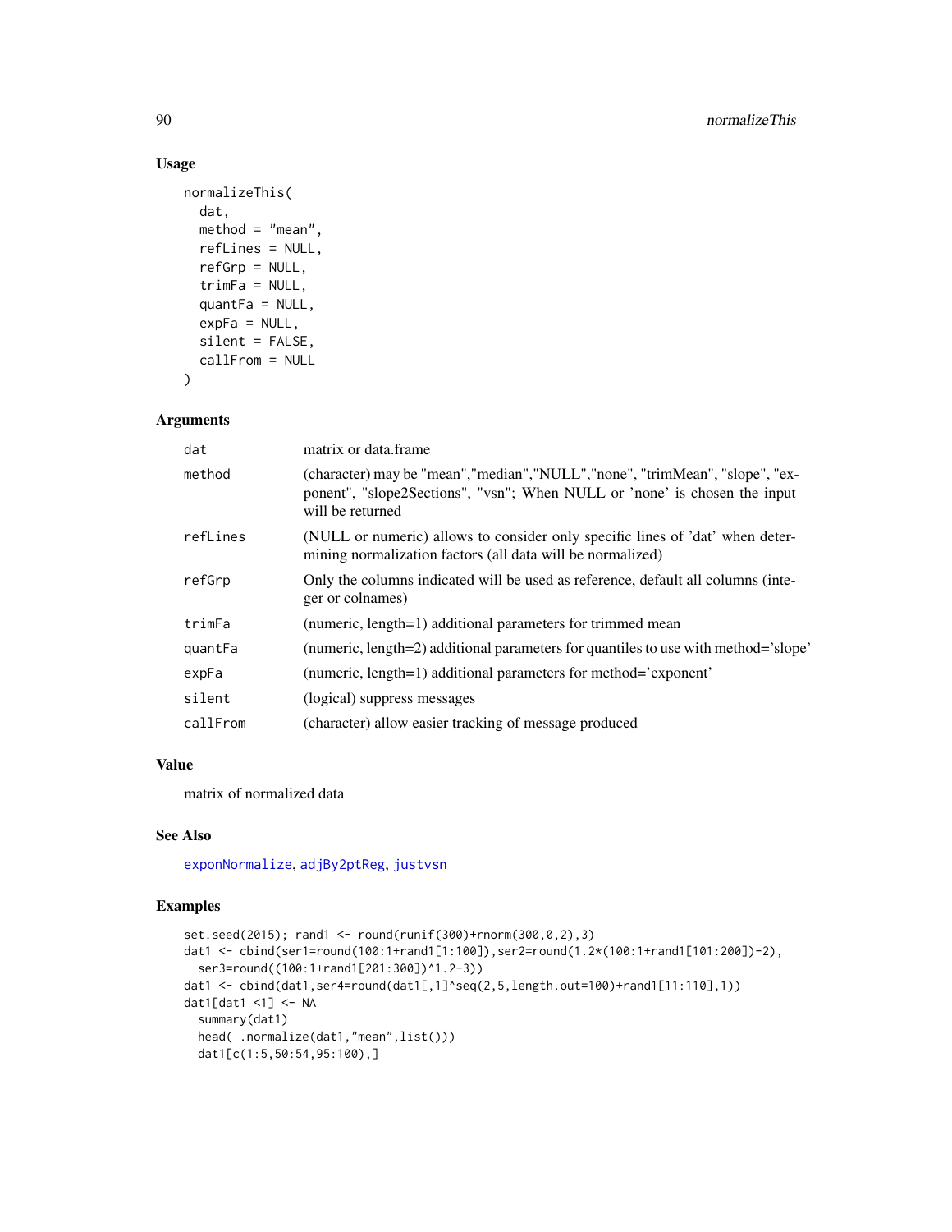## Usage

```
normalizeThis(
  dat,
  method = "mean",
  refLines = NULL,
  refGrp = NULL,
  trimFa = NULL,
  quantFa = NULL,
  expFa = NULL,
  silent = FALSE,
  callFrom = NULL
)
```

## Arguments

| | |
|---|---|
| dat | matrix or data.frame |
| method | (character) may be "mean","median","NULL","none", "trimMean", "slope", "exponent", "slope2Sections", "vsn"; When NULL or 'none' is chosen the input will be returned |
| refLines | (NULL or numeric) allows to consider only specific lines of 'dat' when determining normalization factors (all data will be normalized) |
| refGrp | Only the columns indicated will be used as reference, default all columns (integer or colnames) |
| trimFa | (numeric, length=1) additional parameters for trimmed mean |
| quantFa | (numeric, length=2) additional parameters for quantiles to use with method='slope' |
| expFa | (numeric, length=1) additional parameters for method='exponent' |
| silent | (logical) suppress messages |
| callFrom | (character) allow easier tracking of message produced |

## Value

matrix of normalized data

## See Also

exponNormalize, adjBy2ptReg, justvsn

## Examples

```
set.seed(2015); rand1 <- round(runif(300)+rnorm(300,0,2),3)
dat1 <- cbind(ser1=round(100:1+rand1[1:100]),ser2=round(1.2*(100:1+rand1[101:200])-2),
  ser3=round((100:1+rand1[201:300])^1.2-3))
dat1 <- cbind(dat1,ser4=round(dat1[,1]^seq(2,5,length.out=100)+rand1[11:110],1))
dat1[dat1 <1] <- NA
  summary(dat1)
  head( .normalize(dat1,"mean",list()))
  dat1[c(1:5,50:54,95:100),]
```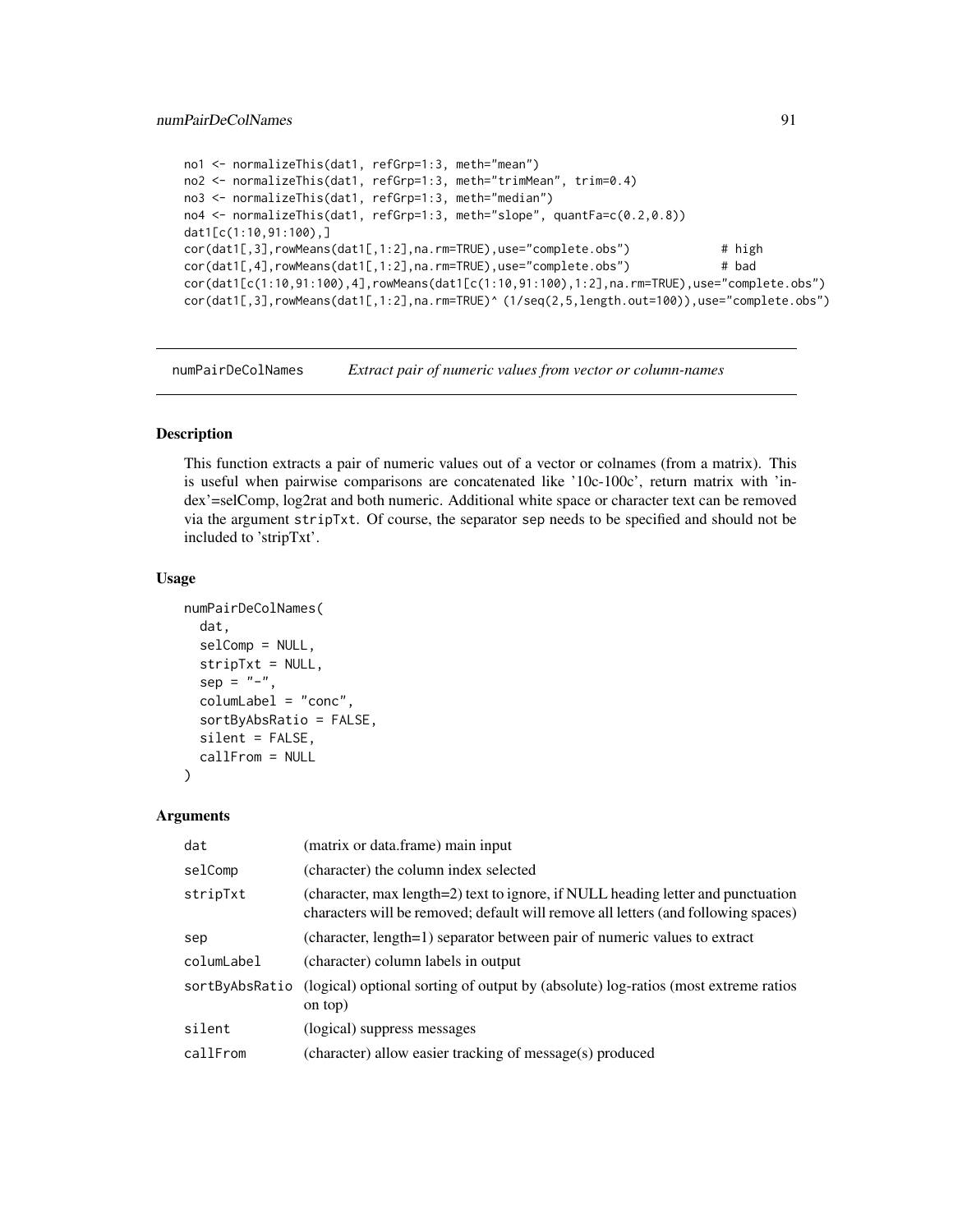```
no1 <- normalizeThis(dat1, refGrp=1:3, meth="mean")
no2 <- normalizeThis(dat1, refGrp=1:3, meth="trimMean", trim=0.4)
no3 <- normalizeThis(dat1, refGrp=1:3, meth="median")
no4 <- normalizeThis(dat1, refGrp=1:3, meth="slope", quantFa=c(0.2,0.8))
dat1[c(1:10,91:100),]
cor(dat1[,3],rowMeans(dat1[,1:2],na.rm=TRUE),use="complete.obs")             # high
cor(dat1[,4],rowMeans(dat1[,1:2],na.rm=TRUE),use="complete.obs")             # bad
cor(dat1[c(1:10,91:100),4],rowMeans(dat1[c(1:10,91:100),1:2],na.rm=TRUE),use="complete.obs")
cor(dat1[,3],rowMeans(dat1[,1:2],na.rm=TRUE)^ (1/seq(2,5,length.out=100)),use="complete.obs")
```

---

## numPairDeColNames — *Extract pair of numeric values from vector or column-names*

### Description

This function extracts a pair of numeric values out of a vector or colnames (from a matrix). This is useful when pairwise comparisons are concatenated like '10c-100c', return matrix with 'index'=selComp, log2rat and both numeric. Additional white space or character text can be removed via the argument `stripTxt`. Of course, the separator `sep` needs to be specified and should not be included to 'stripTxt'.

### Usage

```
numPairDeColNames(
  dat,
  selComp = NULL,
  stripTxt = NULL,
  sep = "-",
  columLabel = "conc",
  sortByAbsRatio = FALSE,
  silent = FALSE,
  callFrom = NULL
)
```

### Arguments

| | |
|---|---|
| `dat` | (matrix or data.frame) main input |
| `selComp` | (character) the column index selected |
| `stripTxt` | (character, max length=2) text to ignore, if NULL heading letter and punctuation characters will be removed; default will remove all letters (and following spaces) |
| `sep` | (character, length=1) separator between pair of numeric values to extract |
| `columLabel` | (character) column labels in output |
| `sortByAbsRatio` | (logical) optional sorting of output by (absolute) log-ratios (most extreme ratios on top) |
| `silent` | (logical) suppress messages |
| `callFrom` | (character) allow easier tracking of message(s) produced |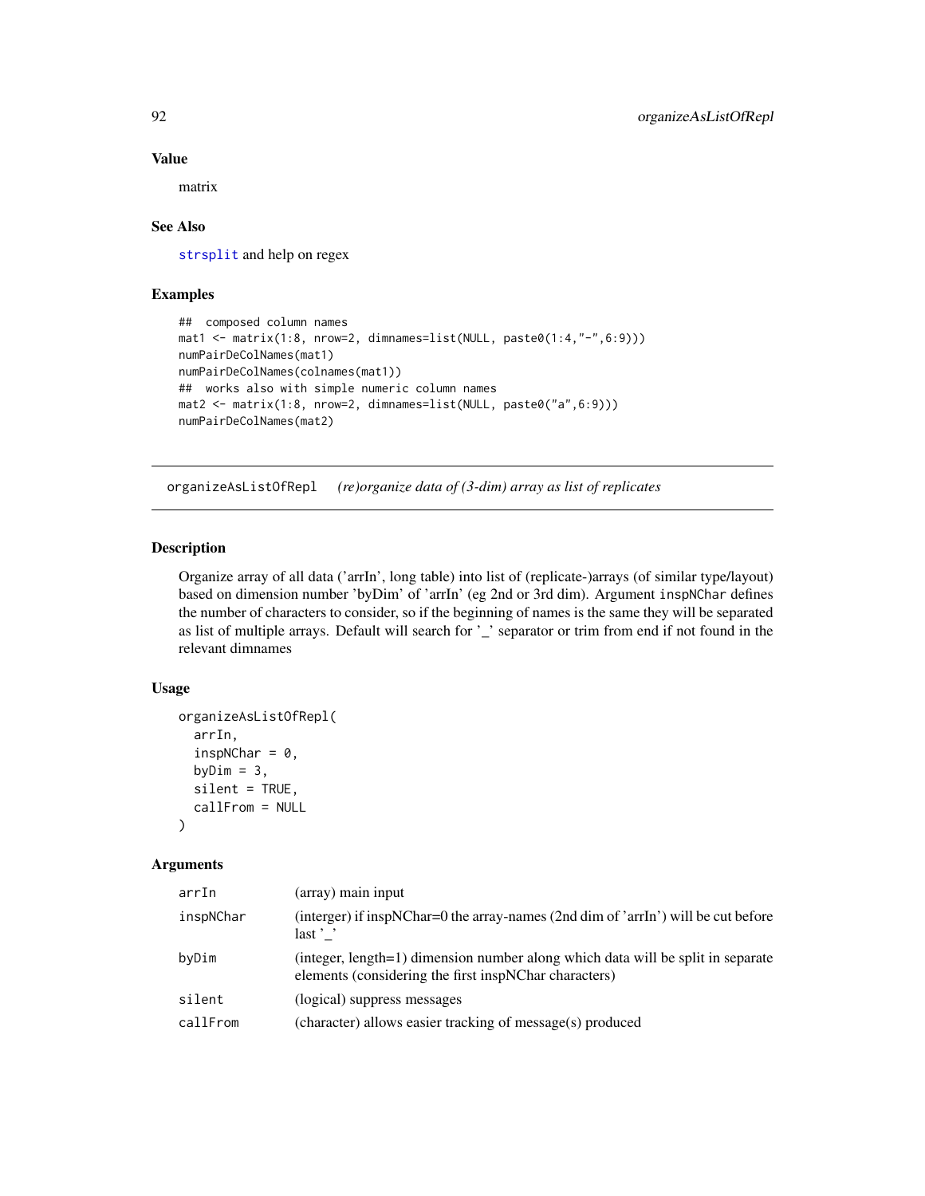### Value

matrix

### See Also

strsplit and help on regex

### Examples

```
##  composed column names
mat1 <- matrix(1:8, nrow=2, dimnames=list(NULL, paste0(1:4,"-",6:9)))
numPairDeColNames(mat1)
numPairDeColNames(colnames(mat1))
##  works also with simple numeric column names
mat2 <- matrix(1:8, nrow=2, dimnames=list(NULL, paste0("a",6:9)))
numPairDeColNames(mat2)
```

---

## organizeAsListOfRepl    *(re)organize data of (3-dim) array as list of replicates*

---

### Description

Organize array of all data ('arrIn', long table) into list of (replicate-)arrays (of similar type/layout) based on dimension number 'byDim' of 'arrIn' (eg 2nd or 3rd dim). Argument `inspNChar` defines the number of characters to consider, so if the beginning of names is the same they will be separated as list of multiple arrays. Default will search for '_' separator or trim from end if not found in the relevant dimnames

### Usage

```
organizeAsListOfRepl(
  arrIn,
  inspNChar = 0,
  byDim = 3,
  silent = TRUE,
  callFrom = NULL
)
```

### Arguments

| | |
|---|---|
| arrIn | (array) main input |
| inspNChar | (interger) if inspNChar=0 the array-names (2nd dim of 'arrIn') will be cut before last '_' |
| byDim | (integer, length=1) dimension number along which data will be split in separate elements (considering the first inspNChar characters) |
| silent | (logical) suppress messages |
| callFrom | (character) allows easier tracking of message(s) produced |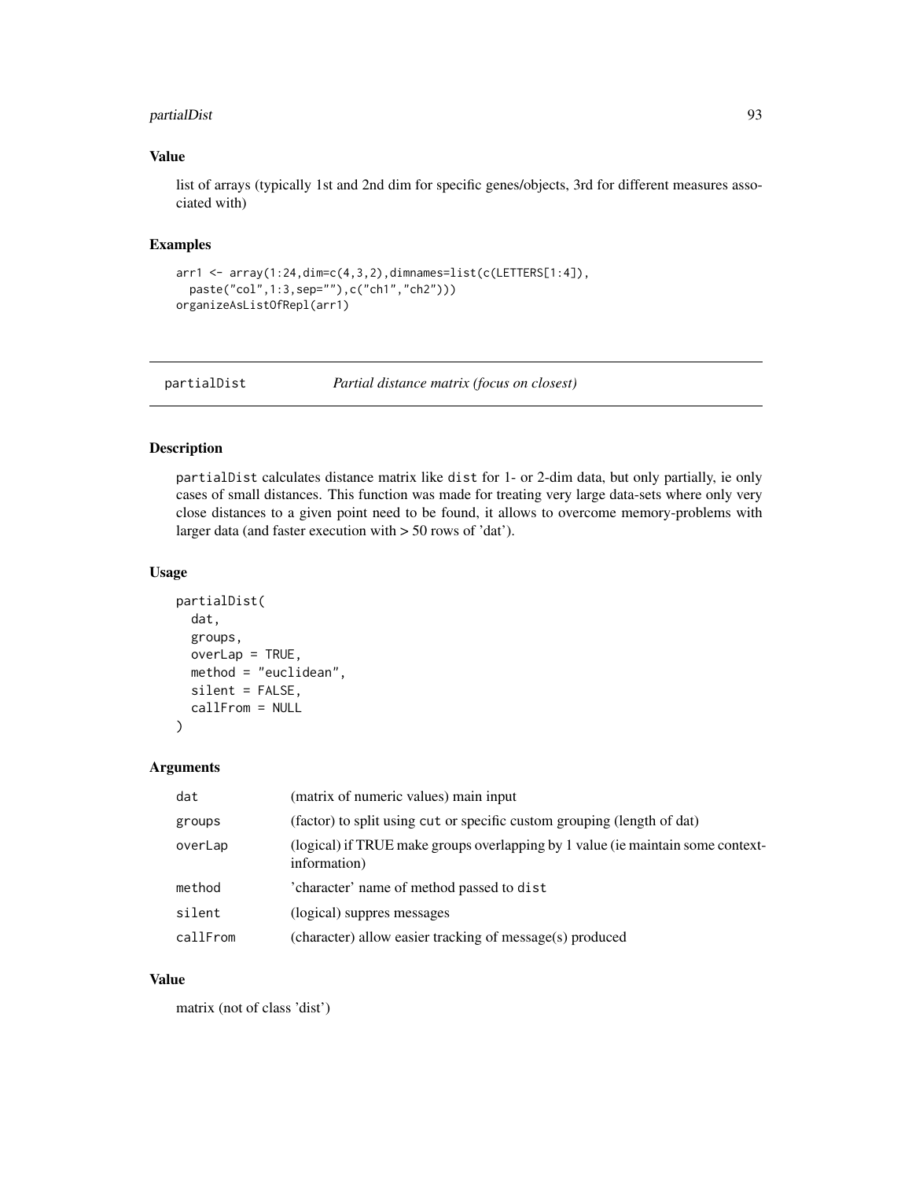### Value

list of arrays (typically 1st and 2nd dim for specific genes/objects, 3rd for different measures associated with)

### Examples

```
arr1 <- array(1:24,dim=c(4,3,2),dimnames=list(c(LETTERS[1:4]),
  paste("col",1:3,sep=""),c("ch1","ch2")))
organizeAsListOfRepl(arr1)
```

---

## partialDist — *Partial distance matrix (focus on closest)*

### Description

`partialDist` calculates distance matrix like `dist` for 1- or 2-dim data, but only partially, ie only cases of small distances. This function was made for treating very large data-sets where only very close distances to a given point need to be found, it allows to overcome memory-problems with larger data (and faster execution with > 50 rows of 'dat').

### Usage

```
partialDist(
  dat,
  groups,
  overLap = TRUE,
  method = "euclidean",
  silent = FALSE,
  callFrom = NULL
)
```

### Arguments

| | |
|---|---|
| `dat` | (matrix of numeric values) main input |
| `groups` | (factor) to split using `cut` or specific custom grouping (length of dat) |
| `overLap` | (logical) if TRUE make groups overlapping by 1 value (ie maintain some context-information) |
| `method` | 'character' name of method passed to `dist` |
| `silent` | (logical) suppres messages |
| `callFrom` | (character) allow easier tracking of message(s) produced |

### Value

matrix (not of class 'dist')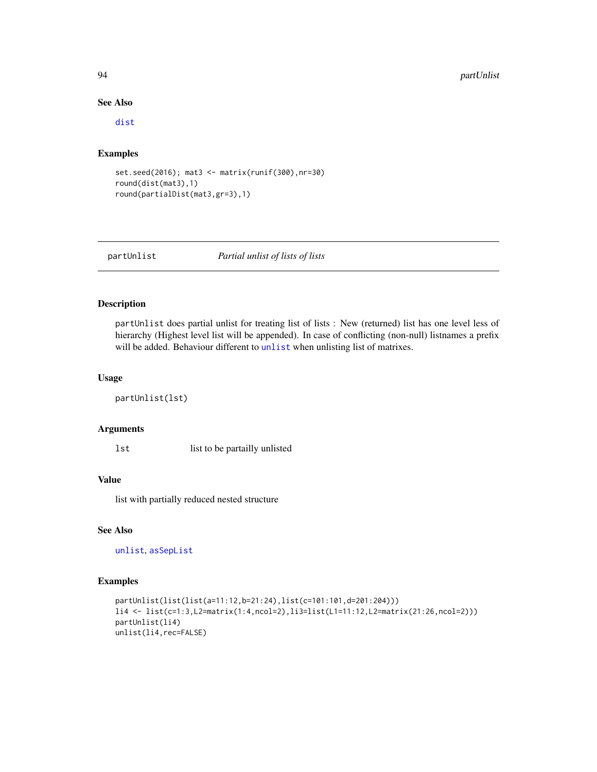## See Also

dist

## Examples

```
set.seed(2016); mat3 <- matrix(runif(300),nr=30)
round(dist(mat3),1)
round(partialDist(mat3,gr=3),1)
```

---

# partUnlist *Partial unlist of lists of lists*

## Description

partUnlist does partial unlist for treating list of lists : New (returned) list has one level less of hierarchy (Highest level list will be appended). In case of conflicting (non-null) listnames a prefix will be added. Behaviour different to unlist when unlisting list of matrixes.

## Usage

```
partUnlist(lst)
```

## Arguments

| | |
|---|---|
| lst | list to be partailly unlisted |

## Value

list with partially reduced nested structure

## See Also

unlist, asSepList

## Examples

```
partUnlist(list(list(a=11:12,b=21:24),list(c=101:101,d=201:204)))
li4 <- list(c=1:3,L2=matrix(1:4,ncol=2),li3=list(L1=11:12,L2=matrix(21:26,ncol=2)))
partUnlist(li4)
unlist(li4,rec=FALSE)
```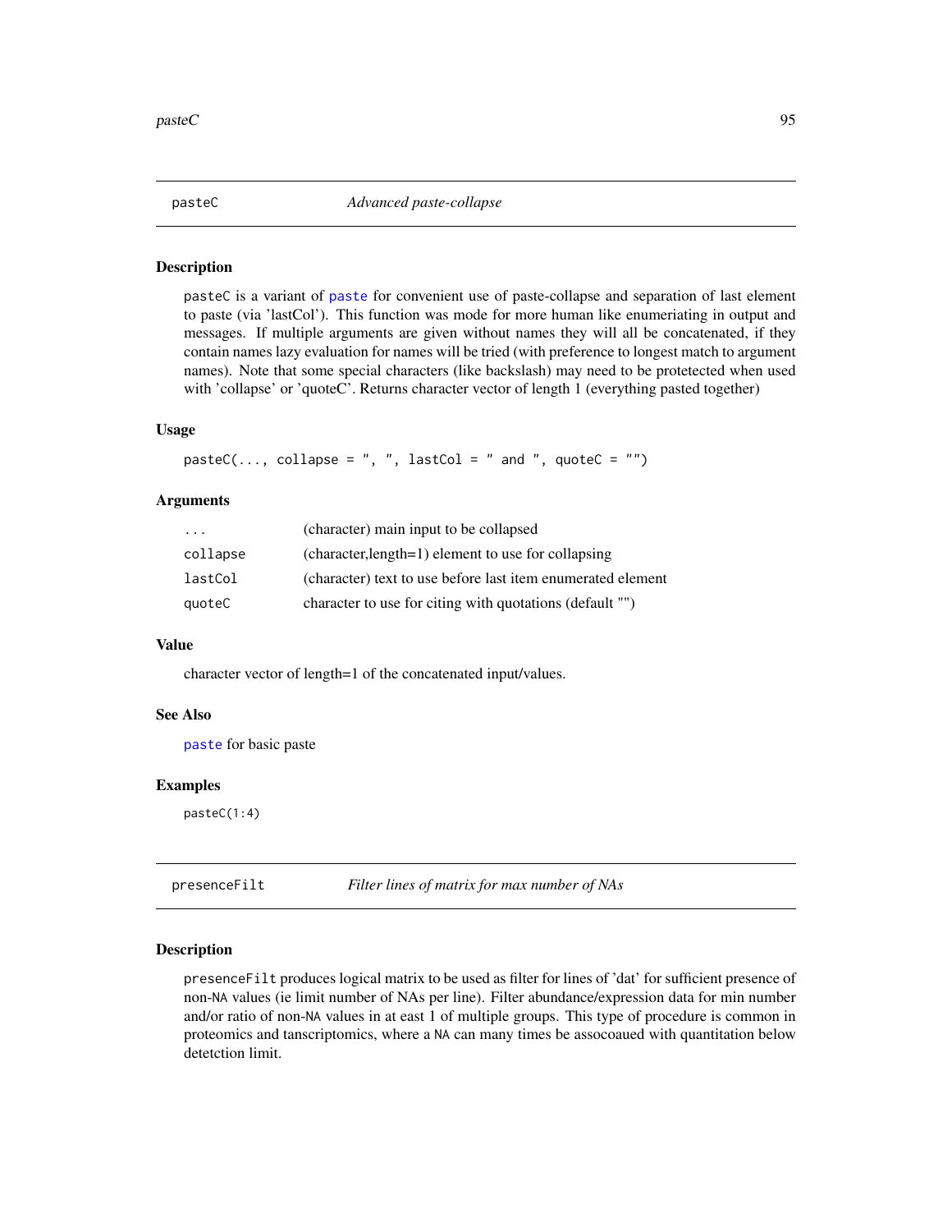## pasteC — *Advanced paste-collapse*

### Description

pasteC is a variant of paste for convenient use of paste-collapse and separation of last element to paste (via 'lastCol'). This function was mode for more human like enumeriating in output and messages. If multiple arguments are given without names they will all be concatenated, if they contain names lazy evaluation for names will be tried (with preference to longest match to argument names). Note that some special characters (like backslash) may need to be protetected when used with 'collapse' or 'quoteC'. Returns character vector of length 1 (everything pasted together)

### Usage

```
pasteC(..., collapse = ", ", lastCol = " and ", quoteC = "")
```

### Arguments

| | |
|---|---|
| ... | (character) main input to be collapsed |
| collapse | (character,length=1) element to use for collapsing |
| lastCol | (character) text to use before last item enumerated element |
| quoteC | character to use for citing with quotations (default "") |

### Value

character vector of length=1 of the concatenated input/values.

### See Also

paste for basic paste

### Examples

```
pasteC(1:4)
```

## presenceFilt — *Filter lines of matrix for max number of NAs*

### Description

presenceFilt produces logical matrix to be used as filter for lines of 'dat' for sufficient presence of non-NA values (ie limit number of NAs per line). Filter abundance/expression data for min number and/or ratio of non-NA values in at east 1 of multiple groups. This type of procedure is common in proteomics and tanscriptomics, where a NA can many times be assocoaued with quantitation below detetction limit.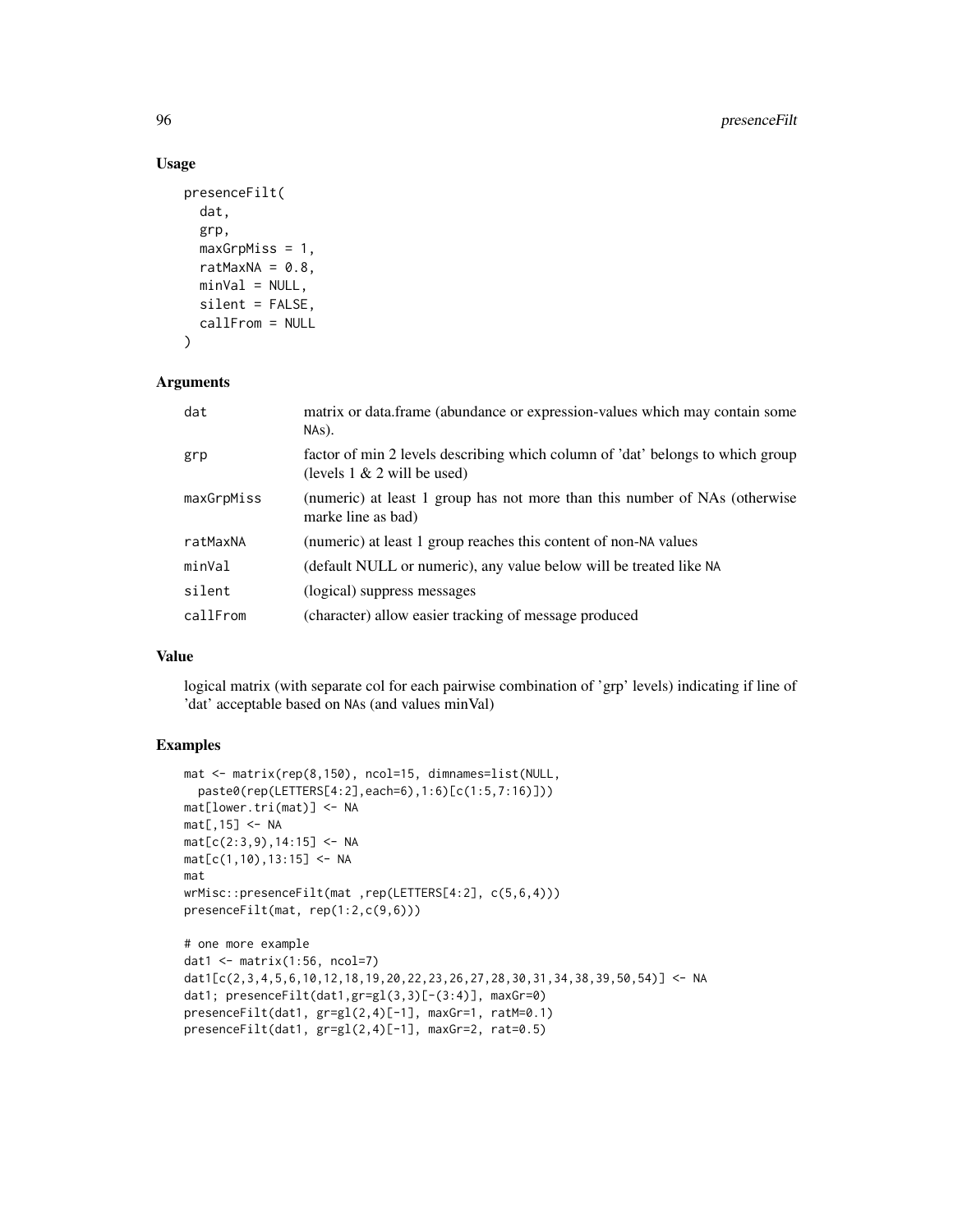### Usage

```
presenceFilt(
  dat,
  grp,
  maxGrpMiss = 1,
  ratMaxNA = 0.8,
  minVal = NULL,
  silent = FALSE,
  callFrom = NULL
)
```

### Arguments

| | |
|---|---|
| dat | matrix or data.frame (abundance or expression-values which may contain some NAs). |
| grp | factor of min 2 levels describing which column of 'dat' belongs to which group (levels 1 & 2 will be used) |
| maxGrpMiss | (numeric) at least 1 group has not more than this number of NAs (otherwise marke line as bad) |
| ratMaxNA | (numeric) at least 1 group reaches this content of non-NA values |
| minVal | (default NULL or numeric), any value below will be treated like NA |
| silent | (logical) suppress messages |
| callFrom | (character) allow easier tracking of message produced |

### Value

logical matrix (with separate col for each pairwise combination of 'grp' levels) indicating if line of 'dat' acceptable based on NAs (and values minVal)

### Examples

```
mat <- matrix(rep(8,150), ncol=15, dimnames=list(NULL,
  paste0(rep(LETTERS[4:2],each=6),1:6)[c(1:5,7:16)]))
mat[lower.tri(mat)] <- NA
mat[,15] <- NA
mat[c(2:3,9),14:15] <- NA
mat[c(1,10),13:15] <- NA
mat
wrMisc::presenceFilt(mat ,rep(LETTERS[4:2], c(5,6,4)))
presenceFilt(mat, rep(1:2,c(9,6)))

# one more example
dat1 <- matrix(1:56, ncol=7)
dat1[c(2,3,4,5,6,10,12,18,19,20,22,23,26,27,28,30,31,34,38,39,50,54)] <- NA
dat1; presenceFilt(dat1,gr=gl(3,3)[-(3:4)], maxGr=0)
presenceFilt(dat1, gr=gl(2,4)[-1], maxGr=1, ratM=0.1)
presenceFilt(dat1, gr=gl(2,4)[-1], maxGr=2, rat=0.5)
```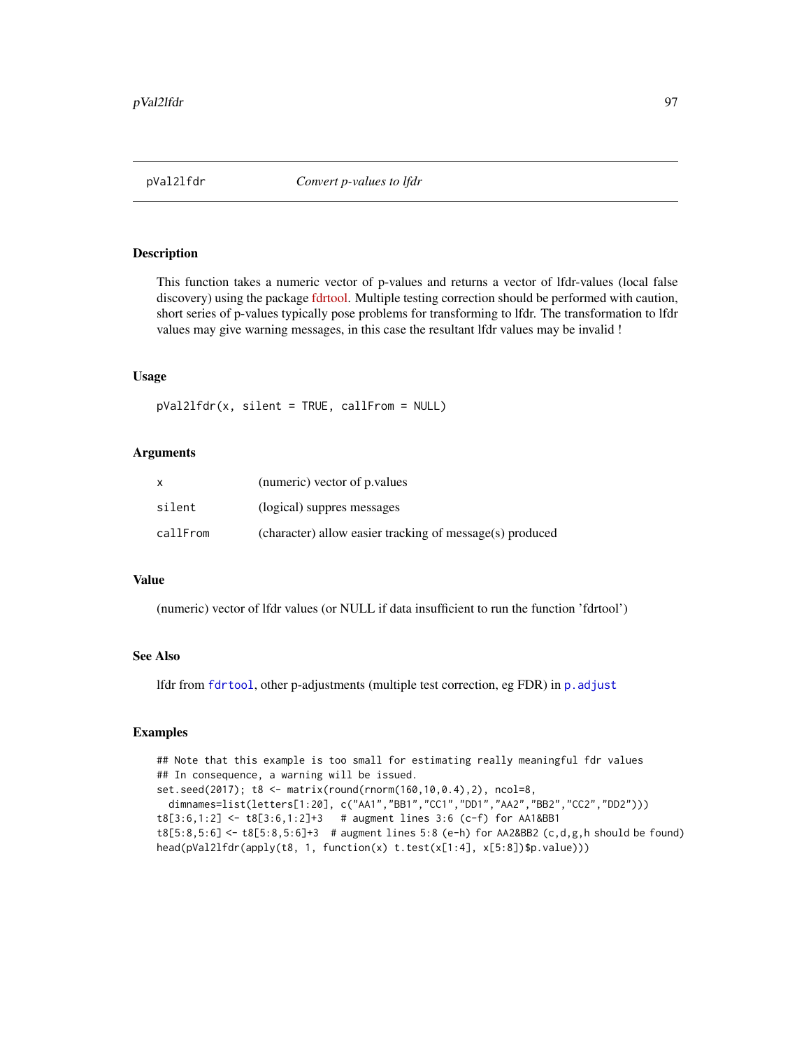pVal2lfdr — *Convert p-values to lfdr*

## Description

This function takes a numeric vector of p-values and returns a vector of lfdr-values (local false discovery) using the package fdrtool. Multiple testing correction should be performed with caution, short series of p-values typically pose problems for transforming to lfdr. The transformation to lfdr values may give warning messages, in this case the resultant lfdr values may be invalid !

## Usage

```
pVal2lfdr(x, silent = TRUE, callFrom = NULL)
```

## Arguments

| | |
|---|---|
| x | (numeric) vector of p.values |
| silent | (logical) suppres messages |
| callFrom | (character) allow easier tracking of message(s) produced |

## Value

(numeric) vector of lfdr values (or NULL if data insufficient to run the function 'fdrtool')

## See Also

lfdr from `fdrtool`, other p-adjustments (multiple test correction, eg FDR) in `p.adjust`

## Examples

```
## Note that this example is too small for estimating really meaningful fdr values
## In consequence, a warning will be issued.
set.seed(2017); t8 <- matrix(round(rnorm(160,10,0.4),2), ncol=8,
  dimnames=list(letters[1:20], c("AA1","BB1","CC1","DD1","AA2","BB2","CC2","DD2")))
t8[3:6,1:2] <- t8[3:6,1:2]+3   # augment lines 3:6 (c-f) for AA1&BB1
t8[5:8,5:6] <- t8[5:8,5:6]+3  # augment lines 5:8 (e-h) for AA2&BB2 (c,d,g,h should be found)
head(pVal2lfdr(apply(t8, 1, function(x) t.test(x[1:4], x[5:8])$p.value)))
```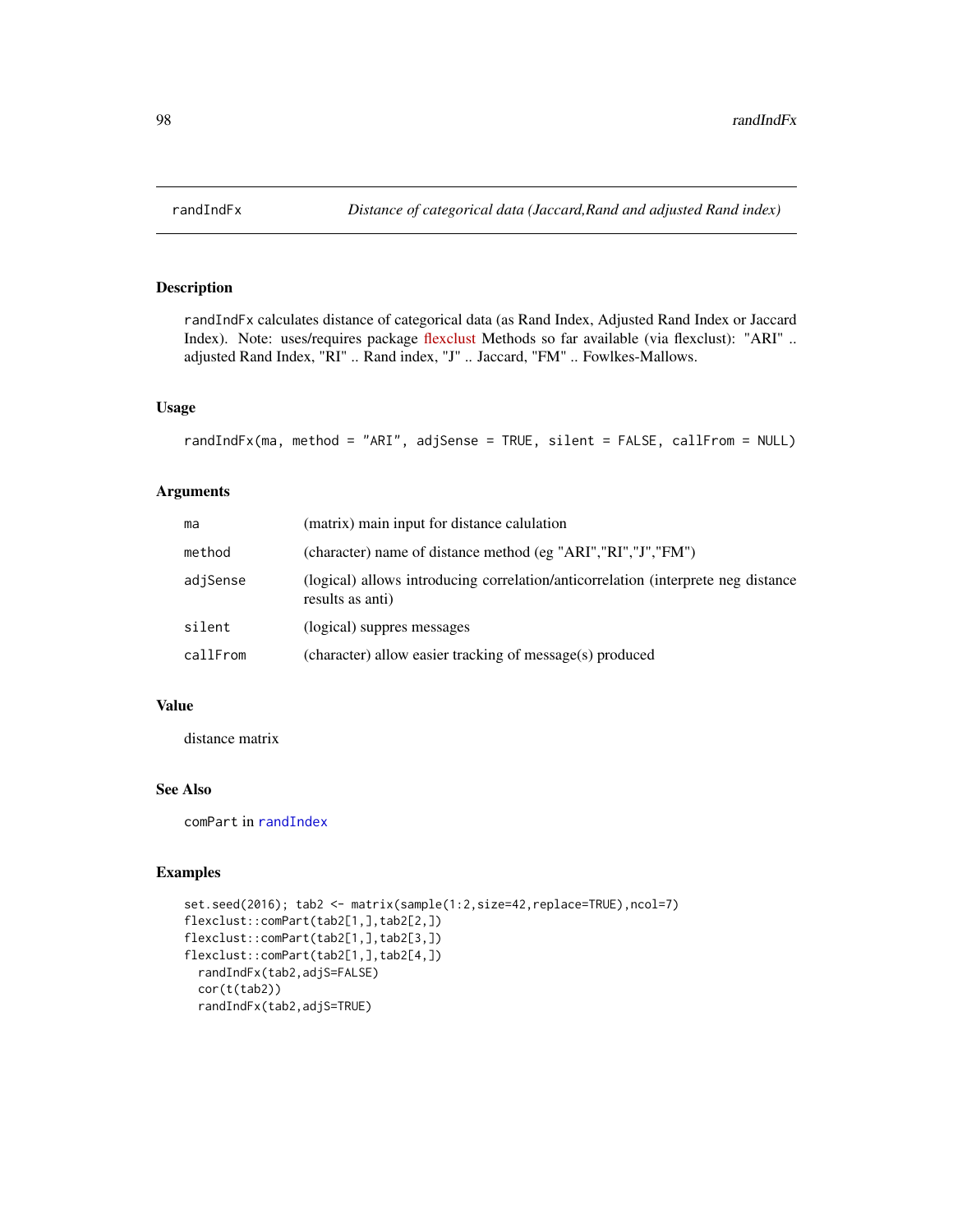## randIndFx — *Distance of categorical data (Jaccard,Rand and adjusted Rand index)*

### Description

randIndFx calculates distance of categorical data (as Rand Index, Adjusted Rand Index or Jaccard Index). Note: uses/requires package flexclust Methods so far available (via flexclust): "ARI" .. adjusted Rand Index, "RI" .. Rand index, "J" .. Jaccard, "FM" .. Fowlkes-Mallows.

### Usage

```
randIndFx(ma, method = "ARI", adjSense = TRUE, silent = FALSE, callFrom = NULL)
```

### Arguments

| | |
|---|---|
| ma | (matrix) main input for distance calulation |
| method | (character) name of distance method (eg "ARI","RI","J","FM") |
| adjSense | (logical) allows introducing correlation/anticorrelation (interprete neg distance results as anti) |
| silent | (logical) suppres messages |
| callFrom | (character) allow easier tracking of message(s) produced |

### Value

distance matrix

### See Also

comPart in randIndex

### Examples

```
set.seed(2016); tab2 <- matrix(sample(1:2,size=42,replace=TRUE),ncol=7)
flexclust::comPart(tab2[1,],tab2[2,])
flexclust::comPart(tab2[1,],tab2[3,])
flexclust::comPart(tab2[1,],tab2[4,])
  randIndFx(tab2,adjS=FALSE)
  cor(t(tab2))
  randIndFx(tab2,adjS=TRUE)
```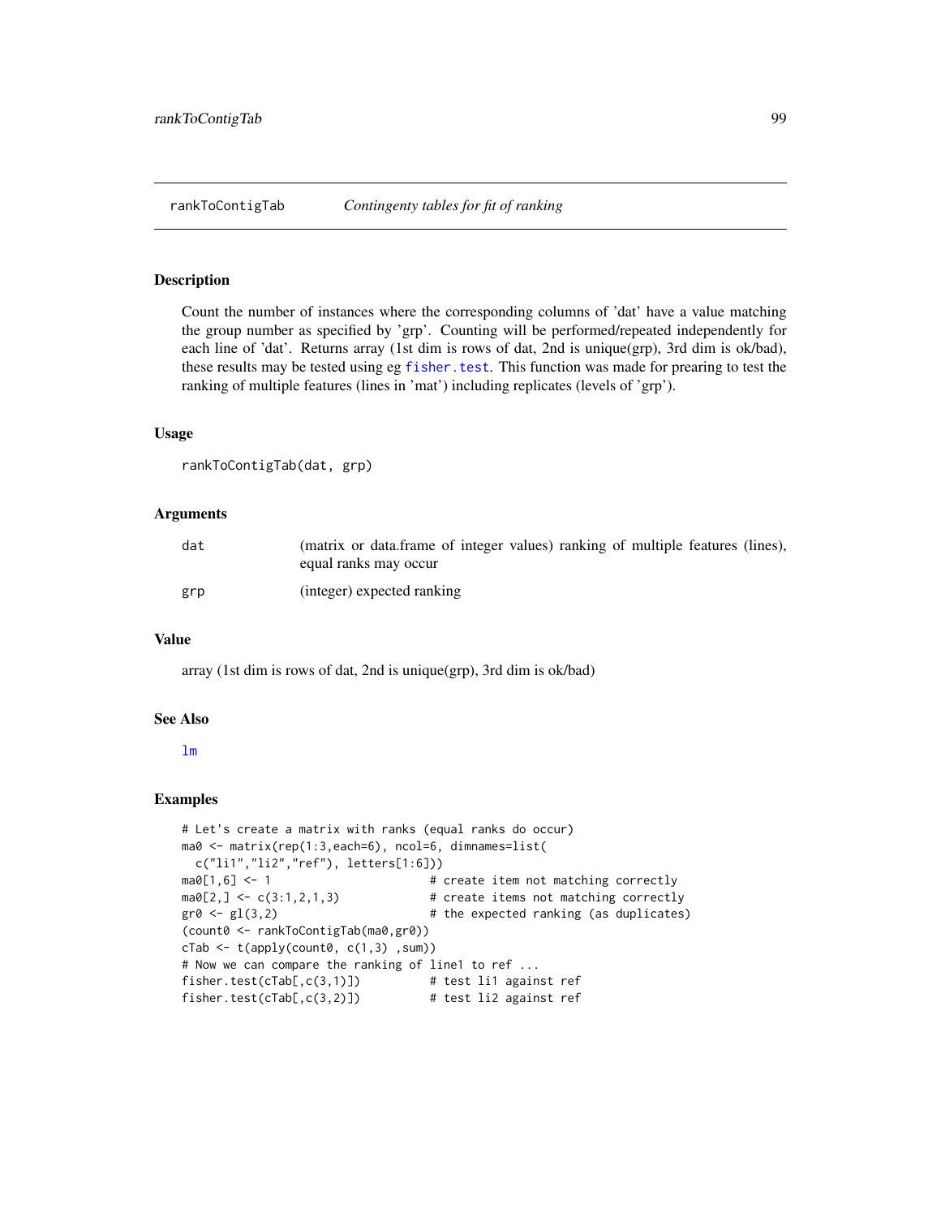## rankToContigTab — *Contingenty tables for fit of ranking*

### Description

Count the number of instances where the corresponding columns of 'dat' have a value matching the group number as specified by 'grp'. Counting will be performed/repeated independently for each line of 'dat'. Returns array (1st dim is rows of dat, 2nd is unique(grp), 3rd dim is ok/bad), these results may be tested using eg `fisher.test`. This function was made for prearing to test the ranking of multiple features (lines in 'mat') including replicates (levels of 'grp').

### Usage

```
rankToContigTab(dat, grp)
```

### Arguments

| | |
|---|---|
| `dat` | (matrix or data.frame of integer values) ranking of multiple features (lines), equal ranks may occur |
| `grp` | (integer) expected ranking |

### Value

array (1st dim is rows of dat, 2nd is unique(grp), 3rd dim is ok/bad)

### See Also

`lm`

### Examples

```
# Let's create a matrix with ranks (equal ranks do occur)
ma0 <- matrix(rep(1:3,each=6), ncol=6, dimnames=list(
  c("li1","li2","ref"), letters[1:6]))
ma0[1,6] <- 1                      # create item not matching correctly
ma0[2,] <- c(3:1,2,1,3)            # create items not matching correctly
gr0 <- gl(3,2)                     # the expected ranking (as duplicates)
(count0 <- rankToContigTab(ma0,gr0))
cTab <- t(apply(count0, c(1,3) ,sum))
# Now we can compare the ranking of line1 to ref ...
fisher.test(cTab[,c(3,1)])         # test li1 against ref
fisher.test(cTab[,c(3,2)])         # test li2 against ref
```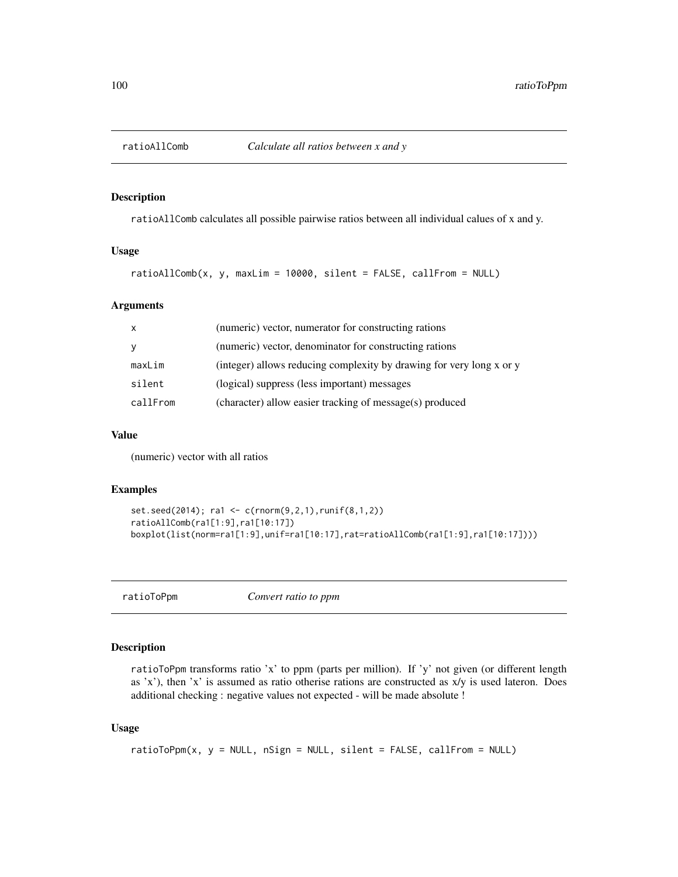## ratioAllComb — *Calculate all ratios between x and y*

### Description

ratioAllComb calculates all possible pairwise ratios between all individual calues of x and y.

### Usage

```
ratioAllComb(x, y, maxLim = 10000, silent = FALSE, callFrom = NULL)
```

### Arguments

| | |
|---|---|
| x | (numeric) vector, numerator for constructing rations |
| y | (numeric) vector, denominator for constructing rations |
| maxLim | (integer) allows reducing complexity by drawing for very long x or y |
| silent | (logical) suppress (less important) messages |
| callFrom | (character) allow easier tracking of message(s) produced |

### Value

(numeric) vector with all ratios

### Examples

```
set.seed(2014); ra1 <- c(rnorm(9,2,1),runif(8,1,2))
ratioAllComb(ra1[1:9],ra1[10:17])
boxplot(list(norm=ra1[1:9],unif=ra1[10:17],rat=ratioAllComb(ra1[1:9],ra1[10:17])))
```

## ratioToPpm — *Convert ratio to ppm*

### Description

ratioToPpm transforms ratio 'x' to ppm (parts per million). If 'y' not given (or different length as 'x'), then 'x' is assumed as ratio otherise rations are constructed as x/y is used lateron. Does additional checking : negative values not expected - will be made absolute !

### Usage

```
ratioToPpm(x, y = NULL, nSign = NULL, silent = FALSE, callFrom = NULL)
```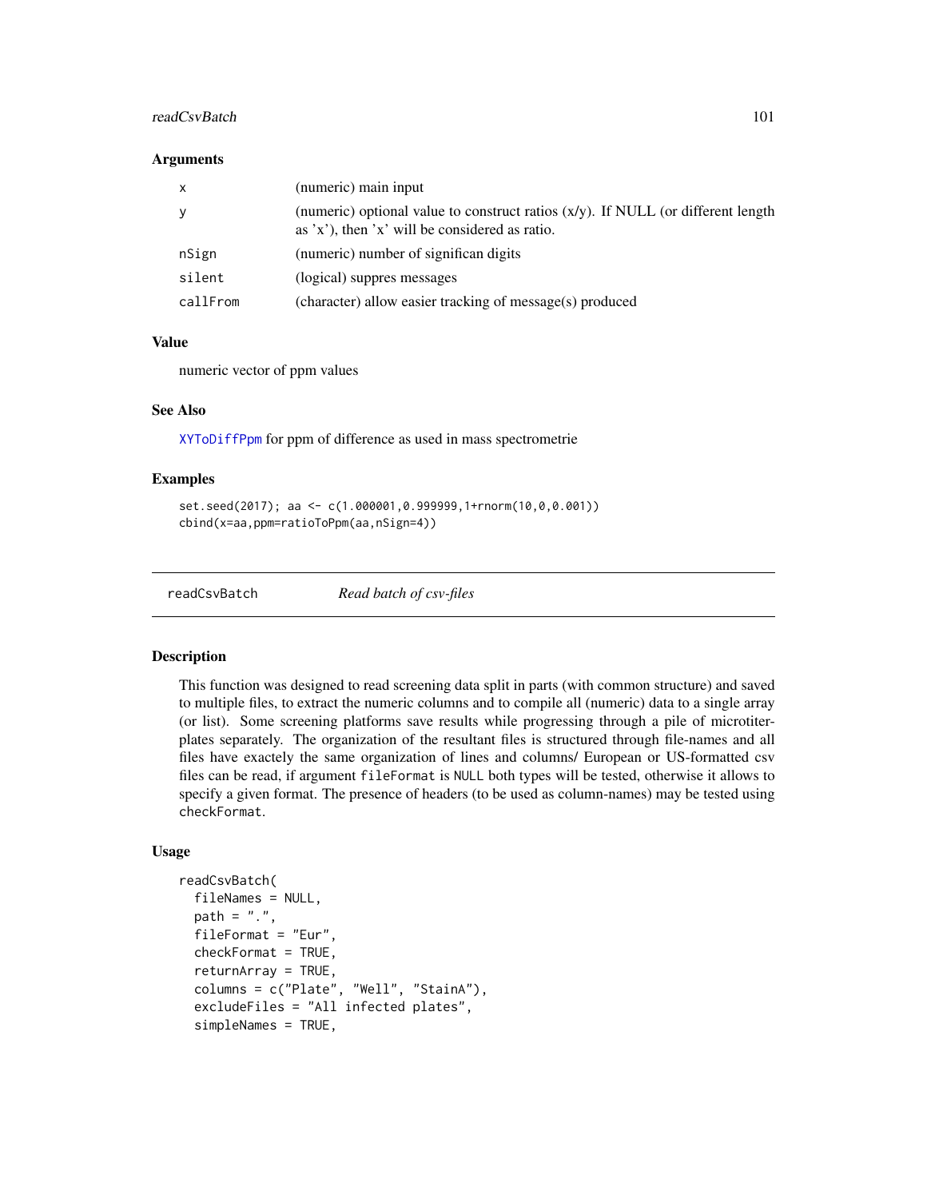### Arguments

| | |
|---|---|
| x | (numeric) main input |
| y | (numeric) optional value to construct ratios (x/y). If NULL (or different length as 'x'), then 'x' will be considered as ratio. |
| nSign | (numeric) number of significan digits |
| silent | (logical) suppres messages |
| callFrom | (character) allow easier tracking of message(s) produced |

### Value

numeric vector of ppm values

### See Also

XYToDiffPpm for ppm of difference as used in mass spectrometrie

### Examples

```
set.seed(2017); aa <- c(1.000001,0.999999,1+rnorm(10,0,0.001))
cbind(x=aa,ppm=ratioToPpm(aa,nSign=4))
```

---

## readCsvBatch    *Read batch of csv-files*

### Description

This function was designed to read screening data split in parts (with common structure) and saved to multiple files, to extract the numeric columns and to compile all (numeric) data to a single array (or list). Some screening platforms save results while progressing through a pile of microtiter-plates separately. The organization of the resultant files is structured through file-names and all files have exactely the same organization of lines and columns/ European or US-formatted csv files can be read, if argument `fileFormat` is `NULL` both types will be tested, otherwise it allows to specify a given format. The presence of headers (to be used as column-names) may be tested using `checkFormat`.

### Usage

```
readCsvBatch(
  fileNames = NULL,
  path = ".",
  fileFormat = "Eur",
  checkFormat = TRUE,
  returnArray = TRUE,
  columns = c("Plate", "Well", "StainA"),
  excludeFiles = "All infected plates",
  simpleNames = TRUE,
```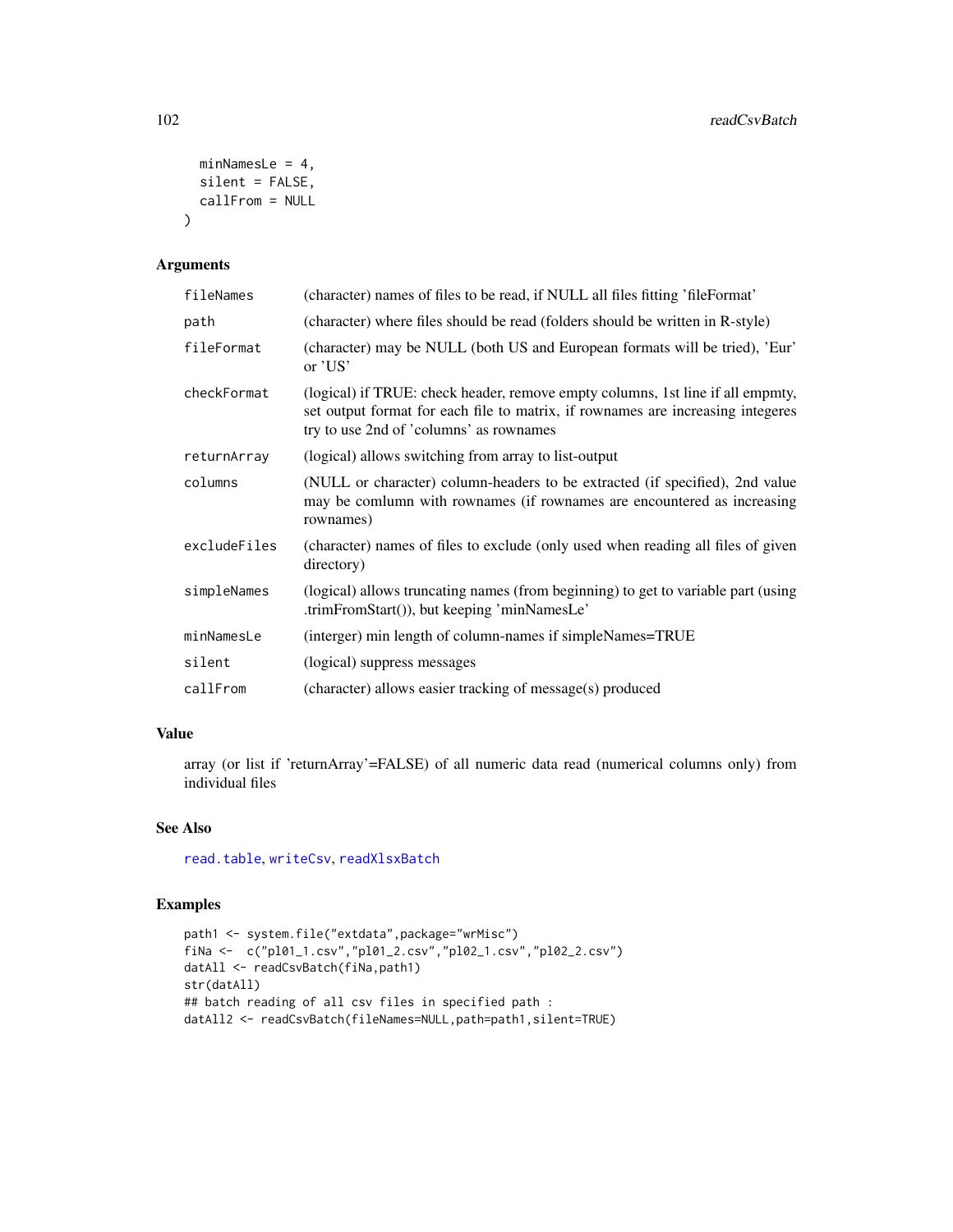```
  minNamesLe = 4,
  silent = FALSE,
  callFrom = NULL
)
```

## Arguments

| | |
|---|---|
| fileNames | (character) names of files to be read, if NULL all files fitting 'fileFormat' |
| path | (character) where files should be read (folders should be written in R-style) |
| fileFormat | (character) may be NULL (both US and European formats will be tried), 'Eur' or 'US' |
| checkFormat | (logical) if TRUE: check header, remove empty columns, 1st line if all empmty, set output format for each file to matrix, if rownames are increasing integeres try to use 2nd of 'columns' as rownames |
| returnArray | (logical) allows switching from array to list-output |
| columns | (NULL or character) column-headers to be extracted (if specified), 2nd value may be comlumn with rownames (if rownames are encountered as increasing rownames) |
| excludeFiles | (character) names of files to exclude (only used when reading all files of given directory) |
| simpleNames | (logical) allows truncating names (from beginning) to get to variable part (using .trimFromStart()), but keeping 'minNamesLe' |
| minNamesLe | (interger) min length of column-names if simpleNames=TRUE |
| silent | (logical) suppress messages |
| callFrom | (character) allows easier tracking of message(s) produced |

## Value

array (or list if 'returnArray'=FALSE) of all numeric data read (numerical columns only) from individual files

## See Also

read.table, writeCsv, readXlsxBatch

## Examples

```
path1 <- system.file("extdata",package="wrMisc")
fiNa <-  c("pl01_1.csv","pl01_2.csv","pl02_1.csv","pl02_2.csv")
datAll <- readCsvBatch(fiNa,path1)
str(datAll)
## batch reading of all csv files in specified path :
datAll2 <- readCsvBatch(fileNames=NULL,path=path1,silent=TRUE)
```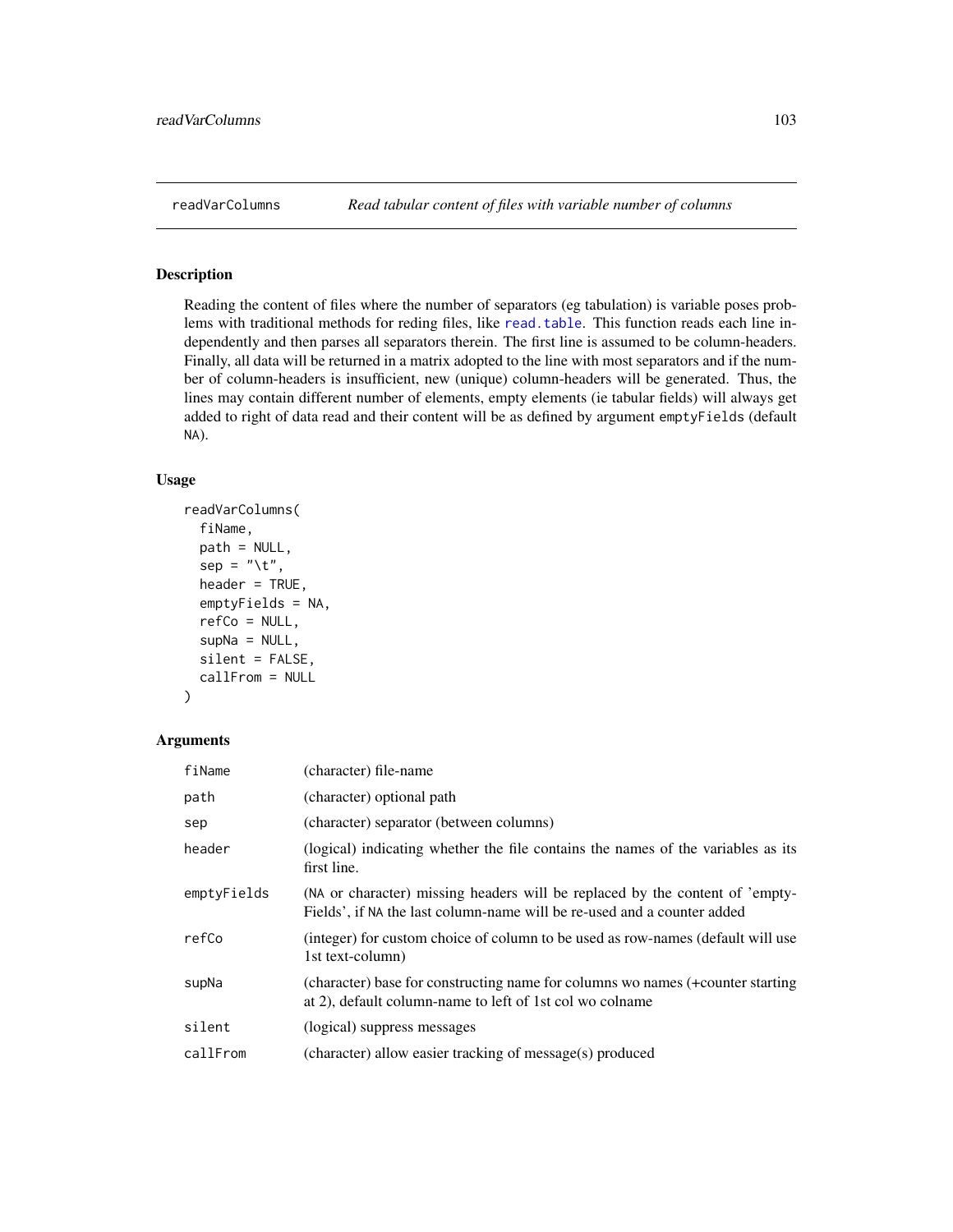# readVarColumns *Read tabular content of files with variable number of columns*

## Description

Reading the content of files where the number of separators (eg tabulation) is variable poses problems with traditional methods for reding files, like `read.table`. This function reads each line independently and then parses all separators therein. The first line is assumed to be column-headers. Finally, all data will be returned in a matrix adopted to the line with most separators and if the number of column-headers is insufficient, new (unique) column-headers will be generated. Thus, the lines may contain different number of elements, empty elements (ie tabular fields) will always get added to right of data read and their content will be as defined by argument `emptyFields` (default `NA`).

## Usage

```
readVarColumns(
  fiName,
  path = NULL,
  sep = "\t",
  header = TRUE,
  emptyFields = NA,
  refCo = NULL,
  supNa = NULL,
  silent = FALSE,
  callFrom = NULL
)
```

## Arguments

| | |
|---|---|
| `fiName` | (character) file-name |
| `path` | (character) optional path |
| `sep` | (character) separator (between columns) |
| `header` | (logical) indicating whether the file contains the names of the variables as its first line. |
| `emptyFields` | (`NA` or character) missing headers will be replaced by the content of 'emptyFields', if `NA` the last column-name will be re-used and a counter added |
| `refCo` | (integer) for custom choice of column to be used as row-names (default will use 1st text-column) |
| `supNa` | (character) base for constructing name for columns wo names (+counter starting at 2), default column-name to left of 1st col wo colname |
| `silent` | (logical) suppress messages |
| `callFrom` | (character) allow easier tracking of message(s) produced |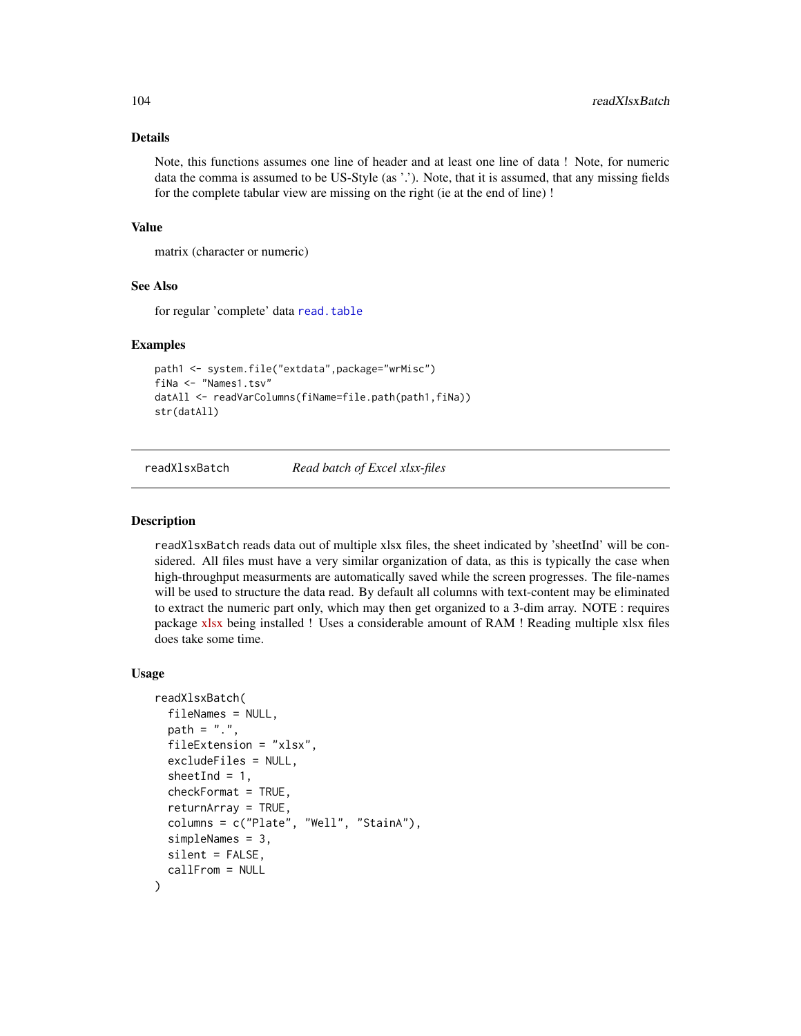### Details

Note, this functions assumes one line of header and at least one line of data ! Note, for numeric data the comma is assumed to be US-Style (as '.'). Note, that it is assumed, that any missing fields for the complete tabular view are missing on the right (ie at the end of line) !

### Value

matrix (character or numeric)

### See Also

for regular 'complete' data `read.table`

### Examples

```
path1 <- system.file("extdata",package="wrMisc")
fiNa <- "Names1.tsv"
datAll <- readVarColumns(fiName=file.path(path1,fiNa))
str(datAll)
```

---

## readXlsxBatch — *Read batch of Excel xlsx-files*

---

### Description

readXlsxBatch reads data out of multiple xlsx files, the sheet indicated by 'sheetInd' will be considered. All files must have a very similar organization of data, as this is typically the case when high-throughput measurments are automatically saved while the screen progresses. The file-names will be used to structure the data read. By default all columns with text-content may be eliminated to extract the numeric part only, which may then get organized to a 3-dim array. NOTE : requires package xlsx being installed ! Uses a considerable amount of RAM ! Reading multiple xlsx files does take some time.

### Usage

```
readXlsxBatch(
  fileNames = NULL,
  path = ".",
  fileExtension = "xlsx",
  excludeFiles = NULL,
  sheetInd = 1,
  checkFormat = TRUE,
  returnArray = TRUE,
  columns = c("Plate", "Well", "StainA"),
  simpleNames = 3,
  silent = FALSE,
  callFrom = NULL
)
```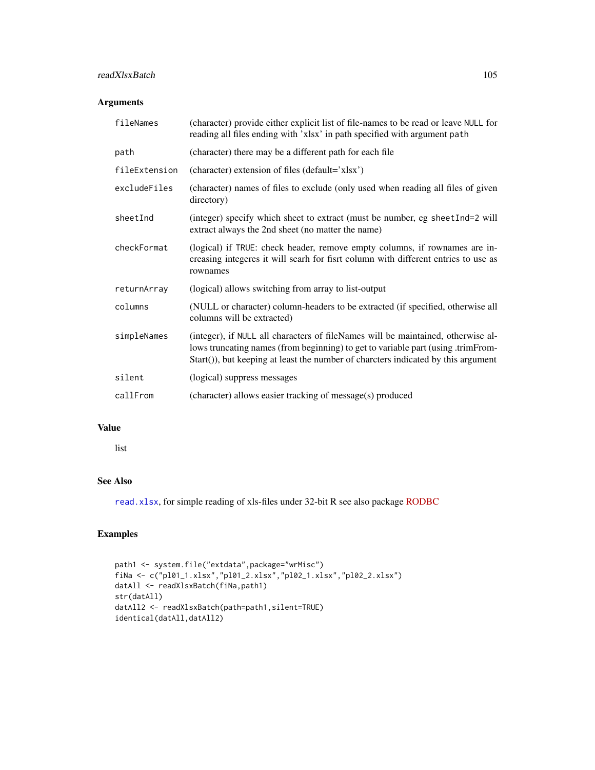## Arguments

| Argument | Description |
|---|---|
| `fileNames` | (character) provide either explicit list of file-names to be read or leave `NULL` for reading all files ending with 'xlsx' in path specified with argument `path` |
| `path` | (character) there may be a different path for each file |
| `fileExtension` | (character) extension of files (default='xlsx') |
| `excludeFiles` | (character) names of files to exclude (only used when reading all files of given directory) |
| `sheetInd` | (integer) specify which sheet to extract (must be number, eg `sheetInd=2` will extract always the 2nd sheet (no matter the name) |
| `checkFormat` | (logical) if `TRUE`: check header, remove empty columns, if rownames are increasing integeres it will searh for fisrt column with different entries to use as rownames |
| `returnArray` | (logical) allows switching from array to list-output |
| `columns` | (NULL or character) column-headers to be extracted (if specified, otherwise all columns will be extracted) |
| `simpleNames` | (integer), if `NULL` all characters of fileNames will be maintained, otherwise allows truncating names (from beginning) to get to variable part (using .trimFromStart()), but keeping at least the number of charcters indicated by this argument |
| `silent` | (logical) suppress messages |
| `callFrom` | (character) allows easier tracking of message(s) produced |

## Value

list

## See Also

`read.xlsx`, for simple reading of xls-files under 32-bit R see also package RODBC

## Examples

```
path1 <- system.file("extdata",package="wrMisc")
fiNa <- c("pl01_1.xlsx","pl01_2.xlsx","pl02_1.xlsx","pl02_2.xlsx")
datAll <- readXlsxBatch(fiNa,path1)
str(datAll)
datAll2 <- readXlsxBatch(path=path1,silent=TRUE)
identical(datAll,datAll2)
```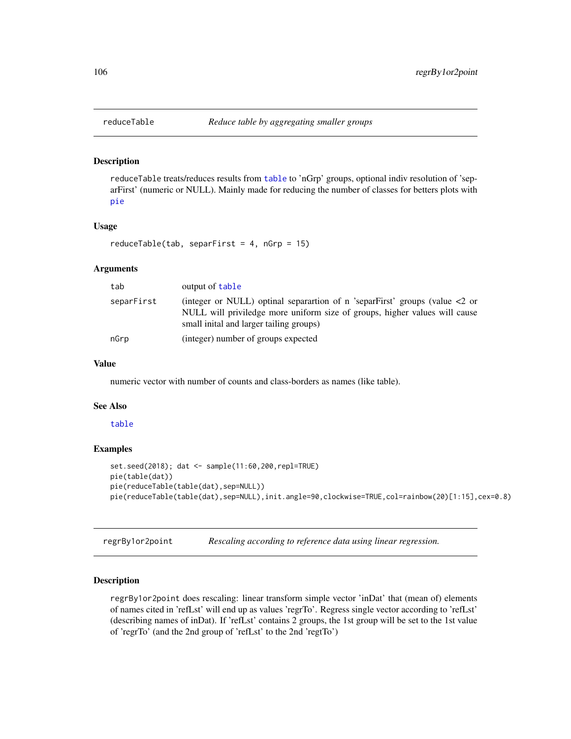## reduceTable — *Reduce table by aggregating smaller groups*

### Description

reduceTable treats/reduces results from table to 'nGrp' groups, optional indiv resolution of 'separFirst' (numeric or NULL). Mainly made for reducing the number of classes for betters plots with pie

### Usage

```
reduceTable(tab, separFirst = 4, nGrp = 15)
```

### Arguments

| | |
|---|---|
| tab | output of table |
| separFirst | (integer or NULL) optinal separartion of n 'separFirst' groups (value <2 or NULL will priviledge more uniform size of groups, higher values will cause small inital and larger tailing groups) |
| nGrp | (integer) number of groups expected |

### Value

numeric vector with number of counts and class-borders as names (like table).

### See Also

table

### Examples

```
set.seed(2018); dat <- sample(11:60,200,repl=TRUE)
pie(table(dat))
pie(reduceTable(table(dat),sep=NULL))
pie(reduceTable(table(dat),sep=NULL),init.angle=90,clockwise=TRUE,col=rainbow(20)[1:15],cex=0.8)
```

## regrBy1or2point — *Rescaling according to reference data using linear regression.*

### Description

regrBy1or2point does rescaling: linear transform simple vector 'inDat' that (mean of) elements of names cited in 'refLst' will end up as values 'regrTo'. Regress single vector according to 'refLst' (describing names of inDat). If 'refLst' contains 2 groups, the 1st group will be set to the 1st value of 'regrTo' (and the 2nd group of 'refLst' to the 2nd 'regtTo')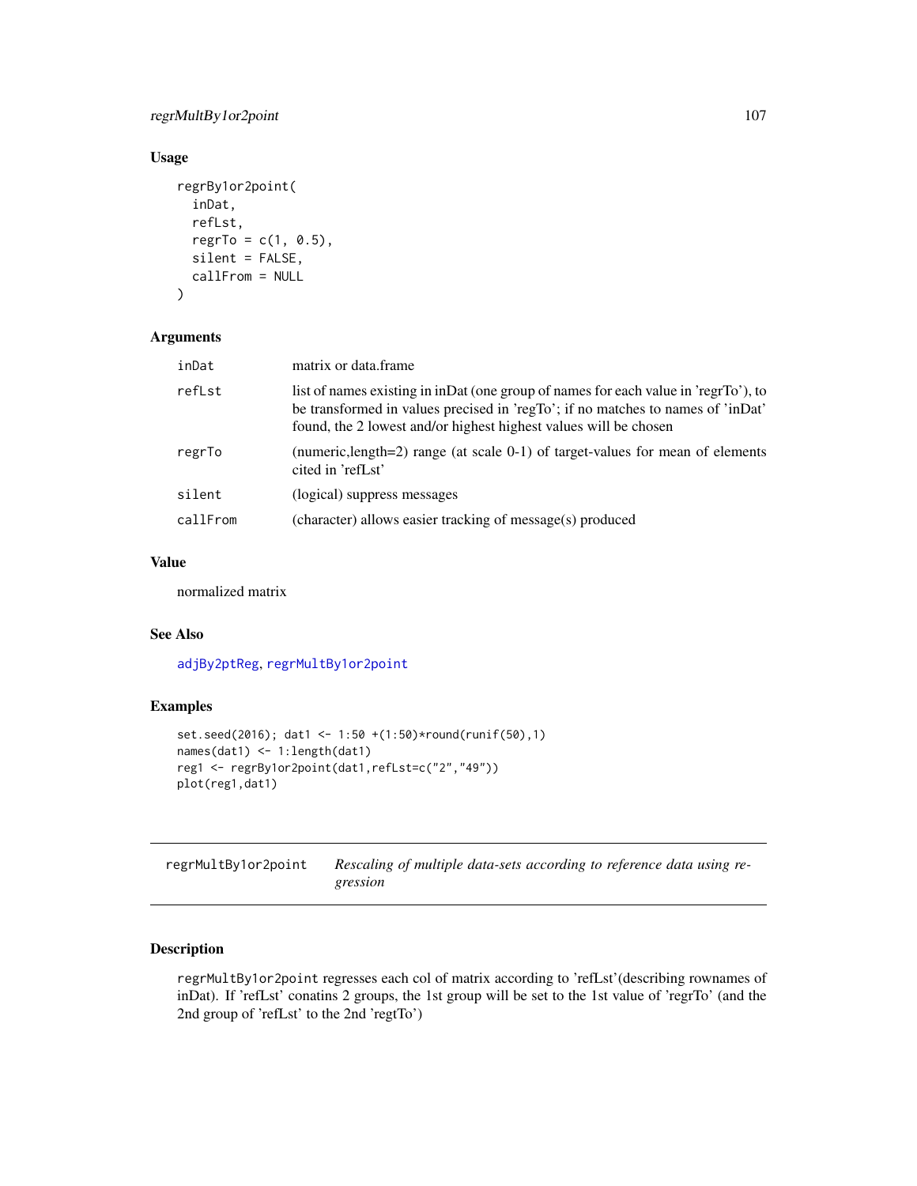## Usage

```
regrBy1or2point(
  inDat,
  refLst,
  regrTo = c(1, 0.5),
  silent = FALSE,
  callFrom = NULL
)
```

## Arguments

| | |
|---|---|
| inDat | matrix or data.frame |
| refLst | list of names existing in inDat (one group of names for each value in 'regrTo'), to be transformed in values precised in 'regTo'; if no matches to names of 'inDat' found, the 2 lowest and/or highest highest values will be chosen |
| regrTo | (numeric,length=2) range (at scale 0-1) of target-values for mean of elements cited in 'refLst' |
| silent | (logical) suppress messages |
| callFrom | (character) allows easier tracking of message(s) produced |

## Value

normalized matrix

## See Also

adjBy2ptReg, regrMultBy1or2point

## Examples

```
set.seed(2016); dat1 <- 1:50 +(1:50)*round(runif(50),1)
names(dat1) <- 1:length(dat1)
reg1 <- regrBy1or2point(dat1,refLst=c("2","49"))
plot(reg1,dat1)
```

---

# regrMultBy1or2point    *Rescaling of multiple data-sets according to reference data using regression*

## Description

regrMultBy1or2point regresses each col of matrix according to 'refLst'(describing rownames of inDat). If 'refLst' conatins 2 groups, the 1st group will be set to the 1st value of 'regrTo' (and the 2nd group of 'refLst' to the 2nd 'regtTo')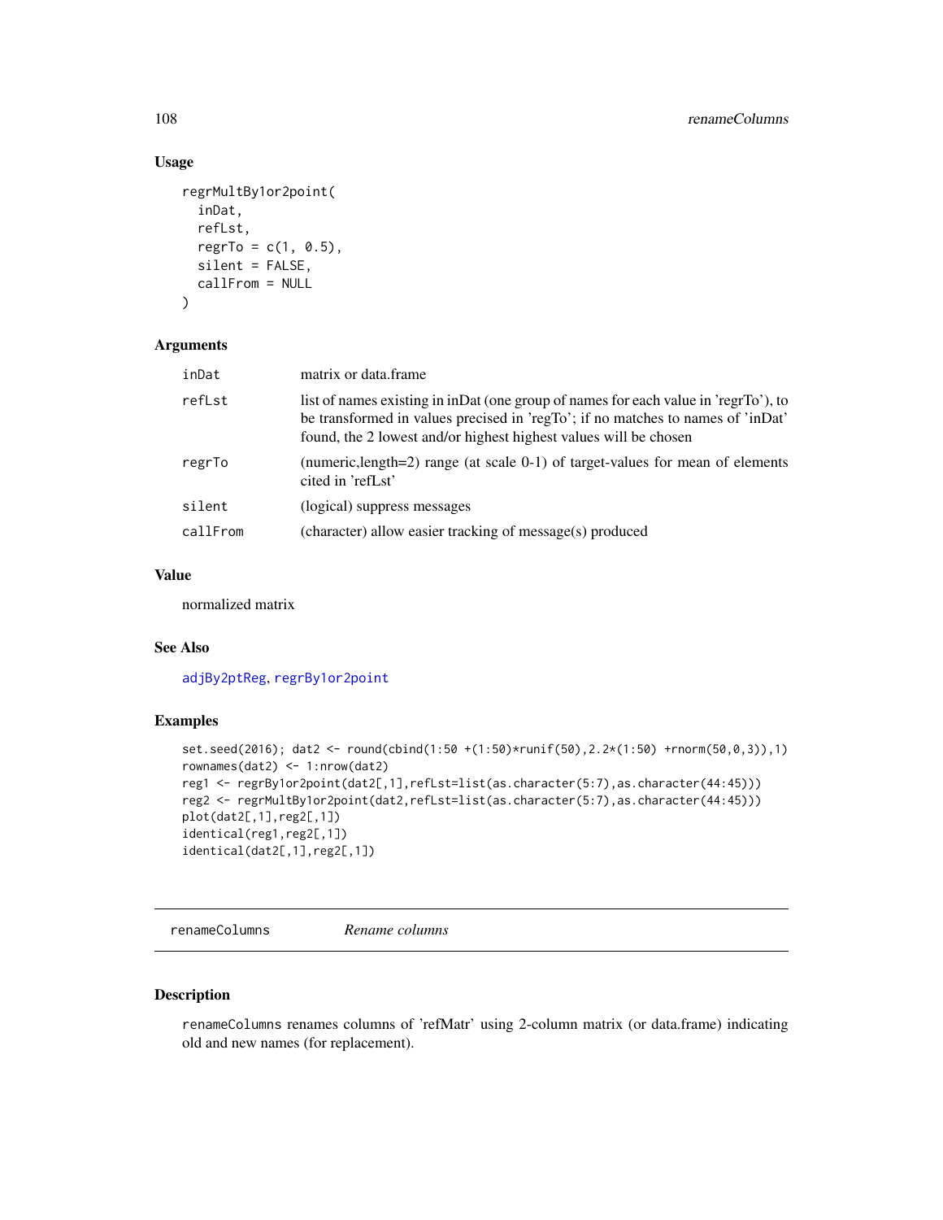## Usage

```
regrMultBy1or2point(
  inDat,
  refLst,
  regrTo = c(1, 0.5),
  silent = FALSE,
  callFrom = NULL
)
```

## Arguments

| | |
|---|---|
| inDat | matrix or data.frame |
| refLst | list of names existing in inDat (one group of names for each value in 'regrTo'), to be transformed in values precised in 'regTo'; if no matches to names of 'inDat' found, the 2 lowest and/or highest highest values will be chosen |
| regrTo | (numeric,length=2) range (at scale 0-1) of target-values for mean of elements cited in 'refLst' |
| silent | (logical) suppress messages |
| callFrom | (character) allow easier tracking of message(s) produced |

## Value

normalized matrix

## See Also

adjBy2ptReg, regrBy1or2point

## Examples

```
set.seed(2016); dat2 <- round(cbind(1:50 +(1:50)*runif(50),2.2*(1:50) +rnorm(50,0,3)),1)
rownames(dat2) <- 1:nrow(dat2)
reg1 <- regrBy1or2point(dat2[,1],refLst=list(as.character(5:7),as.character(44:45)))
reg2 <- regrMultBy1or2point(dat2,refLst=list(as.character(5:7),as.character(44:45)))
plot(dat2[,1],reg2[,1])
identical(reg1,reg2[,1])
identical(dat2[,1],reg2[,1])
```

---

# renameColumns    *Rename columns*

## Description

renameColumns renames columns of 'refMatr' using 2-column matrix (or data.frame) indicating old and new names (for replacement).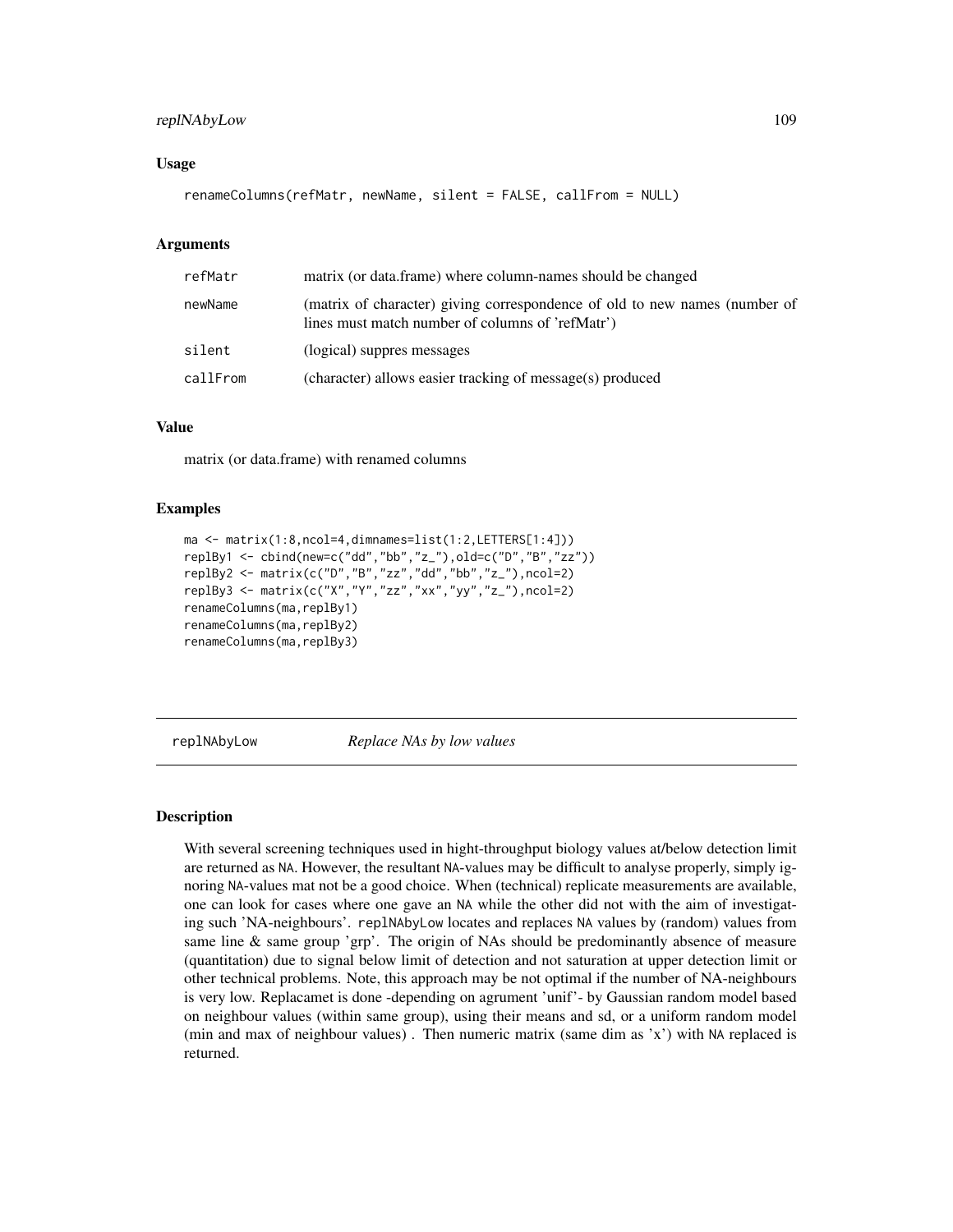### Usage

```
renameColumns(refMatr, newName, silent = FALSE, callFrom = NULL)
```

### Arguments

| | |
|---|---|
| refMatr | matrix (or data.frame) where column-names should be changed |
| newName | (matrix of character) giving correspondence of old to new names (number of lines must match number of columns of 'refMatr') |
| silent | (logical) suppres messages |
| callFrom | (character) allows easier tracking of message(s) produced |

### Value

matrix (or data.frame) with renamed columns

### Examples

```
ma <- matrix(1:8,ncol=4,dimnames=list(1:2,LETTERS[1:4]))
replBy1 <- cbind(new=c("dd","bb","z_"),old=c("D","B","zz"))
replBy2 <- matrix(c("D","B","zz","dd","bb","z_"),ncol=2)
replBy3 <- matrix(c("X","Y","zz","xx","yy","z_"),ncol=2)
renameColumns(ma,replBy1)
renameColumns(ma,replBy2)
renameColumns(ma,replBy3)
```

---

## replNAbyLow *Replace NAs by low values*

### Description

With several screening techniques used in hight-throughput biology values at/below detection limit are returned as NA. However, the resultant NA-values may be difficult to analyse properly, simply ignoring NA-values mat not be a good choice. When (technical) replicate measurements are available, one can look for cases where one gave an NA while the other did not with the aim of investigating such 'NA-neighbours'. replNAbyLow locates and replaces NA values by (random) values from same line & same group 'grp'. The origin of NAs should be predominantly absence of measure (quantitation) due to signal below limit of detection and not saturation at upper detection limit or other technical problems. Note, this approach may be not optimal if the number of NA-neighbours is very low. Replacamet is done -depending on agrument 'unif'- by Gaussian random model based on neighbour values (within same group), using their means and sd, or a uniform random model (min and max of neighbour values) . Then numeric matrix (same dim as 'x') with NA replaced is returned.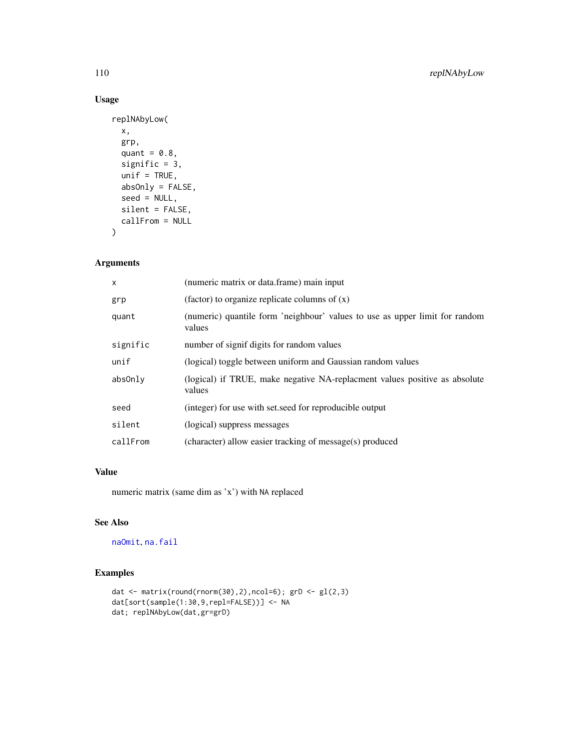## Usage

```
replNAbyLow(
  x,
  grp,
  quant = 0.8,
  signific = 3,
  unif = TRUE,
  absOnly = FALSE,
  seed = NULL,
  silent = FALSE,
  callFrom = NULL
)
```

## Arguments

| | |
|---|---|
| x | (numeric matrix or data.frame) main input |
| grp | (factor) to organize replicate columns of (x) |
| quant | (numeric) quantile form 'neighbour' values to use as upper limit for random values |
| signific | number of signif digits for random values |
| unif | (logical) toggle between uniform and Gaussian random values |
| absOnly | (logical) if TRUE, make negative NA-replacment values positive as absolute values |
| seed | (integer) for use with set.seed for reproducible output |
| silent | (logical) suppress messages |
| callFrom | (character) allow easier tracking of message(s) produced |

## Value

numeric matrix (same dim as 'x') with NA replaced

## See Also

naOmit, na.fail

## Examples

```
dat <- matrix(round(rnorm(30),2),ncol=6); grD <- gl(2,3)
dat[sort(sample(1:30,9,repl=FALSE))] <- NA
dat; replNAbyLow(dat,gr=grD)
```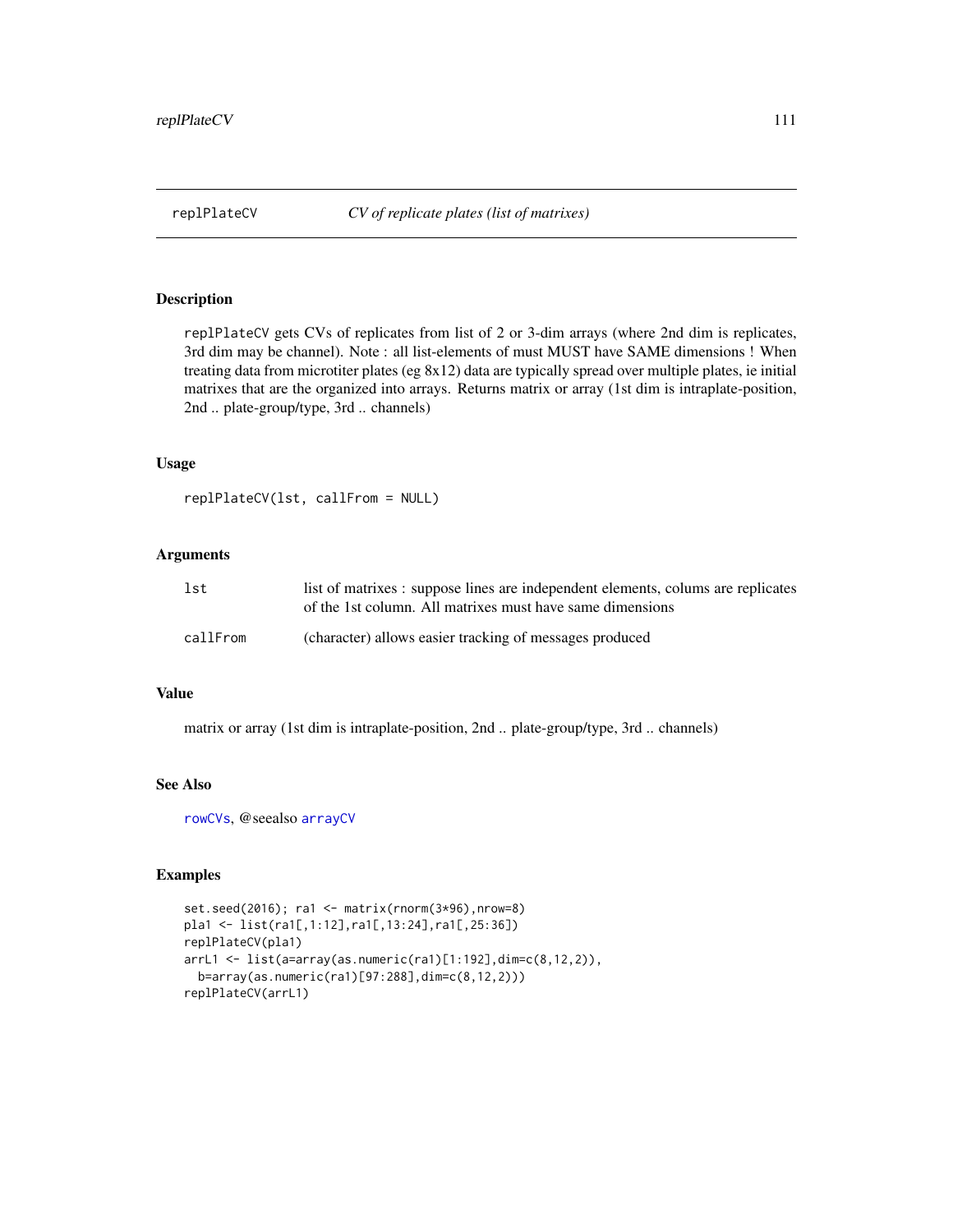## replPlateCV &nbsp;&nbsp;&nbsp; *CV of replicate plates (list of matrixes)*

### Description

replPlateCV gets CVs of replicates from list of 2 or 3-dim arrays (where 2nd dim is replicates, 3rd dim may be channel). Note : all list-elements of must MUST have SAME dimensions ! When treating data from microtiter plates (eg 8x12) data are typically spread over multiple plates, ie initial matrixes that are the organized into arrays. Returns matrix or array (1st dim is intraplate-position, 2nd .. plate-group/type, 3rd .. channels)

### Usage

```
replPlateCV(lst, callFrom = NULL)
```

### Arguments

| | |
|---|---|
| lst | list of matrixes : suppose lines are independent elements, colums are replicates of the 1st column. All matrixes must have same dimensions |
| callFrom | (character) allows easier tracking of messages produced |

### Value

matrix or array (1st dim is intraplate-position, 2nd .. plate-group/type, 3rd .. channels)

### See Also

rowCVs, @seealso arrayCV

### Examples

```
set.seed(2016); ra1 <- matrix(rnorm(3*96),nrow=8)
pla1 <- list(ra1[,1:12],ra1[,13:24],ra1[,25:36])
replPlateCV(pla1)
arrL1 <- list(a=array(as.numeric(ra1)[1:192],dim=c(8,12,2)),
  b=array(as.numeric(ra1)[97:288],dim=c(8,12,2)))
replPlateCV(arrL1)
```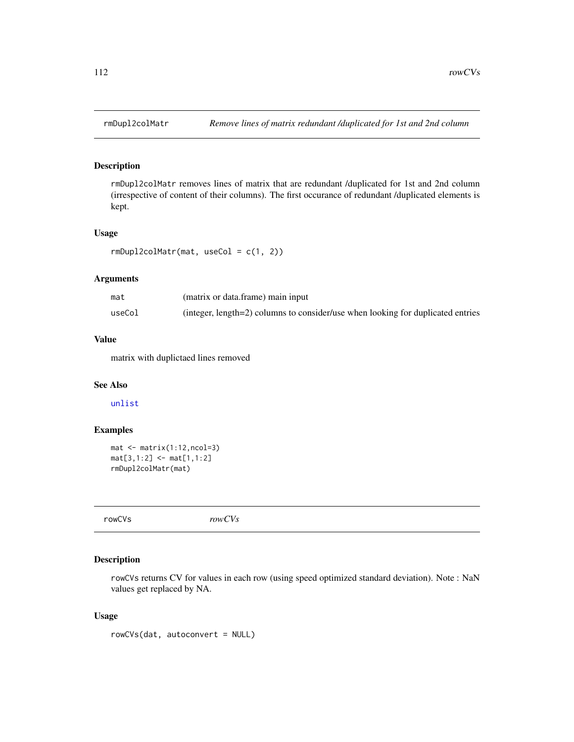## rmDupl2colMatr — *Remove lines of matrix redundant /duplicated for 1st and 2nd column*

### Description

rmDupl2colMatr removes lines of matrix that are redundant /duplicated for 1st and 2nd column (irrespective of content of their columns). The first occurance of redundant /duplicated elements is kept.

### Usage

```
rmDupl2colMatr(mat, useCol = c(1, 2))
```

### Arguments

| | |
|---|---|
| mat | (matrix or data.frame) main input |
| useCol | (integer, length=2) columns to consider/use when looking for duplicated entries |

### Value

matrix with duplictaed lines removed

### See Also

unlist

### Examples

```
mat <- matrix(1:12,ncol=3)
mat[3,1:2] <- mat[1,1:2]
rmDupl2colMatr(mat)
```

## rowCVs — *rowCVs*

### Description

rowCVs returns CV for values in each row (using speed optimized standard deviation). Note : NaN values get replaced by NA.

### Usage

```
rowCVs(dat, autoconvert = NULL)
```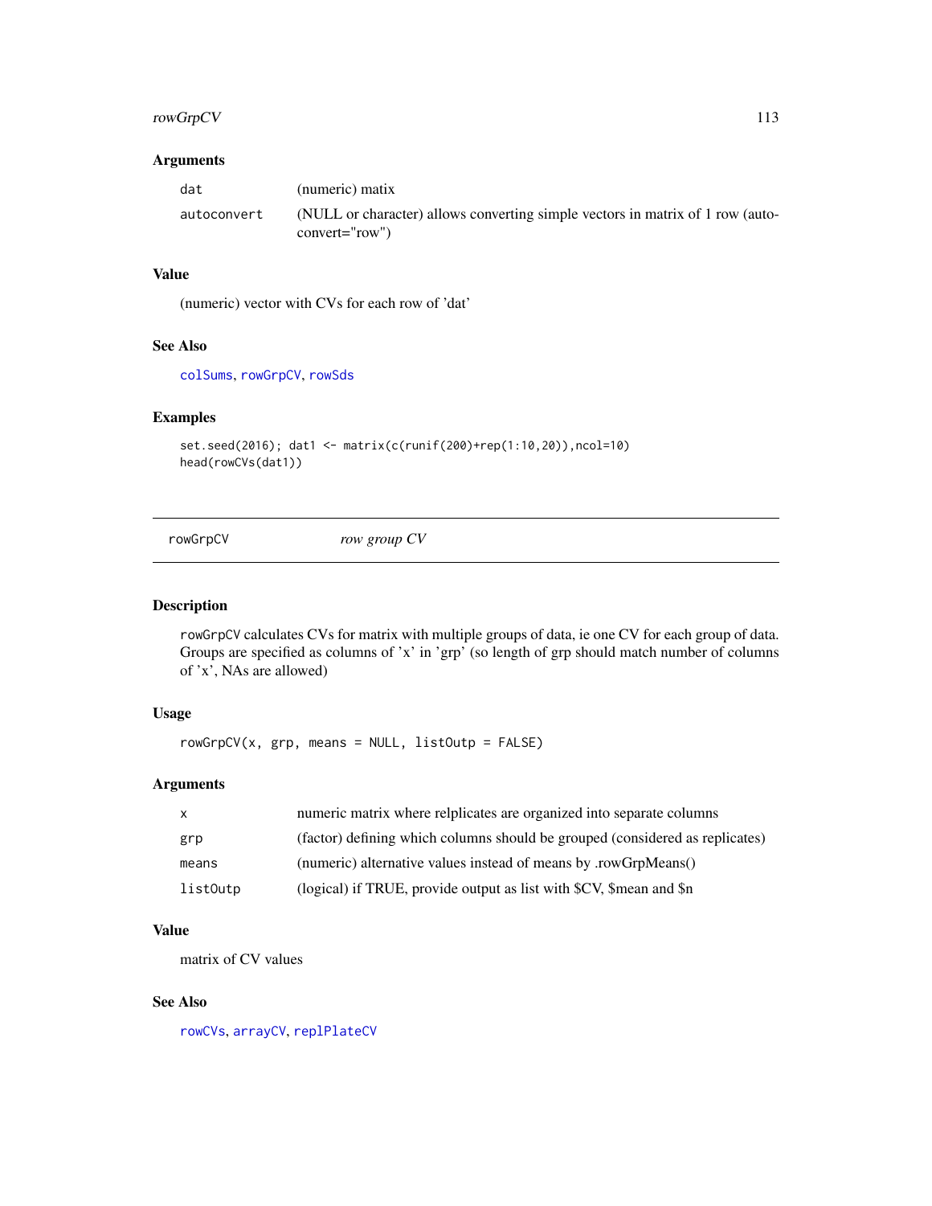### Arguments

| | |
|---|---|
| dat | (numeric) matix |
| autoconvert | (NULL or character) allows converting simple vectors in matrix of 1 row (autoconvert="row") |

### Value

(numeric) vector with CVs for each row of 'dat'

### See Also

colSums, rowGrpCV, rowSds

### Examples

```
set.seed(2016); dat1 <- matrix(c(runif(200)+rep(1:10,20)),ncol=10)
head(rowCVs(dat1))
```

---

## rowGrpCV *row group CV*

### Description

rowGrpCV calculates CVs for matrix with multiple groups of data, ie one CV for each group of data. Groups are specified as columns of 'x' in 'grp' (so length of grp should match number of columns of 'x', NAs are allowed)

### Usage

```
rowGrpCV(x, grp, means = NULL, listOutp = FALSE)
```

### Arguments

| | |
|---|---|
| x | numeric matrix where relplicates are organized into separate columns |
| grp | (factor) defining which columns should be grouped (considered as replicates) |
| means | (numeric) alternative values instead of means by .rowGrpMeans() |
| listOutp | (logical) if TRUE, provide output as list with $CV, $mean and $n |

### Value

matrix of CV values

### See Also

rowCVs, arrayCV, replPlateCV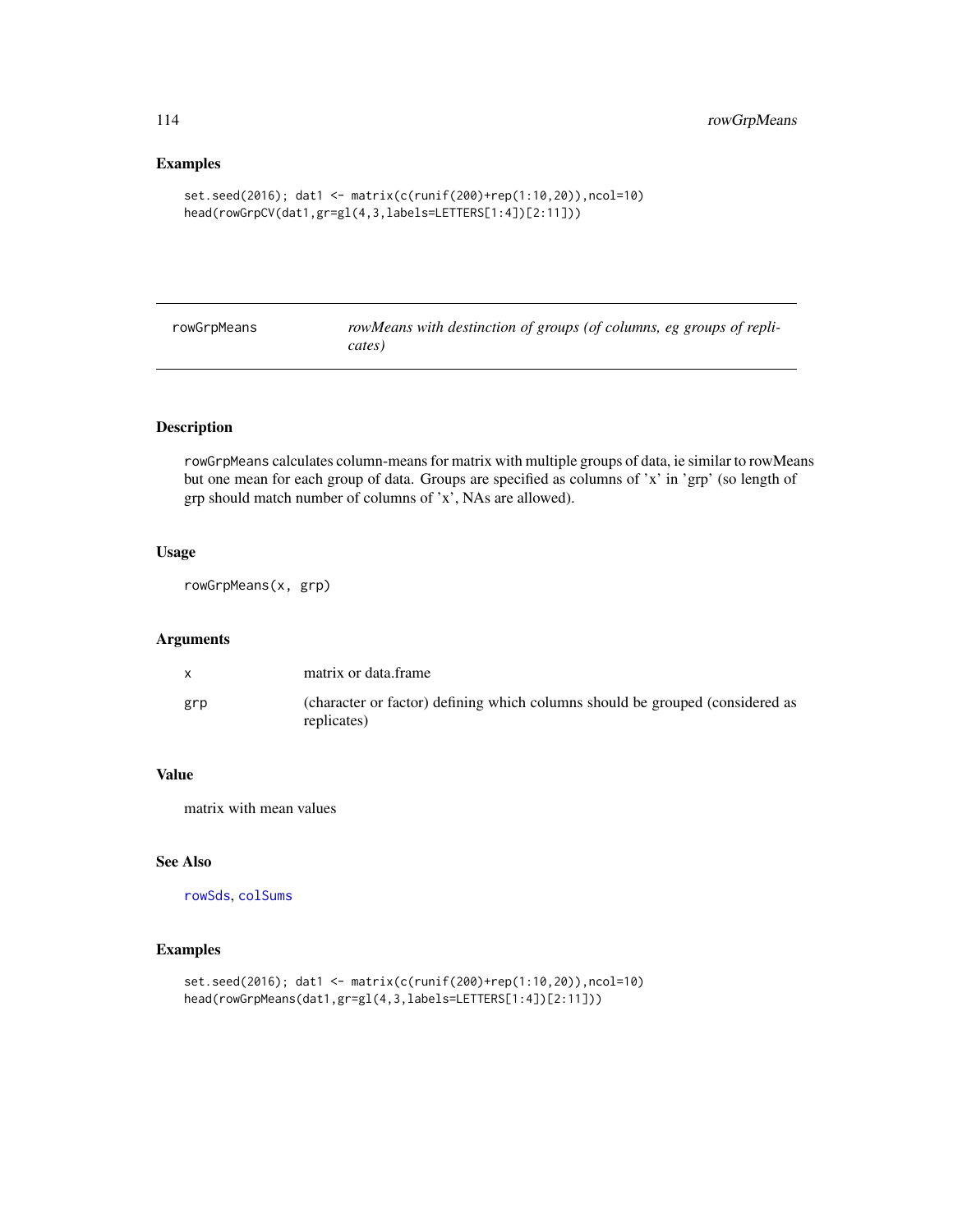## Examples

```
set.seed(2016); dat1 <- matrix(c(runif(200)+rep(1:10,20)),ncol=10)
head(rowGrpCV(dat1,gr=gl(4,3,labels=LETTERS[1:4])[2:11]))
```

---

# rowGrpMeans — *rowMeans with destinction of groups (of columns, eg groups of replicates)*

---

## Description

rowGrpMeans calculates column-means for matrix with multiple groups of data, ie similar to rowMeans but one mean for each group of data. Groups are specified as columns of 'x' in 'grp' (so length of grp should match number of columns of 'x', NAs are allowed).

## Usage

```
rowGrpMeans(x, grp)
```

## Arguments

| | |
|---|---|
| x | matrix or data.frame |
| grp | (character or factor) defining which columns should be grouped (considered as replicates) |

## Value

matrix with mean values

## See Also

rowSds, colSums

## Examples

```
set.seed(2016); dat1 <- matrix(c(runif(200)+rep(1:10,20)),ncol=10)
head(rowGrpMeans(dat1,gr=gl(4,3,labels=LETTERS[1:4])[2:11]))
```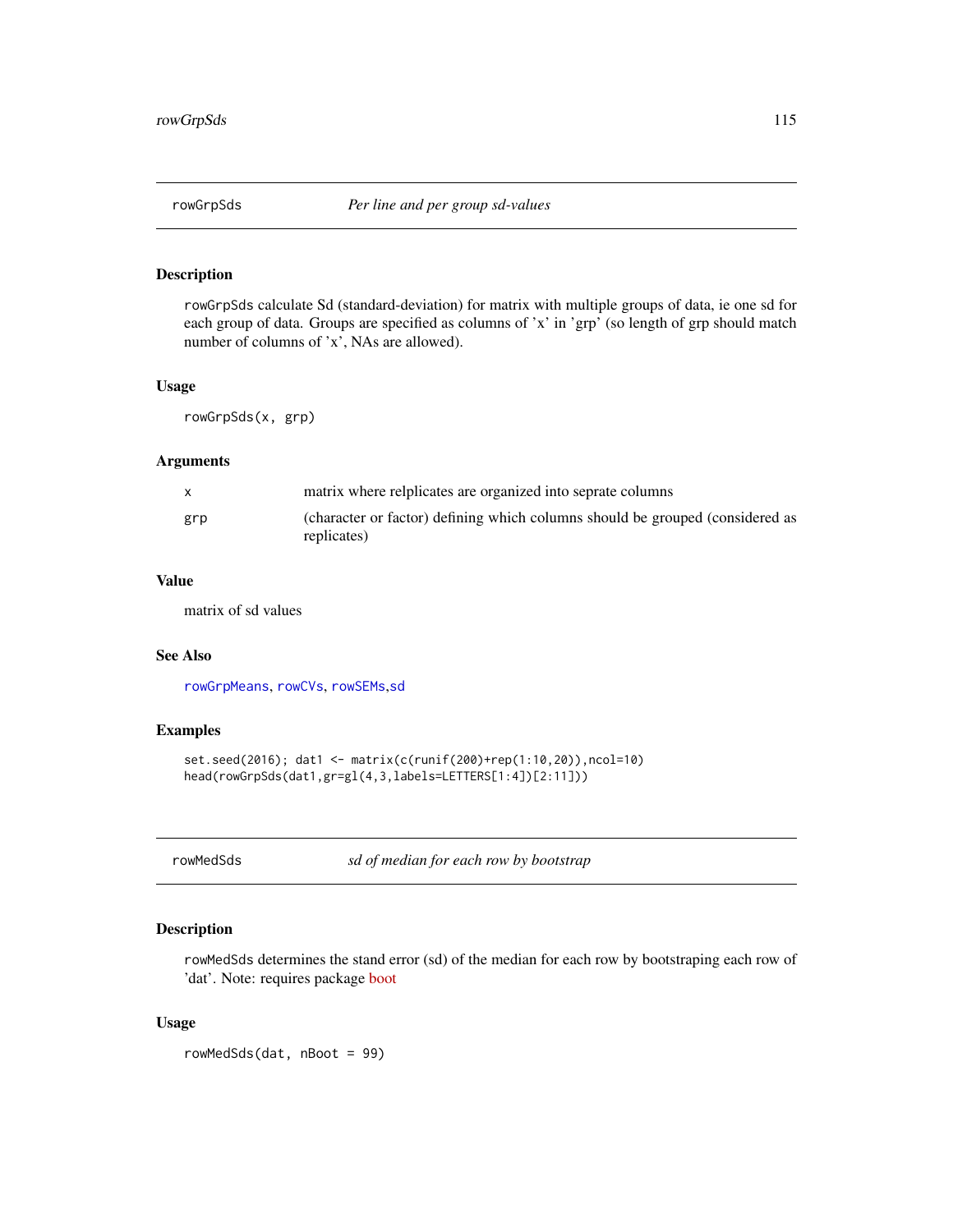## rowGrpSds — *Per line and per group sd-values*

### Description

rowGrpSds calculate Sd (standard-deviation) for matrix with multiple groups of data, ie one sd for each group of data. Groups are specified as columns of 'x' in 'grp' (so length of grp should match number of columns of 'x', NAs are allowed).

### Usage

```
rowGrpSds(x, grp)
```

### Arguments

| | |
|---|---|
| x | matrix where relplicates are organized into seprate columns |
| grp | (character or factor) defining which columns should be grouped (considered as replicates) |

### Value

matrix of sd values

### See Also

rowGrpMeans, rowCVs, rowSEMs, sd

### Examples

```
set.seed(2016); dat1 <- matrix(c(runif(200)+rep(1:10,20)),ncol=10)
head(rowGrpSds(dat1,gr=gl(4,3,labels=LETTERS[1:4])[2:11]))
```

## rowMedSds — *sd of median for each row by bootstrap*

### Description

rowMedSds determines the stand error (sd) of the median for each row by bootstraping each row of 'dat'. Note: requires package boot

### Usage

```
rowMedSds(dat, nBoot = 99)
```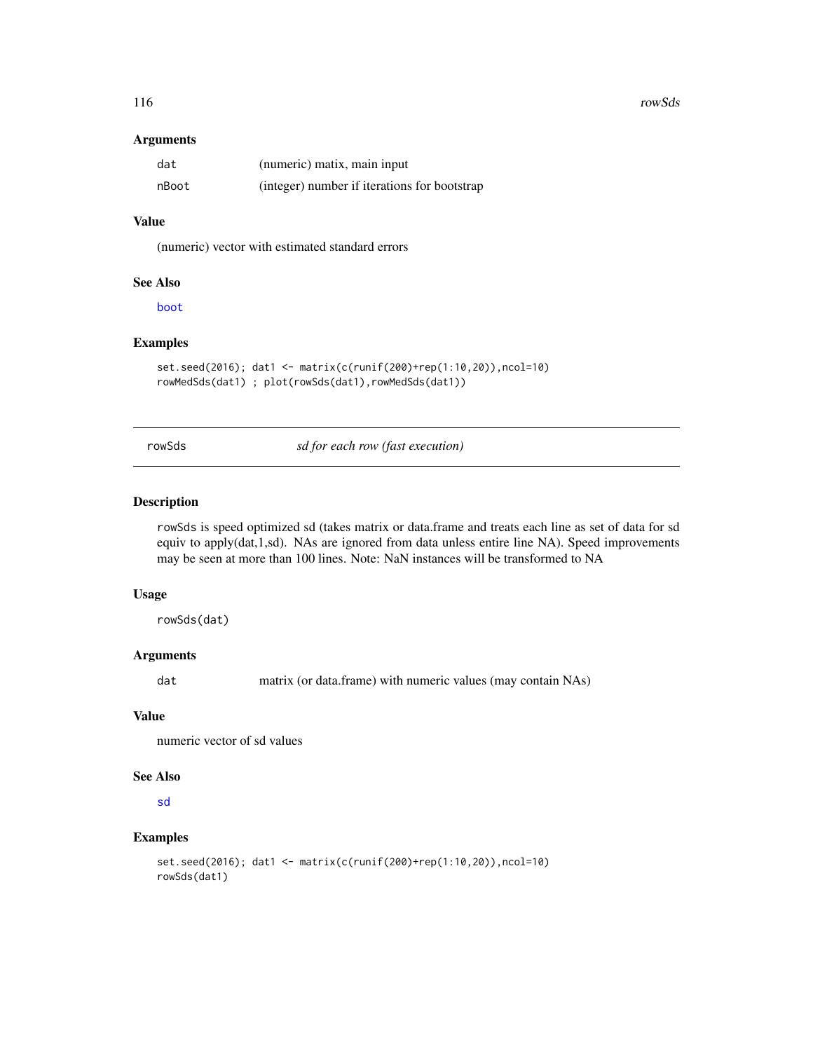### Arguments

| | |
|---|---|
| dat | (numeric) matix, main input |
| nBoot | (integer) number if iterations for bootstrap |

### Value

(numeric) vector with estimated standard errors

### See Also

boot

### Examples

```
set.seed(2016); dat1 <- matrix(c(runif(200)+rep(1:10,20)),ncol=10)
rowMedSds(dat1) ; plot(rowSds(dat1),rowMedSds(dat1))
```

---

## rowSds *sd for each row (fast execution)*

### Description

rowSds is speed optimized sd (takes matrix or data.frame and treats each line as set of data for sd equiv to apply(dat,1,sd). NAs are ignored from data unless entire line NA). Speed improvements may be seen at more than 100 lines. Note: NaN instances will be transformed to NA

### Usage

```
rowSds(dat)
```

### Arguments

| | |
|---|---|
| dat | matrix (or data.frame) with numeric values (may contain NAs) |

### Value

numeric vector of sd values

### See Also

sd

### Examples

```
set.seed(2016); dat1 <- matrix(c(runif(200)+rep(1:10,20)),ncol=10)
rowSds(dat1)
```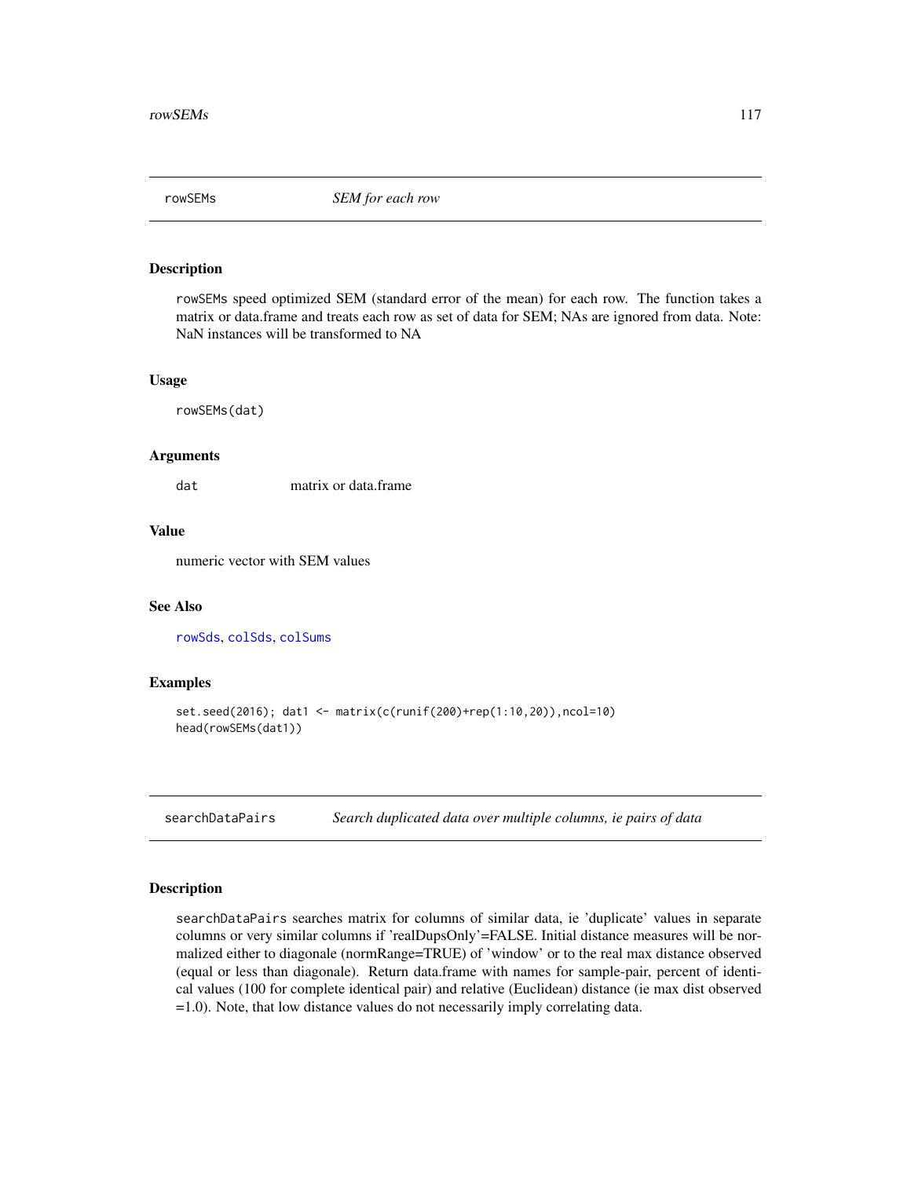## rowSEMs — *SEM for each row*

### Description

rowSEMs speed optimized SEM (standard error of the mean) for each row. The function takes a matrix or data.frame and treats each row as set of data for SEM; NAs are ignored from data. Note: NaN instances will be transformed to NA

### Usage

```
rowSEMs(dat)
```

### Arguments

| | |
|---|---|
| dat | matrix or data.frame |

### Value

numeric vector with SEM values

### See Also

rowSds, colSds, colSums

### Examples

```
set.seed(2016); dat1 <- matrix(c(runif(200)+rep(1:10,20)),ncol=10)
head(rowSEMs(dat1))
```

## searchDataPairs — *Search duplicated data over multiple columns, ie pairs of data*

### Description

searchDataPairs searches matrix for columns of similar data, ie 'duplicate' values in separate columns or very similar columns if 'realDupsOnly'=FALSE. Initial distance measures will be normalized either to diagonale (normRange=TRUE) of 'window' or to the real max distance observed (equal or less than diagonale). Return data.frame with names for sample-pair, percent of identical values (100 for complete identical pair) and relative (Euclidean) distance (ie max dist observed =1.0). Note, that low distance values do not necessarily imply correlating data.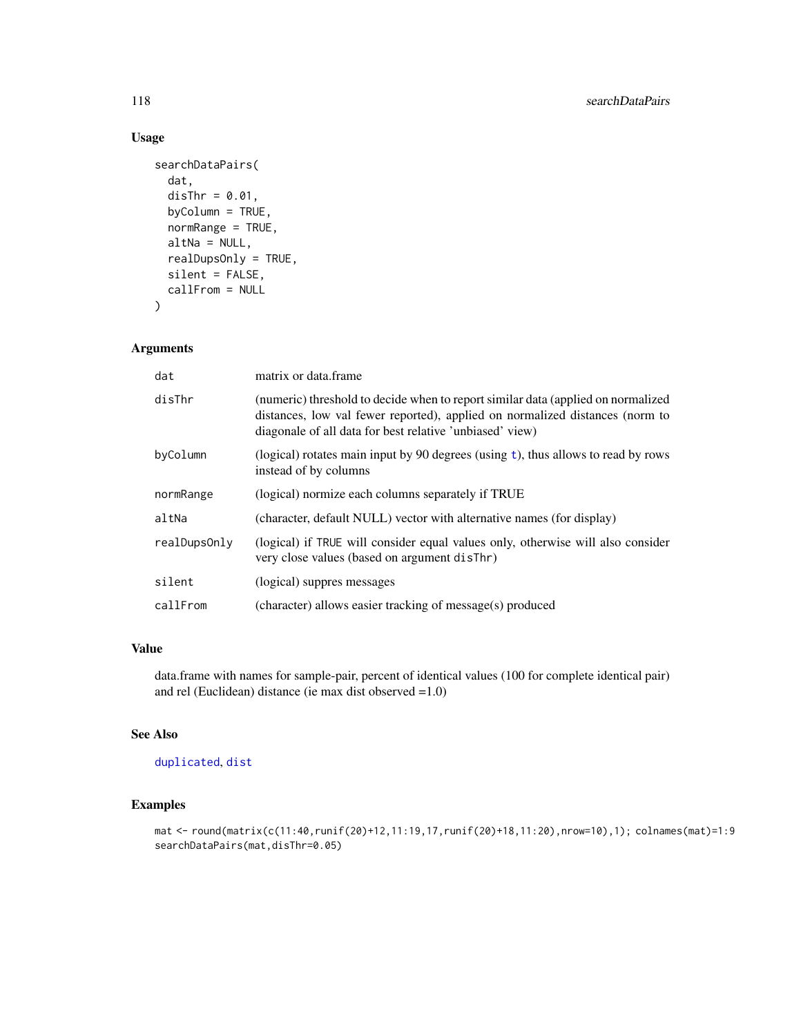## Usage

```
searchDataPairs(
  dat,
  disThr = 0.01,
  byColumn = TRUE,
  normRange = TRUE,
  altNa = NULL,
  realDupsOnly = TRUE,
  silent = FALSE,
  callFrom = NULL
)
```

## Arguments

| | |
|---|---|
| dat | matrix or data.frame |
| disThr | (numeric) threshold to decide when to report similar data (applied on normalized distances, low val fewer reported), applied on normalized distances (norm to diagonale of all data for best relative 'unbiased' view) |
| byColumn | (logical) rotates main input by 90 degrees (using t), thus allows to read by rows instead of by columns |
| normRange | (logical) normize each columns separately if TRUE |
| altNa | (character, default NULL) vector with alternative names (for display) |
| realDupsOnly | (logical) if TRUE will consider equal values only, otherwise will also consider very close values (based on argument disThr) |
| silent | (logical) suppres messages |
| callFrom | (character) allows easier tracking of message(s) produced |

## Value

data.frame with names for sample-pair, percent of identical values (100 for complete identical pair) and rel (Euclidean) distance (ie max dist observed =1.0)

## See Also

duplicated, dist

## Examples

```
mat <- round(matrix(c(11:40,runif(20)+12,11:19,17,runif(20)+18,11:20),nrow=10),1); colnames(mat)=1:9
searchDataPairs(mat,disThr=0.05)
```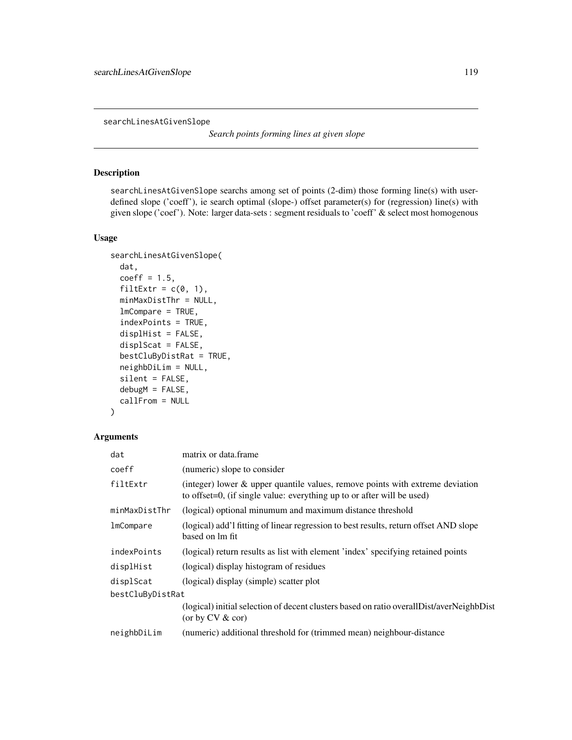searchLinesAtGivenSlope

*Search points forming lines at given slope*

## Description

searchLinesAtGivenSlope searchs among set of points (2-dim) those forming line(s) with user-defined slope ('coeff'), ie search optimal (slope-) offset parameter(s) for (regression) line(s) with given slope ('coef'). Note: larger data-sets : segment residuals to 'coeff' & select most homogenous

## Usage

```
searchLinesAtGivenSlope(
  dat,
  coeff = 1.5,
  filtExtr = c(0, 1),
  minMaxDistThr = NULL,
  lmCompare = TRUE,
  indexPoints = TRUE,
  displHist = FALSE,
  displScat = FALSE,
  bestCluByDistRat = TRUE,
  neighbDiLim = NULL,
  silent = FALSE,
  debugM = FALSE,
  callFrom = NULL
)
```

## Arguments

| | |
|---|---|
| dat | matrix or data.frame |
| coeff | (numeric) slope to consider |
| filtExtr | (integer) lower & upper quantile values, remove points with extreme deviation to offset=0, (if single value: everything up to or after will be used) |
| minMaxDistThr | (logical) optional minumum and maximum distance threshold |
| lmCompare | (logical) add'l fitting of linear regression to best results, return offset AND slope based on lm fit |
| indexPoints | (logical) return results as list with element 'index' specifying retained points |
| displHist | (logical) display histogram of residues |
| displScat | (logical) display (simple) scatter plot |
| bestCluByDistRat | (logical) initial selection of decent clusters based on ratio overallDist/averNeighbDist (or by CV & cor) |
| neighbDiLim | (numeric) additional threshold for (trimmed mean) neighbour-distance |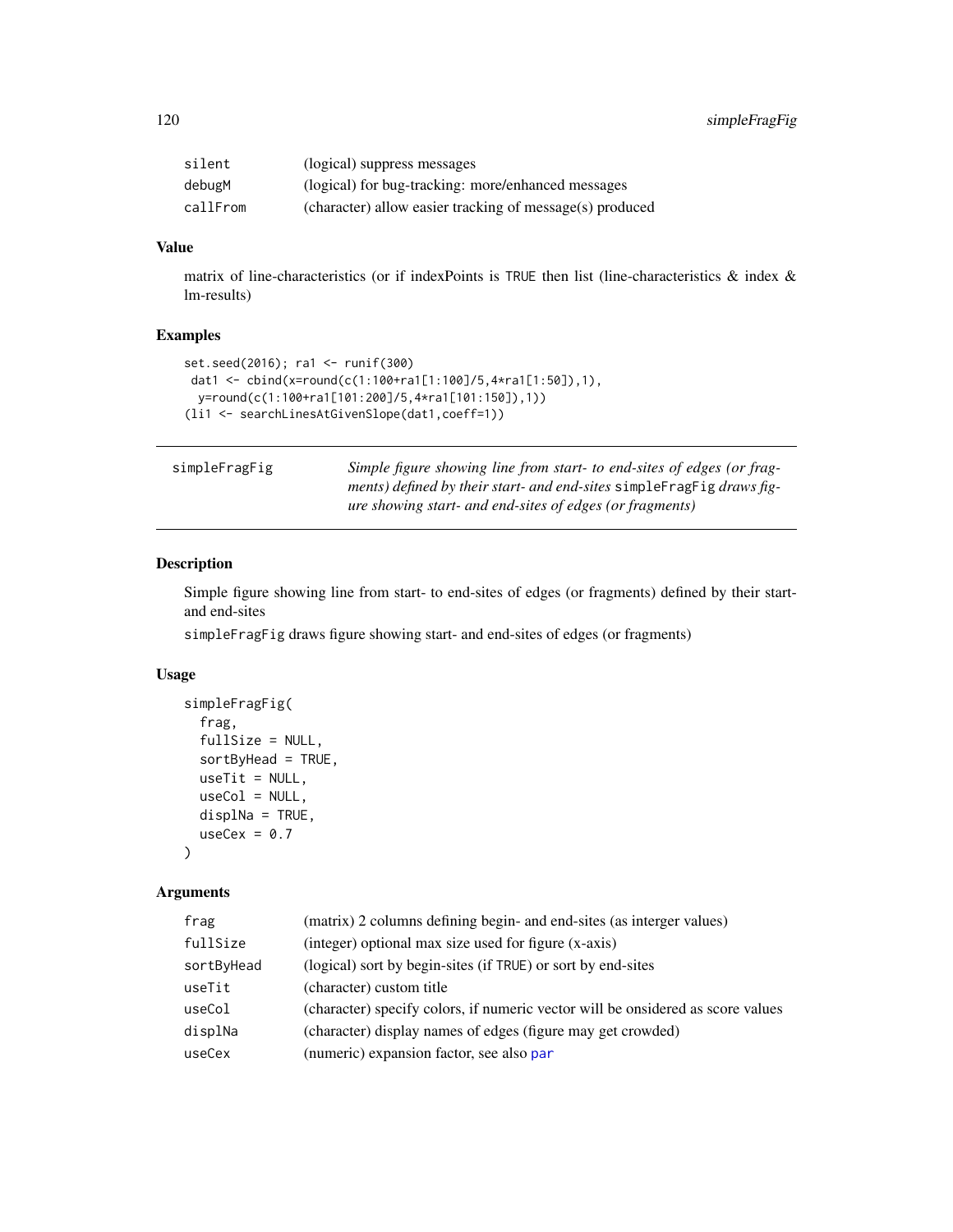| | |
|---|---|
| silent | (logical) suppress messages |
| debugM | (logical) for bug-tracking: more/enhanced messages |
| callFrom | (character) allow easier tracking of message(s) produced |

## Value

matrix of line-characteristics (or if indexPoints is TRUE then list (line-characteristics & index & lm-results)

## Examples

```
set.seed(2016); ra1 <- runif(300)
 dat1 <- cbind(x=round(c(1:100+ra1[1:100]/5,4*ra1[1:50]),1),
  y=round(c(1:100+ra1[101:200]/5,4*ra1[101:150]),1))
(li1 <- searchLinesAtGivenSlope(dat1,coeff=1))
```

---

# simpleFragFig

*Simple figure showing line from start- to end-sites of edges (or fragments) defined by their start- and end-sites* `simpleFragFig` *draws figure showing start- and end-sites of edges (or fragments)*

---

## Description

Simple figure showing line from start- to end-sites of edges (or fragments) defined by their start- and end-sites

`simpleFragFig` draws figure showing start- and end-sites of edges (or fragments)

## Usage

```
simpleFragFig(
  frag,
  fullSize = NULL,
  sortByHead = TRUE,
  useTit = NULL,
  useCol = NULL,
  displNa = TRUE,
  useCex = 0.7
)
```

## Arguments

| | |
|---|---|
| frag | (matrix) 2 columns defining begin- and end-sites (as interger values) |
| fullSize | (integer) optional max size used for figure (x-axis) |
| sortByHead | (logical) sort by begin-sites (if TRUE) or sort by end-sites |
| useTit | (character) custom title |
| useCol | (character) specify colors, if numeric vector will be onsidered as score values |
| displNa | (character) display names of edges (figure may get crowded) |
| useCex | (numeric) expansion factor, see also par |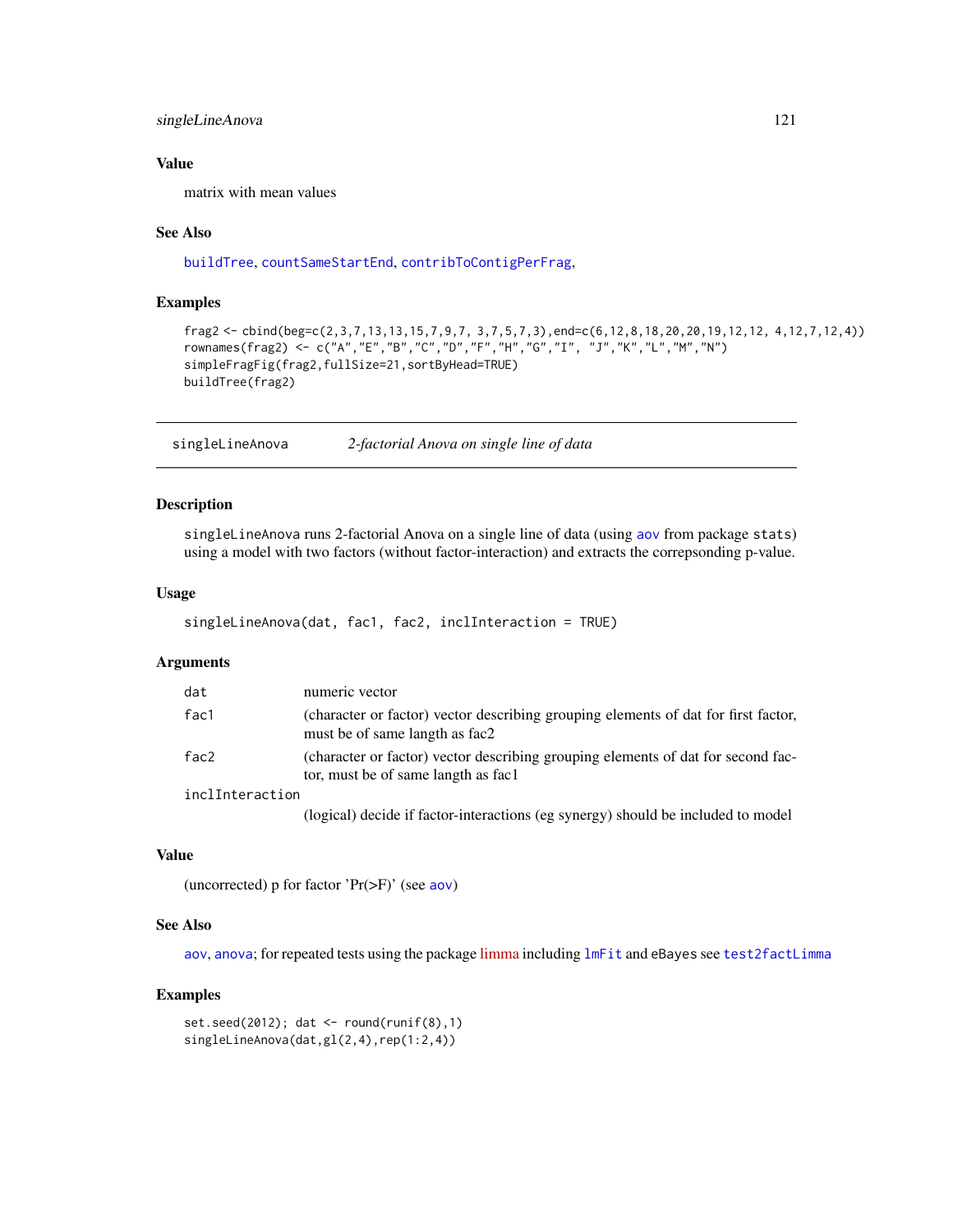### Value

matrix with mean values

### See Also

`buildTree`, `countSameStartEnd`, `contribToContigPerFrag`,

### Examples

```
frag2 <- cbind(beg=c(2,3,7,13,13,15,7,9,7, 3,7,5,7,3),end=c(6,12,8,18,20,20,19,12,12, 4,12,7,12,4))
rownames(frag2) <- c("A","E","B","C","D","F","H","G","I", "J","K","L","M","N")
simpleFragFig(frag2,fullSize=21,sortByHead=TRUE)
buildTree(frag2)
```

---

## singleLineAnova    *2-factorial Anova on single line of data*

### Description

`singleLineAnova` runs 2-factorial Anova on a single line of data (using `aov` from package `stats`) using a model with two factors (without factor-interaction) and extracts the correpsonding p-value.

### Usage

```
singleLineAnova(dat, fac1, fac2, inclInteraction = TRUE)
```

### Arguments

| | |
|---|---|
| `dat` | numeric vector |
| `fac1` | (character or factor) vector describing grouping elements of dat for first factor, must be of same langth as fac2 |
| `fac2` | (character or factor) vector describing grouping elements of dat for second factor, must be of same langth as fac1 |
| `inclInteraction` | (logical) decide if factor-interactions (eg synergy) should be included to model |

### Value

(uncorrected) p for factor 'Pr(>F)' (see `aov`)

### See Also

`aov`, `anova`; for repeated tests using the package limma including `lmFit` and eBayes see `test2factLimma`

### Examples

```
set.seed(2012); dat <- round(runif(8),1)
singleLineAnova(dat,gl(2,4),rep(1:2,4))
```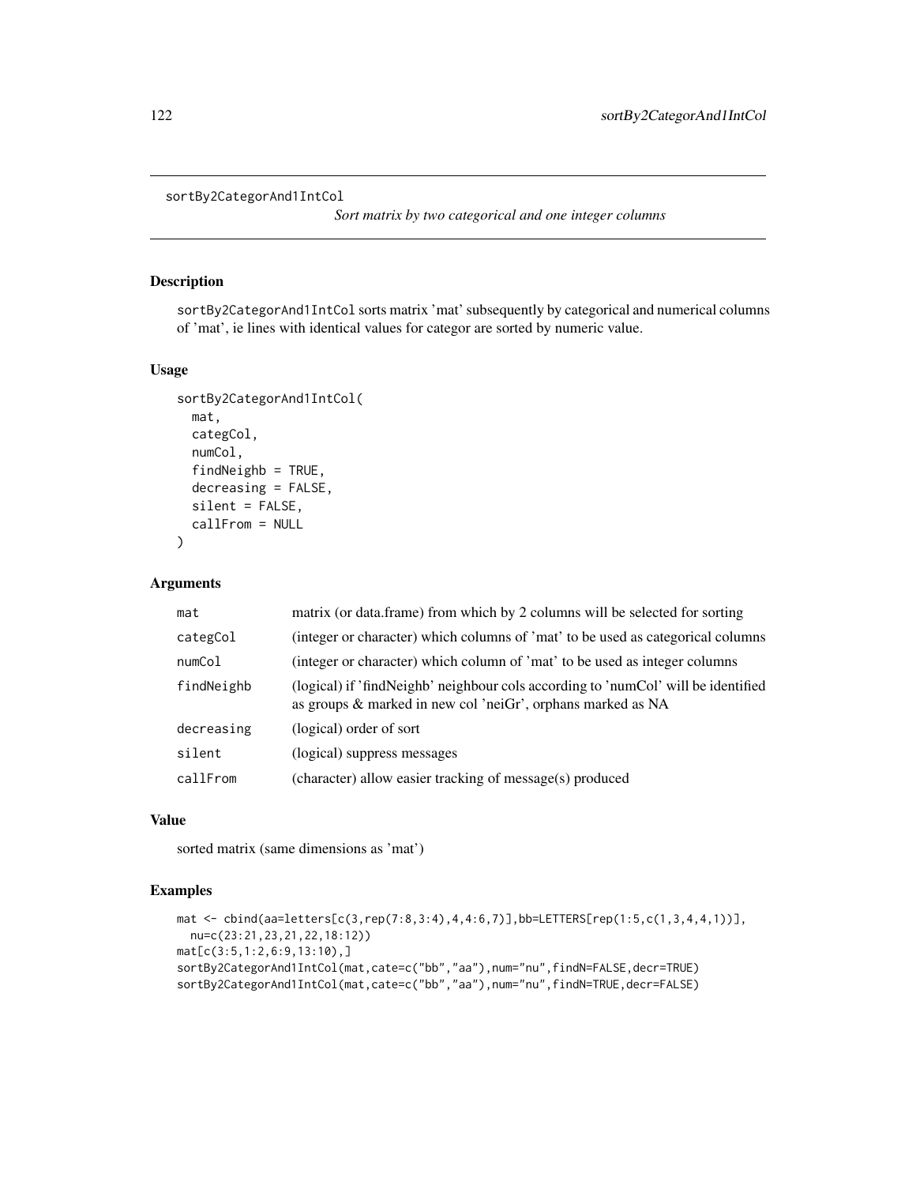sortBy2CategorAnd1IntCol

*Sort matrix by two categorical and one integer columns*

## Description

sortBy2CategorAnd1IntCol sorts matrix 'mat' subsequently by categorical and numerical columns of 'mat', ie lines with identical values for categor are sorted by numeric value.

## Usage

```
sortBy2CategorAnd1IntCol(
  mat,
  categCol,
  numCol,
  findNeighb = TRUE,
  decreasing = FALSE,
  silent = FALSE,
  callFrom = NULL
)
```

## Arguments

| | |
|---|---|
| mat | matrix (or data.frame) from which by 2 columns will be selected for sorting |
| categCol | (integer or character) which columns of 'mat' to be used as categorical columns |
| numCol | (integer or character) which column of 'mat' to be used as integer columns |
| findNeighb | (logical) if 'findNeighb' neighbour cols according to 'numCol' will be identified as groups & marked in new col 'neiGr', orphans marked as NA |
| decreasing | (logical) order of sort |
| silent | (logical) suppress messages |
| callFrom | (character) allow easier tracking of message(s) produced |

## Value

sorted matrix (same dimensions as 'mat')

## Examples

```
mat <- cbind(aa=letters[c(3,rep(7:8,3:4),4,4:6,7)],bb=LETTERS[rep(1:5,c(1,3,4,4,1))],
  nu=c(23:21,23,21,22,18:12))
mat[c(3:5,1:2,6:9,13:10),]
sortBy2CategorAnd1IntCol(mat,cate=c("bb","aa"),num="nu",findN=FALSE,decr=TRUE)
sortBy2CategorAnd1IntCol(mat,cate=c("bb","aa"),num="nu",findN=TRUE,decr=FALSE)
```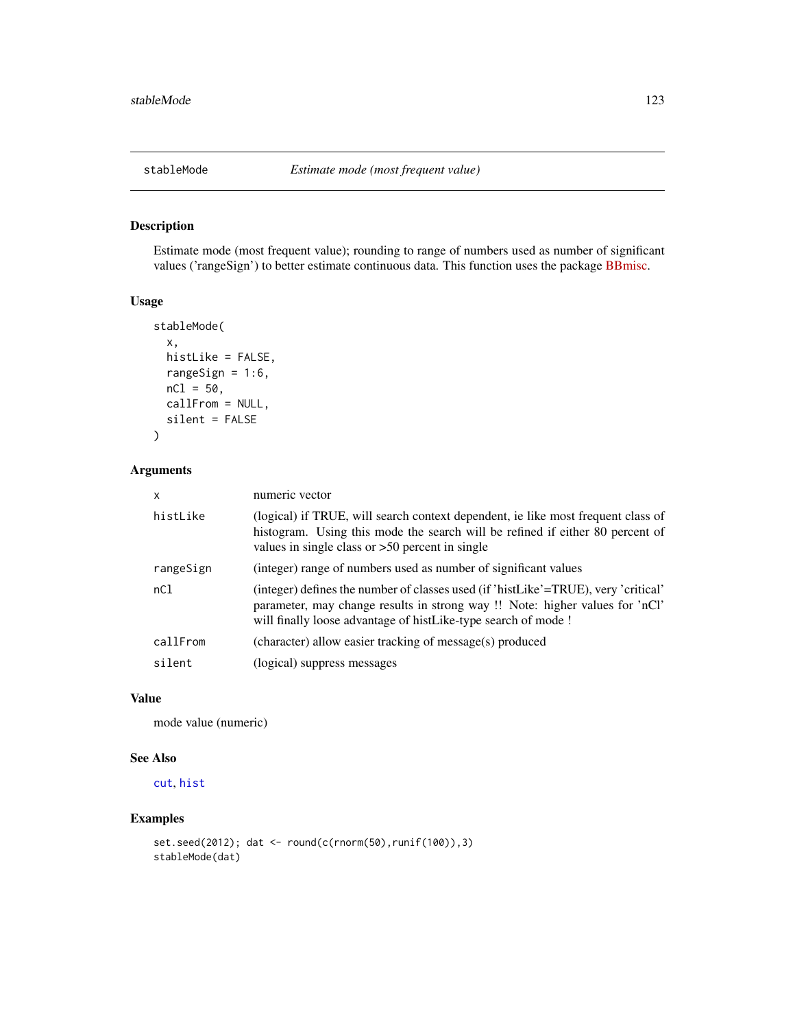# stableMode *Estimate mode (most frequent value)*

## Description

Estimate mode (most frequent value); rounding to range of numbers used as number of significant values ('rangeSign') to better estimate continuous data. This function uses the package BBmisc.

## Usage

```
stableMode(
  x,
  histLike = FALSE,
  rangeSign = 1:6,
  nCl = 50,
  callFrom = NULL,
  silent = FALSE
)
```

## Arguments

| | |
|---|---|
| x | numeric vector |
| histLike | (logical) if TRUE, will search context dependent, ie like most frequent class of histogram. Using this mode the search will be refined if either 80 percent of values in single class or >50 percent in single |
| rangeSign | (integer) range of numbers used as number of significant values |
| nCl | (integer) defines the number of classes used (if 'histLike'=TRUE), very 'critical' parameter, may change results in strong way !! Note: higher values for 'nCl' will finally loose advantage of histLike-type search of mode ! |
| callFrom | (character) allow easier tracking of message(s) produced |
| silent | (logical) suppress messages |

## Value

mode value (numeric)

## See Also

`cut`, `hist`

## Examples

```
set.seed(2012); dat <- round(c(rnorm(50),runif(100)),3)
stableMode(dat)
```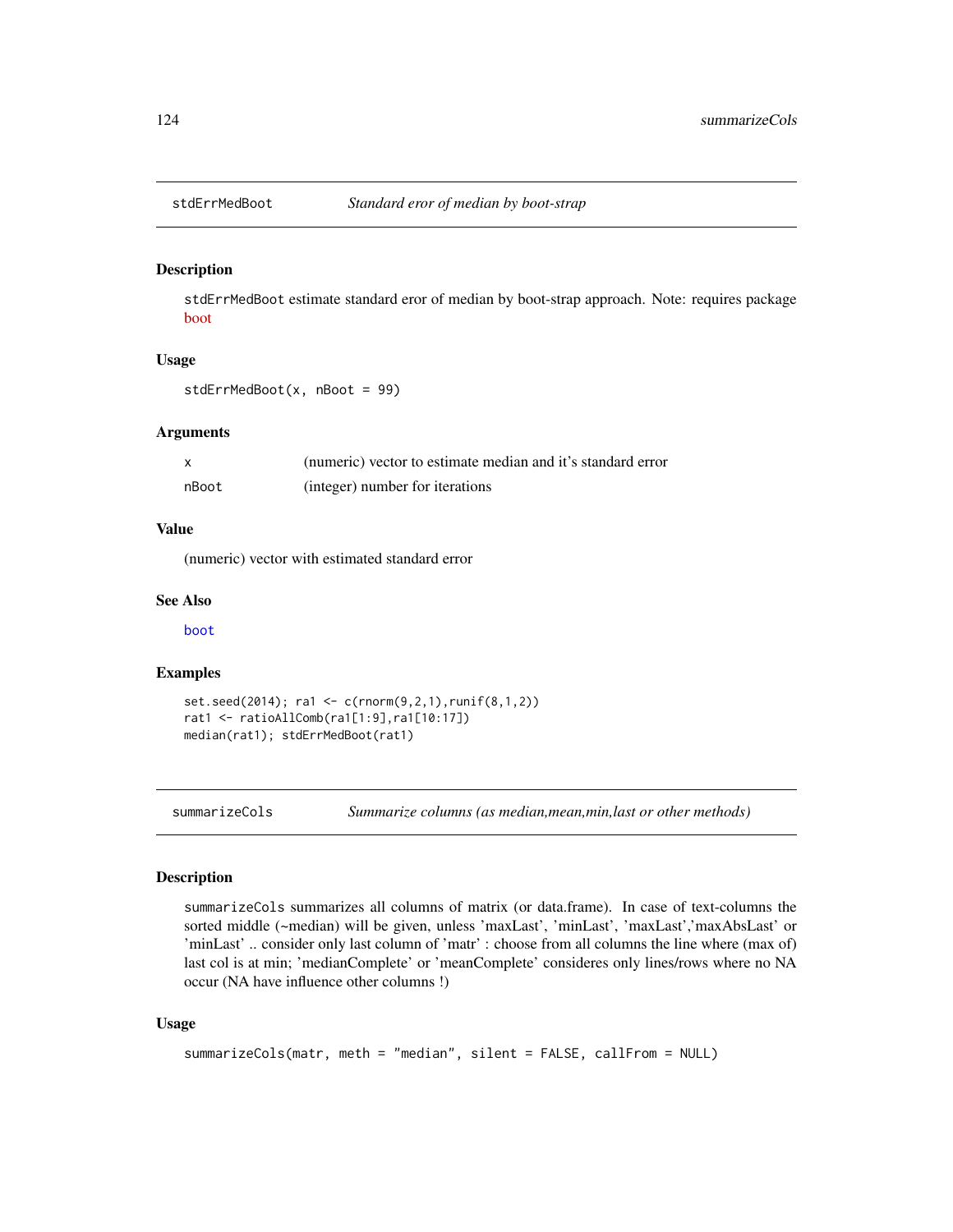## stdErrMedBoot *Standard eror of median by boot-strap*

### Description

stdErrMedBoot estimate standard eror of median by boot-strap approach. Note: requires package boot

### Usage

```
stdErrMedBoot(x, nBoot = 99)
```

### Arguments

| | |
|---|---|
| x | (numeric) vector to estimate median and it's standard error |
| nBoot | (integer) number for iterations |

### Value

(numeric) vector with estimated standard error

### See Also

boot

### Examples

```
set.seed(2014); ra1 <- c(rnorm(9,2,1),runif(8,1,2))
rat1 <- ratioAllComb(ra1[1:9],ra1[10:17])
median(rat1); stdErrMedBoot(rat1)
```

## summarizeCols *Summarize columns (as median,mean,min,last or other methods)*

### Description

summarizeCols summarizes all columns of matrix (or data.frame). In case of text-columns the sorted middle (~median) will be given, unless 'maxLast', 'minLast', 'maxLast','maxAbsLast' or 'minLast' .. consider only last column of 'matr' : choose from all columns the line where (max of) last col is at min; 'medianComplete' or 'meanComplete' consideres only lines/rows where no NA occur (NA have influence other columns !)

### Usage

```
summarizeCols(matr, meth = "median", silent = FALSE, callFrom = NULL)
```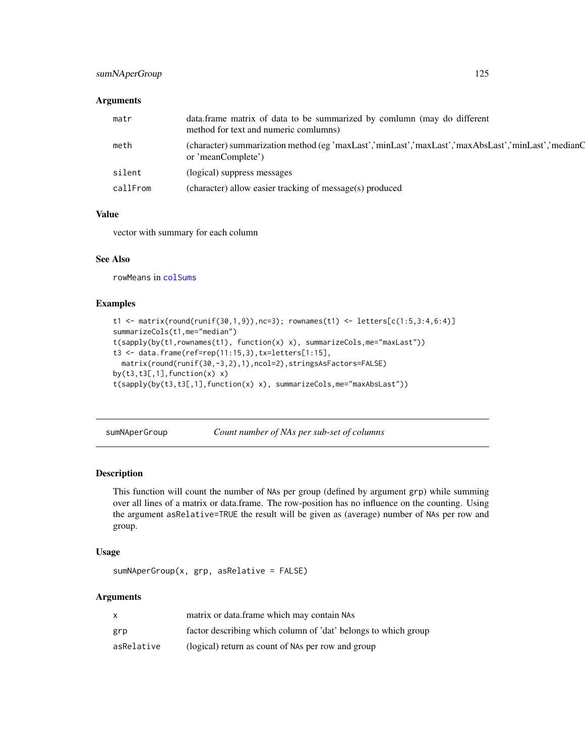### Arguments

| | |
|---|---|
| matr | data.frame matrix of data to be summarized by comlumn (may do different method for text and numeric comlumns) |
| meth | (character) summarization method (eg 'maxLast','minLast','maxLast','maxAbsLast','minLast','medianC or 'meanComplete') |
| silent | (logical) suppress messages |
| callFrom | (character) allow easier tracking of message(s) produced |

### Value

vector with summary for each column

### See Also

rowMeans in colSums

### Examples

```
t1 <- matrix(round(runif(30,1,9)),nc=3); rownames(t1) <- letters[c(1:5,3:4,6:4)]
summarizeCols(t1,me="median")
t(sapply(by(t1,rownames(t1), function(x) x), summarizeCols,me="maxLast"))
t3 <- data.frame(ref=rep(11:15,3),tx=letters[1:15],
  matrix(round(runif(30,-3,2),1),ncol=2),stringsAsFactors=FALSE)
by(t3,t3[,1],function(x) x)
t(sapply(by(t3,t3[,1],function(x) x), summarizeCols,me="maxAbsLast"))
```

---

## sumNAperGroup *Count number of NAs per sub-set of columns*

### Description

This function will count the number of NAs per group (defined by argument grp) while summing over all lines of a matrix or data.frame. The row-position has no influence on the counting. Using the argument asRelative=TRUE the result will be given as (average) number of NAs per row and group.

### Usage

```
sumNAperGroup(x, grp, asRelative = FALSE)
```

### Arguments

| | |
|---|---|
| x | matrix or data.frame which may contain NAs |
| grp | factor describing which column of 'dat' belongs to which group |
| asRelative | (logical) return as count of NAs per row and group |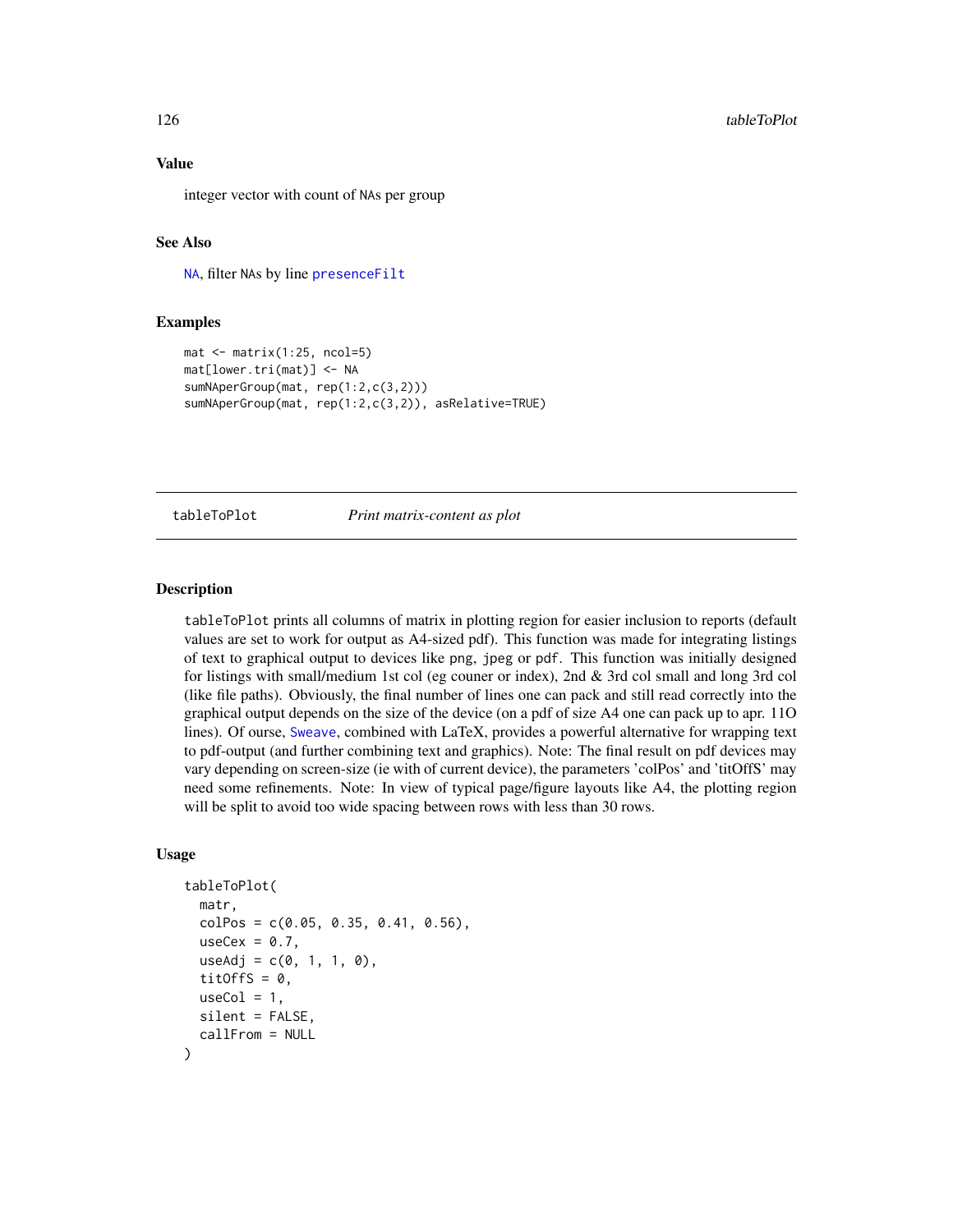### Value

integer vector with count of NAs per group

### See Also

NA, filter NAs by line presenceFilt

### Examples

```
mat <- matrix(1:25, ncol=5)
mat[lower.tri(mat)] <- NA
sumNAperGroup(mat, rep(1:2,c(3,2)))
sumNAperGroup(mat, rep(1:2,c(3,2)), asRelative=TRUE)
```

---

## tableToPlot *Print matrix-content as plot*

---

### Description

tableToPlot prints all columns of matrix in plotting region for easier inclusion to reports (default values are set to work for output as A4-sized pdf). This function was made for integrating listings of text to graphical output to devices like png, jpeg or pdf. This function was initially designed for listings with small/medium 1st col (eg couner or index), 2nd & 3rd col small and long 3rd col (like file paths). Obviously, the final number of lines one can pack and still read correctly into the graphical output depends on the size of the device (on a pdf of size A4 one can pack up to apr. 11O lines). Of ourse, Sweave, combined with LaTeX, provides a powerful alternative for wrapping text to pdf-output (and further combining text and graphics). Note: The final result on pdf devices may vary depending on screen-size (ie with of current device), the parameters 'colPos' and 'titOffS' may need some refinements. Note: In view of typical page/figure layouts like A4, the plotting region will be split to avoid too wide spacing between rows with less than 30 rows.

### Usage

```
tableToPlot(
  matr,
  colPos = c(0.05, 0.35, 0.41, 0.56),
  useCex = 0.7,
  useAdj = c(0, 1, 1, 0),
  titOffS = 0,
  useCol = 1,
  silent = FALSE,
  callFrom = NULL
)
```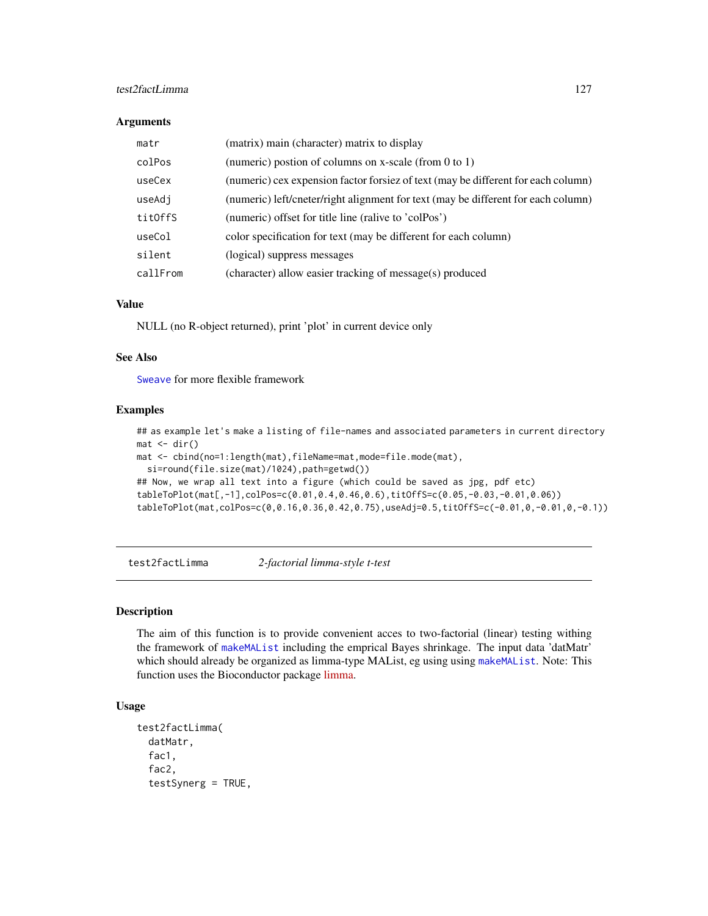### Arguments

| | |
|---|---|
| `matr` | (matrix) main (character) matrix to display |
| `colPos` | (numeric) postion of columns on x-scale (from 0 to 1) |
| `useCex` | (numeric) cex expension factor forsiez of text (may be different for each column) |
| `useAdj` | (numeric) left/cneter/right alignment for text (may be different for each column) |
| `titOffS` | (numeric) offset for title line (ralive to 'colPos') |
| `useCol` | color specification for text (may be different for each column) |
| `silent` | (logical) suppress messages |
| `callFrom` | (character) allow easier tracking of message(s) produced |

### Value

NULL (no R-object returned), print 'plot' in current device only

### See Also

`Sweave` for more flexible framework

### Examples

```
## as example let's make a listing of file-names and associated parameters in current directory
mat <- dir()
mat <- cbind(no=1:length(mat),fileName=mat,mode=file.mode(mat),
  si=round(file.size(mat)/1024),path=getwd())
## Now, we wrap all text into a figure (which could be saved as jpg, pdf etc)
tableToPlot(mat[,-1],colPos=c(0.01,0.4,0.46,0.6),titOffS=c(0.05,-0.03,-0.01,0.06))
tableToPlot(mat,colPos=c(0,0.16,0.36,0.42,0.75),useAdj=0.5,titOffS=c(-0.01,0,-0.01,0,-0.1))
```

---

## `test2factLimma` *2-factorial limma-style t-test*

### Description

The aim of this function is to provide convenient acces to two-factorial (linear) testing withing the framework of `makeMAList` including the emprical Bayes shrinkage. The input data 'datMatr' which should already be organized as limma-type MAList, eg using using `makeMAList`. Note: This function uses the Bioconductor package limma.

### Usage

```
test2factLimma(
  datMatr,
  fac1,
  fac2,
  testSynerg = TRUE,
```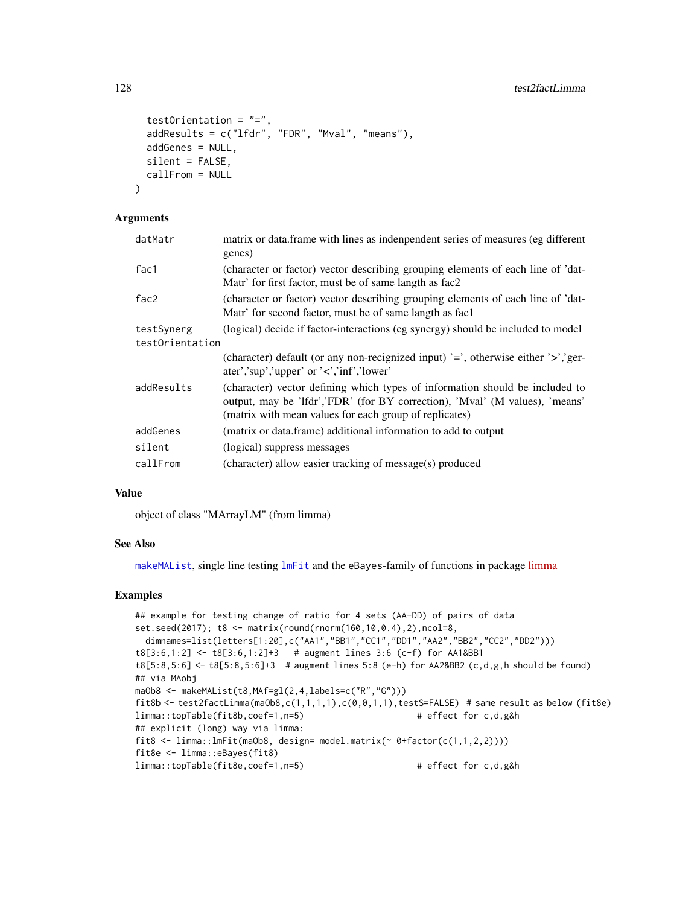```
  testOrientation = "=",
  addResults = c("lfdr", "FDR", "Mval", "means"),
  addGenes = NULL,
  silent = FALSE,
  callFrom = NULL
)
```

## Arguments

| | |
|---|---|
| datMatr | matrix or data.frame with lines as indenpendent series of measures (eg different genes) |
| fac1 | (character or factor) vector describing grouping elements of each line of 'datMatr' for first factor, must be of same langth as fac2 |
| fac2 | (character or factor) vector describing grouping elements of each line of 'datMatr' for second factor, must be of same langth as fac1 |
| testSynerg | (logical) decide if factor-interactions (eg synergy) should be included to model |
| testOrientation | (character) default (or any non-recignized input) '=', otherwise either '>','gerater','sup','upper' or '<','inf','lower' |
| addResults | (character) vector defining which types of information should be included to output, may be 'lfdr','FDR' (for BY correction), 'Mval' (M values), 'means' (matrix with mean values for each group of replicates) |
| addGenes | (matrix or data.frame) additional information to add to output |
| silent | (logical) suppress messages |
| callFrom | (character) allow easier tracking of message(s) produced |

## Value

object of class "MArrayLM" (from limma)

## See Also

makeMAList, single line testing lmFit and the eBayes-family of functions in package limma

## Examples

```
## example for testing change of ratio for 4 sets (AA-DD) of pairs of data
set.seed(2017); t8 <- matrix(round(rnorm(160,10,0.4),2),ncol=8,
  dimnames=list(letters[1:20],c("AA1","BB1","CC1","DD1","AA2","BB2","CC2","DD2")))
t8[3:6,1:2] <- t8[3:6,1:2]+3   # augment lines 3:6 (c-f) for AA1&BB1
t8[5:8,5:6] <- t8[5:8,5:6]+3  # augment lines 5:8 (e-h) for AA2&BB2 (c,d,g,h should be found)
## via MAobj
maOb8 <- makeMAList(t8,MAf=gl(2,4,labels=c("R","G")))
fit8b <- test2factLimma(maOb8,c(1,1,1,1),c(0,0,1,1),testS=FALSE) # same result as below (fit8e)
limma::topTable(fit8b,coef=1,n=5)                      # effect for c,d,g&h
## explicit (long) way via limma:
fit8 <- limma::lmFit(maOb8, design= model.matrix(~ 0+factor(c(1,1,2,2))))
fit8e <- limma::eBayes(fit8)
limma::topTable(fit8e,coef=1,n=5)                      # effect for c,d,g&h
```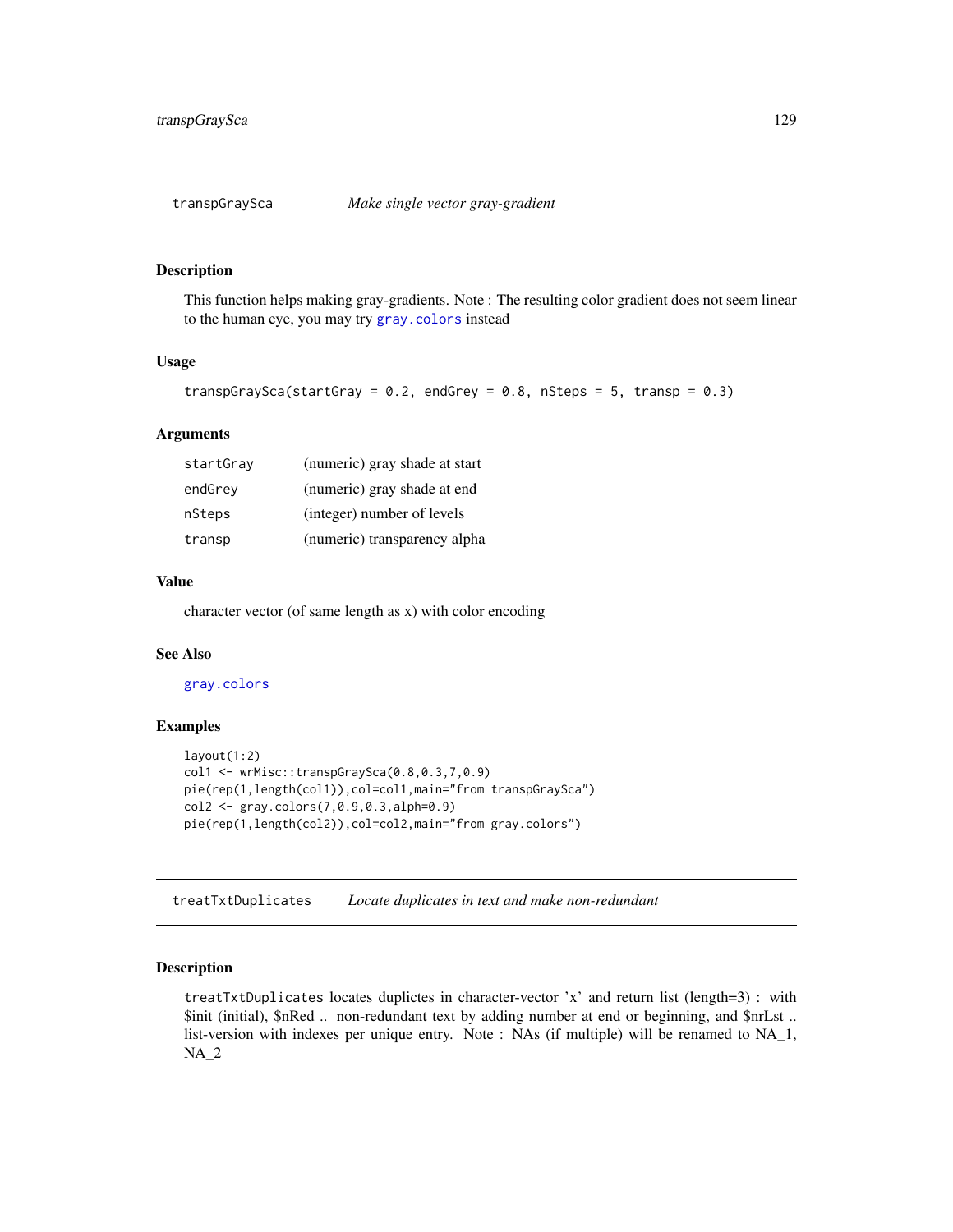## transpGraySca — *Make single vector gray-gradient*

### Description

This function helps making gray-gradients. Note : The resulting color gradient does not seem linear to the human eye, you may try `gray.colors` instead

### Usage

```
transpGraySca(startGray = 0.2, endGrey = 0.8, nSteps = 5, transp = 0.3)
```

### Arguments

| | |
|---|---|
| `startGray` | (numeric) gray shade at start |
| `endGrey` | (numeric) gray shade at end |
| `nSteps` | (integer) number of levels |
| `transp` | (numeric) transparency alpha |

### Value

character vector (of same length as x) with color encoding

### See Also

`gray.colors`

### Examples

```
layout(1:2)
col1 <- wrMisc::transpGraySca(0.8,0.3,7,0.9)
pie(rep(1,length(col1)),col=col1,main="from transpGraySca")
col2 <- gray.colors(7,0.9,0.3,alph=0.9)
pie(rep(1,length(col2)),col=col2,main="from gray.colors")
```

## treatTxtDuplicates — *Locate duplicates in text and make non-redundant*

### Description

`treatTxtDuplicates` locates duplictes in character-vector 'x' and return list (length=3) : with $init (initial), $nRed .. non-redundant text by adding number at end or beginning, and $nrLst .. list-version with indexes per unique entry. Note : NAs (if multiple) will be renamed to NA_1, NA_2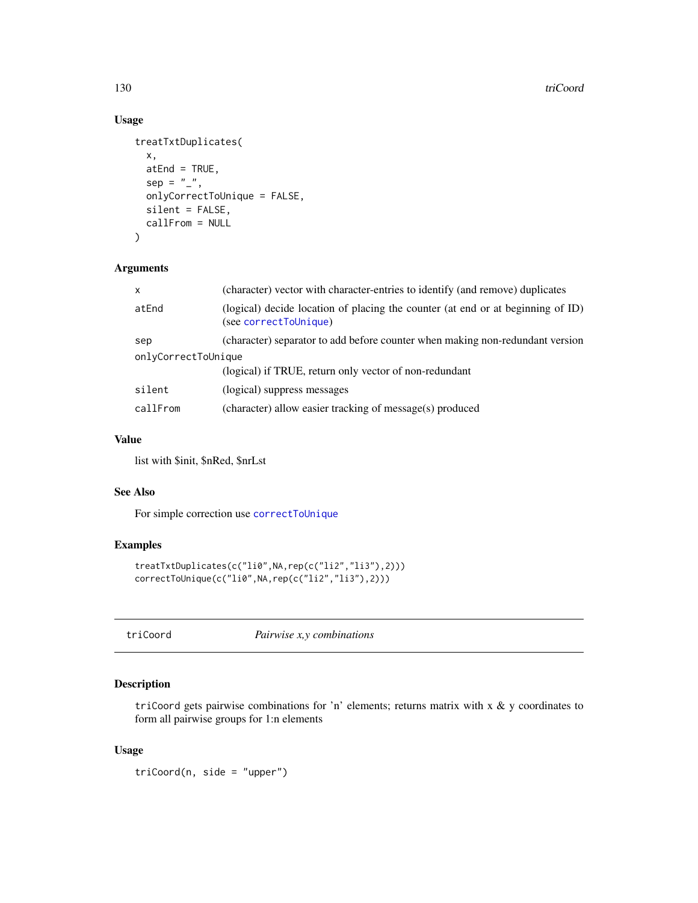### Usage

```
treatTxtDuplicates(
  x,
  atEnd = TRUE,
  sep = "_",
  onlyCorrectToUnique = FALSE,
  silent = FALSE,
  callFrom = NULL
)
```

### Arguments

| | |
|---|---|
| `x` | (character) vector with character-entries to identify (and remove) duplicates |
| `atEnd` | (logical) decide location of placing the counter (at end or at beginning of ID) (see `correctToUnique`) |
| `sep` | (character) separator to add before counter when making non-redundant version |
| `onlyCorrectToUnique` | (logical) if TRUE, return only vector of non-redundant |
| `silent` | (logical) suppress messages |
| `callFrom` | (character) allow easier tracking of message(s) produced |

### Value

list with $init, $nRed, $nrLst

### See Also

For simple correction use `correctToUnique`

### Examples

```
treatTxtDuplicates(c("li0",NA,rep(c("li2","li3"),2)))
correctToUnique(c("li0",NA,rep(c("li2","li3"),2)))
```

---

## triCoord — *Pairwise x,y combinations*

### Description

`triCoord` gets pairwise combinations for 'n' elements; returns matrix with x & y coordinates to form all pairwise groups for 1:n elements

### Usage

```
triCoord(n, side = "upper")
```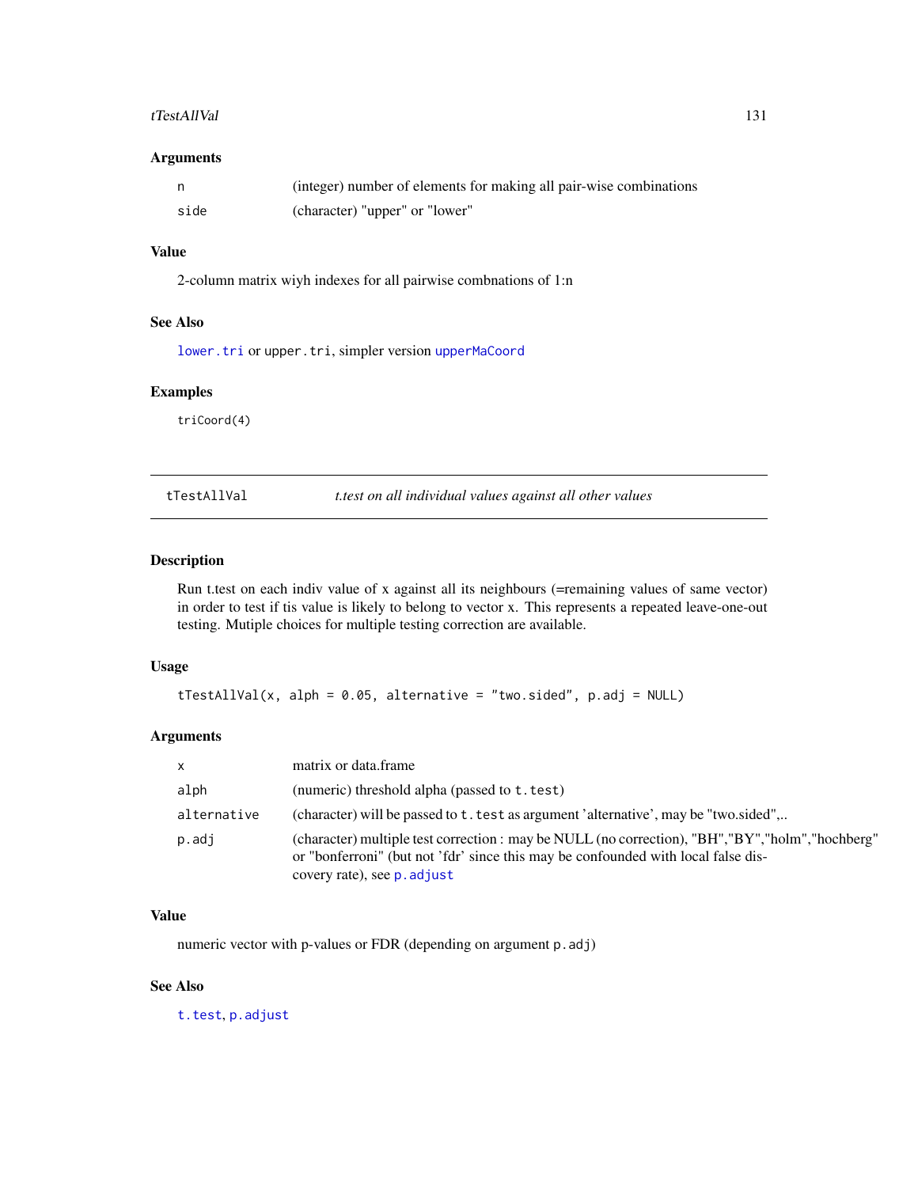### Arguments

| | |
|---|---|
| n | (integer) number of elements for making all pair-wise combinations |
| side | (character) "upper" or "lower" |

### Value

2-column matrix wiyh indexes for all pairwise combnations of 1:n

### See Also

`lower.tri` or `upper.tri`, simpler version `upperMaCoord`

### Examples

```
triCoord(4)
```

---

## tTestAllVal — *t.test on all individual values against all other values*

---

### Description

Run t.test on each indiv value of x against all its neighbours (=remaining values of same vector) in order to test if tis value is likely to belong to vector x. This represents a repeated leave-one-out testing. Mutiple choices for multiple testing correction are available.

### Usage

```
tTestAllVal(x, alph = 0.05, alternative = "two.sided", p.adj = NULL)
```

### Arguments

| | |
|---|---|
| x | matrix or data.frame |
| alph | (numeric) threshold alpha (passed to `t.test`) |
| alternative | (character) will be passed to `t.test` as argument 'alternative', may be "two.sided",.. |
| p.adj | (character) multiple test correction : may be NULL (no correction), "BH","BY","holm","hochberg" or "bonferroni" (but not 'fdr' since this may be confounded with local false discovery rate), see `p.adjust` |

### Value

numeric vector with p-values or FDR (depending on argument `p.adj`)

### See Also

`t.test`, `p.adjust`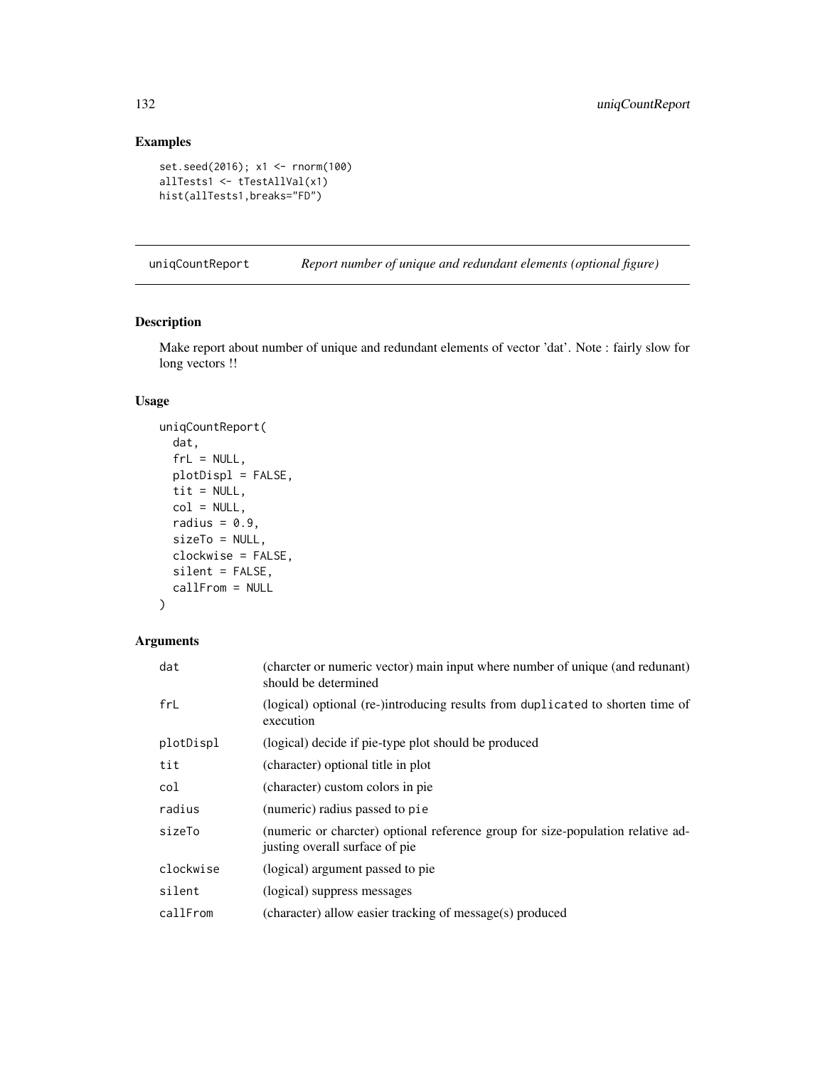## Examples

```
set.seed(2016); x1 <- rnorm(100)
allTests1 <- tTestAllVal(x1)
hist(allTests1,breaks="FD")
```

---

# uniqCountReport *Report number of unique and redundant elements (optional figure)*

---

## Description

Make report about number of unique and redundant elements of vector 'dat'. Note : fairly slow for long vectors !!

## Usage

```
uniqCountReport(
  dat,
  frL = NULL,
  plotDispl = FALSE,
  tit = NULL,
  col = NULL,
  radius = 0.9,
  sizeTo = NULL,
  clockwise = FALSE,
  silent = FALSE,
  callFrom = NULL
)
```

## Arguments

| | |
|---|---|
| dat | (charcter or numeric vector) main input where number of unique (and redunant) should be determined |
| frL | (logical) optional (re-)introducing results from duplicated to shorten time of execution |
| plotDispl | (logical) decide if pie-type plot should be produced |
| tit | (character) optional title in plot |
| col | (character) custom colors in pie |
| radius | (numeric) radius passed to pie |
| sizeTo | (numeric or charcter) optional reference group for size-population relative adjusting overall surface of pie |
| clockwise | (logical) argument passed to pie |
| silent | (logical) suppress messages |
| callFrom | (character) allow easier tracking of message(s) produced |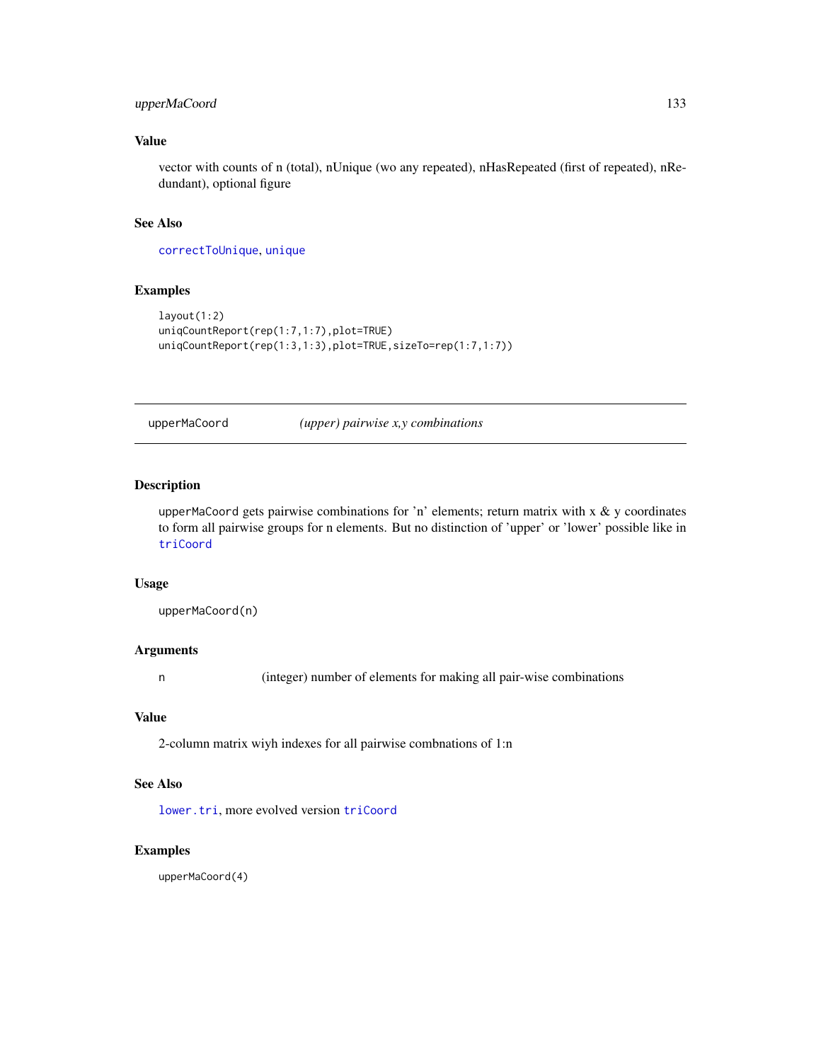### Value

vector with counts of n (total), nUnique (wo any repeated), nHasRepeated (first of repeated), nRedundant), optional figure

### See Also

correctToUnique, unique

### Examples

```
layout(1:2)
uniqCountReport(rep(1:7,1:7),plot=TRUE)
uniqCountReport(rep(1:3,1:3),plot=TRUE,sizeTo=rep(1:7,1:7))
```

---

## upperMaCoord *(upper) pairwise x,y combinations*

---

### Description

upperMaCoord gets pairwise combinations for 'n' elements; return matrix with x & y coordinates to form all pairwise groups for n elements. But no distinction of 'upper' or 'lower' possible like in triCoord

### Usage

```
upperMaCoord(n)
```

### Arguments

| | |
|---|---|
| n | (integer) number of elements for making all pair-wise combinations |

### Value

2-column matrix wiyh indexes for all pairwise combnations of 1:n

### See Also

lower.tri, more evolved version triCoord

### Examples

```
upperMaCoord(4)
```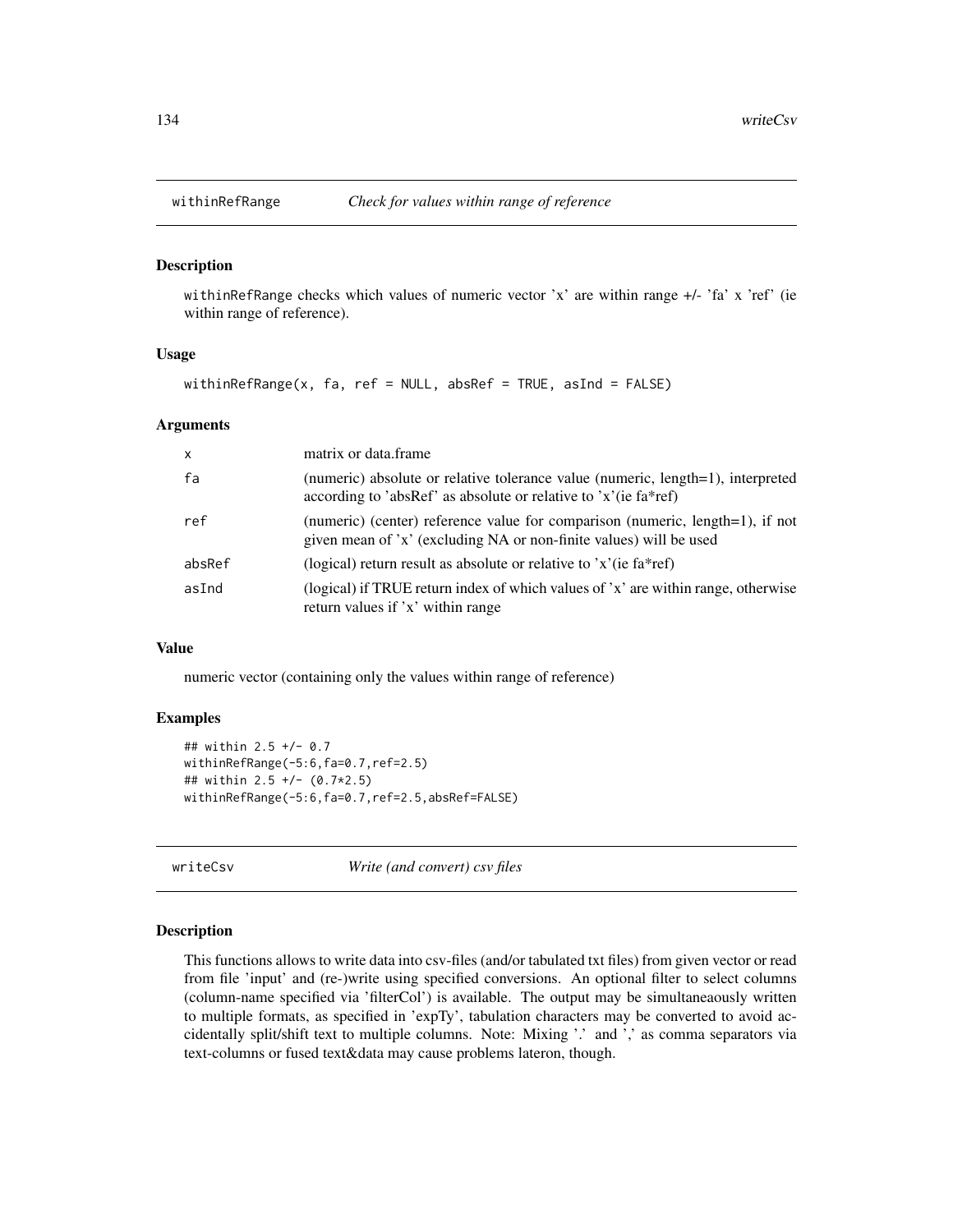## withinRefRange — *Check for values within range of reference*

### Description

withinRefRange checks which values of numeric vector 'x' are within range +/- 'fa' x 'ref' (ie within range of reference).

### Usage

```
withinRefRange(x, fa, ref = NULL, absRef = TRUE, asInd = FALSE)
```

### Arguments

| | |
|---|---|
| x | matrix or data.frame |
| fa | (numeric) absolute or relative tolerance value (numeric, length=1), interpreted according to 'absRef' as absolute or relative to 'x'(ie fa*ref) |
| ref | (numeric) (center) reference value for comparison (numeric, length=1), if not given mean of 'x' (excluding NA or non-finite values) will be used |
| absRef | (logical) return result as absolute or relative to 'x'(ie fa*ref) |
| asInd | (logical) if TRUE return index of which values of 'x' are within range, otherwise return values if 'x' within range |

### Value

numeric vector (containing only the values within range of reference)

### Examples

```
## within 2.5 +/- 0.7
withinRefRange(-5:6,fa=0.7,ref=2.5)
## within 2.5 +/- (0.7*2.5)
withinRefRange(-5:6,fa=0.7,ref=2.5,absRef=FALSE)
```

## writeCsv — *Write (and convert) csv files*

### Description

This functions allows to write data into csv-files (and/or tabulated txt files) from given vector or read from file 'input' and (re-)write using specified conversions. An optional filter to select columns (column-name specified via 'filterCol') is available. The output may be simultaneaously written to multiple formats, as specified in 'expTy', tabulation characters may be converted to avoid accidentally split/shift text to multiple columns. Note: Mixing '.' and ',' as comma separators via text-columns or fused text&data may cause problems lateron, though.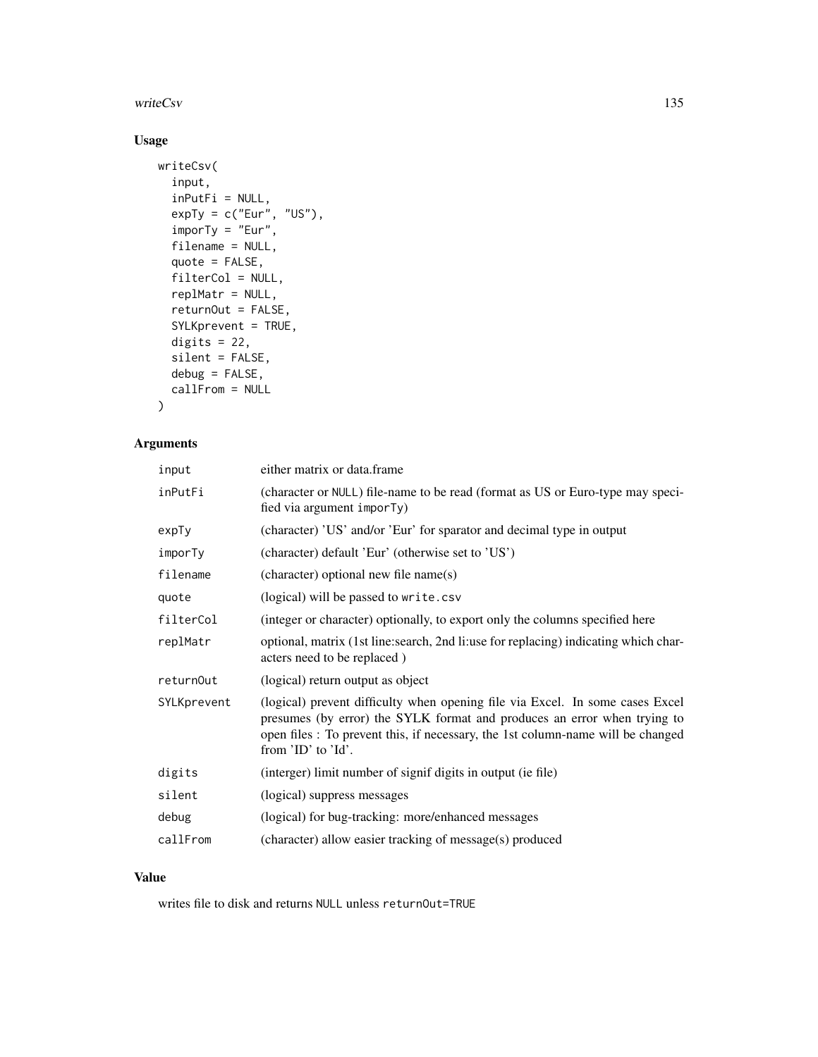## Usage

```
writeCsv(
  input,
  inPutFi = NULL,
  expTy = c("Eur", "US"),
  imporTy = "Eur",
  filename = NULL,
  quote = FALSE,
  filterCol = NULL,
  replMatr = NULL,
  returnOut = FALSE,
  SYLKprevent = TRUE,
  digits = 22,
  silent = FALSE,
  debug = FALSE,
  callFrom = NULL
)
```

## Arguments

| | |
|---|---|
| input | either matrix or data.frame |
| inPutFi | (character or NULL) file-name to be read (format as US or Euro-type may specified via argument imporTy) |
| expTy | (character) 'US' and/or 'Eur' for sparator and decimal type in output |
| imporTy | (character) default 'Eur' (otherwise set to 'US') |
| filename | (character) optional new file name(s) |
| quote | (logical) will be passed to write.csv |
| filterCol | (integer or character) optionally, to export only the columns specified here |
| replMatr | optional, matrix (1st line:search, 2nd li:use for replacing) indicating which characters need to be replaced ) |
| returnOut | (logical) return output as object |
| SYLKprevent | (logical) prevent difficulty when opening file via Excel. In some cases Excel presumes (by error) the SYLK format and produces an error when trying to open files : To prevent this, if necessary, the 1st column-name will be changed from 'ID' to 'Id'. |
| digits | (interger) limit number of signif digits in output (ie file) |
| silent | (logical) suppress messages |
| debug | (logical) for bug-tracking: more/enhanced messages |
| callFrom | (character) allow easier tracking of message(s) produced |

## Value

writes file to disk and returns NULL unless returnOut=TRUE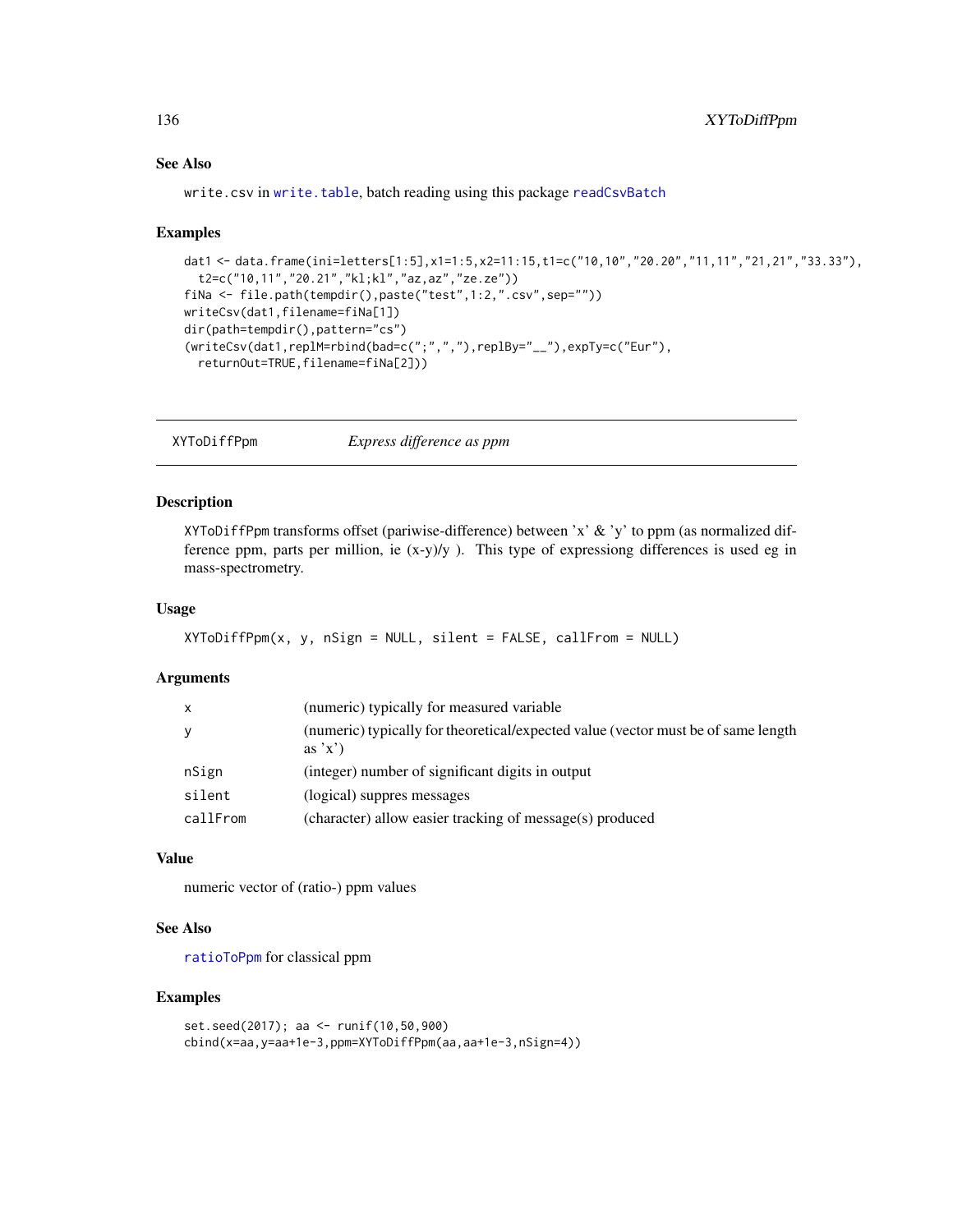## See Also

write.csv in write.table, batch reading using this package readCsvBatch

## Examples

```
dat1 <- data.frame(ini=letters[1:5],x1=1:5,x2=11:15,t1=c("10,10","20.20","11,11","21,21","33.33"),
  t2=c("10,11","20.21","kl;kl","az,az","ze.ze"))
fiNa <- file.path(tempdir(),paste("test",1:2,".csv",sep=""))
writeCsv(dat1,filename=fiNa[1])
dir(path=tempdir(),pattern="cs")
(writeCsv(dat1,replM=rbind(bad=c(";",",",","),replBy="__"),expTy=c("Eur"),
  returnOut=TRUE,filename=fiNa[2]))
```

---

# XYToDiffPpm — *Express difference as ppm*

## Description

XYToDiffPpm transforms offset (pariwise-difference) between 'x' & 'y' to ppm (as normalized difference ppm, parts per million, ie (x-y)/y ). This type of expressiong differences is used eg in mass-spectrometry.

## Usage

```
XYToDiffPpm(x, y, nSign = NULL, silent = FALSE, callFrom = NULL)
```

## Arguments

| | |
|---|---|
| x | (numeric) typically for measured variable |
| y | (numeric) typically for theoretical/expected value (vector must be of same length as 'x') |
| nSign | (integer) number of significant digits in output |
| silent | (logical) suppres messages |
| callFrom | (character) allow easier tracking of message(s) produced |

## Value

numeric vector of (ratio-) ppm values

## See Also

ratioToPpm for classical ppm

## Examples

```
set.seed(2017); aa <- runif(10,50,900)
cbind(x=aa,y=aa+1e-3,ppm=XYToDiffPpm(aa,aa+1e-3,nSign=4))
```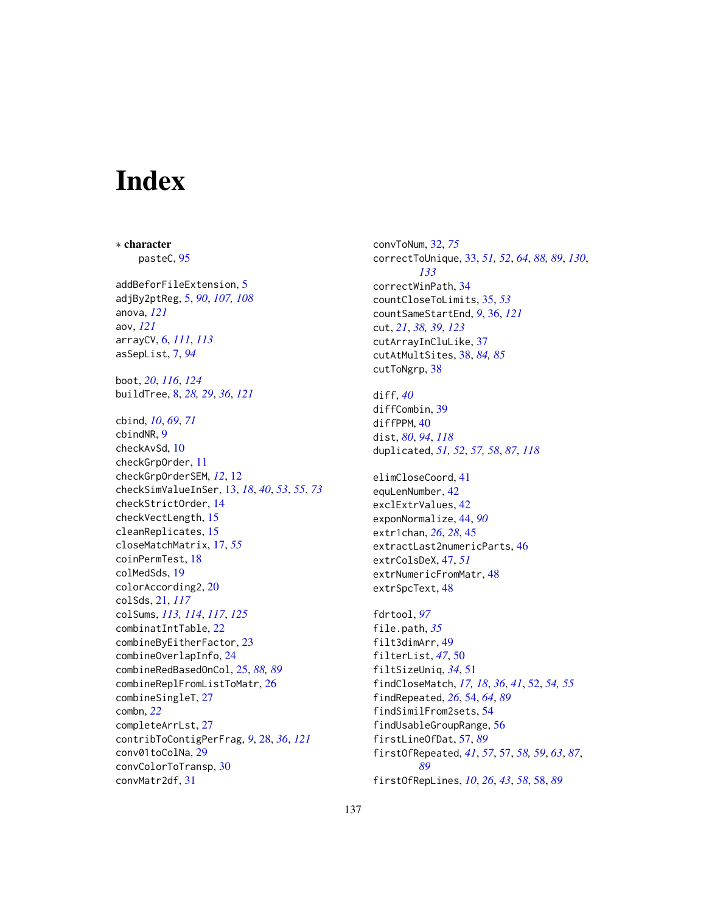# Index

∗ **character**
pasteC, 95

addBeforFileExtension, 5
adjBy2ptReg, 5, *90*, *107, 108*
anova, *121*
aov, *121*
arrayCV, 6, *111*, *113*
asSepList, 7, *94*

boot, *20*, *116*, *124*
buildTree, 8, *28, 29*, *36*, *121*

cbind, *10*, *69*, *71*
cbindNR, 9
checkAvSd, 10
checkGrpOrder, 11
checkGrpOrderSEM, *12*, 12
checkSimValueInSer, 13, *18*, *40*, *53*, *55*, *73*
checkStrictOrder, 14
checkVectLength, 15
cleanReplicates, 15
closeMatchMatrix, 17, *55*
coinPermTest, 18
colMedSds, 19
colorAccording2, 20
colSds, 21, *117*
colSums, *113, 114*, *117*, *125*
combinatIntTable, 22
combineByEitherFactor, 23
combineOverlapInfo, 24
combineRedBasedOnCol, 25, *88, 89*
combineReplFromListToMatr, 26
combineSingleT, 27
combn, *22*
completeArrLst, 27
contribToContigPerFrag, *9*, 28, *36*, *121*
conv01toColNa, 29
convColorToTransp, 30
convMatr2df, 31
convToNum, 32, *75*
correctToUnique, 33, *51, 52*, *64*, *88, 89*, *130*, *133*
correctWinPath, 34
countCloseToLimits, 35, *53*
countSameStartEnd, *9*, 36, *121*
cut, *21*, *38, 39*, *123*
cutArrayInCluLike, 37
cutAtMultSites, 38, *84, 85*
cutToNgrp, 38

diff, *40*
diffCombin, 39
diffPPM, 40
dist, *80*, *94*, *118*
duplicated, *51, 52*, *57, 58*, *87*, *118*

elimCloseCoord, 41
equLenNumber, 42
exclExtrValues, 42
exponNormalize, 44, *90*
extr1chan, *26*, *28*, 45
extractLast2numericParts, 46
extrColsDeX, 47, *51*
extrNumericFromMatr, 48
extrSpcText, 48

fdrtool, *97*
file.path, *35*
filt3dimArr, 49
filterList, *47*, 50
filtSizeUniq, *34*, 51
findCloseMatch, *17, 18*, *36*, *41*, 52, *54, 55*
findRepeated, *26*, 54, *64*, *89*
findSimilFrom2sets, 54
findUsableGroupRange, 56
firstLineOfDat, 57, *89*
firstOfRepeated, *41*, *57*, 57, *58, 59*, *63*, *87*, *89*
firstOfRepLines, *10*, *26*, *43*, *58*, 58, *89*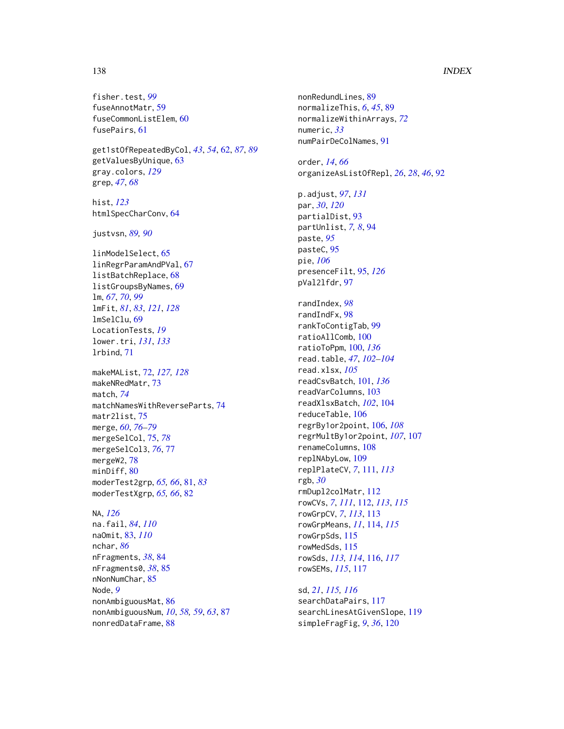fisher.test, *99*
fuseAnnotMatr, 59
fuseCommonListElem, 60
fusePairs, 61

get1stOfRepeatedByCol, *43*, *54*, 62, *87*, *89*
getValuesByUnique, 63
gray.colors, *129*
grep, *47*, *68*

hist, *123*
htmlSpecCharConv, 64

justvsn, *89, 90*

linModelSelect, 65
linRegrParamAndPVal, 67
listBatchReplace, 68
listGroupsByNames, 69
lm, *67*, *70*, *99*
lmFit, *81*, *83*, *121*, *128*
lmSelClu, 69
LocationTests, *19*
lower.tri, *131*, *133*
lrbind, 71

makeMAList, 72, *127, 128*
makeNRedMatr, 73
match, *74*
matchNamesWithReverseParts, 74
matr2list, 75
merge, *60*, *76–79*
mergeSelCol, 75, *78*
mergeSelCol3, *76*, 77
mergeW2, 78
minDiff, 80
moderTest2grp, *65, 66*, 81, *83*
moderTestXgrp, *65, 66*, 82

NA, *126*
na.fail, *84*, *110*
naOmit, 83, *110*
nchar, *86*
nFragments, *38*, 84
nFragments0, *38*, 85
nNonNumChar, 85
Node, *9*
nonAmbiguousMat, 86
nonAmbiguousNum, *10*, *58, 59*, *63*, 87
nonredDataFrame, 88
nonRedundLines, 89
normalizeThis, *6*, *45*, 89
normalizeWithinArrays, *72*
numeric, *33*
numPairDeColNames, 91

order, *14*, *66*
organizeAsListOfRepl, *26*, *28*, *46*, 92

p.adjust, *97*, *131*
par, *30*, *120*
partialDist, 93
partUnlist, *7, 8*, 94
paste, *95*
pasteC, 95
pie, *106*
presenceFilt, 95, *126*
pVal2lfdr, 97

randIndex, *98*
randIndFx, 98
rankToContigTab, 99
ratioAllComb, 100
ratioToPpm, 100, *136*
read.table, *47*, *102–104*
read.xlsx, *105*
readCsvBatch, 101, *136*
readVarColumns, 103
readXlsxBatch, *102*, 104
reduceTable, 106
regrBy1or2point, 106, *108*
regrMultBy1or2point, *107*, 107
renameColumns, 108
replNAbyLow, 109
replPlateCV, *7*, 111, *113*
rgb, *30*
rmDupl2colMatr, 112
rowCVs, *7*, *111*, 112, *113*, *115*
rowGrpCV, *7*, *113*, 113
rowGrpMeans, *11*, 114, *115*
rowGrpSds, 115
rowMedSds, 115
rowSds, *113, 114*, 116, *117*
rowSEMs, *115*, 117

sd, *21*, *115, 116*
searchDataPairs, 117
searchLinesAtGivenSlope, 119
simpleFragFig, *9*, *36*, 120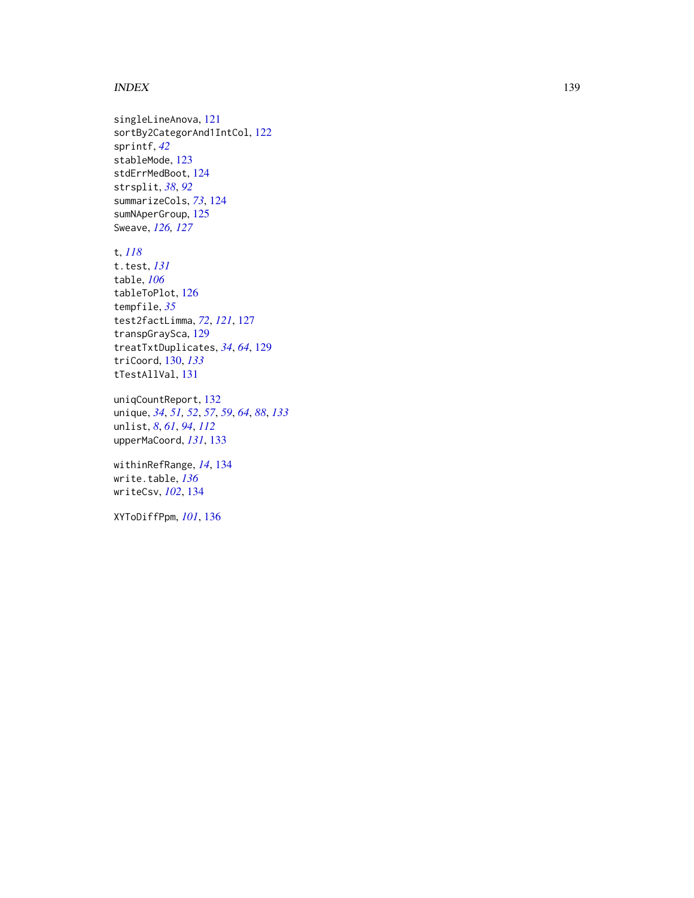singleLineAnova, 121
sortBy2CategorAnd1IntCol, 122
sprintf, *42*
stableMode, 123
stdErrMedBoot, 124
strsplit, *38*, *92*
summarizeCols, *73*, 124
sumNAperGroup, 125
Sweave, *126, 127*

t, *118*
t.test, *131*
table, *106*
tableToPlot, 126
tempfile, *35*
test2factLimma, *72*, *121*, 127
transpGraySca, 129
treatTxtDuplicates, *34*, *64*, 129
triCoord, 130, *133*
tTestAllVal, 131

uniqCountReport, 132
unique, *34*, *51, 52*, *57*, *59*, *64*, *88*, *133*
unlist, *8*, *61*, *94*, *112*
upperMaCoord, *131*, 133

withinRefRange, *14*, 134
write.table, *136*
writeCsv, *102*, 134

XYToDiffPpm, *101*, 136